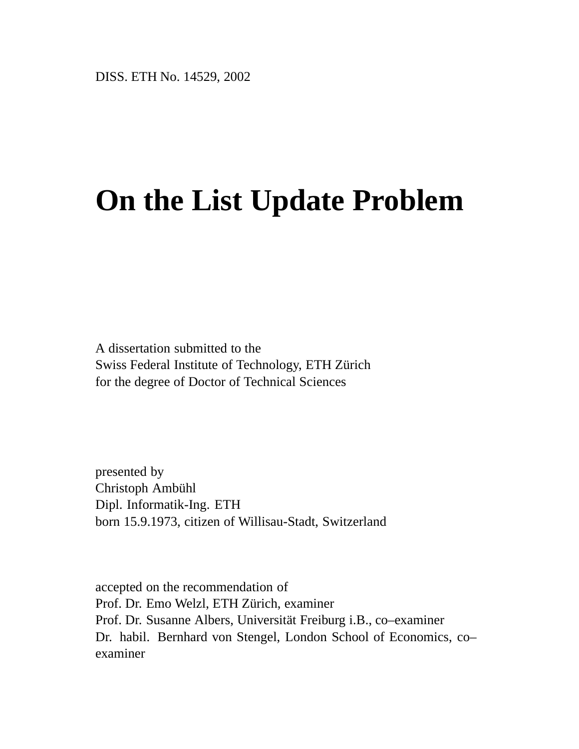DISS. ETH No. 14529, 2002

# On the List Update Problem

A dissertation submitted to the
Swiss Federal Institute of Technology, ETH Zürich
for the degree of Doctor of Technical Sciences

presented by
Christoph Ambühl
Dipl. Informatik-Ing. ETH
born 15.9.1973, citizen of Willisau-Stadt, Switzerland

accepted on the recommendation of
Prof. Dr. Emo Welzl, ETH Zürich, examiner
Prof. Dr. Susanne Albers, Universität Freiburg i.B., co–examiner
Dr. habil. Bernhard von Stengel, London School of Economics, co–examiner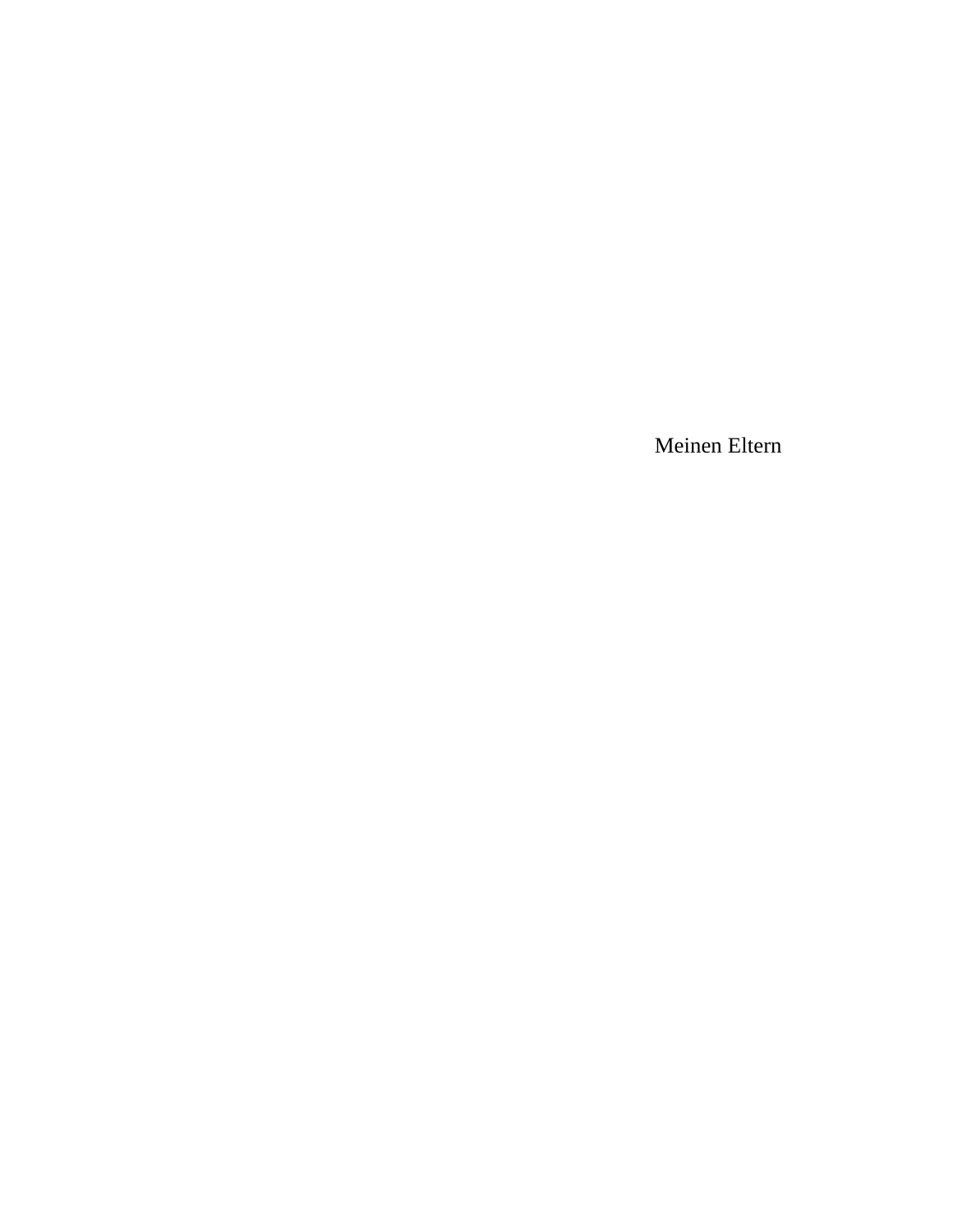Meinen Eltern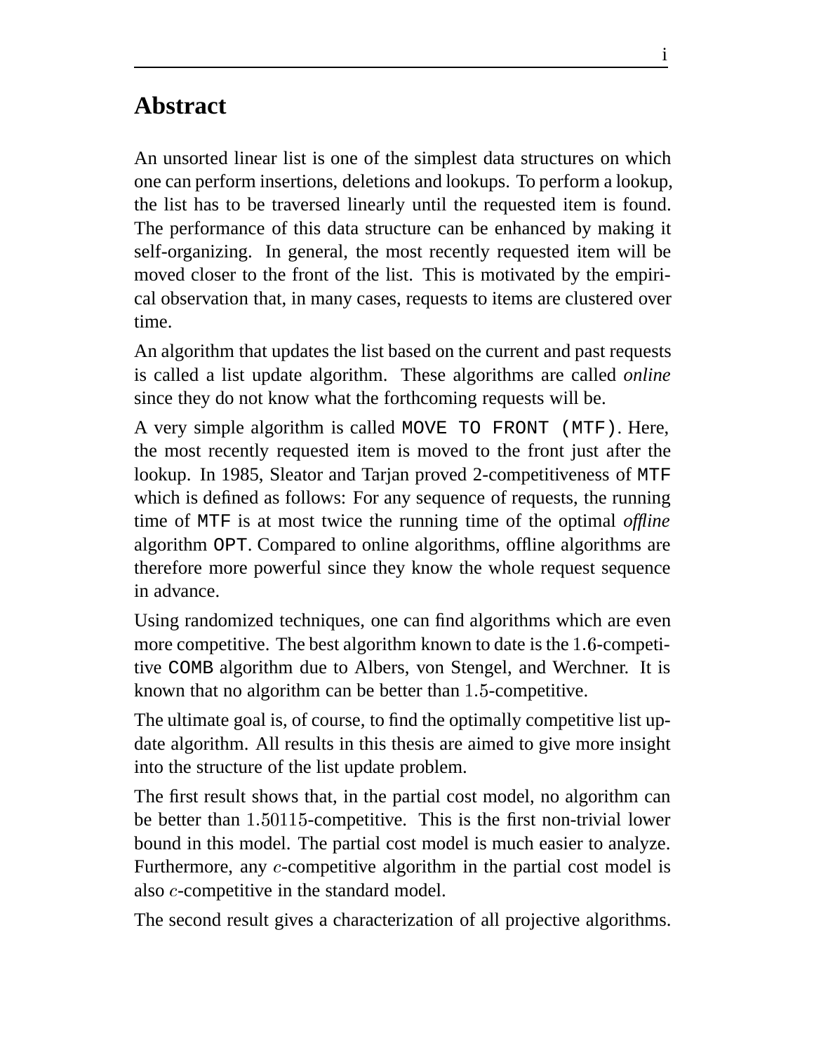# Abstract

An unsorted linear list is one of the simplest data structures on which one can perform insertions, deletions and lookups. To perform a lookup, the list has to be traversed linearly until the requested item is found. The performance of this data structure can be enhanced by making it self-organizing. In general, the most recently requested item will be moved closer to the front of the list. This is motivated by the empirical observation that, in many cases, requests to items are clustered over time.

An algorithm that updates the list based on the current and past requests is called a list update algorithm. These algorithms are called *online* since they do not know what the forthcoming requests will be.

A very simple algorithm is called `MOVE TO FRONT (MTF)`. Here, the most recently requested item is moved to the front just after the lookup. In 1985, Sleator and Tarjan proved 2-competitiveness of `MTF` which is defined as follows: For any sequence of requests, the running time of `MTF` is at most twice the running time of the optimal *offline* algorithm `OPT`. Compared to online algorithms, offline algorithms are therefore more powerful since they know the whole request sequence in advance.

Using randomized techniques, one can find algorithms which are even more competitive. The best algorithm known to date is the $1.6$-competitive `COMB` algorithm due to Albers, von Stengel, and Werchner. It is known that no algorithm can be better than $1.5$-competitive.

The ultimate goal is, of course, to find the optimally competitive list update algorithm. All results in this thesis are aimed to give more insight into the structure of the list update problem.

The first result shows that, in the partial cost model, no algorithm can be better than $1.50115$-competitive. This is the first non-trivial lower bound in this model. The partial cost model is much easier to analyze. Furthermore, any $c$-competitive algorithm in the partial cost model is also $c$-competitive in the standard model.

The second result gives a characterization of all projective algorithms.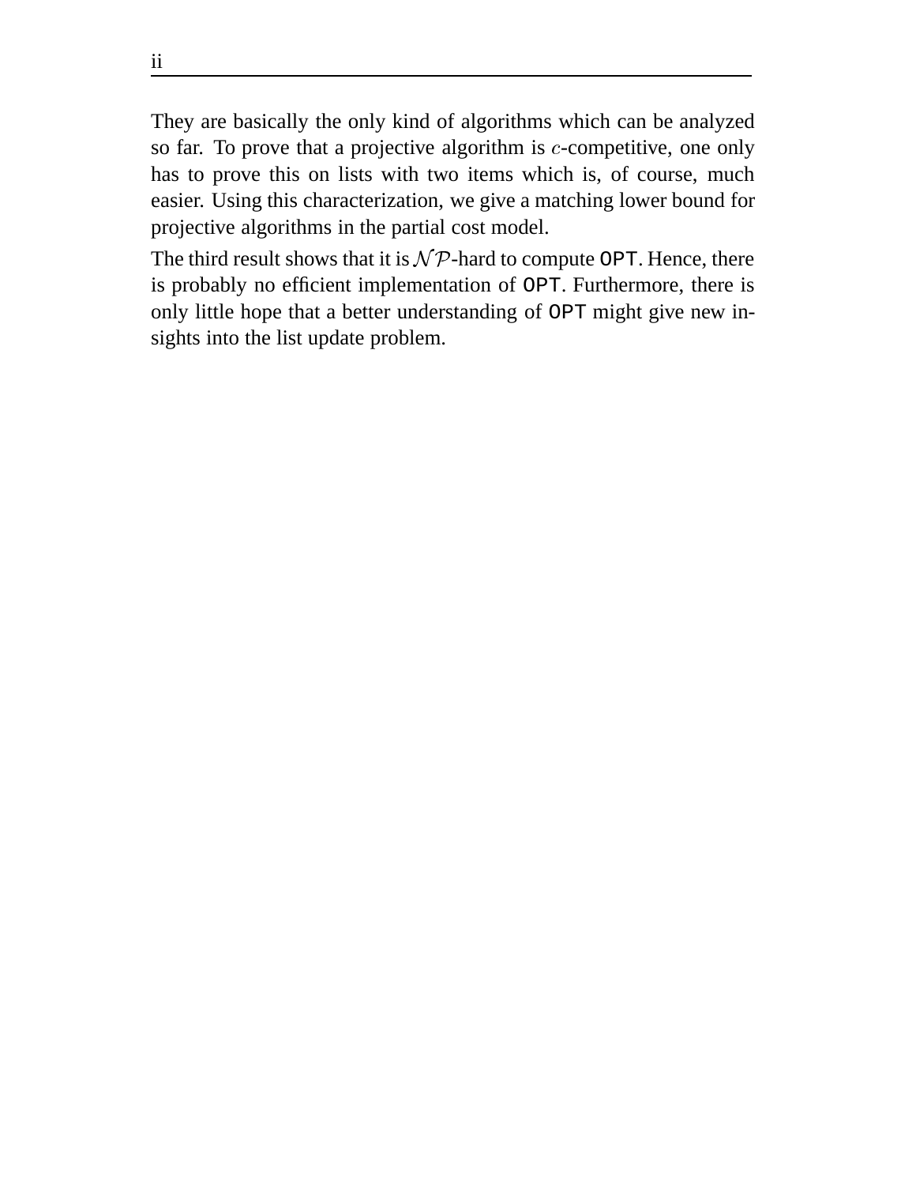They are basically the only kind of algorithms which can be analyzed so far. To prove that a projective algorithm is $c$-competitive, one only has to prove this on lists with two items which is, of course, much easier. Using this characterization, we give a matching lower bound for projective algorithms in the partial cost model.

The third result shows that it is $\mathcal{NP}$-hard to compute `OPT`. Hence, there is probably no efficient implementation of `OPT`. Furthermore, there is only little hope that a better understanding of `OPT` might give new insights into the list update problem.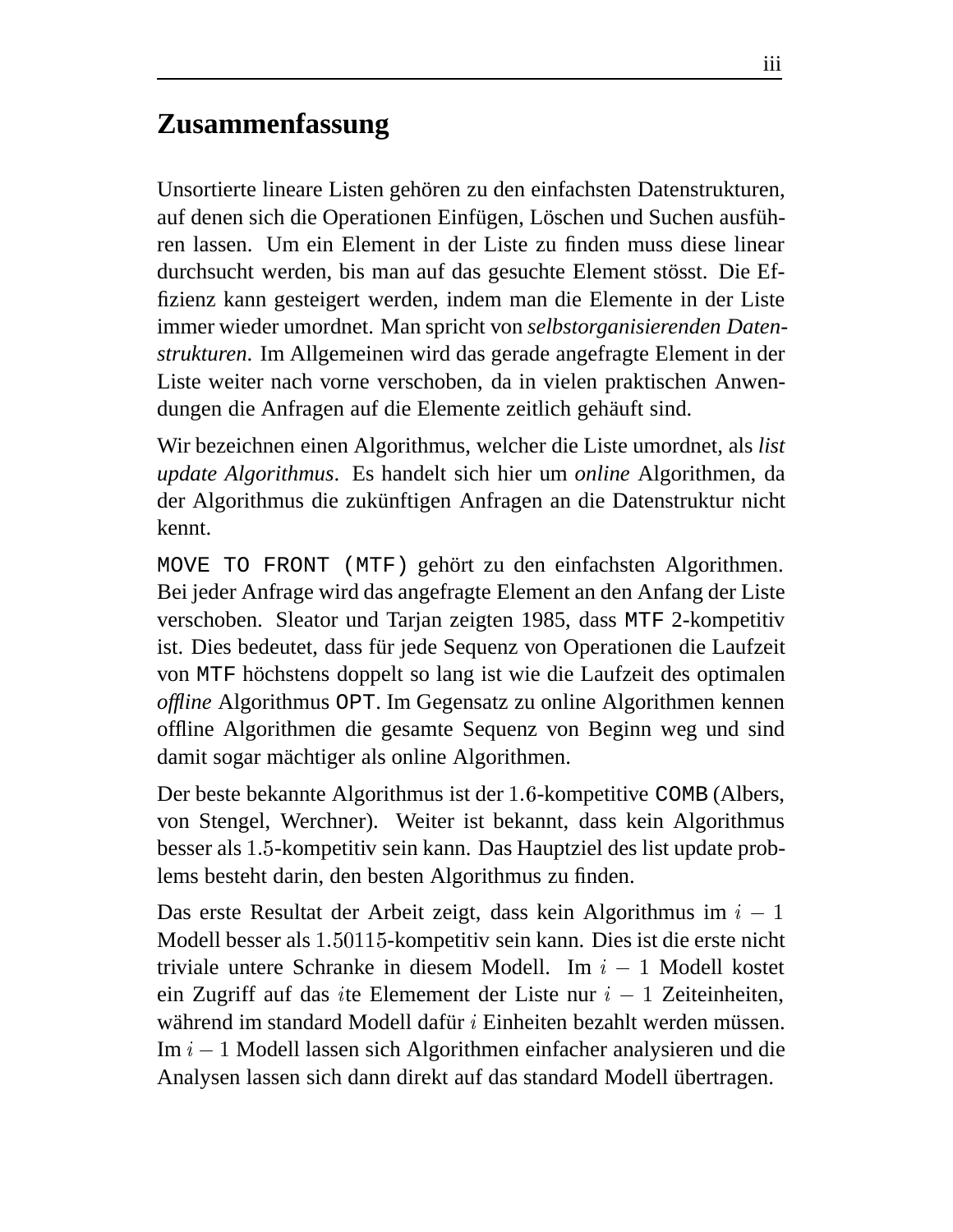# Zusammenfassung

Unsortierte lineare Listen gehören zu den einfachsten Datenstrukturen, auf denen sich die Operationen Einfügen, Löschen und Suchen ausführen lassen. Um ein Element in der Liste zu finden muss diese linear durchsucht werden, bis man auf das gesuchte Element stösst. Die Effizienz kann gesteigert werden, indem man die Elemente in der Liste immer wieder umordnet. Man spricht von *selbstorganisierenden Datenstrukturen*. Im Allgemeinen wird das gerade angefragte Element in der Liste weiter nach vorne verschoben, da in vielen praktischen Anwendungen die Anfragen auf die Elemente zeitlich gehäuft sind.

Wir bezeichnen einen Algorithmus, welcher die Liste umordnet, als *list update Algorithmus*. Es handelt sich hier um *online* Algorithmen, da der Algorithmus die zukünftigen Anfragen an die Datenstruktur nicht kennt.

`MOVE TO FRONT (MTF)` gehört zu den einfachsten Algorithmen. Bei jeder Anfrage wird das angefragte Element an den Anfang der Liste verschoben. Sleator und Tarjan zeigten 1985, dass `MTF` 2-kompetitiv ist. Dies bedeutet, dass für jede Sequenz von Operationen die Laufzeit von `MTF` höchstens doppelt so lang ist wie die Laufzeit des optimalen *offline* Algorithmus `OPT`. Im Gegensatz zu online Algorithmen kennen offline Algorithmen die gesamte Sequenz von Beginn weg und sind damit sogar mächtiger als online Algorithmen.

Der beste bekannte Algorithmus ist der $1.6$-kompetitive `COMB` (Albers, von Stengel, Werchner). Weiter ist bekannt, dass kein Algorithmus besser als $1.5$-kompetitiv sein kann. Das Hauptziel des list update problems besteht darin, den besten Algorithmus zu finden.

Das erste Resultat der Arbeit zeigt, dass kein Algorithmus im $i-1$ Modell besser als $1.50115$-kompetitiv sein kann. Dies ist die erste nicht triviale untere Schranke in diesem Modell. Im $i-1$ Modell kostet ein Zugriff auf das $i$te Elemement der Liste nur $i-1$ Zeiteinheiten, während im standard Modell dafür $i$ Einheiten bezahlt werden müssen. Im $i-1$ Modell lassen sich Algorithmen einfacher analysieren und die Analysen lassen sich dann direkt auf das standard Modell übertragen.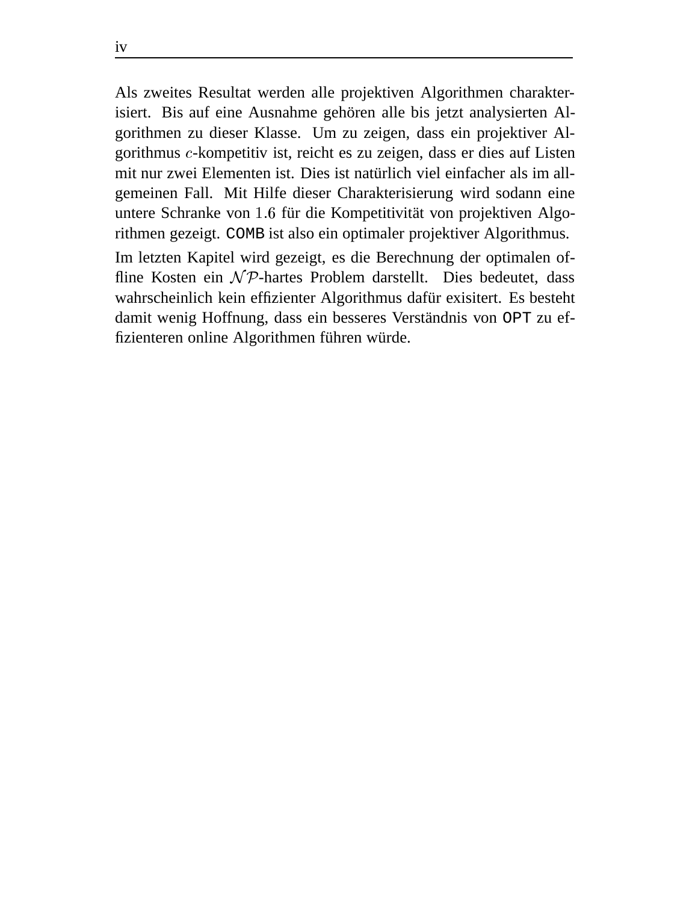Als zweites Resultat werden alle projektiven Algorithmen charakterisiert. Bis auf eine Ausnahme gehören alle bis jetzt analysierten Algorithmen zu dieser Klasse. Um zu zeigen, dass ein projektiver Algorithmus $c$-kompetitiv ist, reicht es zu zeigen, dass er dies auf Listen mit nur zwei Elementen ist. Dies ist natürlich viel einfacher als im allgemeinen Fall. Mit Hilfe dieser Charakterisierung wird sodann eine untere Schranke von $1.6$ für die Kompetitivität von projektiven Algorithmen gezeigt. `COMB` ist also ein optimaler projektiver Algorithmus.

Im letzten Kapitel wird gezeigt, es die Berechnung der optimalen offline Kosten ein $\mathcal{NP}$-hartes Problem darstellt. Dies bedeutet, dass wahrscheinlich kein effizienter Algorithmus dafür exisitert. Es besteht damit wenig Hoffnung, dass ein besseres Verständnis von `OPT` zu effizienteren online Algorithmen führen würde.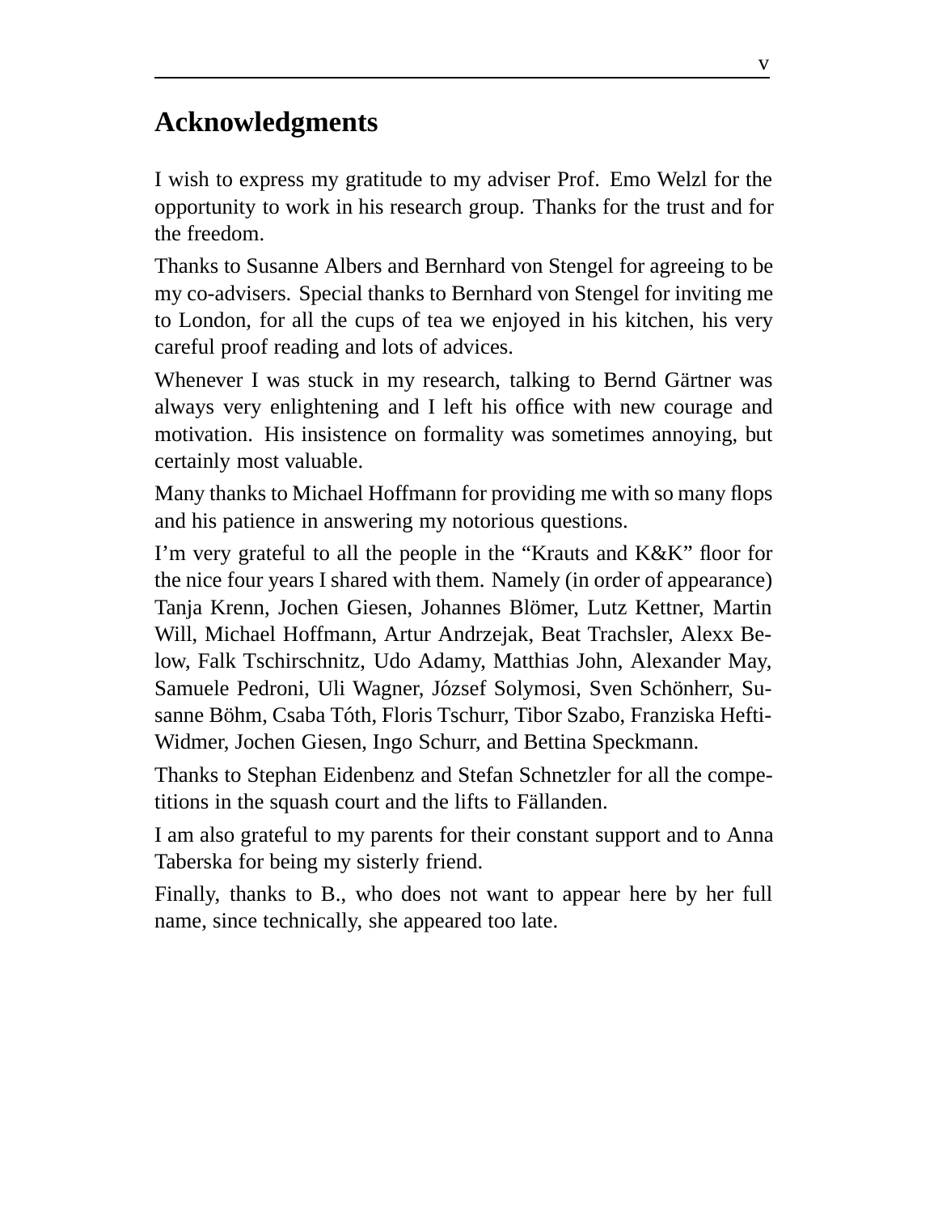# Acknowledgments

I wish to express my gratitude to my adviser Prof. Emo Welzl for the opportunity to work in his research group. Thanks for the trust and for the freedom.

Thanks to Susanne Albers and Bernhard von Stengel for agreeing to be my co-advisers. Special thanks to Bernhard von Stengel for inviting me to London, for all the cups of tea we enjoyed in his kitchen, his very careful proof reading and lots of advices.

Whenever I was stuck in my research, talking to Bernd Gärtner was always very enlightening and I left his office with new courage and motivation. His insistence on formality was sometimes annoying, but certainly most valuable.

Many thanks to Michael Hoffmann for providing me with so many flops and his patience in answering my notorious questions.

I'm very grateful to all the people in the "Krauts and K&K" floor for the nice four years I shared with them. Namely (in order of appearance) Tanja Krenn, Jochen Giesen, Johannes Blömer, Lutz Kettner, Martin Will, Michael Hoffmann, Artur Andrzejak, Beat Trachsler, Alexx Below, Falk Tschirschnitz, Udo Adamy, Matthias John, Alexander May, Samuele Pedroni, Uli Wagner, József Solymosi, Sven Schönherr, Susanne Böhm, Csaba Tóth, Floris Tschurr, Tibor Szabo, Franziska Hefti-Widmer, Jochen Giesen, Ingo Schurr, and Bettina Speckmann.

Thanks to Stephan Eidenbenz and Stefan Schnetzler for all the competitions in the squash court and the lifts to Fällanden.

I am also grateful to my parents for their constant support and to Anna Taberska for being my sisterly friend.

Finally, thanks to B., who does not want to appear here by her full name, since technically, she appeared too late.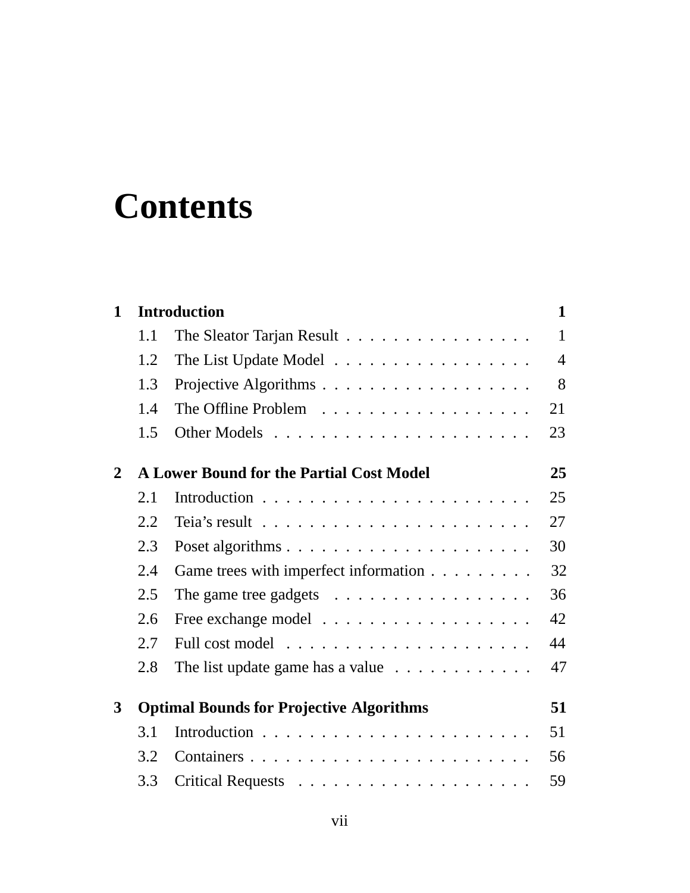# Contents

**1 Introduction** **1**

- 1.1 The Sleator Tarjan Result . . . . . . . . . . . . . . . . 1
- 1.2 The List Update Model . . . . . . . . . . . . . . . . . 4
- 1.3 Projective Algorithms . . . . . . . . . . . . . . . . . . 8
- 1.4 The Offline Problem . . . . . . . . . . . . . . . . . . 21
- 1.5 Other Models . . . . . . . . . . . . . . . . . . . . . . 23

**2 A Lower Bound for the Partial Cost Model** **25**

- 2.1 Introduction . . . . . . . . . . . . . . . . . . . . . . . 25
- 2.2 Teia's result . . . . . . . . . . . . . . . . . . . . . . . 27
- 2.3 Poset algorithms . . . . . . . . . . . . . . . . . . . . . 30
- 2.4 Game trees with imperfect information . . . . . . . . . 32
- 2.5 The game tree gadgets . . . . . . . . . . . . . . . . . . 36
- 2.6 Free exchange model . . . . . . . . . . . . . . . . . . 42
- 2.7 Full cost model . . . . . . . . . . . . . . . . . . . . . 44
- 2.8 The list update game has a value . . . . . . . . . . . . 47

**3 Optimal Bounds for Projective Algorithms** **51**

- 3.1 Introduction . . . . . . . . . . . . . . . . . . . . . . . 51
- 3.2 Containers . . . . . . . . . . . . . . . . . . . . . . . . 56
- 3.3 Critical Requests . . . . . . . . . . . . . . . . . . . . 59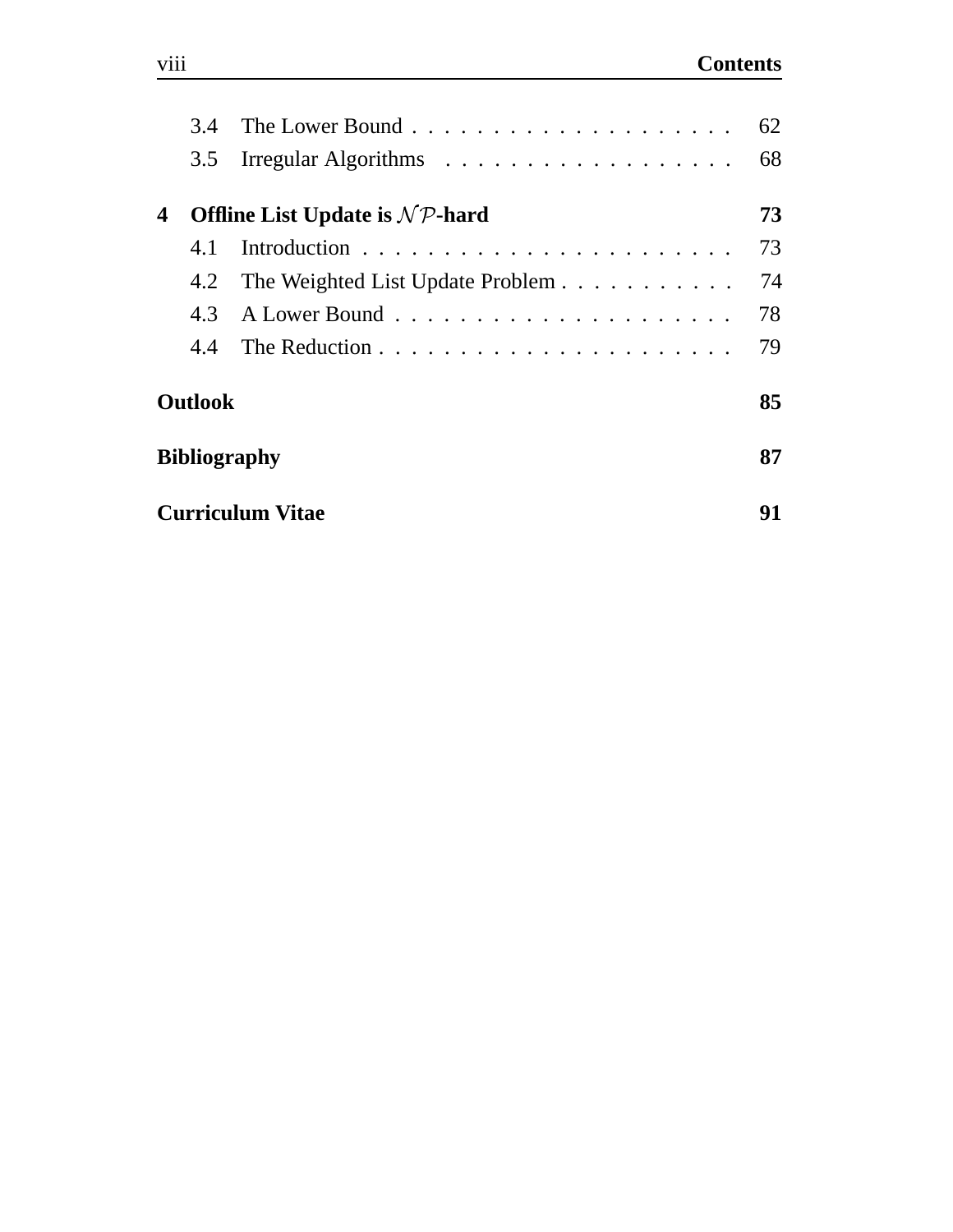3.4 The Lower Bound . . . . . . . . . . . . . . . . . . . . 62

3.5 Irregular Algorithms . . . . . . . . . . . . . . . . . . 68

**4 Offline List Update is $\mathcal{NP}$-hard** **73**

4.1 Introduction . . . . . . . . . . . . . . . . . . . . . . . . 73

4.2 The Weighted List Update Problem . . . . . . . . . . . 74

4.3 A Lower Bound . . . . . . . . . . . . . . . . . . . . . 78

4.4 The Reduction . . . . . . . . . . . . . . . . . . . . . . 79

**Outlook** **85**

**Bibliography** **87**

**Curriculum Vitae** **91**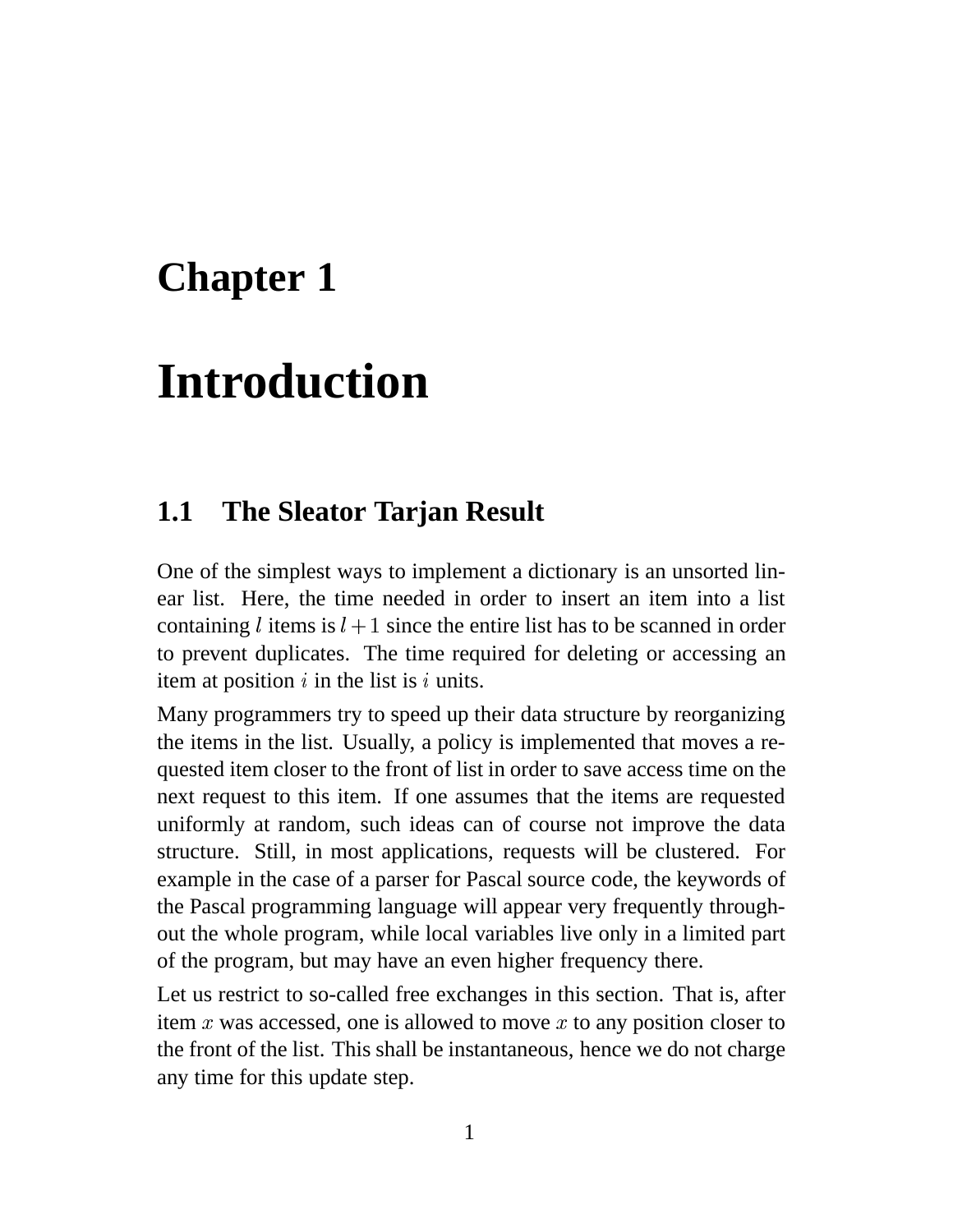# Chapter 1

# Introduction

## 1.1 The Sleator Tarjan Result

One of the simplest ways to implement a dictionary is an unsorted linear list. Here, the time needed in order to insert an item into a list containing $l$ items is $l+1$ since the entire list has to be scanned in order to prevent duplicates. The time required for deleting or accessing an item at position $i$ in the list is $i$ units.

Many programmers try to speed up their data structure by reorganizing the items in the list. Usually, a policy is implemented that moves a requested item closer to the front of list in order to save access time on the next request to this item. If one assumes that the items are requested uniformly at random, such ideas can of course not improve the data structure. Still, in most applications, requests will be clustered. For example in the case of a parser for Pascal source code, the keywords of the Pascal programming language will appear very frequently throughout the whole program, while local variables live only in a limited part of the program, but may have an even higher frequency there.

Let us restrict to so-called free exchanges in this section. That is, after item $x$ was accessed, one is allowed to move $x$ to any position closer to the front of the list. This shall be instantaneous, hence we do not charge any time for this update step.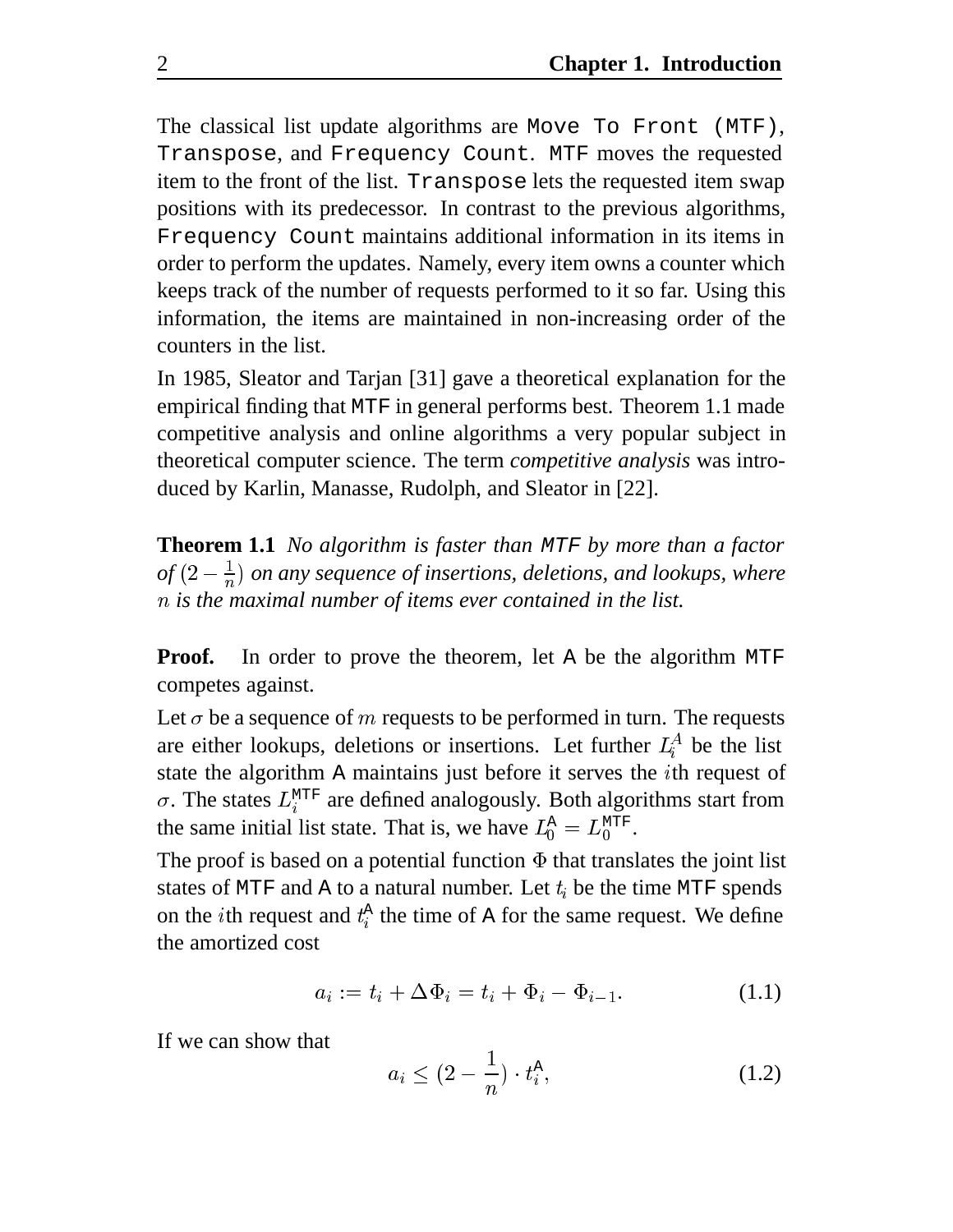The classical list update algorithms are `Move To Front (MTF)`, `Transpose`, and `Frequency Count`. `MTF` moves the requested item to the front of the list. `Transpose` lets the requested item swap positions with its predecessor. In contrast to the previous algorithms, `Frequency Count` maintains additional information in its items in order to perform the updates. Namely, every item owns a counter which keeps track of the number of requests performed to it so far. Using this information, the items are maintained in non-increasing order of the counters in the list.

In 1985, Sleator and Tarjan [31] gave a theoretical explanation for the empirical finding that MTF in general performs best. Theorem 1.1 made competitive analysis and online algorithms a very popular subject in theoretical computer science. The term *competitive analysis* was introduced by Karlin, Manasse, Rudolph, and Sleator in [22].

**Theorem 1.1** *No algorithm is faster than* MTF *by more than a factor of* $(2 - \frac{1}{n})$ *on any sequence of insertions, deletions, and lookups, where* $n$ *is the maximal number of items ever contained in the list.*

**Proof.** In order to prove the theorem, let A be the algorithm MTF competes against.

Let $\sigma$ be a sequence of $m$ requests to be performed in turn. The requests are either lookups, deletions or insertions. Let further $L_i^A$ be the list state the algorithm A maintains just before it serves the $i$th request of $\sigma$. The states $L_i^{\mathtt{MTF}}$ are defined analogously. Both algorithms start from the same initial list state. That is, we have $L_0^{\mathsf{A}} = L_0^{\mathtt{MTF}}$.

The proof is based on a potential function $\Phi$ that translates the joint list states of MTF and A to a natural number. Let $t_i$ be the time MTF spends on the $i$th request and $t_i^{\mathsf{A}}$ the time of A for the same request. We define the amortized cost

$$a_i := t_i + \Delta\Phi_i = t_i + \Phi_i - \Phi_{i-1}. \tag{1.1}$$

If we can show that

$$a_i \leq (2 - \frac{1}{n}) \cdot t_i^{\mathsf{A}}, \tag{1.2}$$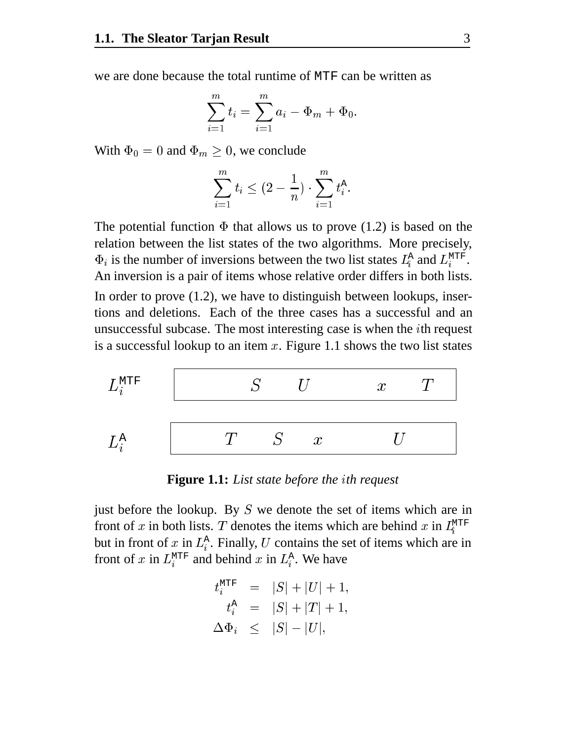we are done because the total runtime of MTF can be written as

$$\sum_{i=1}^{m} t_i = \sum_{i=1}^{m} a_i - \Phi_m + \Phi_0.$$

With $\Phi_0 = 0$ and $\Phi_m \geq 0$, we conclude

$$\sum_{i=1}^{m} t_i \leq (2 - \frac{1}{n}) \cdot \sum_{i=1}^{m} t_i^{\mathsf{A}}.$$

The potential function $\Phi$ that allows us to prove (1.2) is based on the relation between the list states of the two algorithms. More precisely, $\Phi_i$ is the number of inversions between the two list states $L_i^{\mathsf{A}}$ and $L_i^{\mathsf{MTF}}$. An inversion is a pair of items whose relative order differs in both lists.

In order to prove (1.2), we have to distinguish between lookups, insertions and deletions. Each of the three cases has a successful and an unsuccessful subcase. The most interesting case is when the $i$th request is a successful lookup to an item $x$. Figure 1.1 shows the two list states

| | |
|---|---|
| $L_i^{\mathsf{MTF}}$ | $S$ $U$ $x$ $T$ |
| $L_i^{\mathsf{A}}$ | $T$ $S$ $x$ $U$ |

**Figure 1.1:** *List state before the $i$th request*

just before the lookup. By $S$ we denote the set of items which are in front of $x$ in both lists. $T$ denotes the items which are behind $x$ in $L_i^{\mathsf{MTF}}$ but in front of $x$ in $L_i^{\mathsf{A}}$. Finally, $U$ contains the set of items which are in front of $x$ in $L_i^{\mathsf{MTF}}$ and behind $x$ in $L_i^{\mathsf{A}}$. We have

$$\begin{aligned} t_i^{\mathsf{MTF}} &= |S| + |U| + 1, \\ t_i^{\mathsf{A}} &= |S| + |T| + 1, \\ \Delta\Phi_i &\leq |S| - |U|, \end{aligned}$$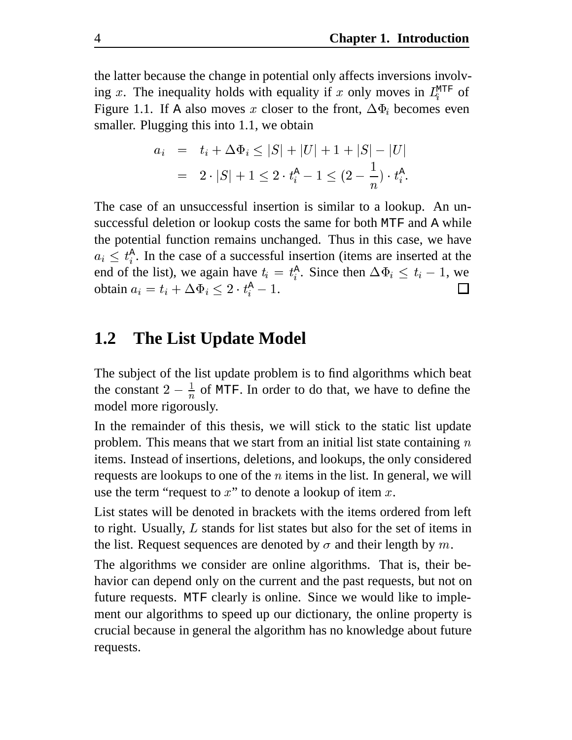the latter because the change in potential only affects inversions involving $x$. The inequality holds with equality if $x$ only moves in $L_i^{\mathsf{MTF}}$ of Figure 1.1. If A also moves $x$ closer to the front, $\Delta\Phi_i$ becomes even smaller. Plugging this into 1.1, we obtain

$$
\begin{aligned}
a_i &= t_i + \Delta\Phi_i \le |S| + |U| + 1 + |S| - |U| \\
&= 2 \cdot |S| + 1 \le 2 \cdot t_i^{\mathsf{A}} - 1 \le (2 - \frac{1}{n}) \cdot t_i^{\mathsf{A}}.
\end{aligned}
$$

The case of an unsuccessful insertion is similar to a lookup. An unsuccessful deletion or lookup costs the same for both MTF and A while the potential function remains unchanged. Thus in this case, we have $a_i \le t_i^{\mathsf{A}}$. In the case of a successful insertion (items are inserted at the end of the list), we again have $t_i = t_i^{\mathsf{A}}$. Since then $\Delta\Phi_i \le t_i - 1$, we obtain $a_i = t_i + \Delta\Phi_i \le 2 \cdot t_i^{\mathsf{A}} - 1$. □

## 1.2 The List Update Model

The subject of the list update problem is to find algorithms which beat the constant $2 - \frac{1}{n}$ of MTF. In order to do that, we have to define the model more rigorously.

In the remainder of this thesis, we will stick to the static list update problem. This means that we start from an initial list state containing $n$ items. Instead of insertions, deletions, and lookups, the only considered requests are lookups to one of the $n$ items in the list. In general, we will use the term "request to $x$" to denote a lookup of item $x$.

List states will be denoted in brackets with the items ordered from left to right. Usually, $L$ stands for list states but also for the set of items in the list. Request sequences are denoted by $\sigma$ and their length by $m$.

The algorithms we consider are online algorithms. That is, their behavior can depend only on the current and the past requests, but not on future requests. MTF clearly is online. Since we would like to implement our algorithms to speed up our dictionary, the online property is crucial because in general the algorithm has no knowledge about future requests.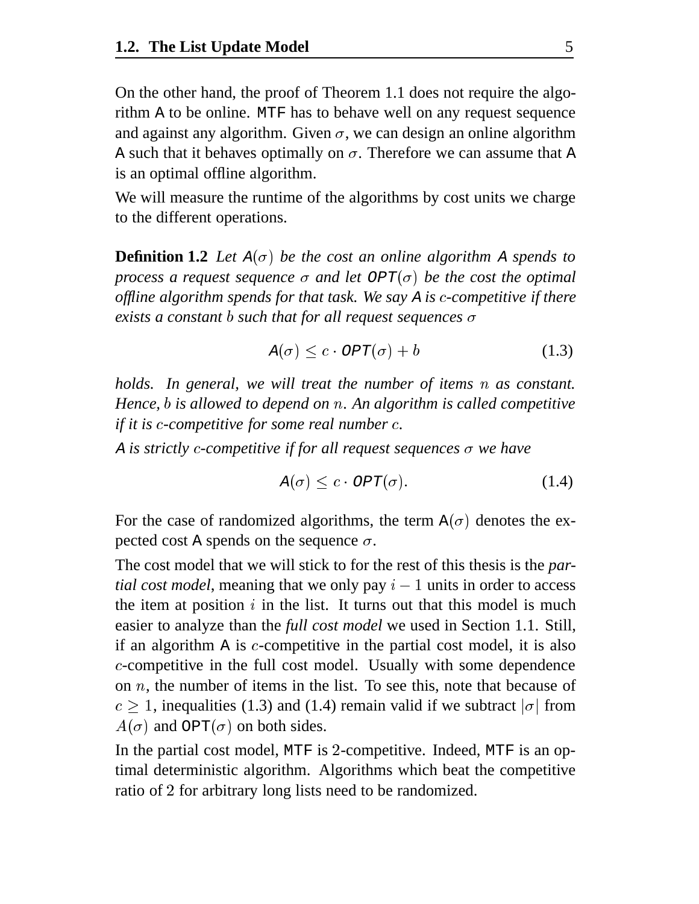On the other hand, the proof of Theorem 1.1 does not require the algorithm A to be online. MTF has to behave well on any request sequence and against any algorithm. Given $\sigma$, we can design an online algorithm A such that it behaves optimally on $\sigma$. Therefore we can assume that A is an optimal offline algorithm.

We will measure the runtime of the algorithms by cost units we charge to the different operations.

**Definition 1.2** *Let $A(\sigma)$ be the cost an online algorithm A spends to process a request sequence $\sigma$ and let $OPT(\sigma)$ be the cost the optimal offline algorithm spends for that task. We say A is $c$-competitive if there exists a constant $b$ such that for all request sequences $\sigma$*

$$A(\sigma) \leq c \cdot OPT(\sigma) + b \tag{1.3}$$

*holds. In general, we will treat the number of items $n$ as constant. Hence, $b$ is allowed to depend on $n$. An algorithm is called competitive if it is $c$-competitive for some real number $c$.*

*A is strictly $c$-competitive if for all request sequences $\sigma$ we have*

$$A(\sigma) \leq c \cdot OPT(\sigma). \tag{1.4}$$

For the case of randomized algorithms, the term $A(\sigma)$ denotes the expected cost A spends on the sequence $\sigma$.

The cost model that we will stick to for the rest of this thesis is the *partial cost model*, meaning that we only pay $i - 1$ units in order to access the item at position $i$ in the list. It turns out that this model is much easier to analyze than the *full cost model* we used in Section 1.1. Still, if an algorithm A is $c$-competitive in the partial cost model, it is also $c$-competitive in the full cost model. Usually with some dependence on $n$, the number of items in the list. To see this, note that because of $c \geq 1$, inequalities (1.3) and (1.4) remain valid if we subtract $|\sigma|$ from $A(\sigma)$ and $OPT(\sigma)$ on both sides.

In the partial cost model, MTF is 2-competitive. Indeed, MTF is an optimal deterministic algorithm. Algorithms which beat the competitive ratio of 2 for arbitrary long lists need to be randomized.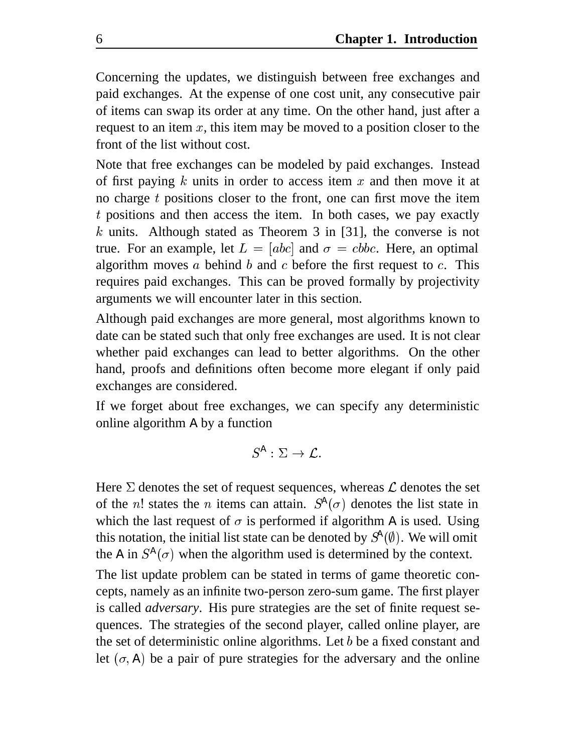Concerning the updates, we distinguish between free exchanges and paid exchanges. At the expense of one cost unit, any consecutive pair of items can swap its order at any time. On the other hand, just after a request to an item $x$, this item may be moved to a position closer to the front of the list without cost.

Note that free exchanges can be modeled by paid exchanges. Instead of first paying $k$ units in order to access item $x$ and then move it at no charge $t$ positions closer to the front, one can first move the item $t$ positions and then access the item. In both cases, we pay exactly $k$ units. Although stated as Theorem 3 in [31], the converse is not true. For an example, let $L = [abc]$ and $\sigma = cbbc$. Here, an optimal algorithm moves $a$ behind $b$ and $c$ before the first request to $c$. This requires paid exchanges. This can be proved formally by projectivity arguments we will encounter later in this section.

Although paid exchanges are more general, most algorithms known to date can be stated such that only free exchanges are used. It is not clear whether paid exchanges can lead to better algorithms. On the other hand, proofs and definitions often become more elegant if only paid exchanges are considered.

If we forget about free exchanges, we can specify any deterministic online algorithm $\mathsf{A}$ by a function

$$S^{\mathsf{A}} : \Sigma \to \mathcal{L}.$$

Here $\Sigma$ denotes the set of request sequences, whereas $\mathcal{L}$ denotes the set of the $n!$ states the $n$ items can attain. $S^{\mathsf{A}}(\sigma)$ denotes the list state in which the last request of $\sigma$ is performed if algorithm $\mathsf{A}$ is used. Using this notation, the initial list state can be denoted by $S^{\mathsf{A}}(\emptyset)$. We will omit the $\mathsf{A}$ in $S^{\mathsf{A}}(\sigma)$ when the algorithm used is determined by the context.

The list update problem can be stated in terms of game theoretic concepts, namely as an infinite two-person zero-sum game. The first player is called *adversary*. His pure strategies are the set of finite request sequences. The strategies of the second player, called online player, are the set of deterministic online algorithms. Let $b$ be a fixed constant and let $(\sigma, \mathsf{A})$ be a pair of pure strategies for the adversary and the online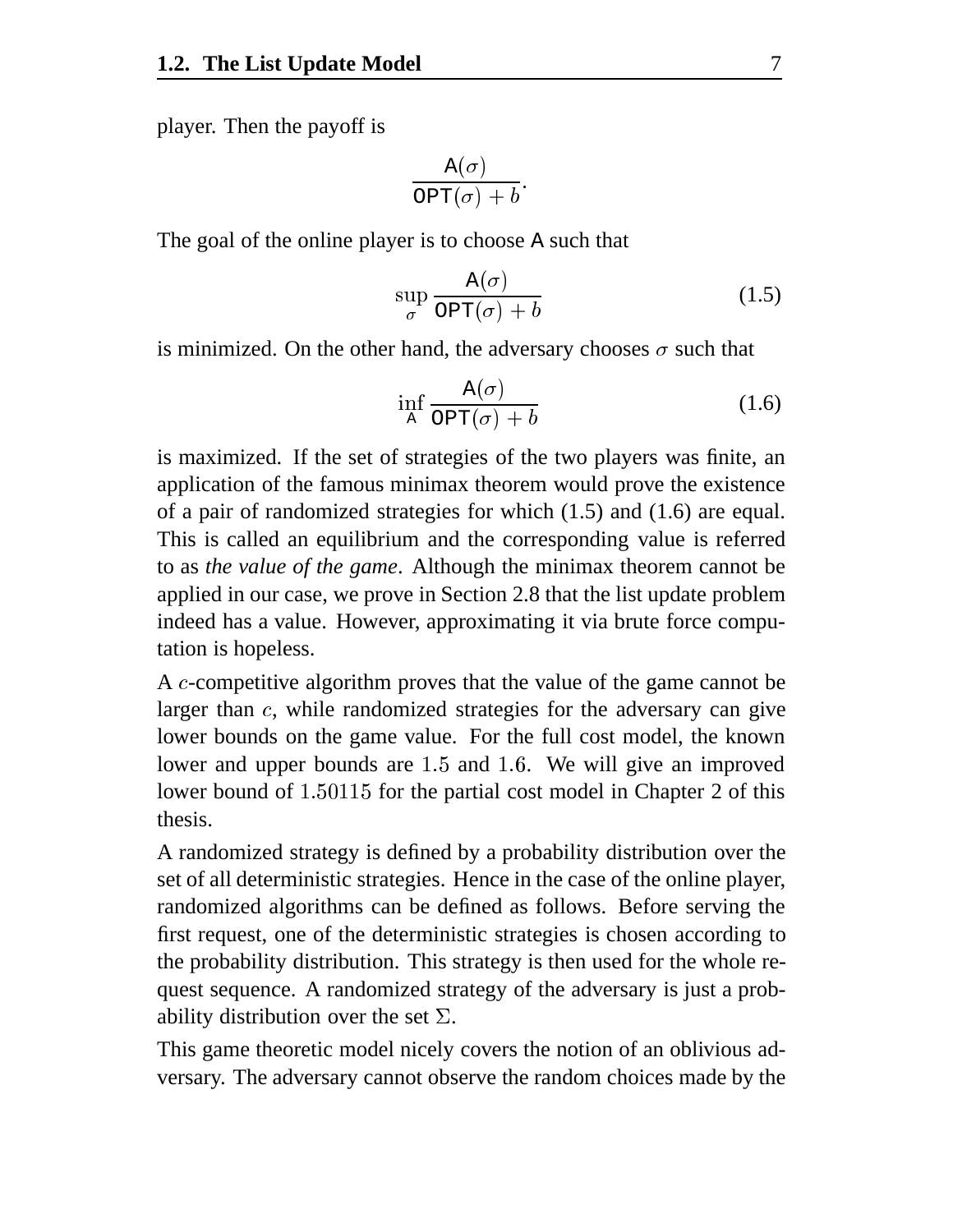player. Then the payoff is

$$\frac{\mathsf{A}(\sigma)}{\mathsf{OPT}(\sigma) + b}.$$

The goal of the online player is to choose $\mathsf{A}$ such that

$$\sup_{\sigma} \frac{\mathsf{A}(\sigma)}{\mathsf{OPT}(\sigma) + b} \tag{1.5}$$

is minimized. On the other hand, the adversary chooses $\sigma$ such that

$$\inf_{\mathsf{A}} \frac{\mathsf{A}(\sigma)}{\mathsf{OPT}(\sigma) + b} \tag{1.6}$$

is maximized. If the set of strategies of the two players was finite, an application of the famous minimax theorem would prove the existence of a pair of randomized strategies for which (1.5) and (1.6) are equal. This is called an equilibrium and the corresponding value is referred to as *the value of the game*. Although the minimax theorem cannot be applied in our case, we prove in Section 2.8 that the list update problem indeed has a value. However, approximating it via brute force computation is hopeless.

A $c$-competitive algorithm proves that the value of the game cannot be larger than $c$, while randomized strategies for the adversary can give lower bounds on the game value. For the full cost model, the known lower and upper bounds are $1.5$ and $1.6$. We will give an improved lower bound of $1.50115$ for the partial cost model in Chapter 2 of this thesis.

A randomized strategy is defined by a probability distribution over the set of all deterministic strategies. Hence in the case of the online player, randomized algorithms can be defined as follows. Before serving the first request, one of the deterministic strategies is chosen according to the probability distribution. This strategy is then used for the whole request sequence. A randomized strategy of the adversary is just a probability distribution over the set $\Sigma$.

This game theoretic model nicely covers the notion of an oblivious adversary. The adversary cannot observe the random choices made by the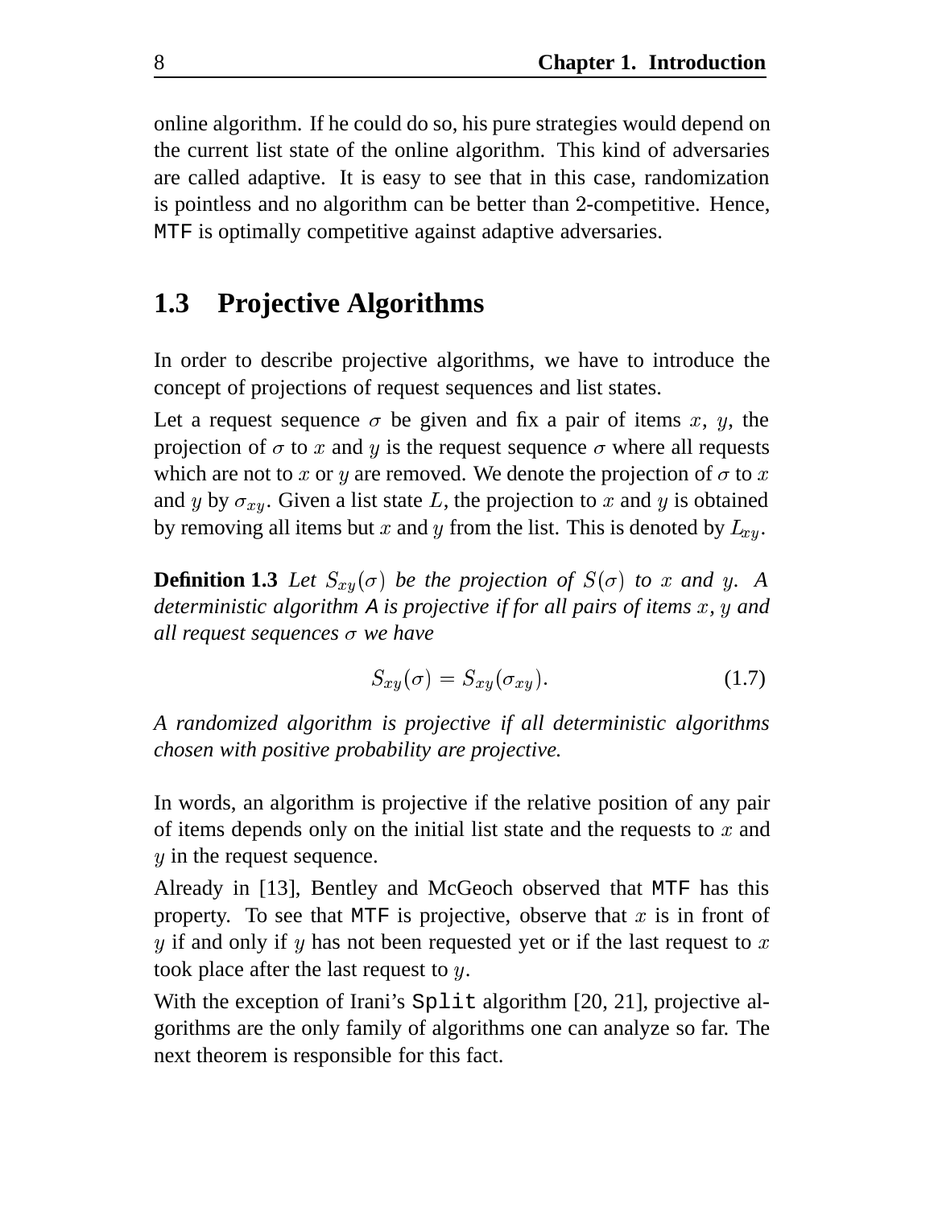online algorithm. If he could do so, his pure strategies would depend on the current list state of the online algorithm. This kind of adversaries are called adaptive. It is easy to see that in this case, randomization is pointless and no algorithm can be better than 2-competitive. Hence, `MTF` is optimally competitive against adaptive adversaries.

## 1.3 Projective Algorithms

In order to describe projective algorithms, we have to introduce the concept of projections of request sequences and list states.

Let a request sequence $\sigma$ be given and fix a pair of items $x$, $y$, the projection of $\sigma$ to $x$ and $y$ is the request sequence $\sigma$ where all requests which are not to $x$ or $y$ are removed. We denote the projection of $\sigma$ to $x$ and $y$ by $\sigma_{xy}$. Given a list state $L$, the projection to $x$ and $y$ is obtained by removing all items but $x$ and $y$ from the list. This is denoted by $L_{xy}$.

**Definition 1.3** *Let $S_{xy}(\sigma)$ be the projection of $S(\sigma)$ to $x$ and $y$. A deterministic algorithm A is projective if for all pairs of items $x$, $y$ and all request sequences $\sigma$ we have*

$$S_{xy}(\sigma) = S_{xy}(\sigma_{xy}). \tag{1.7}$$

*A randomized algorithm is projective if all deterministic algorithms chosen with positive probability are projective.*

In words, an algorithm is projective if the relative position of any pair of items depends only on the initial list state and the requests to $x$ and $y$ in the request sequence.

Already in [13], Bentley and McGeoch observed that `MTF` has this property. To see that `MTF` is projective, observe that $x$ is in front of $y$ if and only if $y$ has not been requested yet or if the last request to $x$ took place after the last request to $y$.

With the exception of Irani's `Split` algorithm [20, 21], projective algorithms are the only family of algorithms one can analyze so far. The next theorem is responsible for this fact.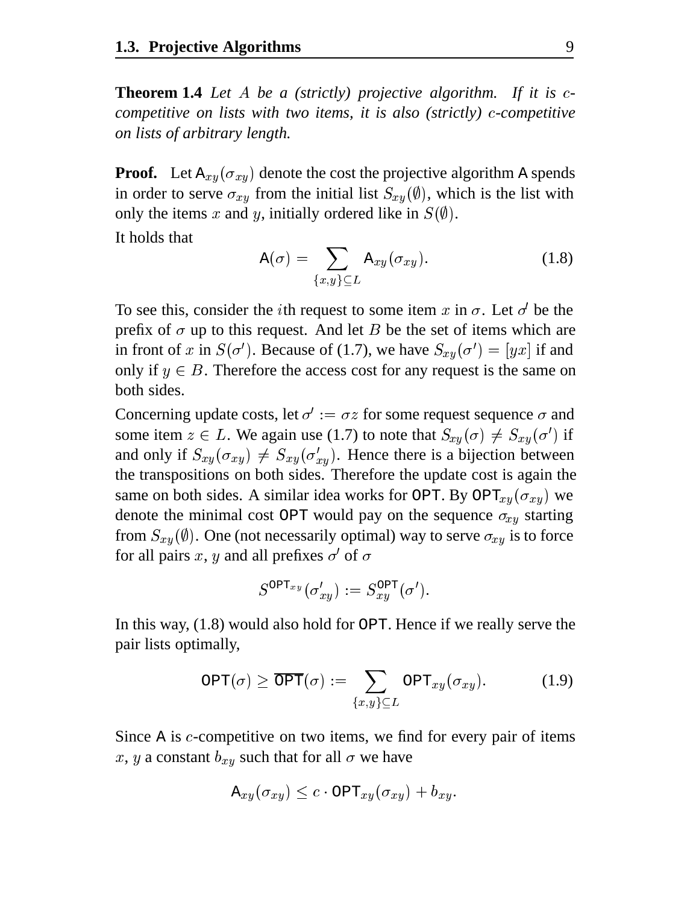**Theorem 1.4** *Let $A$ be a (strictly) projective algorithm. If it is $c$-competitive on lists with two items, it is also (strictly) $c$-competitive on lists of arbitrary length.*

**Proof.** Let $\mathsf{A}_{xy}(\sigma_{xy})$ denote the cost the projective algorithm $\mathsf{A}$ spends in order to serve $\sigma_{xy}$ from the initial list $S_{xy}(\emptyset)$, which is the list with only the items $x$ and $y$, initially ordered like in $S(\emptyset)$.

It holds that

$$\mathsf{A}(\sigma) = \sum_{\{x,y\} \subseteq L} \mathsf{A}_{xy}(\sigma_{xy}). \tag{1.8}$$

To see this, consider the $i$th request to some item $x$ in $\sigma$. Let $\sigma'$ be the prefix of $\sigma$ up to this request. And let $B$ be the set of items which are in front of $x$ in $S(\sigma')$. Because of (1.7), we have $S_{xy}(\sigma') = [yx]$ if and only if $y \in B$. Therefore the access cost for any request is the same on both sides.

Concerning update costs, let $\sigma' := \sigma z$ for some request sequence $\sigma$ and some item $z \in L$. We again use (1.7) to note that $S_{xy}(\sigma) \neq S_{xy}(\sigma')$ if and only if $S_{xy}(\sigma_{xy}) \neq S_{xy}(\sigma'_{xy})$. Hence there is a bijection between the transpositions on both sides. Therefore the update cost is again the same on both sides. A similar idea works for $\mathsf{OPT}$. By $\mathsf{OPT}_{xy}(\sigma_{xy})$ we denote the minimal cost $\mathsf{OPT}$ would pay on the sequence $\sigma_{xy}$ starting from $S_{xy}(\emptyset)$. One (not necessarily optimal) way to serve $\sigma_{xy}$ is to force for all pairs $x$, $y$ and all prefixes $\sigma'$ of $\sigma$

$$S^{\mathsf{OPT}_{xy}}(\sigma'_{xy}) := S^{\mathsf{OPT}}_{xy}(\sigma').$$

In this way, (1.8) would also hold for $\mathsf{OPT}$. Hence if we really serve the pair lists optimally,

$$\mathsf{OPT}(\sigma) \geq \overline{\mathsf{OPT}}(\sigma) := \sum_{\{x,y\} \subseteq L} \mathsf{OPT}_{xy}(\sigma_{xy}). \tag{1.9}$$

Since $\mathsf{A}$ is $c$-competitive on two items, we find for every pair of items $x$, $y$ a constant $b_{xy}$ such that for all $\sigma$ we have

$$\mathsf{A}_{xy}(\sigma_{xy}) \leq c \cdot \mathsf{OPT}_{xy}(\sigma_{xy}) + b_{xy}.$$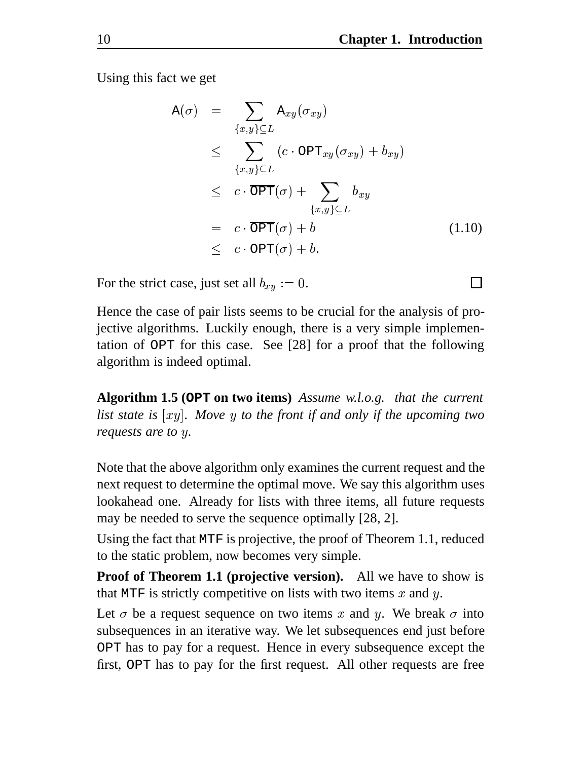Using this fact we get

$$
\begin{aligned}
\mathsf{A}(\sigma) &= \sum_{\{x,y\}\subseteq L} \mathsf{A}_{xy}(\sigma_{xy}) \\
&\leq \sum_{\{x,y\}\subseteq L} (c \cdot \mathsf{OPT}_{xy}(\sigma_{xy}) + b_{xy}) \\
&\leq c \cdot \overline{\mathsf{OPT}}(\sigma) + \sum_{\{x,y\}\subseteq L} b_{xy} \\
&= c \cdot \overline{\mathsf{OPT}}(\sigma) + b \qquad\qquad (1.10) \\
&\leq c \cdot \mathsf{OPT}(\sigma) + b.
\end{aligned}
$$

For the strict case, just set all $b_{xy} := 0$. □

Hence the case of pair lists seems to be crucial for the analysis of projective algorithms. Luckily enough, there is a very simple implementation of OPT for this case. See [28] for a proof that the following algorithm is indeed optimal.

**Algorithm 1.5 (OPT on two items)** *Assume w.l.o.g. that the current list state is $[xy]$. Move $y$ to the front if and only if the upcoming two requests are to $y$.*

Note that the above algorithm only examines the current request and the next request to determine the optimal move. We say this algorithm uses lookahead one. Already for lists with three items, all future requests may be needed to serve the sequence optimally [28, 2].

Using the fact that MTF is projective, the proof of Theorem 1.1, reduced to the static problem, now becomes very simple.

**Proof of Theorem 1.1 (projective version).** All we have to show is that MTF is strictly competitive on lists with two items $x$ and $y$.

Let $\sigma$ be a request sequence on two items $x$ and $y$. We break $\sigma$ into subsequences in an iterative way. We let subsequences end just before OPT has to pay for a request. Hence in every subsequence except the first, OPT has to pay for the first request. All other requests are free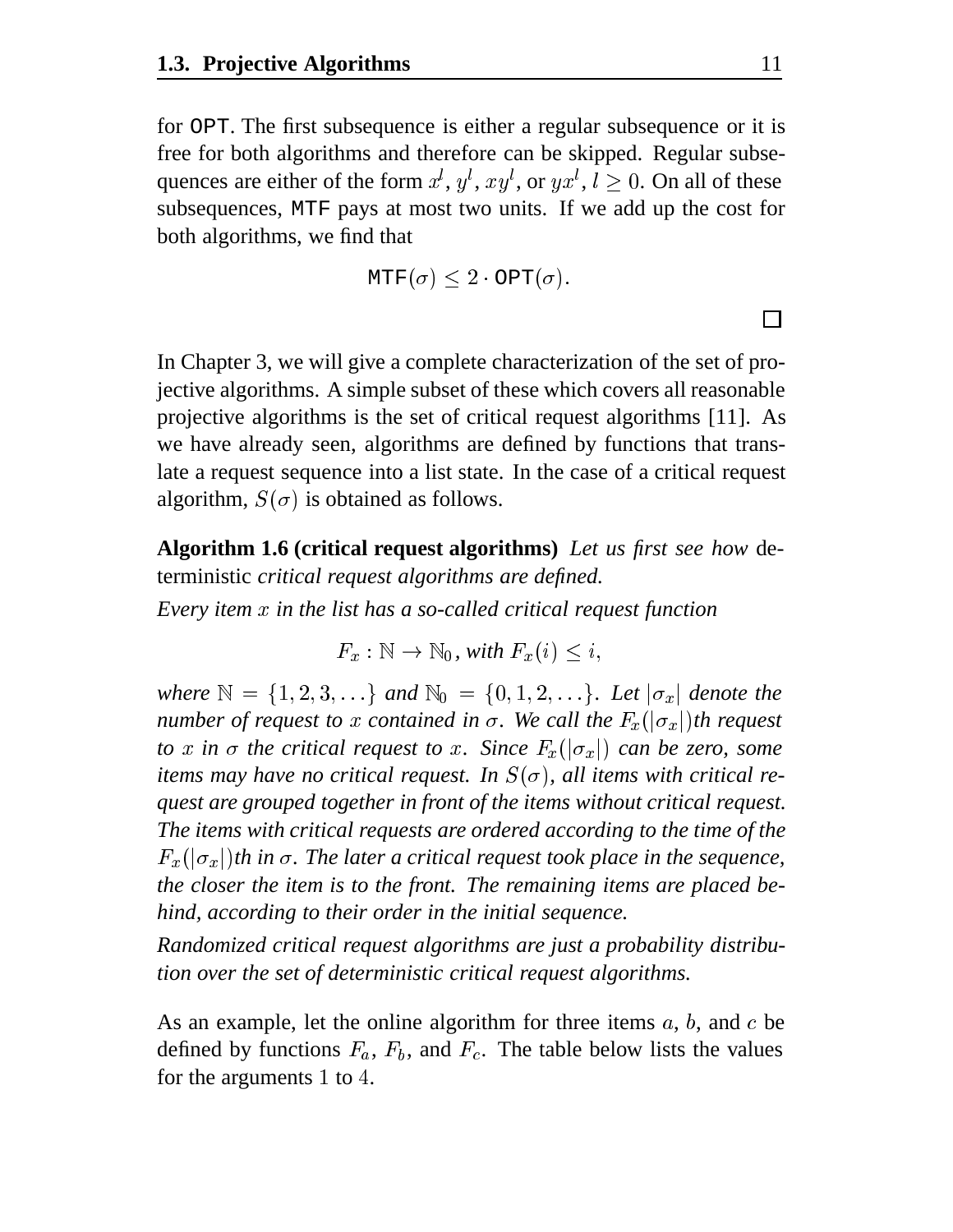for OPT. The first subsequence is either a regular subsequence or it is free for both algorithms and therefore can be skipped. Regular subsequences are either of the form $x^l$, $y^l$, $xy^l$, or $yx^l$, $l \geq 0$. On all of these subsequences, MTF pays at most two units. If we add up the cost for both algorithms, we find that

$$\texttt{MTF}(\sigma) \leq 2 \cdot \texttt{OPT}(\sigma).$$

□

In Chapter 3, we will give a complete characterization of the set of projective algorithms. A simple subset of these which covers all reasonable projective algorithms is the set of critical request algorithms [11]. As we have already seen, algorithms are defined by functions that translate a request sequence into a list state. In the case of a critical request algorithm, $S(\sigma)$ is obtained as follows.

**Algorithm 1.6 (critical request algorithms)** *Let us first see how* deterministic *critical request algorithms are defined.*

*Every item $x$ in the list has a so-called critical request function*

$$F_x : \mathbb{N} \to \mathbb{N}_0, \textit{ with } F_x(i) \leq i,$$

*where $\mathbb{N} = \{1, 2, 3, \ldots\}$ and $\mathbb{N}_0 = \{0, 1, 2, \ldots\}$. Let $|\sigma_x|$ denote the number of request to $x$ contained in $\sigma$. We call the $F_x(|\sigma_x|)$th request to $x$ in $\sigma$ the critical request to $x$. Since $F_x(|\sigma_x|)$ can be zero, some items may have no critical request. In $S(\sigma)$, all items with critical request are grouped together in front of the items without critical request. The items with critical requests are ordered according to the time of the $F_x(|\sigma_x|)$th in $\sigma$. The later a critical request took place in the sequence, the closer the item is to the front. The remaining items are placed behind, according to their order in the initial sequence.*

*Randomized critical request algorithms are just a probability distribution over the set of deterministic critical request algorithms.*

As an example, let the online algorithm for three items $a$, $b$, and $c$ be defined by functions $F_a$, $F_b$, and $F_c$. The table below lists the values for the arguments $1$ to $4$.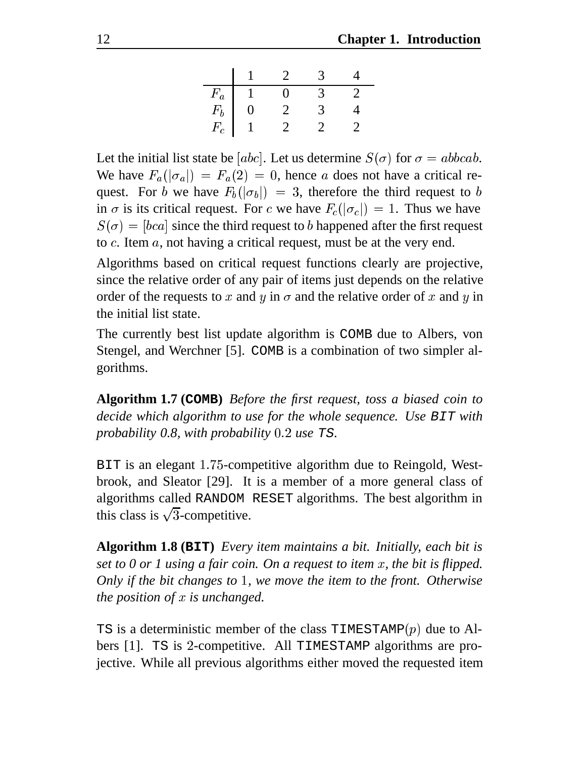| | 1 | 2 | 3 | 4 |
|---|---|---|---|---|
| $F_a$ | 1 | 0 | 3 | 2 |
| $F_b$ | 0 | 2 | 3 | 4 |
| $F_c$ | 1 | 2 | 2 | 2 |

Let the initial list state be $[abc]$. Let us determine $S(\sigma)$ for $\sigma = abbcab$. We have $F_a(|\sigma_a|) = F_a(2) = 0$, hence $a$ does not have a critical request. For $b$ we have $F_b(|\sigma_b|) = 3$, therefore the third request to $b$ in $\sigma$ is its critical request. For $c$ we have $F_c(|\sigma_c|) = 1$. Thus we have $S(\sigma) = [bca]$ since the third request to $b$ happened after the first request to $c$. Item $a$, not having a critical request, must be at the very end.

Algorithms based on critical request functions clearly are projective, since the relative order of any pair of items just depends on the relative order of the requests to $x$ and $y$ in $\sigma$ and the relative order of $x$ and $y$ in the initial list state.

The currently best list update algorithm is `COMB` due to Albers, von Stengel, and Werchner [5]. `COMB` is a combination of two simpler algorithms.

**Algorithm 1.7 (`COMB`)** *Before the first request, toss a biased coin to decide which algorithm to use for the whole sequence. Use `BIT` with probability 0.8, with probability $0.2$ use `TS`.*

`BIT` is an elegant $1.75$-competitive algorithm due to Reingold, Westbrook, and Sleator [29]. It is a member of a more general class of algorithms called `RANDOM RESET` algorithms. The best algorithm in this class is $\sqrt{3}$-competitive.

**Algorithm 1.8 (`BIT`)** *Every item maintains a bit. Initially, each bit is set to 0 or 1 using a fair coin. On a request to item $x$, the bit is flipped. Only if the bit changes to $1$, we move the item to the front. Otherwise the position of $x$ is unchanged.*

`TS` is a deterministic member of the class `TIMESTAMP`$(p)$ due to Albers [1]. `TS` is $2$-competitive. All `TIMESTAMP` algorithms are projective. While all previous algorithms either moved the requested item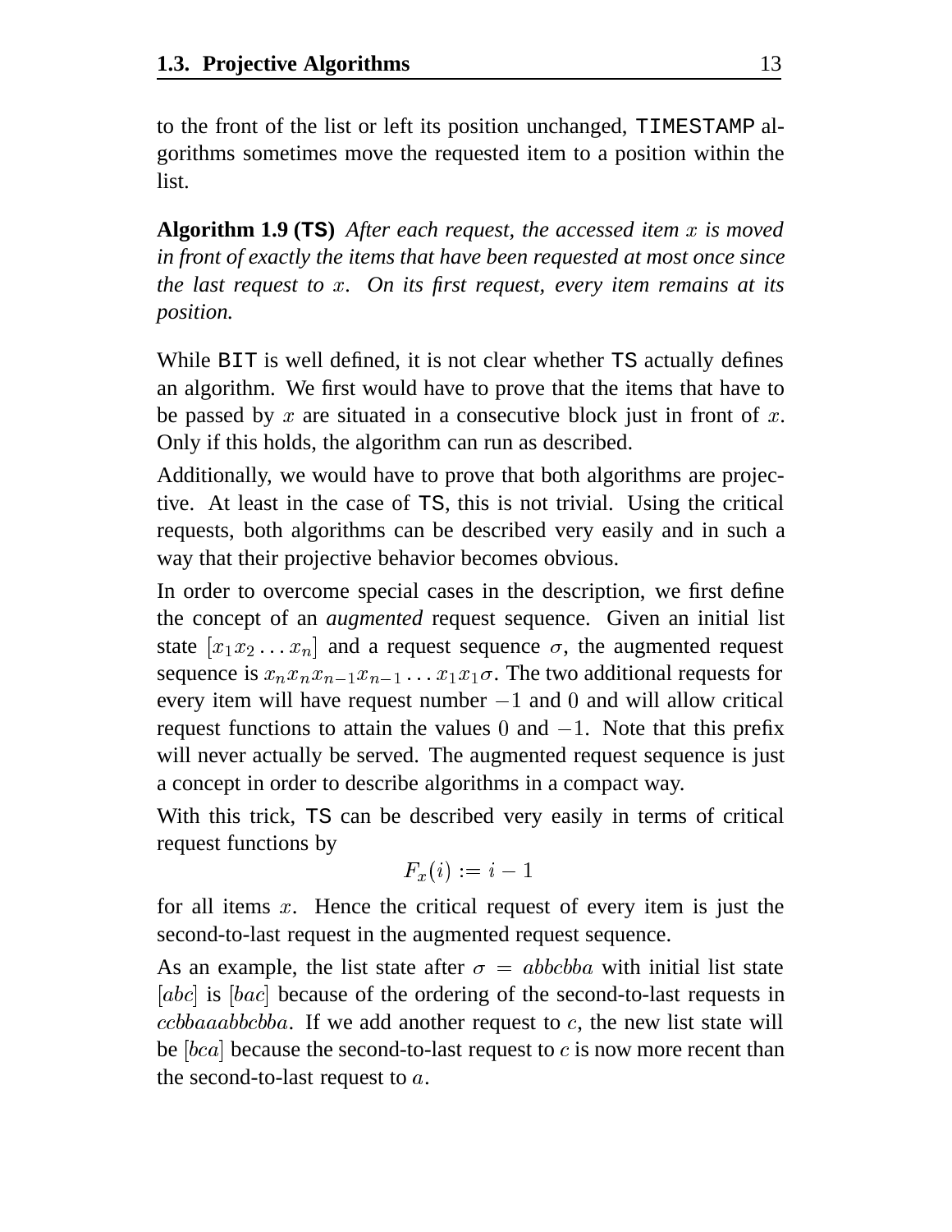to the front of the list or left its position unchanged, `TIMESTAMP` algorithms sometimes move the requested item to a position within the list.

**Algorithm 1.9 (`TS`)** *After each request, the accessed item $x$ is moved in front of exactly the items that have been requested at most once since the last request to $x$. On its first request, every item remains at its position.*

While `BIT` is well defined, it is not clear whether `TS` actually defines an algorithm. We first would have to prove that the items that have to be passed by $x$ are situated in a consecutive block just in front of $x$. Only if this holds, the algorithm can run as described.

Additionally, we would have to prove that both algorithms are projective. At least in the case of `TS`, this is not trivial. Using the critical requests, both algorithms can be described very easily and in such a way that their projective behavior becomes obvious.

In order to overcome special cases in the description, we first define the concept of an *augmented* request sequence. Given an initial list state $[x_1 x_2 \ldots x_n]$ and a request sequence $\sigma$, the augmented request sequence is $x_n x_n x_{n-1} x_{n-1} \ldots x_1 x_1 \sigma$. The two additional requests for every item will have request number $-1$ and $0$ and will allow critical request functions to attain the values $0$ and $-1$. Note that this prefix will never actually be served. The augmented request sequence is just a concept in order to describe algorithms in a compact way.

With this trick, `TS` can be described very easily in terms of critical request functions by

$$F_x(i) := i - 1$$

for all items $x$. Hence the critical request of every item is just the second-to-last request in the augmented request sequence.

As an example, the list state after $\sigma = abbcbba$ with initial list state $[abc]$ is $[bac]$ because of the ordering of the second-to-last requests in $ccbbaaabbcbba$. If we add another request to $c$, the new list state will be $[bca]$ because the second-to-last request to $c$ is now more recent than the second-to-last request to $a$.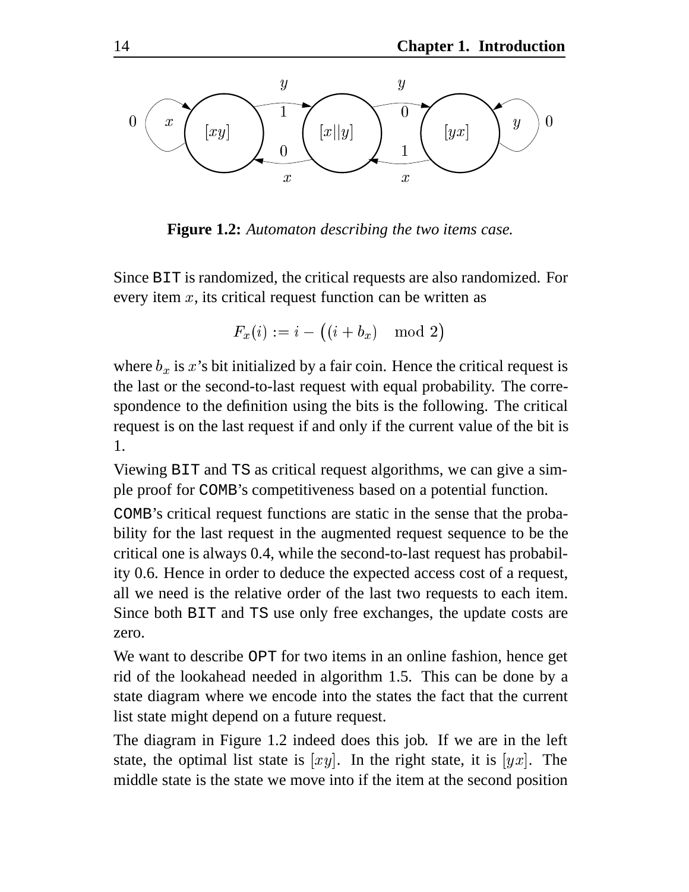**Figure 1.2:** *Automaton describing the two items case.*

Since BIT is randomized, the critical requests are also randomized. For every item $x$, its critical request function can be written as

$$F_x(i) := i - \big((i + b_x) \mod 2\big)$$

where $b_x$ is $x$'s bit initialized by a fair coin. Hence the critical request is the last or the second-to-last request with equal probability. The correspondence to the definition using the bits is the following. The critical request is on the last request if and only if the current value of the bit is 1.

Viewing BIT and TS as critical request algorithms, we can give a simple proof for COMB's competitiveness based on a potential function.

COMB's critical request functions are static in the sense that the probability for the last request in the augmented request sequence to be the critical one is always 0.4, while the second-to-last request has probability 0.6. Hence in order to deduce the expected access cost of a request, all we need is the relative order of the last two requests to each item. Since both BIT and TS use only free exchanges, the update costs are zero.

We want to describe OPT for two items in an online fashion, hence get rid of the lookahead needed in algorithm 1.5. This can be done by a state diagram where we encode into the states the fact that the current list state might depend on a future request.

The diagram in Figure 1.2 indeed does this job. If we are in the left state, the optimal list state is $[xy]$. In the right state, it is $[yx]$. The middle state is the state we move into if the item at the second position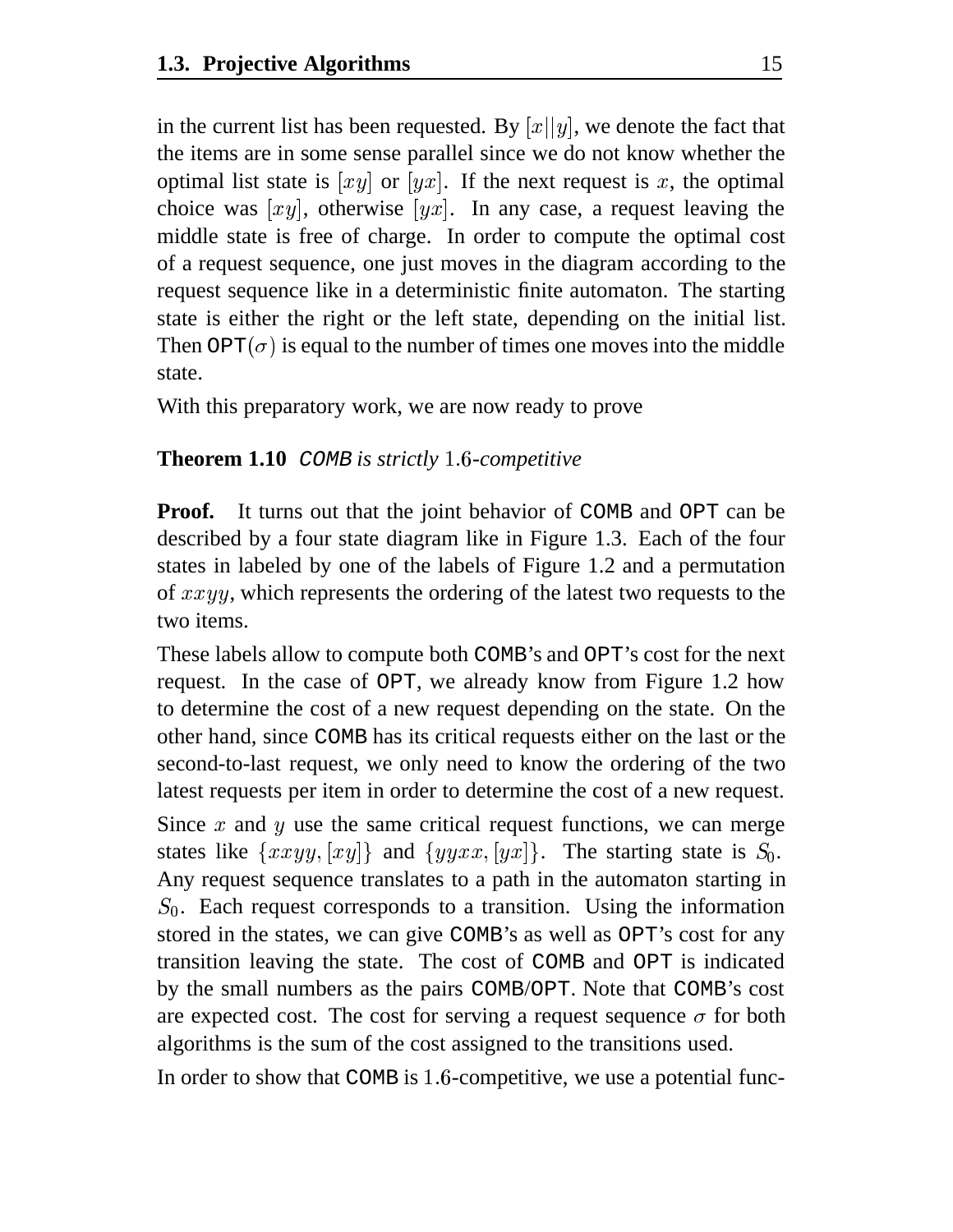in the current list has been requested. By $[x||y]$, we denote the fact that the items are in some sense parallel since we do not know whether the optimal list state is $[xy]$ or $[yx]$. If the next request is $x$, the optimal choice was $[xy]$, otherwise $[yx]$. In any case, a request leaving the middle state is free of charge. In order to compute the optimal cost of a request sequence, one just moves in the diagram according to the request sequence like in a deterministic finite automaton. The starting state is either the right or the left state, depending on the initial list. Then $\texttt{OPT}(\sigma)$ is equal to the number of times one moves into the middle state.

With this preparatory work, we are now ready to prove

**Theorem 1.10** *COMB is strictly* $1.6$*-competitive*

**Proof.** It turns out that the joint behavior of COMB and OPT can be described by a four state diagram like in Figure 1.3. Each of the four states in labeled by one of the labels of Figure 1.2 and a permutation of $xxyy$, which represents the ordering of the latest two requests to the two items.

These labels allow to compute both COMB's and OPT's cost for the next request. In the case of OPT, we already know from Figure 1.2 how to determine the cost of a new request depending on the state. On the other hand, since COMB has its critical requests either on the last or the second-to-last request, we only need to know the ordering of the two latest requests per item in order to determine the cost of a new request.

Since $x$ and $y$ use the same critical request functions, we can merge states like $\{xxyy, [xy]\}$ and $\{yyxx, [yx]\}$. The starting state is $S_0$. Any request sequence translates to a path in the automaton starting in $S_0$. Each request corresponds to a transition. Using the information stored in the states, we can give COMB's as well as OPT's cost for any transition leaving the state. The cost of COMB and OPT is indicated by the small numbers as the pairs COMB/OPT. Note that COMB's cost are expected cost. The cost for serving a request sequence $\sigma$ for both algorithms is the sum of the cost assigned to the transitions used.

In order to show that COMB is $1.6$-competitive, we use a potential func-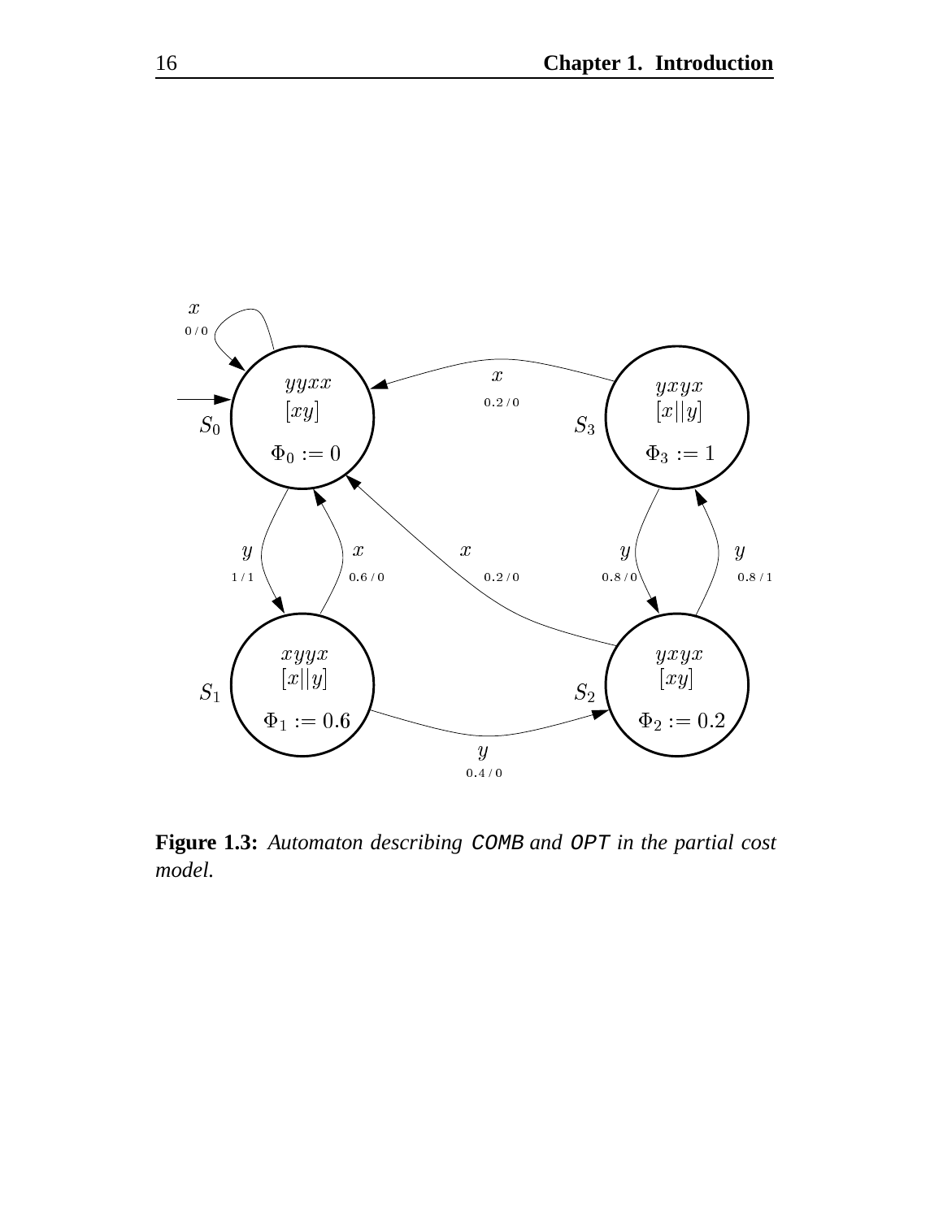Figure 1.3: *Automaton describing* `COMB` *and* `OPT` *in the partial cost model.*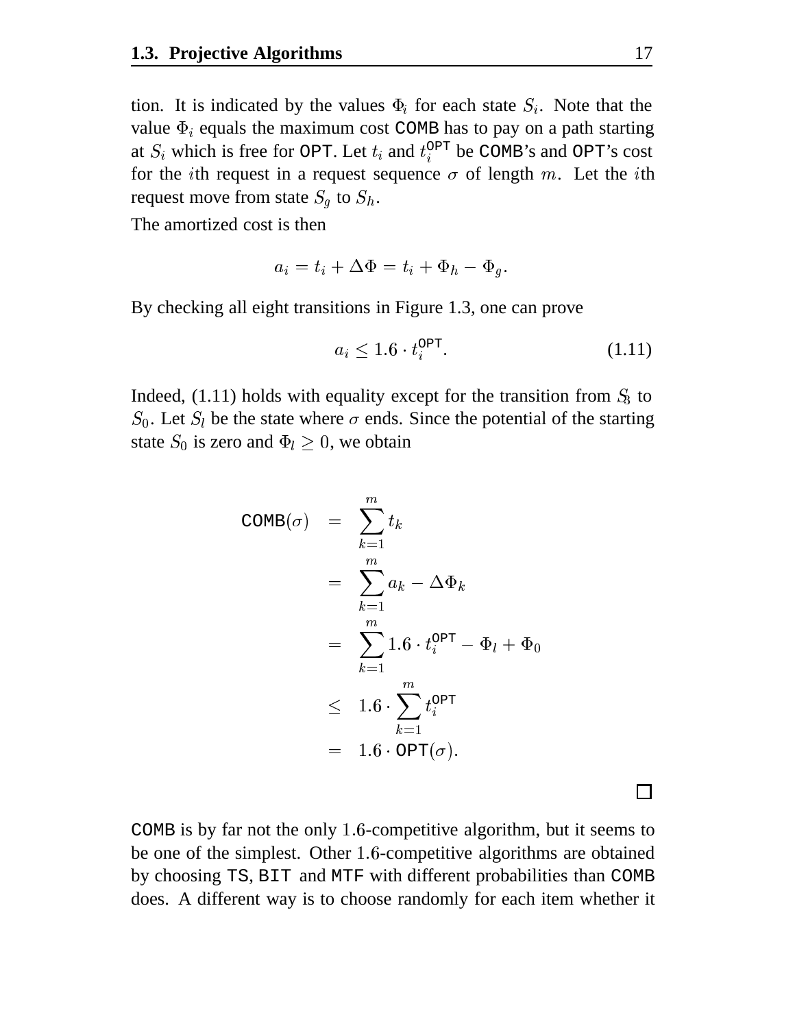tion. It is indicated by the values $\Phi_i$ for each state $S_i$. Note that the value $\Phi_i$ equals the maximum cost COMB has to pay on a path starting at $S_i$ which is free for OPT. Let $t_i$ and $t_i^{\mathtt{OPT}}$ be COMB's and OPT's cost for the $i$th request in a request sequence $\sigma$ of length $m$. Let the $i$th request move from state $S_g$ to $S_h$.

The amortized cost is then

$$a_i = t_i + \Delta\Phi = t_i + \Phi_h - \Phi_g.$$

By checking all eight transitions in Figure 1.3, one can prove

$$a_i \leq 1.6 \cdot t_i^{\mathtt{OPT}}. \tag{1.11}$$

Indeed, (1.11) holds with equality except for the transition from $S_3$ to $S_0$. Let $S_l$ be the state where $\sigma$ ends. Since the potential of the starting state $S_0$ is zero and $\Phi_l \geq 0$, we obtain

$$\begin{aligned}
\mathtt{COMB}(\sigma) &= \sum_{k=1}^{m} t_k \\
&= \sum_{k=1}^{m} a_k - \Delta\Phi_k \\
&= \sum_{k=1}^{m} 1.6 \cdot t_i^{\mathtt{OPT}} - \Phi_l + \Phi_0 \\
&\leq 1.6 \cdot \sum_{k=1}^{m} t_i^{\mathtt{OPT}} \\
&= 1.6 \cdot \mathtt{OPT}(\sigma).
\end{aligned}$$

□

COMB is by far not the only $1.6$-competitive algorithm, but it seems to be one of the simplest. Other $1.6$-competitive algorithms are obtained by choosing TS, BIT and MTF with different probabilities than COMB does. A different way is to choose randomly for each item whether it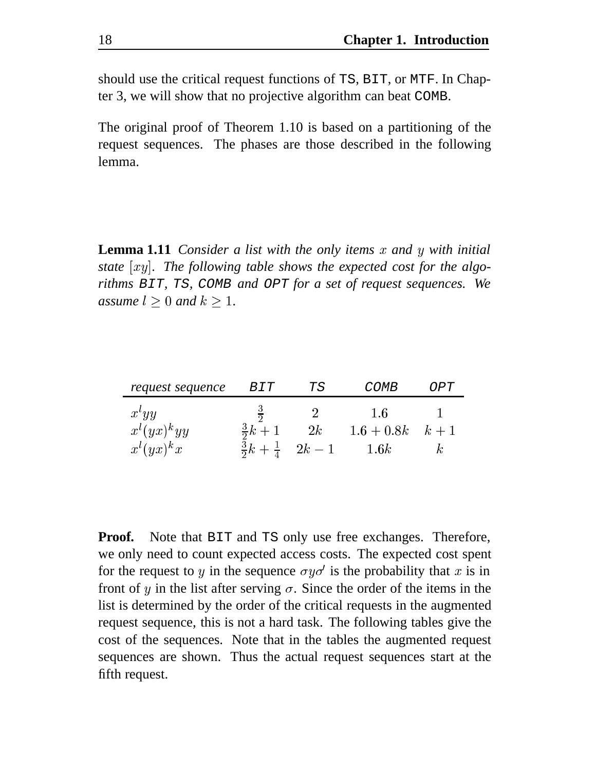should use the critical request functions of TS, BIT, or MTF. In Chapter 3, we will show that no projective algorithm can beat COMB.

The original proof of Theorem 1.10 is based on a partitioning of the request sequences. The phases are those described in the following lemma.

**Lemma 1.11** *Consider a list with the only items $x$ and $y$ with initial state $[xy]$. The following table shows the expected cost for the algorithms BIT, TS, COMB and OPT for a set of request sequences. We assume $l \geq 0$ and $k \geq 1$.*

| *request sequence* | BIT | TS | COMB | OPT |
|---|---|---|---|---|
| $x^l yy$ | $\frac{3}{2}$ | $2$ | $1.6$ | $1$ |
| $x^l (yx)^k yy$ | $\frac{3}{2}k + 1$ | $2k$ | $1.6 + 0.8k$ | $k + 1$ |
| $x^l (yx)^k x$ | $\frac{3}{2}k + \frac{1}{4}$ | $2k - 1$ | $1.6k$ | $k$ |

**Proof.** Note that BIT and TS only use free exchanges. Therefore, we only need to count expected access costs. The expected cost spent for the request to $y$ in the sequence $\sigma y \sigma'$ is the probability that $x$ is in front of $y$ in the list after serving $\sigma$. Since the order of the items in the list is determined by the order of the critical requests in the augmented request sequence, this is not a hard task. The following tables give the cost of the sequences. Note that in the tables the augmented request sequences are shown. Thus the actual request sequences start at the fifth request.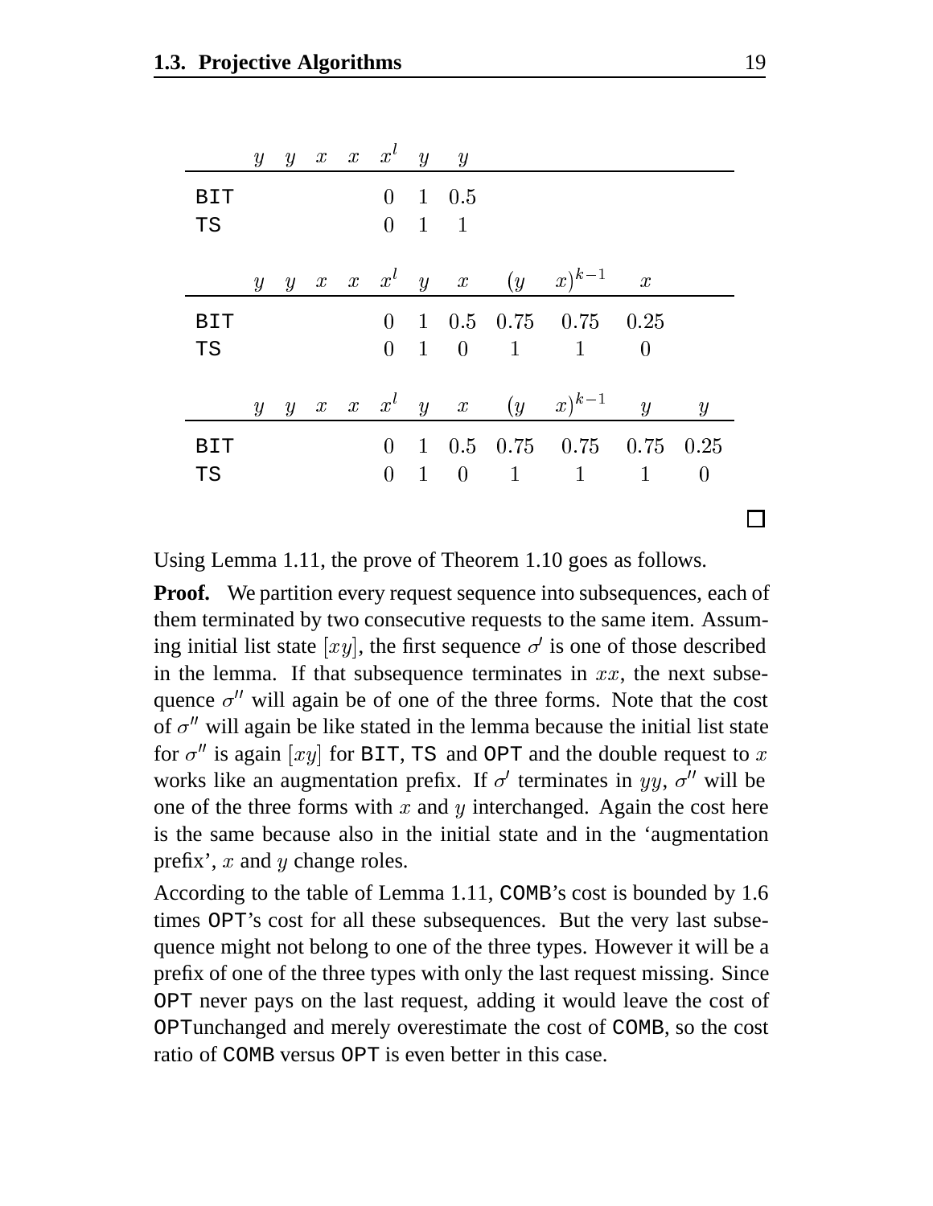| | $y$ | $y$ | $x$ | $x$ | $x^l$ | $y$ | $y$ |
|---|---|---|---|---|---|---|---|
| BIT | | | | | $0$ | $1$ | $0.5$ |
| TS | | | | | $0$ | $1$ | $1$ |

| | $y$ | $y$ | $x$ | $x$ | $x^l$ | $y$ | $x$ | $(y$ | $x)^{k-1}$ | $x$ |
|---|---|---|---|---|---|---|---|---|---|---|
| BIT | | | | | $0$ | $1$ | $0.5$ | $0.75$ | $0.75$ | $0.25$ |
| TS | | | | | $0$ | $1$ | $0$ | $1$ | $1$ | $0$ |

| | $y$ | $y$ | $x$ | $x$ | $x^l$ | $y$ | $x$ | $(y$ | $x)^{k-1}$ | $y$ | $y$ |
|---|---|---|---|---|---|---|---|---|---|---|---|
| BIT | | | | | $0$ | $1$ | $0.5$ | $0.75$ | $0.75$ | $0.75$ | $0.25$ |
| TS | | | | | $0$ | $1$ | $0$ | $1$ | $1$ | $1$ | $0$ |

□

Using Lemma 1.11, the prove of Theorem 1.10 goes as follows.

**Proof.** We partition every request sequence into subsequences, each of them terminated by two consecutive requests to the same item. Assuming initial list state $[xy]$, the first sequence $\sigma'$ is one of those described in the lemma. If that subsequence terminates in $xx$, the next subsequence $\sigma''$ will again be of one of the three forms. Note that the cost of $\sigma''$ will again be like stated in the lemma because the initial list state for $\sigma''$ is again $[xy]$ for BIT, TS and OPT and the double request to $x$ works like an augmentation prefix. If $\sigma'$ terminates in $yy$, $\sigma''$ will be one of the three forms with $x$ and $y$ interchanged. Again the cost here is the same because also in the initial state and in the 'augmentation prefix', $x$ and $y$ change roles.

According to the table of Lemma 1.11, COMB's cost is bounded by 1.6 times OPT's cost for all these subsequences. But the very last subsequence might not belong to one of the three types. However it will be a prefix of one of the three types with only the last request missing. Since OPT never pays on the last request, adding it would leave the cost of OPTunchanged and merely overestimate the cost of COMB, so the cost ratio of COMB versus OPT is even better in this case.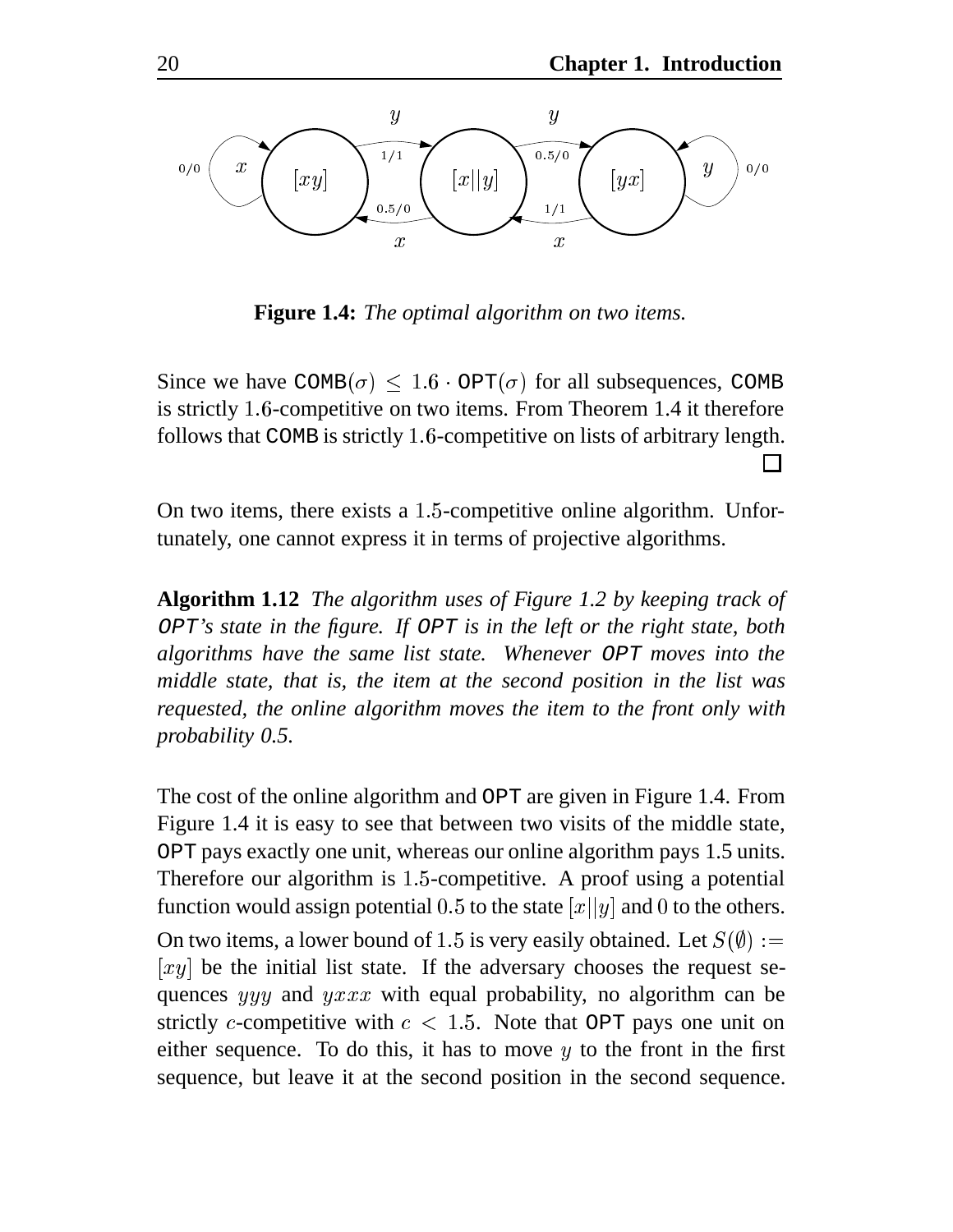**Figure 1.4:** *The optimal algorithm on two items.*

Since we have $\texttt{COMB}(\sigma) \leq 1.6 \cdot \texttt{OPT}(\sigma)$ for all subsequences, COMB is strictly $1.6$-competitive on two items. From Theorem 1.4 it therefore follows that COMB is strictly $1.6$-competitive on lists of arbitrary length. □

On two items, there exists a $1.5$-competitive online algorithm. Unfortunately, one cannot express it in terms of projective algorithms.

**Algorithm 1.12** *The algorithm uses of Figure 1.2 by keeping track of OPT's state in the figure. If OPT is in the left or the right state, both algorithms have the same list state. Whenever OPT moves into the middle state, that is, the item at the second position in the list was requested, the online algorithm moves the item to the front only with probability 0.5.*

The cost of the online algorithm and OPT are given in Figure 1.4. From Figure 1.4 it is easy to see that between two visits of the middle state, OPT pays exactly one unit, whereas our online algorithm pays 1.5 units. Therefore our algorithm is $1.5$-competitive. A proof using a potential function would assign potential $0.5$ to the state $[x||y]$ and $0$ to the others.

On two items, a lower bound of $1.5$ is very easily obtained. Let $S(\emptyset) := [xy]$ be the initial list state. If the adversary chooses the request sequences $yyy$ and $yxxx$ with equal probability, no algorithm can be strictly $c$-competitive with $c < 1.5$. Note that OPT pays one unit on either sequence. To do this, it has to move $y$ to the front in the first sequence, but leave it at the second position in the second sequence.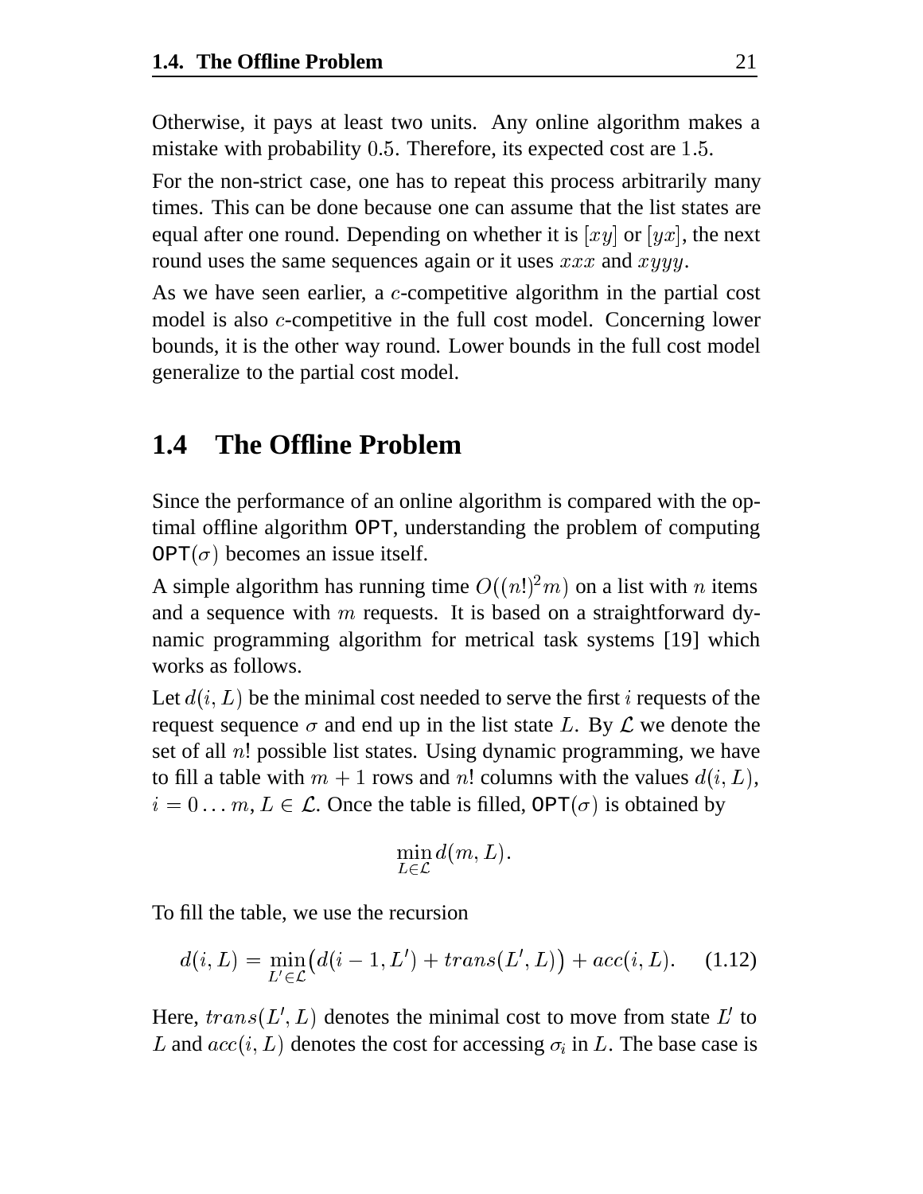Otherwise, it pays at least two units. Any online algorithm makes a mistake with probability $0.5$. Therefore, its expected cost are $1.5$.

For the non-strict case, one has to repeat this process arbitrarily many times. This can be done because one can assume that the list states are equal after one round. Depending on whether it is $[xy]$ or $[yx]$, the next round uses the same sequences again or it uses $xxx$ and $xyyy$.

As we have seen earlier, a $c$-competitive algorithm in the partial cost model is also $c$-competitive in the full cost model. Concerning lower bounds, it is the other way round. Lower bounds in the full cost model generalize to the partial cost model.

## 1.4 The Offline Problem

Since the performance of an online algorithm is compared with the optimal offline algorithm OPT, understanding the problem of computing $\mathtt{OPT}(\sigma)$ becomes an issue itself.

A simple algorithm has running time $O((n!)^2 m)$ on a list with $n$ items and a sequence with $m$ requests. It is based on a straightforward dynamic programming algorithm for metrical task systems [19] which works as follows.

Let $d(i, L)$ be the minimal cost needed to serve the first $i$ requests of the request sequence $\sigma$ and end up in the list state $L$. By $\mathcal{L}$ we denote the set of all $n!$ possible list states. Using dynamic programming, we have to fill a table with $m+1$ rows and $n!$ columns with the values $d(i, L)$, $i = 0 \ldots m$, $L \in \mathcal{L}$. Once the table is filled, $\mathtt{OPT}(\sigma)$ is obtained by

$$\min_{L \in \mathcal{L}} d(m, L).$$

To fill the table, we use the recursion

$$d(i, L) = \min_{L' \in \mathcal{L}} \big( d(i-1, L') + trans(L', L) \big) + acc(i, L). \qquad (1.12)$$

Here, $trans(L', L)$ denotes the minimal cost to move from state $L'$ to $L$ and $acc(i, L)$ denotes the cost for accessing $\sigma_i$ in $L$. The base case is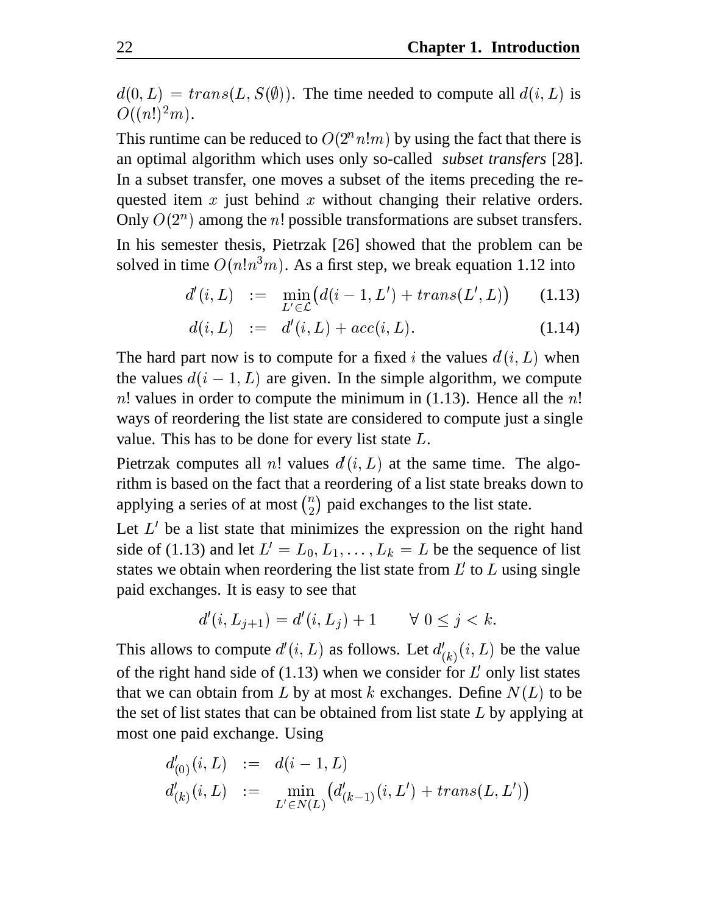$d(0, L) = trans(L, S(\emptyset))$. The time needed to compute all $d(i, L)$ is $O((n!)^2 m)$.

This runtime can be reduced to $O(2^n n! m)$ by using the fact that there is an optimal algorithm which uses only so-called *subset transfers* [28]. In a subset transfer, one moves a subset of the items preceding the requested item $x$ just behind $x$ without changing their relative orders. Only $O(2^n)$ among the $n!$ possible transformations are subset transfers.

In his semester thesis, Pietrzak [26] showed that the problem can be solved in time $O(n! n^3 m)$. As a first step, we break equation 1.12 into

$$d'(i, L) \quad := \quad \min_{L' \in \mathcal{L}} \big( d(i-1, L') + trans(L', L) \big) \qquad (1.13)$$

$$d(i, L) \quad := \quad d'(i, L) + acc(i, L). \qquad (1.14)$$

The hard part now is to compute for a fixed $i$ the values $d(i, L)$ when the values $d(i-1, L)$ are given. In the simple algorithm, we compute $n!$ values in order to compute the minimum in (1.13). Hence all the $n!$ ways of reordering the list state are considered to compute just a single value. This has to be done for every list state $L$.

Pietrzak computes all $n!$ values $d'(i, L)$ at the same time. The algorithm is based on the fact that a reordering of a list state breaks down to applying a series of at most $\binom{n}{2}$ paid exchanges to the list state.

Let $L'$ be a list state that minimizes the expression on the right hand side of (1.13) and let $L' = L_0, L_1, \ldots, L_k = L$ be the sequence of list states we obtain when reordering the list state from $L'$ to $L$ using single paid exchanges. It is easy to see that

$$d'(i, L_{j+1}) = d'(i, L_j) + 1 \qquad \forall\ 0 \le j < k.$$

This allows to compute $d'(i, L)$ as follows. Let $d'_{(k)}(i, L)$ be the value of the right hand side of (1.13) when we consider for $L'$ only list states that we can obtain from $L$ by at most $k$ exchanges. Define $N(L)$ to be the set of list states that can be obtained from list state $L$ by applying at most one paid exchange. Using

$$d'_{(0)}(i, L) \quad := \quad d(i-1, L)$$

$$d'_{(k)}(i, L) \quad := \quad \min_{L' \in N(L)} \big( d'_{(k-1)}(i, L') + trans(L, L') \big)$$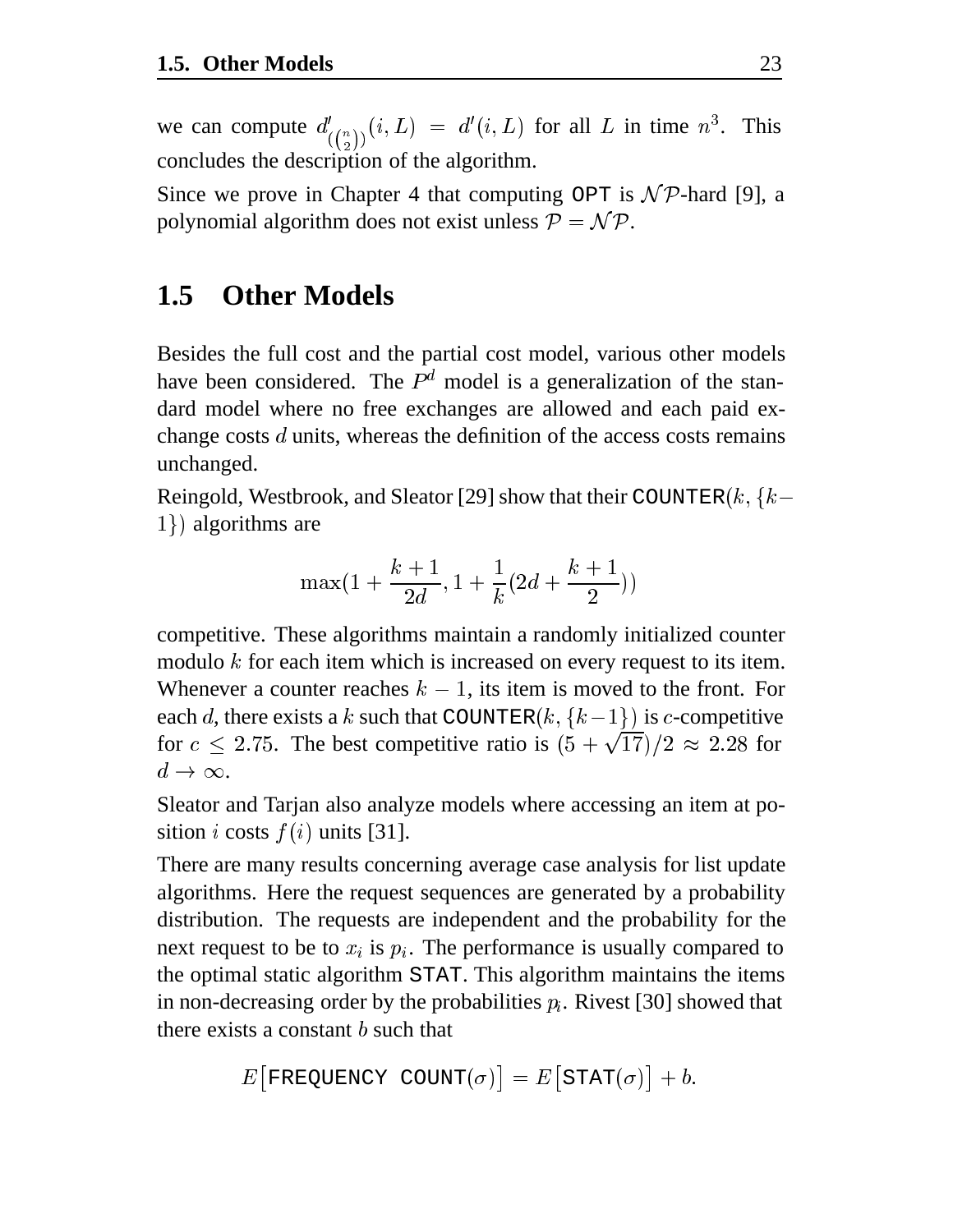we can compute $d'_{(\binom{n}{2})}(i, L) = d'(i, L)$ for all $L$ in time $n^3$. This concludes the description of the algorithm.

Since we prove in Chapter 4 that computing OPT is $\mathcal{NP}$-hard [9], a polynomial algorithm does not exist unless $\mathcal{P} = \mathcal{NP}$.

## 1.5 Other Models

Besides the full cost and the partial cost model, various other models have been considered. The $P^d$ model is a generalization of the standard model where no free exchanges are allowed and each paid exchange costs $d$ units, whereas the definition of the access costs remains unchanged.

Reingold, Westbrook, and Sleator [29] show that their COUNTER$(k, \{k-1\})$ algorithms are

$$\max(1 + \frac{k+1}{2d}, 1 + \frac{1}{k}(2d + \frac{k+1}{2}))$$

competitive. These algorithms maintain a randomly initialized counter modulo $k$ for each item which is increased on every request to its item. Whenever a counter reaches $k-1$, its item is moved to the front. For each $d$, there exists a $k$ such that COUNTER$(k, \{k-1\})$ is $c$-competitive for $c \leq 2.75$. The best competitive ratio is $(5+\sqrt{17})/2 \approx 2.28$ for $d \to \infty$.

Sleator and Tarjan also analyze models where accessing an item at position $i$ costs $f(i)$ units [31].

There are many results concerning average case analysis for list update algorithms. Here the request sequences are generated by a probability distribution. The requests are independent and the probability for the next request to be to $x_i$ is $p_i$. The performance is usually compared to the optimal static algorithm STAT. This algorithm maintains the items in non-decreasing order by the probabilities $p_i$. Rivest [30] showed that there exists a constant $b$ such that

$$E[\texttt{FREQUENCY COUNT}(\sigma)] = E[\texttt{STAT}(\sigma)] + b.$$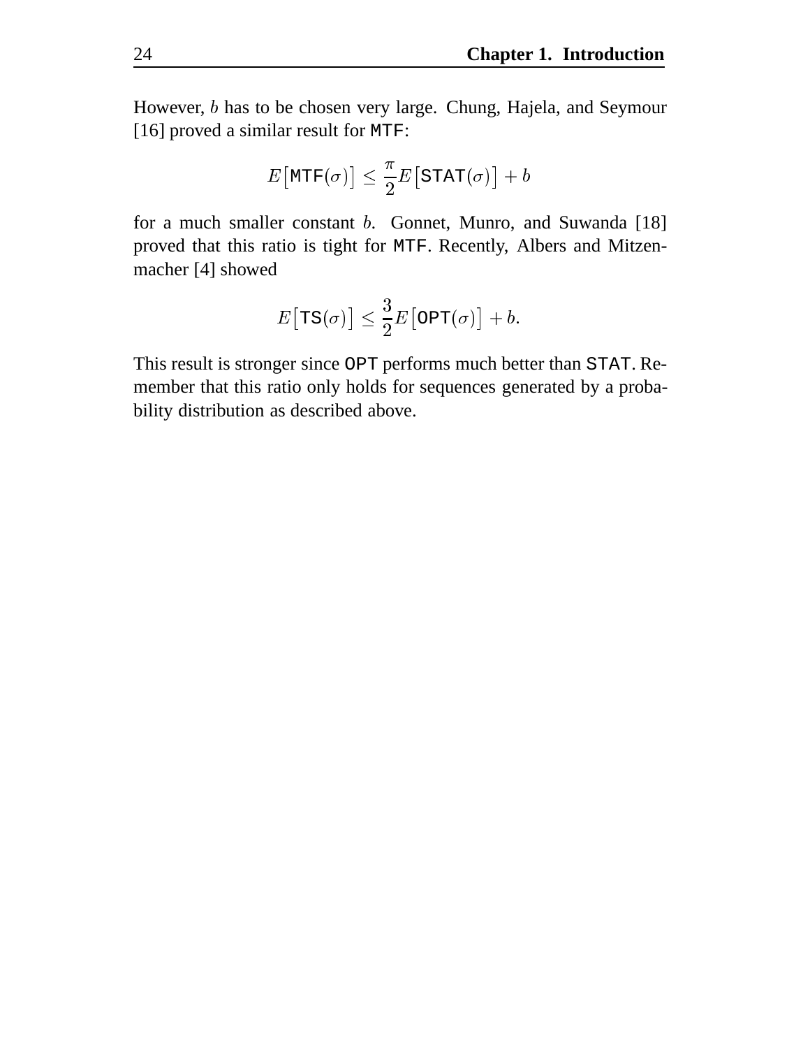However, $b$ has to be chosen very large. Chung, Hajela, and Seymour [16] proved a similar result for `MTF`:

$$E\big[\texttt{MTF}(\sigma)\big] \le \frac{\pi}{2} E\big[\texttt{STAT}(\sigma)\big] + b$$

for a much smaller constant $b$. Gonnet, Munro, and Suwanda [18] proved that this ratio is tight for `MTF`. Recently, Albers and Mitzenmacher [4] showed

$$E\big[\texttt{TS}(\sigma)\big] \le \frac{3}{2} E\big[\texttt{OPT}(\sigma)\big] + b.$$

This result is stronger since `OPT` performs much better than `STAT`. Remember that this ratio only holds for sequences generated by a probability distribution as described above.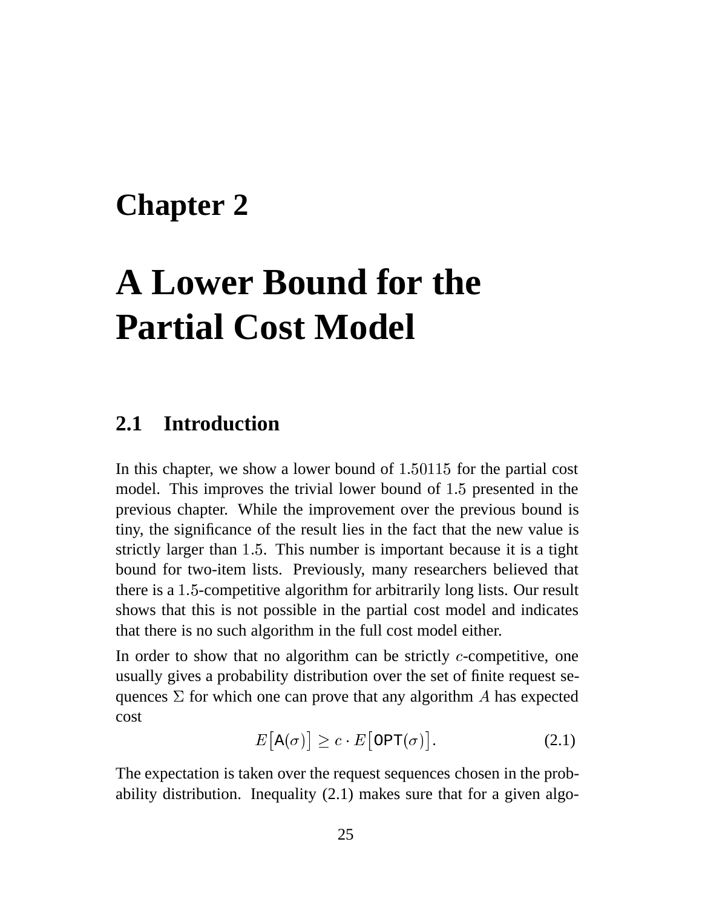# Chapter 2

# A Lower Bound for the Partial Cost Model

## 2.1 Introduction

In this chapter, we show a lower bound of $1.50115$ for the partial cost model. This improves the trivial lower bound of $1.5$ presented in the previous chapter. While the improvement over the previous bound is tiny, the significance of the result lies in the fact that the new value is strictly larger than $1.5$. This number is important because it is a tight bound for two-item lists. Previously, many researchers believed that there is a $1.5$-competitive algorithm for arbitrarily long lists. Our result shows that this is not possible in the partial cost model and indicates that there is no such algorithm in the full cost model either.

In order to show that no algorithm can be strictly $c$-competitive, one usually gives a probability distribution over the set of finite request sequences $\Sigma$ for which one can prove that any algorithm $A$ has expected cost

$$E\big[\mathsf{A}(\sigma)\big] \geq c \cdot E\big[\mathtt{OPT}(\sigma)\big]. \tag{2.1}$$

The expectation is taken over the request sequences chosen in the probability distribution. Inequality (2.1) makes sure that for a given algo-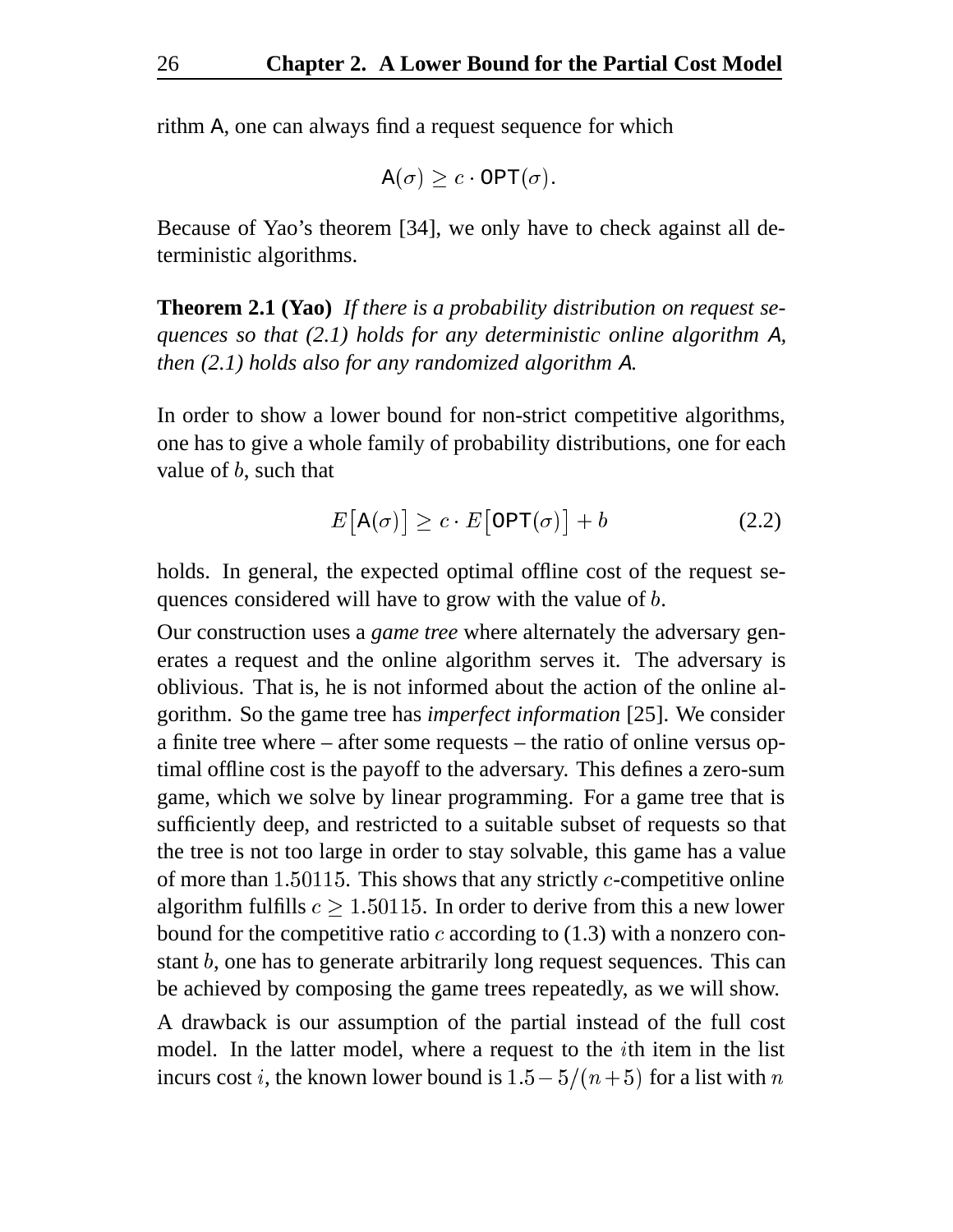rithm A, one can always find a request sequence for which

$$\mathsf{A}(\sigma) \geq c \cdot \mathsf{OPT}(\sigma).$$

Because of Yao's theorem [34], we only have to check against all deterministic algorithms.

**Theorem 2.1 (Yao)** *If there is a probability distribution on request sequences so that (2.1) holds for any deterministic online algorithm* A*, then (2.1) holds also for any randomized algorithm* A*.*

In order to show a lower bound for non-strict competitive algorithms, one has to give a whole family of probability distributions, one for each value of $b$, such that

$$E\big[\mathsf{A}(\sigma)\big] \geq c \cdot E\big[\mathsf{OPT}(\sigma)\big] + b \tag{2.2}$$

holds. In general, the expected optimal offline cost of the request sequences considered will have to grow with the value of $b$.

Our construction uses a *game tree* where alternately the adversary generates a request and the online algorithm serves it. The adversary is oblivious. That is, he is not informed about the action of the online algorithm. So the game tree has *imperfect information* [25]. We consider a finite tree where – after some requests – the ratio of online versus optimal offline cost is the payoff to the adversary. This defines a zero-sum game, which we solve by linear programming. For a game tree that is sufficiently deep, and restricted to a suitable subset of requests so that the tree is not too large in order to stay solvable, this game has a value of more than $1.50115$. This shows that any strictly $c$-competitive online algorithm fulfills $c \geq 1.50115$. In order to derive from this a new lower bound for the competitive ratio $c$ according to (1.3) with a nonzero constant $b$, one has to generate arbitrarily long request sequences. This can be achieved by composing the game trees repeatedly, as we will show.

A drawback is our assumption of the partial instead of the full cost model. In the latter model, where a request to the $i$th item in the list incurs cost $i$, the known lower bound is $1.5 - 5/(n+5)$ for a list with $n$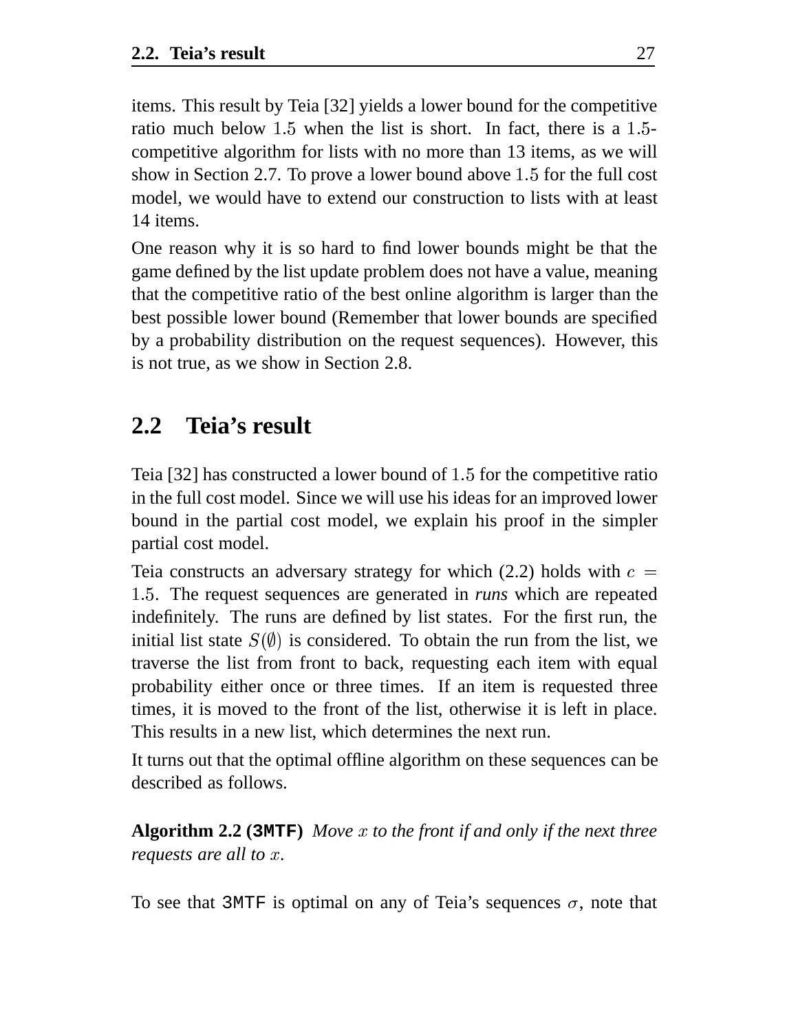items. This result by Teia [32] yields a lower bound for the competitive ratio much below $1.5$ when the list is short. In fact, there is a $1.5$-competitive algorithm for lists with no more than 13 items, as we will show in Section 2.7. To prove a lower bound above $1.5$ for the full cost model, we would have to extend our construction to lists with at least 14 items.

One reason why it is so hard to find lower bounds might be that the game defined by the list update problem does not have a value, meaning that the competitive ratio of the best online algorithm is larger than the best possible lower bound (Remember that lower bounds are specified by a probability distribution on the request sequences). However, this is not true, as we show in Section 2.8.

## 2.2 Teia's result

Teia [32] has constructed a lower bound of $1.5$ for the competitive ratio in the full cost model. Since we will use his ideas for an improved lower bound in the partial cost model, we explain his proof in the simpler partial cost model.

Teia constructs an adversary strategy for which (2.2) holds with $c = 1.5$. The request sequences are generated in *runs* which are repeated indefinitely. The runs are defined by list states. For the first run, the initial list state $S(\emptyset)$ is considered. To obtain the run from the list, we traverse the list from front to back, requesting each item with equal probability either once or three times. If an item is requested three times, it is moved to the front of the list, otherwise it is left in place. This results in a new list, which determines the next run.

It turns out that the optimal offline algorithm on these sequences can be described as follows.

**Algorithm 2.2 (3MTF)** *Move $x$ to the front if and only if the next three requests are all to $x$.*

To see that 3MTF is optimal on any of Teia's sequences $\sigma$, note that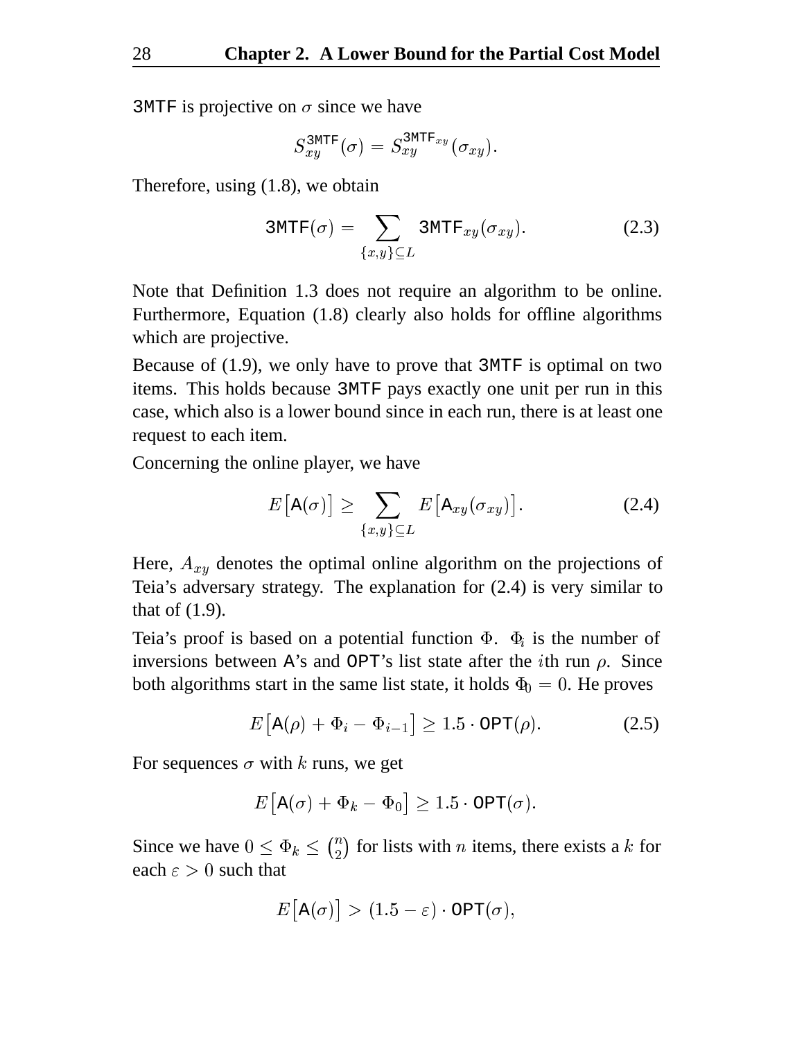3MTF is projective on $\sigma$ since we have

$$S_{xy}^{\mathsf{3MTF}}(\sigma) = S_{xy}^{\mathsf{3MTF}_{xy}}(\sigma_{xy}).$$

Therefore, using (1.8), we obtain

$$\mathsf{3MTF}(\sigma) = \sum_{\{x,y\} \subseteq L} \mathsf{3MTF}_{xy}(\sigma_{xy}). \tag{2.3}$$

Note that Definition 1.3 does not require an algorithm to be online. Furthermore, Equation (1.8) clearly also holds for offline algorithms which are projective.

Because of (1.9), we only have to prove that 3MTF is optimal on two items. This holds because 3MTF pays exactly one unit per run in this case, which also is a lower bound since in each run, there is at least one request to each item.

Concerning the online player, we have

$$E\big[\mathsf{A}(\sigma)\big] \geq \sum_{\{x,y\} \subseteq L} E\big[\mathsf{A}_{xy}(\sigma_{xy})\big]. \tag{2.4}$$

Here, $A_{xy}$ denotes the optimal online algorithm on the projections of Teia's adversary strategy. The explanation for (2.4) is very similar to that of (1.9).

Teia's proof is based on a potential function $\Phi$. $\Phi_i$ is the number of inversions between A's and OPT's list state after the $i$th run $\rho$. Since both algorithms start in the same list state, it holds $\Phi_0 = 0$. He proves

$$E\big[\mathsf{A}(\rho) + \Phi_i - \Phi_{i-1}\big] \geq 1.5 \cdot \mathsf{OPT}(\rho). \tag{2.5}$$

For sequences $\sigma$ with $k$ runs, we get

$$E\big[\mathsf{A}(\sigma) + \Phi_k - \Phi_0\big] \geq 1.5 \cdot \mathsf{OPT}(\sigma).$$

Since we have $0 \leq \Phi_k \leq \binom{n}{2}$ for lists with $n$ items, there exists a $k$ for each $\varepsilon > 0$ such that

$$E\big[\mathsf{A}(\sigma)\big] > (1.5 - \varepsilon) \cdot \mathsf{OPT}(\sigma),$$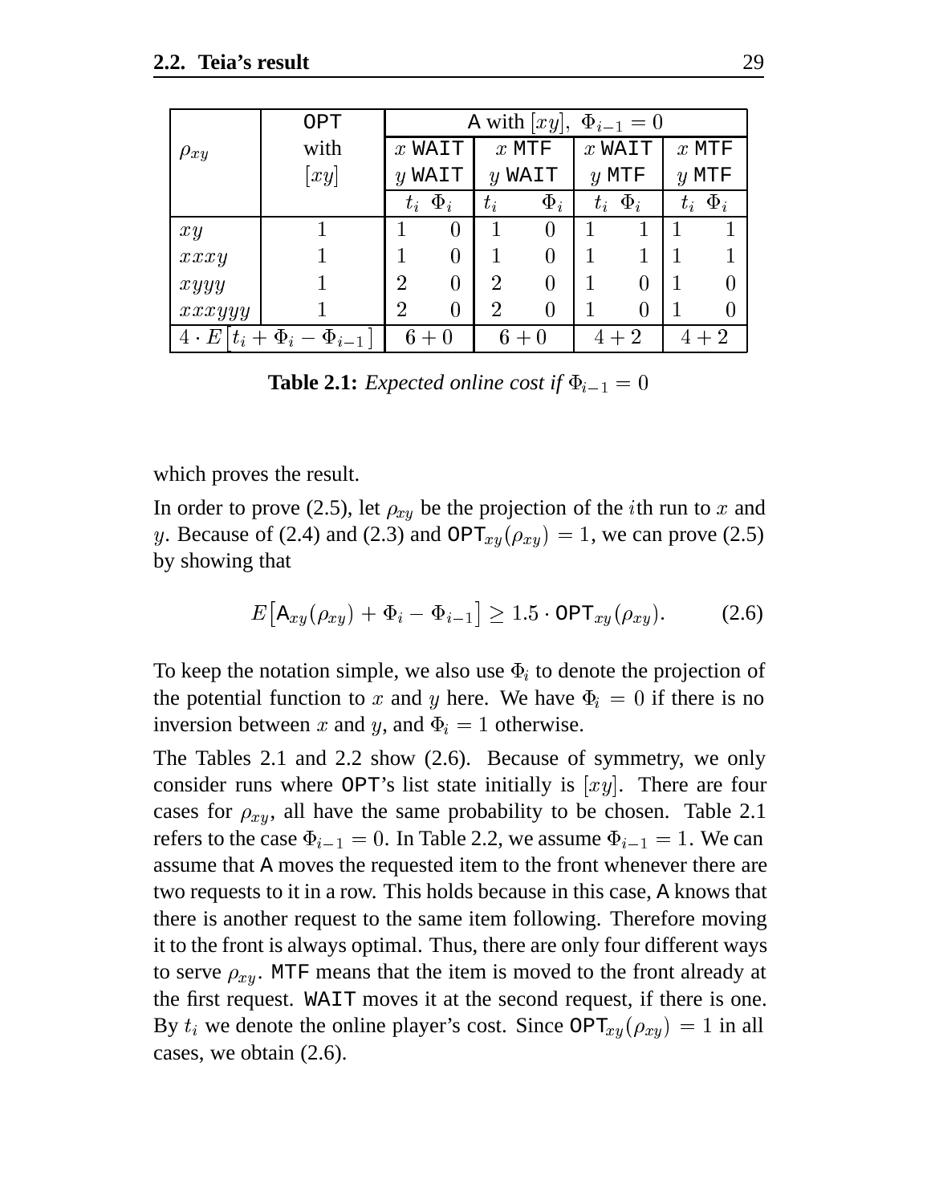| $\rho_{xy}$ | OPT with $[xy]$ | A with $[xy]$, $\Phi_{i-1}=0$ | | | | | | | |
|---|---|---|---|---|---|---|---|---|---|
| | | $x$ WAIT $y$ WAIT | | $x$ MTF $y$ WAIT | | $x$ WAIT $y$ MTF | | $x$ MTF $y$ MTF | |
| | | $t_i$ | $\Phi_i$ | $t_i$ | $\Phi_i$ | $t_i$ | $\Phi_i$ | $t_i$ | $\Phi_i$ |
| $xy$ | 1 | 1 | 0 | 1 | 0 | 1 | 1 | 1 | 1 |
| $xxxy$ | 1 | 1 | 0 | 1 | 0 | 1 | 1 | 1 | 1 |
| $xyyy$ | 1 | 2 | 0 | 2 | 0 | 1 | 0 | 1 | 0 |
| $xxxyyy$ | 1 | 2 | 0 | 2 | 0 | 1 | 0 | 1 | 0 |
| $4 \cdot E\big[t_i + \Phi_i - \Phi_{i-1}\big]$ | | $6+0$ | | $6+0$ | | $4+2$ | | $4+2$ | |

**Table 2.1:** *Expected online cost if* $\Phi_{i-1} = 0$

which proves the result.

In order to prove (2.5), let $\rho_{xy}$ be the projection of the $i$th run to $x$ and $y$. Because of (2.4) and (2.3) and $\mathtt{OPT}_{xy}(\rho_{xy}) = 1$, we can prove (2.5) by showing that

$$E\big[\mathsf{A}_{xy}(\rho_{xy}) + \Phi_i - \Phi_{i-1}\big] \geq 1.5 \cdot \mathtt{OPT}_{xy}(\rho_{xy}). \tag{2.6}$$

To keep the notation simple, we also use $\Phi_i$ to denote the projection of the potential function to $x$ and $y$ here. We have $\Phi_i = 0$ if there is no inversion between $x$ and $y$, and $\Phi_i = 1$ otherwise.

The Tables 2.1 and 2.2 show (2.6). Because of symmetry, we only consider runs where OPT's list state initially is $[xy]$. There are four cases for $\rho_{xy}$, all have the same probability to be chosen. Table 2.1 refers to the case $\Phi_{i-1} = 0$. In Table 2.2, we assume $\Phi_{i-1} = 1$. We can assume that A moves the requested item to the front whenever there are two requests to it in a row. This holds because in this case, A knows that there is another request to the same item following. Therefore moving it to the front is always optimal. Thus, there are only four different ways to serve $\rho_{xy}$. MTF means that the item is moved to the front already at the first request. WAIT moves it at the second request, if there is one. By $t_i$ we denote the online player's cost. Since $\mathtt{OPT}_{xy}(\rho_{xy}) = 1$ in all cases, we obtain (2.6).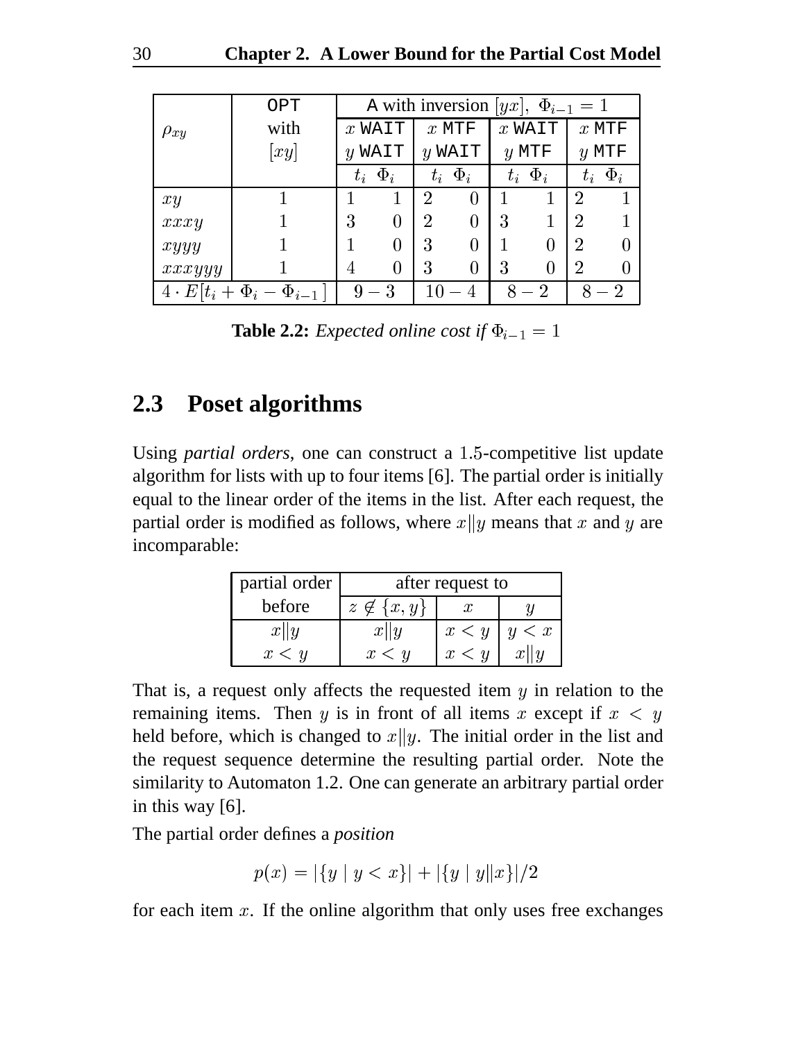| $\rho_{xy}$ | OPT with $[xy]$ | A with inversion $[yx]$, $\Phi_{i-1} = 1$ | | | | | | | |
|---|---|---|---|---|---|---|---|---|---|
| | | $x$ WAIT $y$ WAIT | | $x$ MTF $y$ WAIT | | $x$ WAIT $y$ MTF | | $x$ MTF $y$ MTF | |
| | | $t_i$ | $\Phi_i$ | $t_i$ | $\Phi_i$ | $t_i$ | $\Phi_i$ | $t_i$ | $\Phi_i$ |
| $xy$ | 1 | 1 | 1 | 2 | 0 | 1 | 1 | 2 | 1 |
| $xxxy$ | 1 | 3 | 0 | 2 | 0 | 3 | 1 | 2 | 1 |
| $xyyy$ | 1 | 1 | 0 | 3 | 0 | 1 | 0 | 2 | 0 |
| $xxxyyy$ | 1 | 4 | 0 | 3 | 0 | 3 | 0 | 2 | 0 |
| $4 \cdot E[t_i + \Phi_i - \Phi_{i-1}]$ | | $9 - 3$ | | $10 - 4$ | | $8 - 2$ | | $8 - 2$ | |

**Table 2.2:** *Expected online cost if* $\Phi_{i-1} = 1$

## 2.3 Poset algorithms

Using *partial orders*, one can construct a 1.5-competitive list update algorithm for lists with up to four items [6]. The partial order is initially equal to the linear order of the items in the list. After each request, the partial order is modified as follows, where $x \| y$ means that $x$ and $y$ are incomparable:

| partial order before | after request to | | |
|---|---|---|---|
| | $z \notin \{x, y\}$ | $x$ | $y$ |
| $x \| y$ | $x \| y$ | $x < y$ | $y < x$ |
| $x < y$ | $x < y$ | $x < y$ | $x \| y$ |

That is, a request only affects the requested item $y$ in relation to the remaining items. Then $y$ is in front of all items $x$ except if $x < y$ held before, which is changed to $x \| y$. The initial order in the list and the request sequence determine the resulting partial order. Note the similarity to Automaton 1.2. One can generate an arbitrary partial order in this way [6].

The partial order defines a *position*

$$p(x) = |\{y \mid y < x\}| + |\{y \mid y \| x\}|/2$$

for each item $x$. If the online algorithm that only uses free exchanges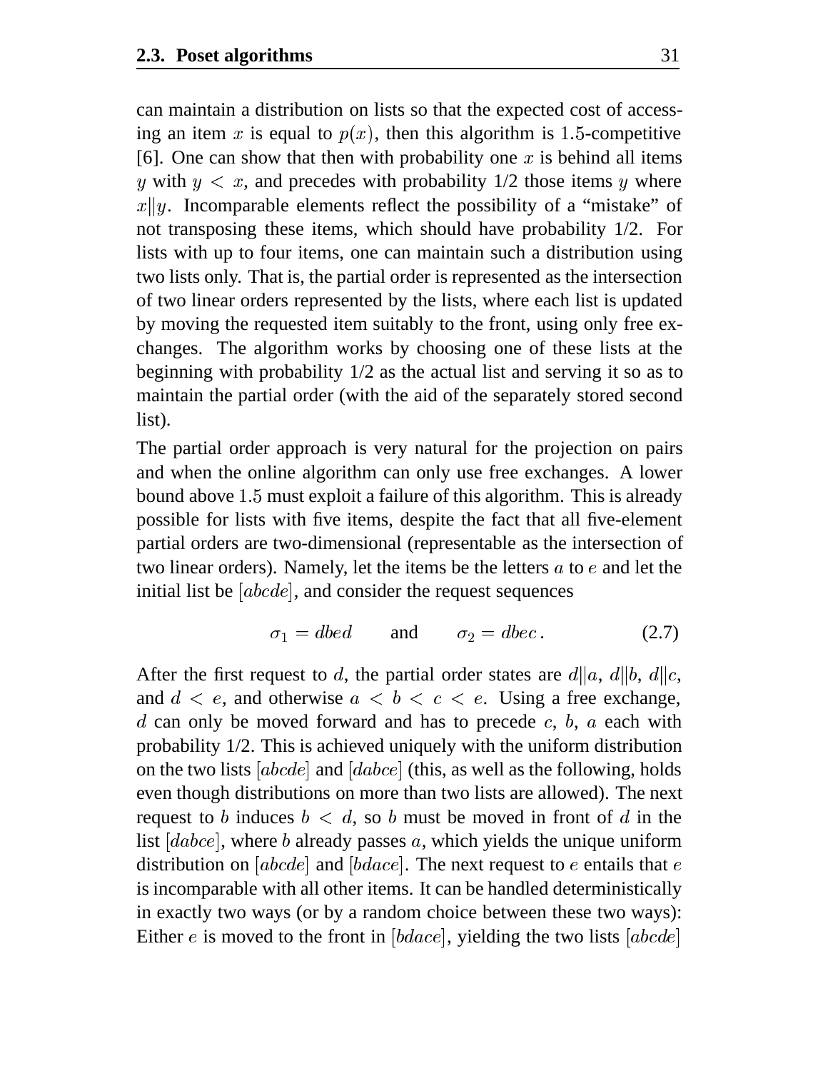can maintain a distribution on lists so that the expected cost of accessing an item $x$ is equal to $p(x)$, then this algorithm is $1.5$-competitive [6]. One can show that then with probability one $x$ is behind all items $y$ with $y < x$, and precedes with probability 1/2 those items $y$ where $x \| y$. Incomparable elements reflect the possibility of a "mistake" of not transposing these items, which should have probability 1/2. For lists with up to four items, one can maintain such a distribution using two lists only. That is, the partial order is represented as the intersection of two linear orders represented by the lists, where each list is updated by moving the requested item suitably to the front, using only free exchanges. The algorithm works by choosing one of these lists at the beginning with probability 1/2 as the actual list and serving it so as to maintain the partial order (with the aid of the separately stored second list).

The partial order approach is very natural for the projection on pairs and when the online algorithm can only use free exchanges. A lower bound above $1.5$ must exploit a failure of this algorithm. This is already possible for lists with five items, despite the fact that all five-element partial orders are two-dimensional (representable as the intersection of two linear orders). Namely, let the items be the letters $a$ to $e$ and let the initial list be $[abcde]$, and consider the request sequences

$$\sigma_1 = dbed \qquad \text{and} \qquad \sigma_2 = dbec\,. \tag{2.7}$$

After the first request to $d$, the partial order states are $d \| a$, $d \| b$, $d \| c$, and $d < e$, and otherwise $a < b < c < e$. Using a free exchange, $d$ can only be moved forward and has to precede $c$, $b$, $a$ each with probability 1/2. This is achieved uniquely with the uniform distribution on the two lists $[abcde]$ and $[dabce]$ (this, as well as the following, holds even though distributions on more than two lists are allowed). The next request to $b$ induces $b < d$, so $b$ must be moved in front of $d$ in the list $[dabce]$, where $b$ already passes $a$, which yields the unique uniform distribution on $[abcde]$ and $[bdace]$. The next request to $e$ entails that $e$ is incomparable with all other items. It can be handled deterministically in exactly two ways (or by a random choice between these two ways): Either $e$ is moved to the front in $[bdace]$, yielding the two lists $[abcde]$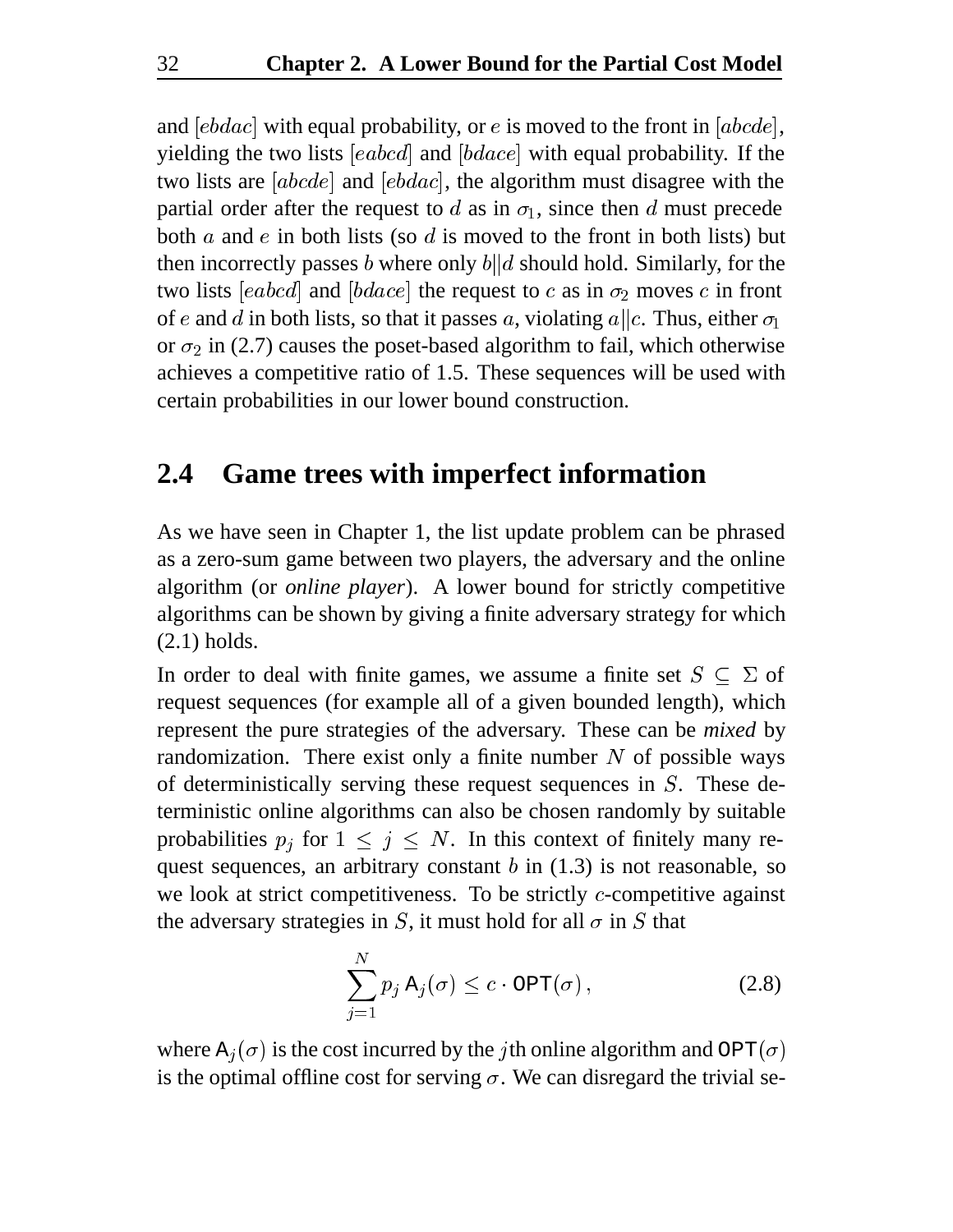and $[ebdac]$ with equal probability, or $e$ is moved to the front in $[abcde]$, yielding the two lists $[eabcd]$ and $[bdace]$ with equal probability. If the two lists are $[abcde]$ and $[ebdac]$, the algorithm must disagree with the partial order after the request to $d$ as in $\sigma_1$, since then $d$ must precede both $a$ and $e$ in both lists (so $d$ is moved to the front in both lists) but then incorrectly passes $b$ where only $b\|d$ should hold. Similarly, for the two lists $[eabcd]$ and $[bdace]$ the request to $c$ as in $\sigma_2$ moves $c$ in front of $e$ and $d$ in both lists, so that it passes $a$, violating $a\|c$. Thus, either $\sigma_1$ or $\sigma_2$ in (2.7) causes the poset-based algorithm to fail, which otherwise achieves a competitive ratio of 1.5. These sequences will be used with certain probabilities in our lower bound construction.

## 2.4 Game trees with imperfect information

As we have seen in Chapter 1, the list update problem can be phrased as a zero-sum game between two players, the adversary and the online algorithm (or *online player*). A lower bound for strictly competitive algorithms can be shown by giving a finite adversary strategy for which (2.1) holds.

In order to deal with finite games, we assume a finite set $S \subseteq \Sigma$ of request sequences (for example all of a given bounded length), which represent the pure strategies of the adversary. These can be *mixed* by randomization. There exist only a finite number $N$ of possible ways of deterministically serving these request sequences in $S$. These deterministic online algorithms can also be chosen randomly by suitable probabilities $p_j$ for $1 \leq j \leq N$. In this context of finitely many request sequences, an arbitrary constant $b$ in (1.3) is not reasonable, so we look at strict competitiveness. To be strictly $c$-competitive against the adversary strategies in $S$, it must hold for all $\sigma$ in $S$ that

$$\sum_{j=1}^{N} p_j \, \mathsf{A}_j(\sigma) \leq c \cdot \mathtt{OPT}(\sigma)\,, \tag{2.8}$$

where $\mathsf{A}_j(\sigma)$ is the cost incurred by the $j$th online algorithm and $\mathtt{OPT}(\sigma)$ is the optimal offline cost for serving $\sigma$. We can disregard the trivial se-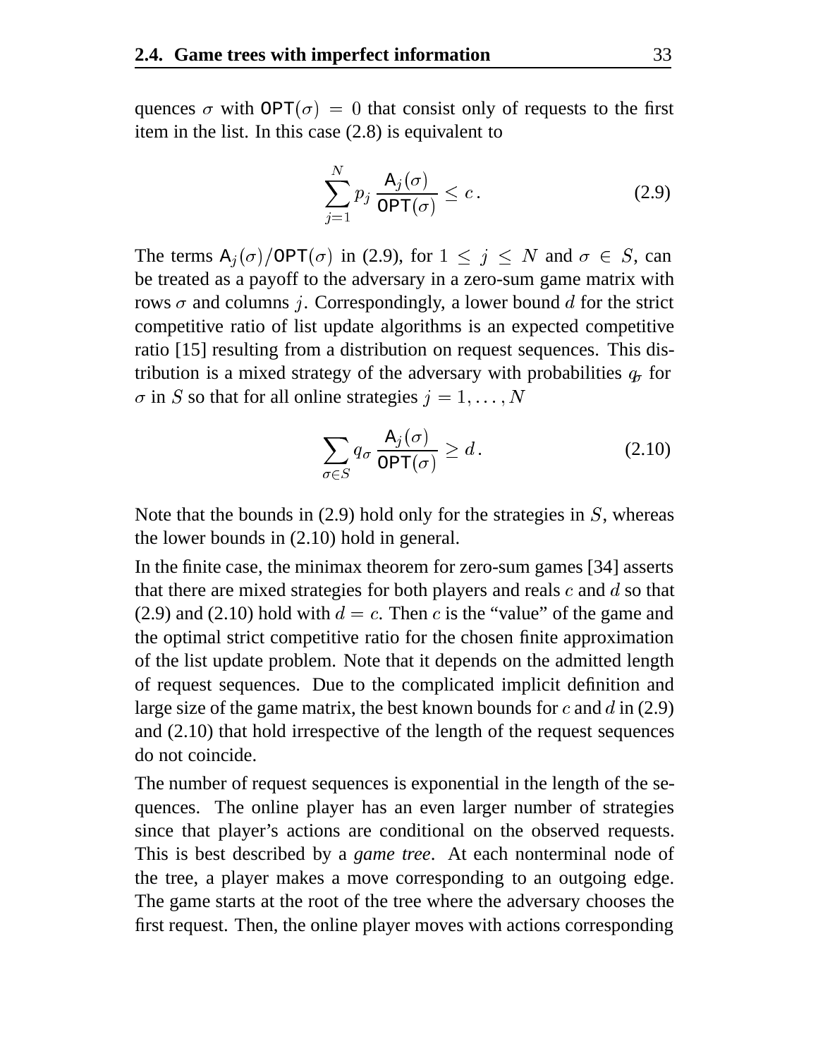quences $\sigma$ with $\mathsf{OPT}(\sigma) = 0$ that consist only of requests to the first item in the list. In this case (2.8) is equivalent to

$$\sum_{j=1}^{N} p_j \, \frac{\mathsf{A}_j(\sigma)}{\mathsf{OPT}(\sigma)} \leq c \,. \tag{2.9}$$

The terms $\mathsf{A}_j(\sigma)/\mathsf{OPT}(\sigma)$ in (2.9), for $1 \leq j \leq N$ and $\sigma \in S$, can be treated as a payoff to the adversary in a zero-sum game matrix with rows $\sigma$ and columns $j$. Correspondingly, a lower bound $d$ for the strict competitive ratio of list update algorithms is an expected competitive ratio [15] resulting from a distribution on request sequences. This distribution is a mixed strategy of the adversary with probabilities $q_\sigma$ for $\sigma$ in $S$ so that for all online strategies $j = 1, \ldots, N$

$$\sum_{\sigma \in S} q_\sigma \, \frac{\mathsf{A}_j(\sigma)}{\mathsf{OPT}(\sigma)} \geq d \,. \tag{2.10}$$

Note that the bounds in (2.9) hold only for the strategies in $S$, whereas the lower bounds in (2.10) hold in general.

In the finite case, the minimax theorem for zero-sum games [34] asserts that there are mixed strategies for both players and reals $c$ and $d$ so that (2.9) and (2.10) hold with $d = c$. Then $c$ is the "value" of the game and the optimal strict competitive ratio for the chosen finite approximation of the list update problem. Note that it depends on the admitted length of request sequences. Due to the complicated implicit definition and large size of the game matrix, the best known bounds for $c$ and $d$ in (2.9) and (2.10) that hold irrespective of the length of the request sequences do not coincide.

The number of request sequences is exponential in the length of the sequences. The online player has an even larger number of strategies since that player's actions are conditional on the observed requests. This is best described by a *game tree*. At each nonterminal node of the tree, a player makes a move corresponding to an outgoing edge. The game starts at the root of the tree where the adversary chooses the first request. Then, the online player moves with actions corresponding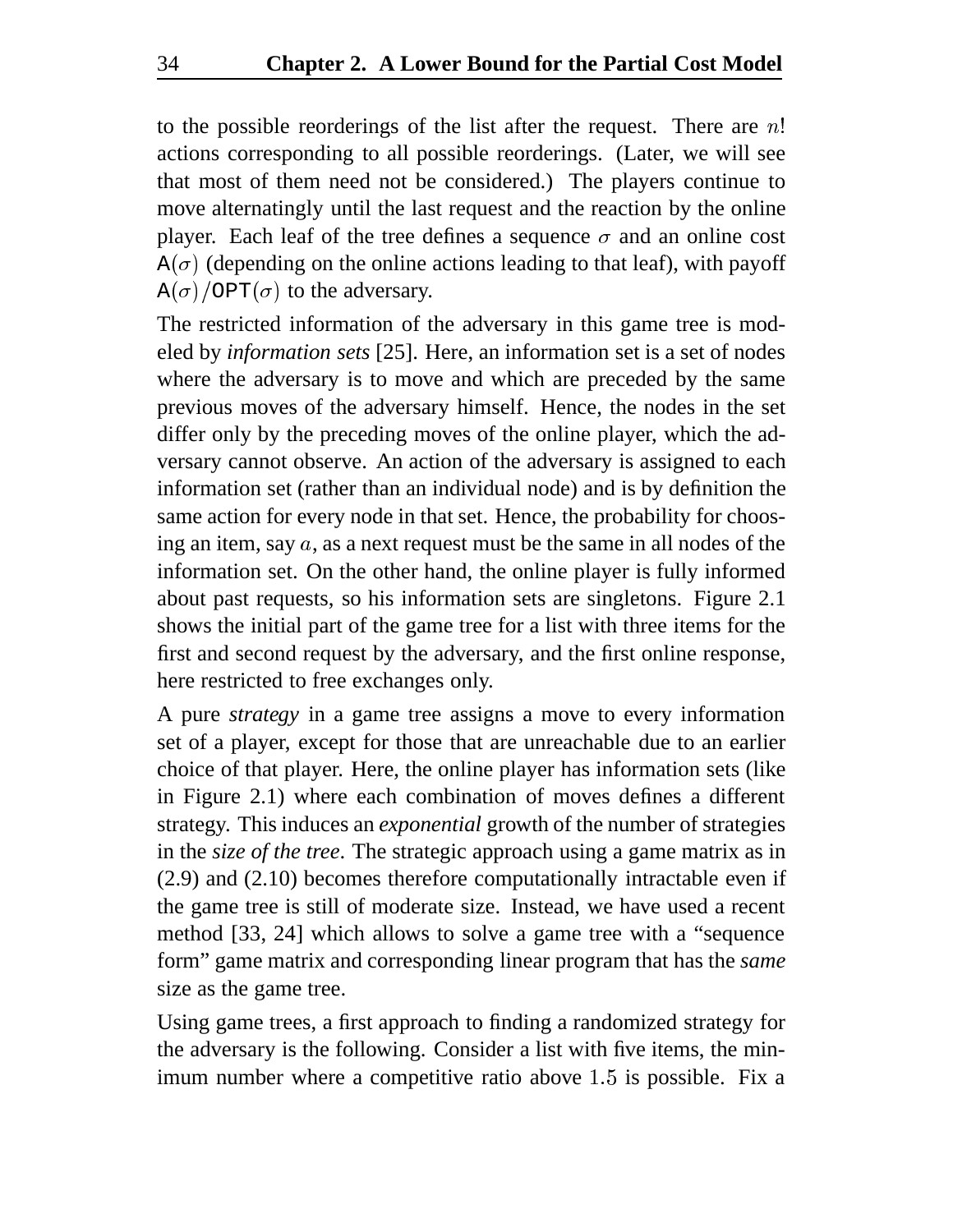to the possible reorderings of the list after the request. There are $n!$ actions corresponding to all possible reorderings. (Later, we will see that most of them need not be considered.) The players continue to move alternatingly until the last request and the reaction by the online player. Each leaf of the tree defines a sequence $\sigma$ and an online cost $\mathsf{A}(\sigma)$ (depending on the online actions leading to that leaf), with payoff $\mathsf{A}(\sigma)/\mathsf{OPT}(\sigma)$ to the adversary.

The restricted information of the adversary in this game tree is modeled by *information sets* [25]. Here, an information set is a set of nodes where the adversary is to move and which are preceded by the same previous moves of the adversary himself. Hence, the nodes in the set differ only by the preceding moves of the online player, which the adversary cannot observe. An action of the adversary is assigned to each information set (rather than an individual node) and is by definition the same action for every node in that set. Hence, the probability for choosing an item, say $a$, as a next request must be the same in all nodes of the information set. On the other hand, the online player is fully informed about past requests, so his information sets are singletons. Figure 2.1 shows the initial part of the game tree for a list with three items for the first and second request by the adversary, and the first online response, here restricted to free exchanges only.

A pure *strategy* in a game tree assigns a move to every information set of a player, except for those that are unreachable due to an earlier choice of that player. Here, the online player has information sets (like in Figure 2.1) where each combination of moves defines a different strategy. This induces an *exponential* growth of the number of strategies in the *size of the tree*. The strategic approach using a game matrix as in (2.9) and (2.10) becomes therefore computationally intractable even if the game tree is still of moderate size. Instead, we have used a recent method [33, 24] which allows to solve a game tree with a "sequence form" game matrix and corresponding linear program that has the *same* size as the game tree.

Using game trees, a first approach to finding a randomized strategy for the adversary is the following. Consider a list with five items, the minimum number where a competitive ratio above $1.5$ is possible. Fix a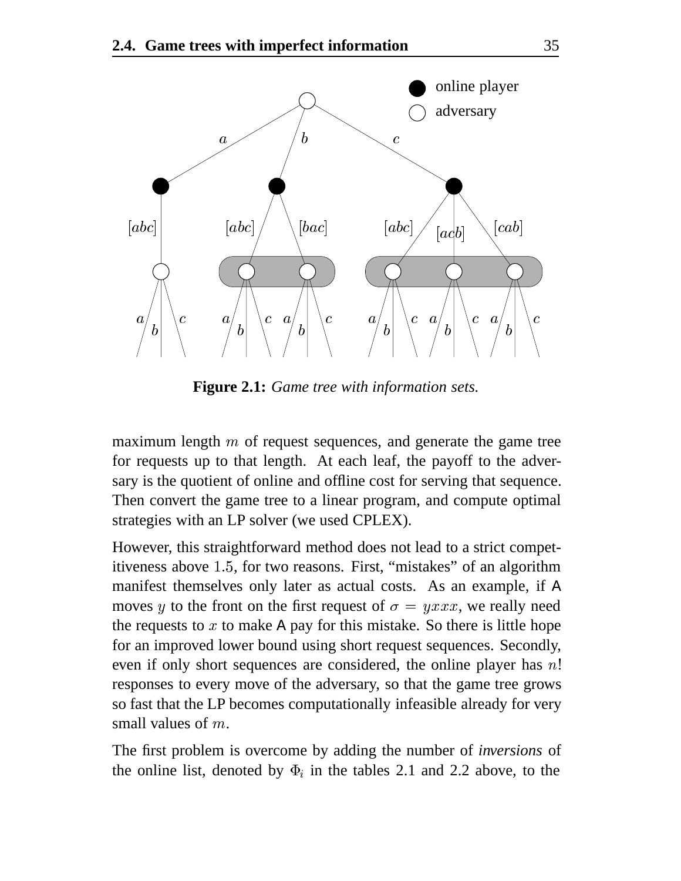**Figure 2.1:** *Game tree with information sets.*

maximum length $m$ of request sequences, and generate the game tree for requests up to that length. At each leaf, the payoff to the adversary is the quotient of online and offline cost for serving that sequence. Then convert the game tree to a linear program, and compute optimal strategies with an LP solver (we used CPLEX).

However, this straightforward method does not lead to a strict competitiveness above $1.5$, for two reasons. First, "mistakes" of an algorithm manifest themselves only later as actual costs. As an example, if A moves $y$ to the front on the first request of $\sigma = yxxx$, we really need the requests to $x$ to make A pay for this mistake. So there is little hope for an improved lower bound using short request sequences. Secondly, even if only short sequences are considered, the online player has $n!$ responses to every move of the adversary, so that the game tree grows so fast that the LP becomes computationally infeasible already for very small values of $m$.

The first problem is overcome by adding the number of *inversions* of the online list, denoted by $\Phi_i$ in the tables 2.1 and 2.2 above, to the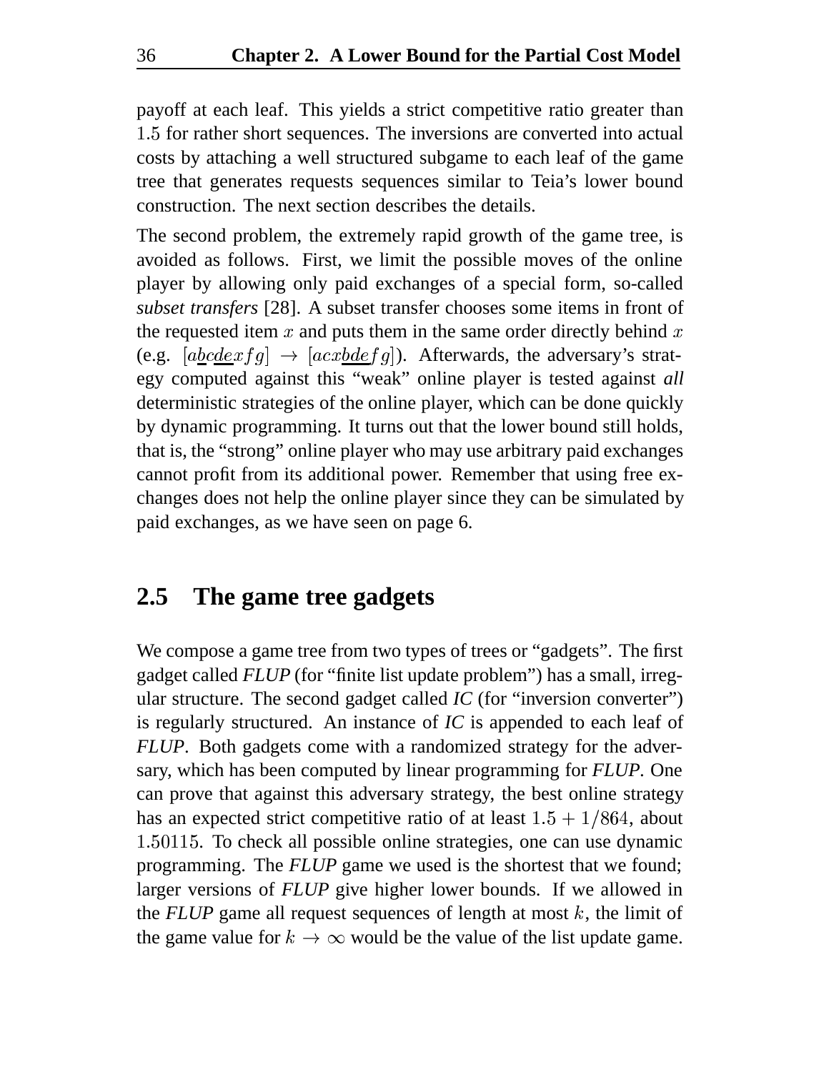payoff at each leaf. This yields a strict competitive ratio greater than $1.5$ for rather short sequences. The inversions are converted into actual costs by attaching a well structured subgame to each leaf of the game tree that generates requests sequences similar to Teia's lower bound construction. The next section describes the details.

The second problem, the extremely rapid growth of the game tree, is avoided as follows. First, we limit the possible moves of the online player by allowing only paid exchanges of a special form, so-called *subset transfers* [28]. A subset transfer chooses some items in front of the requested item $x$ and puts them in the same order directly behind $x$ (e.g. $[a\underline{b}c\underline{de}xfg] \to [acx\underline{bde}fg]$). Afterwards, the adversary's strategy computed against this "weak" online player is tested against *all* deterministic strategies of the online player, which can be done quickly by dynamic programming. It turns out that the lower bound still holds, that is, the "strong" online player who may use arbitrary paid exchanges cannot profit from its additional power. Remember that using free exchanges does not help the online player since they can be simulated by paid exchanges, as we have seen on page 6.

## 2.5 The game tree gadgets

We compose a game tree from two types of trees or "gadgets". The first gadget called *FLUP* (for "finite list update problem") has a small, irregular structure. The second gadget called *IC* (for "inversion converter") is regularly structured. An instance of *IC* is appended to each leaf of *FLUP*. Both gadgets come with a randomized strategy for the adversary, which has been computed by linear programming for *FLUP*. One can prove that against this adversary strategy, the best online strategy has an expected strict competitive ratio of at least $1.5 + 1/864$, about $1.50115$. To check all possible online strategies, one can use dynamic programming. The *FLUP* game we used is the shortest that we found; larger versions of *FLUP* give higher lower bounds. If we allowed in the *FLUP* game all request sequences of length at most $k$, the limit of the game value for $k \to \infty$ would be the value of the list update game.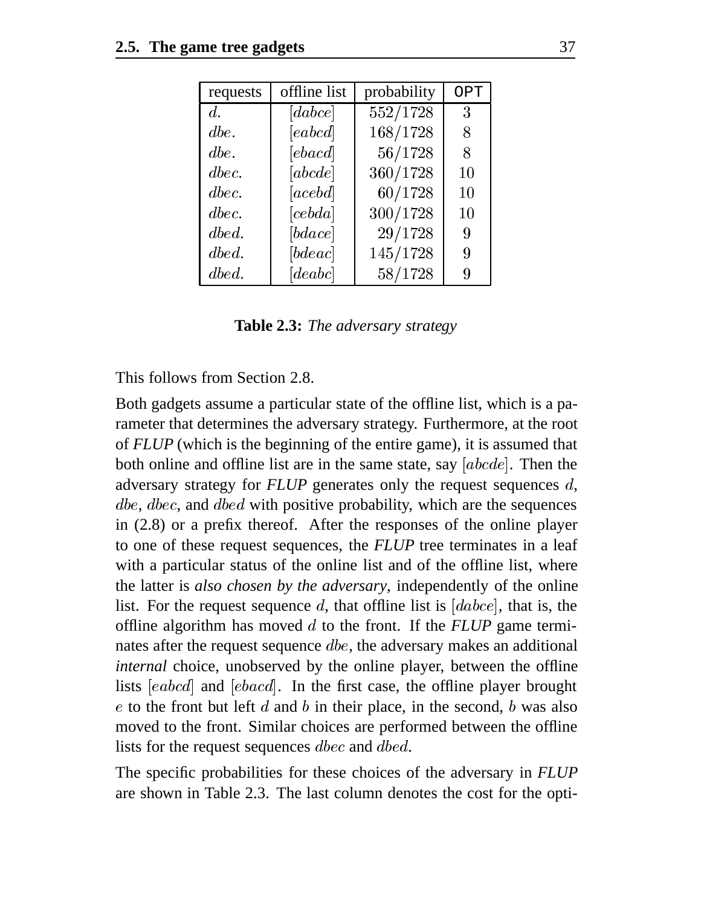| requests | offline list | probability | OPT |
|---|---|---|---|
| $d.$ | $[dabce]$ | $552/1728$ | 3 |
| $dbe.$ | $[eabcd]$ | $168/1728$ | 8 |
| $dbe.$ | $[ebacd]$ | $56/1728$ | 8 |
| $dbec.$ | $[abcde]$ | $360/1728$ | 10 |
| $dbec.$ | $[acebd]$ | $60/1728$ | 10 |
| $dbec.$ | $[cebda]$ | $300/1728$ | 10 |
| $dbed.$ | $[bdace]$ | $29/1728$ | 9 |
| $dbed.$ | $[bdeac]$ | $145/1728$ | 9 |
| $dbed.$ | $[deabc]$ | $58/1728$ | 9 |

**Table 2.3:** *The adversary strategy*

This follows from Section 2.8.

Both gadgets assume a particular state of the offline list, which is a parameter that determines the adversary strategy. Furthermore, at the root of *FLUP* (which is the beginning of the entire game), it is assumed that both online and offline list are in the same state, say $[abcde]$. Then the adversary strategy for *FLUP* generates only the request sequences $d$, $dbe$, $dbec$, and $dbed$ with positive probability, which are the sequences in (2.8) or a prefix thereof. After the responses of the online player to one of these request sequences, the *FLUP* tree terminates in a leaf with a particular status of the online list and of the offline list, where the latter is *also chosen by the adversary*, independently of the online list. For the request sequence $d$, that offline list is $[dabce]$, that is, the offline algorithm has moved $d$ to the front. If the *FLUP* game terminates after the request sequence $dbe$, the adversary makes an additional *internal* choice, unobserved by the online player, between the offline lists $[eabcd]$ and $[ebacd]$. In the first case, the offline player brought $e$ to the front but left $d$ and $b$ in their place, in the second, $b$ was also moved to the front. Similar choices are performed between the offline lists for the request sequences $dbec$ and $dbed$.

The specific probabilities for these choices of the adversary in *FLUP* are shown in Table 2.3. The last column denotes the cost for the opti-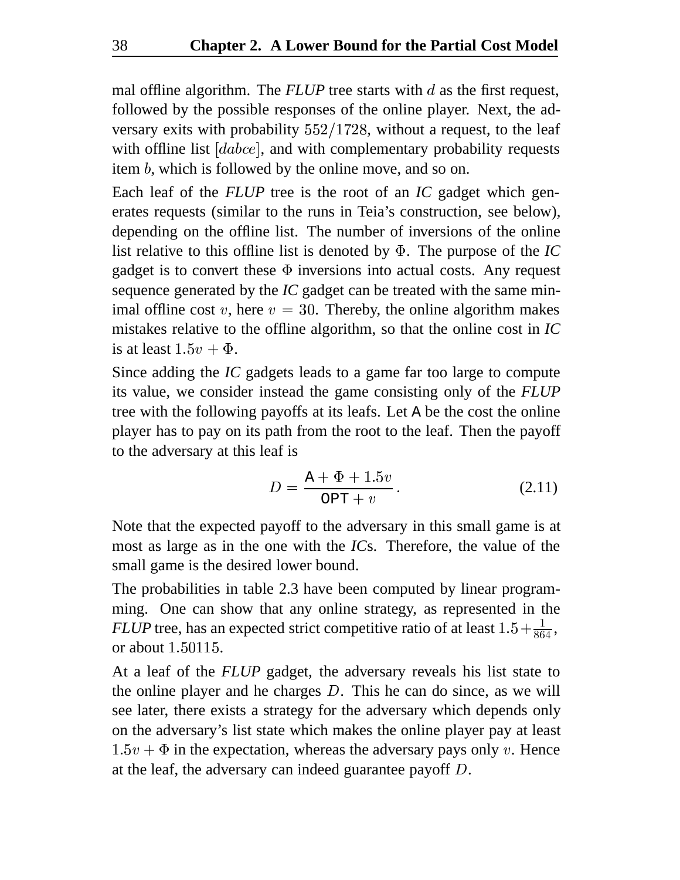mal offline algorithm. The *FLUP* tree starts with $d$ as the first request, followed by the possible responses of the online player. Next, the adversary exits with probability $552/1728$, without a request, to the leaf with offline list $[dabce]$, and with complementary probability requests item $b$, which is followed by the online move, and so on.

Each leaf of the *FLUP* tree is the root of an *IC* gadget which generates requests (similar to the runs in Teia's construction, see below), depending on the offline list. The number of inversions of the online list relative to this offline list is denoted by $\Phi$. The purpose of the *IC* gadget is to convert these $\Phi$ inversions into actual costs. Any request sequence generated by the *IC* gadget can be treated with the same minimal offline cost $v$, here $v = 30$. Thereby, the online algorithm makes mistakes relative to the offline algorithm, so that the online cost in *IC* is at least $1.5v + \Phi$.

Since adding the *IC* gadgets leads to a game far too large to compute its value, we consider instead the game consisting only of the *FLUP* tree with the following payoffs at its leafs. Let $\mathsf{A}$ be the cost the online player has to pay on its path from the root to the leaf. Then the payoff to the adversary at this leaf is

$$D = \frac{\mathsf{A} + \Phi + 1.5v}{\mathsf{OPT} + v}. \tag{2.11}$$

Note that the expected payoff to the adversary in this small game is at most as large as in the one with the *IC*s. Therefore, the value of the small game is the desired lower bound.

The probabilities in table 2.3 have been computed by linear programming. One can show that any online strategy, as represented in the *FLUP* tree, has an expected strict competitive ratio of at least $1.5 + \frac{1}{864}$, or about $1.50115$.

At a leaf of the *FLUP* gadget, the adversary reveals his list state to the online player and he charges $D$. This he can do since, as we will see later, there exists a strategy for the adversary which depends only on the adversary's list state which makes the online player pay at least $1.5v + \Phi$ in the expectation, whereas the adversary pays only $v$. Hence at the leaf, the adversary can indeed guarantee payoff $D$.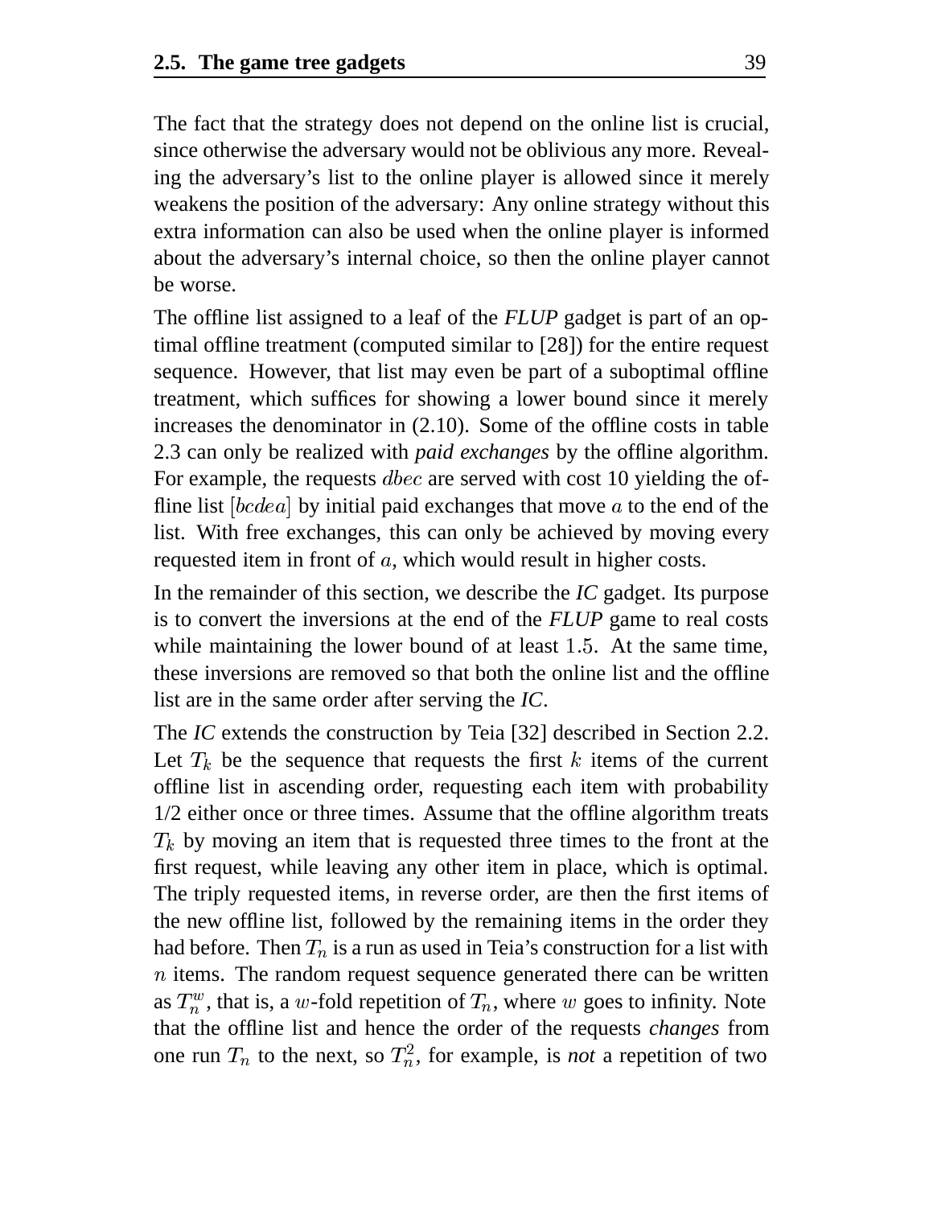The fact that the strategy does not depend on the online list is crucial, since otherwise the adversary would not be oblivious any more. Revealing the adversary's list to the online player is allowed since it merely weakens the position of the adversary: Any online strategy without this extra information can also be used when the online player is informed about the adversary's internal choice, so then the online player cannot be worse.

The offline list assigned to a leaf of the *FLUP* gadget is part of an optimal offline treatment (computed similar to [28]) for the entire request sequence. However, that list may even be part of a suboptimal offline treatment, which suffices for showing a lower bound since it merely increases the denominator in (2.10). Some of the offline costs in table 2.3 can only be realized with *paid exchanges* by the offline algorithm. For example, the requests $dbec$ are served with cost 10 yielding the offline list $[bcdea]$ by initial paid exchanges that move $a$ to the end of the list. With free exchanges, this can only be achieved by moving every requested item in front of $a$, which would result in higher costs.

In the remainder of this section, we describe the *IC* gadget. Its purpose is to convert the inversions at the end of the *FLUP* game to real costs while maintaining the lower bound of at least $1.5$. At the same time, these inversions are removed so that both the online list and the offline list are in the same order after serving the *IC*.

The *IC* extends the construction by Teia [32] described in Section 2.2. Let $T_k$ be the sequence that requests the first $k$ items of the current offline list in ascending order, requesting each item with probability 1/2 either once or three times. Assume that the offline algorithm treats $T_k$ by moving an item that is requested three times to the front at the first request, while leaving any other item in place, which is optimal. The triply requested items, in reverse order, are then the first items of the new offline list, followed by the remaining items in the order they had before. Then $T_n$ is a run as used in Teia's construction for a list with $n$ items. The random request sequence generated there can be written as $T_n^w$, that is, a $w$-fold repetition of $T_n$, where $w$ goes to infinity. Note that the offline list and hence the order of the requests *changes* from one run $T_n$ to the next, so $T_n^2$, for example, is *not* a repetition of two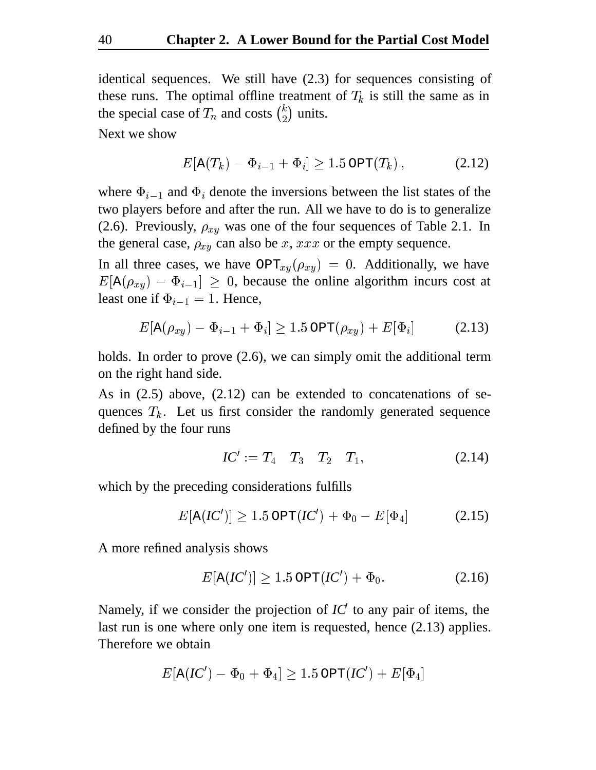identical sequences. We still have (2.3) for sequences consisting of these runs. The optimal offline treatment of $T_k$ is still the same as in the special case of $T_n$ and costs $\binom{k}{2}$ units.

Next we show

$$E[\mathsf{A}(T_k) - \Phi_{i-1} + \Phi_i] \geq 1.5\,\mathsf{OPT}(T_k)\,, \tag{2.12}$$

where $\Phi_{i-1}$ and $\Phi_i$ denote the inversions between the list states of the two players before and after the run. All we have to do is to generalize (2.6). Previously, $\rho_{xy}$ was one of the four sequences of Table 2.1. In the general case, $\rho_{xy}$ can also be $x$, $xxx$ or the empty sequence.

In all three cases, we have $\mathsf{OPT}_{xy}(\rho_{xy}) = 0$. Additionally, we have $E[\mathsf{A}(\rho_{xy}) - \Phi_{i-1}] \geq 0$, because the online algorithm incurs cost at least one if $\Phi_{i-1} = 1$. Hence,

$$E[\mathsf{A}(\rho_{xy}) - \Phi_{i-1} + \Phi_i] \geq 1.5\,\mathsf{OPT}(\rho_{xy}) + E[\Phi_i] \tag{2.13}$$

holds. In order to prove (2.6), we can simply omit the additional term on the right hand side.

As in (2.5) above, (2.12) can be extended to concatenations of sequences $T_k$. Let us first consider the randomly generated sequence defined by the four runs

$$IC' := T_4 \quad T_3 \quad T_2 \quad T_1, \tag{2.14}$$

which by the preceding considerations fulfills

$$E[\mathsf{A}(IC')] \geq 1.5\,\mathsf{OPT}(IC') + \Phi_0 - E[\Phi_4] \tag{2.15}$$

A more refined analysis shows

$$E[\mathsf{A}(IC')] \geq 1.5\,\mathsf{OPT}(IC') + \Phi_0. \tag{2.16}$$

Namely, if we consider the projection of $IC'$ to any pair of items, the last run is one where only one item is requested, hence (2.13) applies. Therefore we obtain

$$E[\mathsf{A}(IC') - \Phi_0 + \Phi_4] \geq 1.5\,\mathsf{OPT}(IC') + E[\Phi_4]$$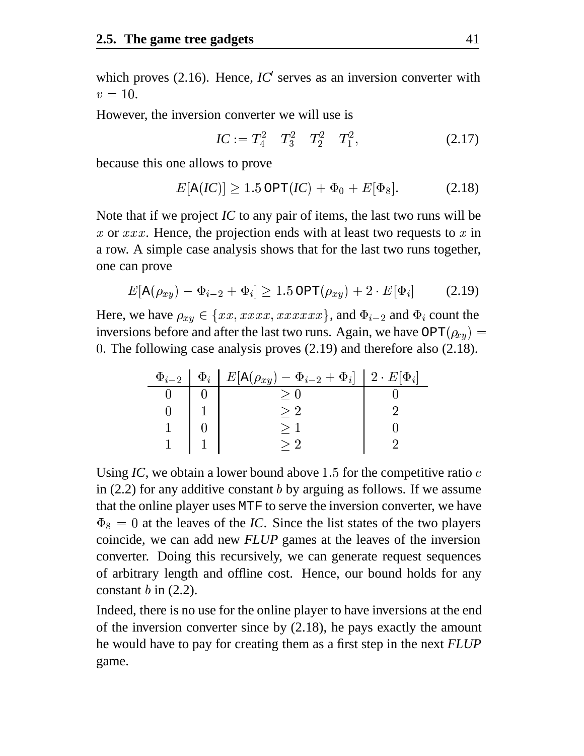which proves (2.16). Hence, *IC*′ serves as an inversion converter with $v = 10$.

However, the inversion converter we will use is

$$IC := T_4^2 \quad T_3^2 \quad T_2^2 \quad T_1^2, \tag{2.17}$$

because this one allows to prove

$$E[\mathsf{A}(IC)] \geq 1.5\,\mathsf{OPT}(IC) + \Phi_0 + E[\Phi_8]. \tag{2.18}$$

Note that if we project *IC* to any pair of items, the last two runs will be $x$ or $xxx$. Hence, the projection ends with at least two requests to $x$ in a row. A simple case analysis shows that for the last two runs together, one can prove

$$E[\mathsf{A}(\rho_{xy}) - \Phi_{i-2} + \Phi_i] \geq 1.5\,\mathsf{OPT}(\rho_{xy}) + 2 \cdot E[\Phi_i] \tag{2.19}$$

Here, we have $\rho_{xy} \in \{xx, xxxx, xxxxxx\}$, and $\Phi_{i-2}$ and $\Phi_i$ count the inversions before and after the last two runs. Again, we have $\mathsf{OPT}(\rho_{xy}) = 0$. The following case analysis proves (2.19) and therefore also (2.18).

| $\Phi_{i-2}$ | $\Phi_i$ | $E[\mathsf{A}(\rho_{xy}) - \Phi_{i-2} + \Phi_i]$ | $2 \cdot E[\Phi_i]$ |
|---|---|---|---|
| $0$ | $0$ | $\geq 0$ | $0$ |
| $0$ | $1$ | $\geq 2$ | $2$ |
| $1$ | $0$ | $\geq 1$ | $0$ |
| $1$ | $1$ | $\geq 2$ | $2$ |

Using *IC*, we obtain a lower bound above $1.5$ for the competitive ratio $c$ in (2.2) for any additive constant $b$ by arguing as follows. If we assume that the online player uses MTF to serve the inversion converter, we have $\Phi_8 = 0$ at the leaves of the *IC*. Since the list states of the two players coincide, we can add new *FLUP* games at the leaves of the inversion converter. Doing this recursively, we can generate request sequences of arbitrary length and offline cost. Hence, our bound holds for any constant $b$ in (2.2).

Indeed, there is no use for the online player to have inversions at the end of the inversion converter since by (2.18), he pays exactly the amount he would have to pay for creating them as a first step in the next *FLUP* game.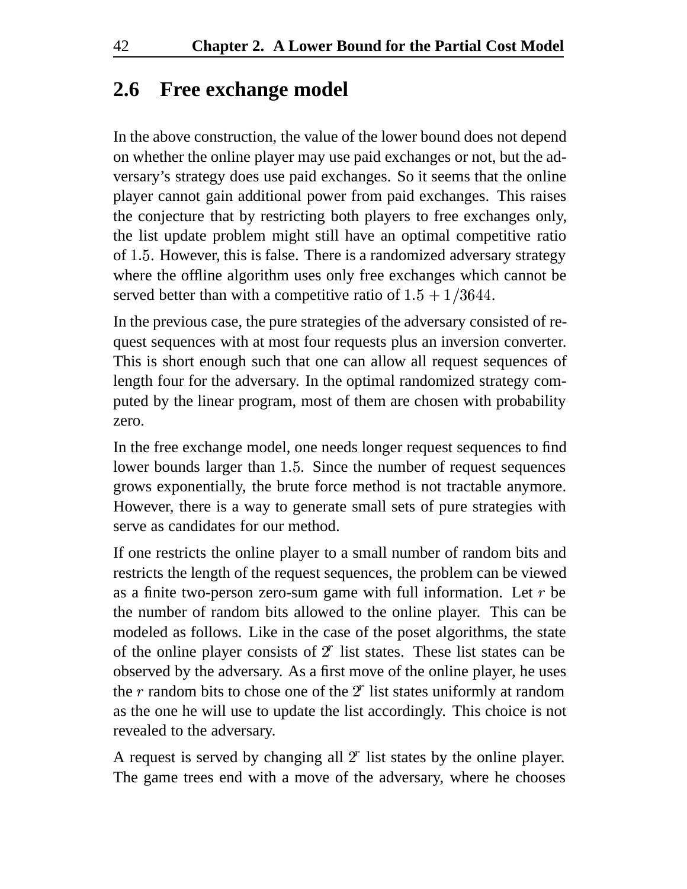## 2.6 Free exchange model

In the above construction, the value of the lower bound does not depend on whether the online player may use paid exchanges or not, but the adversary's strategy does use paid exchanges. So it seems that the online player cannot gain additional power from paid exchanges. This raises the conjecture that by restricting both players to free exchanges only, the list update problem might still have an optimal competitive ratio of $1.5$. However, this is false. There is a randomized adversary strategy where the offline algorithm uses only free exchanges which cannot be served better than with a competitive ratio of $1.5 + 1/3644$.

In the previous case, the pure strategies of the adversary consisted of request sequences with at most four requests plus an inversion converter. This is short enough such that one can allow all request sequences of length four for the adversary. In the optimal randomized strategy computed by the linear program, most of them are chosen with probability zero.

In the free exchange model, one needs longer request sequences to find lower bounds larger than $1.5$. Since the number of request sequences grows exponentially, the brute force method is not tractable anymore. However, there is a way to generate small sets of pure strategies with serve as candidates for our method.

If one restricts the online player to a small number of random bits and restricts the length of the request sequences, the problem can be viewed as a finite two-person zero-sum game with full information. Let $r$ be the number of random bits allowed to the online player. This can be modeled as follows. Like in the case of the poset algorithms, the state of the online player consists of $2^r$ list states. These list states can be observed by the adversary. As a first move of the online player, he uses the $r$ random bits to chose one of the $2^r$ list states uniformly at random as the one he will use to update the list accordingly. This choice is not revealed to the adversary.

A request is served by changing all $2^r$ list states by the online player. The game trees end with a move of the adversary, where he chooses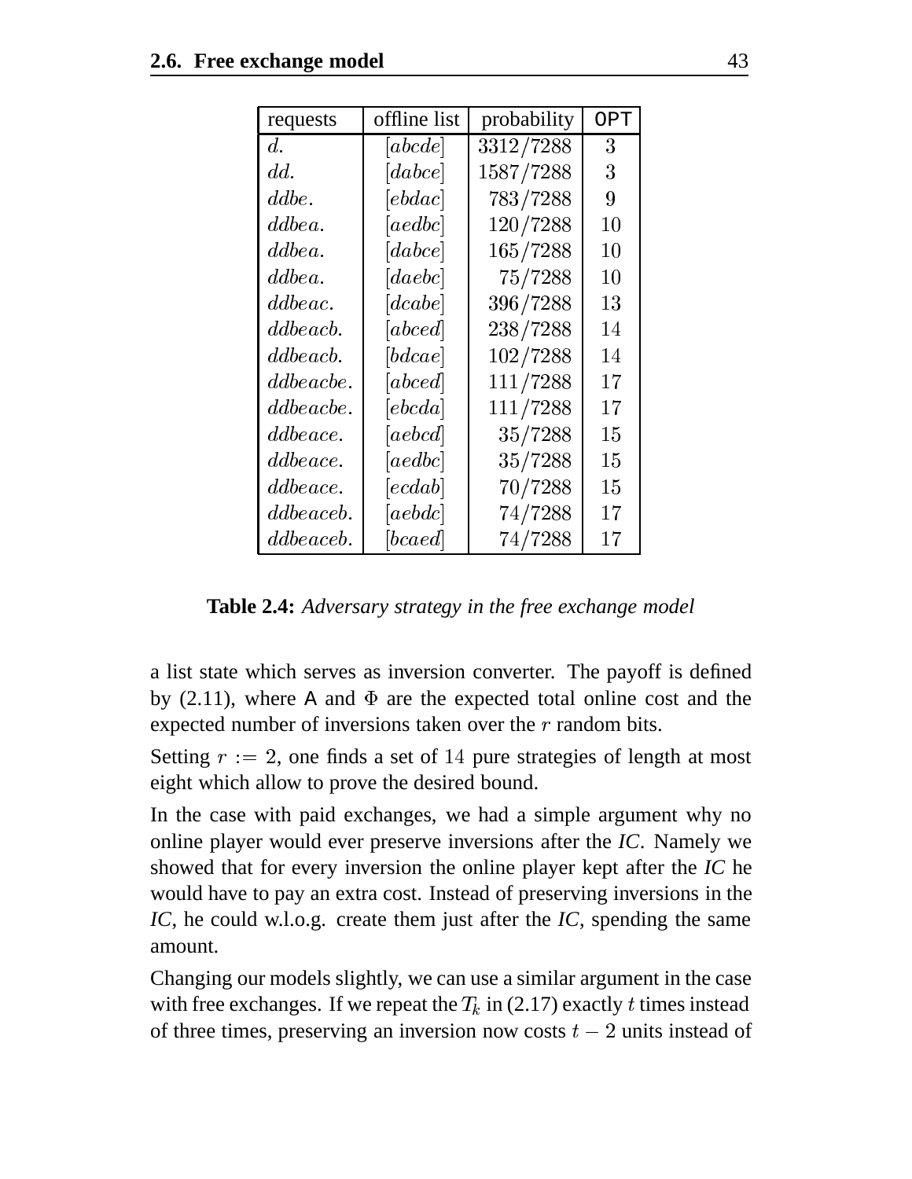| requests | offline list | probability | OPT |
|---|---|---|---|
| $d.$ | $[abcde]$ | $3312/7288$ | $3$ |
| $dd.$ | $[dabce]$ | $1587/7288$ | $3$ |
| $ddbe.$ | $[ebdac]$ | $783/7288$ | $9$ |
| $ddbea.$ | $[aedbc]$ | $120/7288$ | $10$ |
| $ddbea.$ | $[dabce]$ | $165/7288$ | $10$ |
| $ddbea.$ | $[daebc]$ | $75/7288$ | $10$ |
| $ddbeac.$ | $[dcabe]$ | $396/7288$ | $13$ |
| $ddbeacb.$ | $[abced]$ | $238/7288$ | $14$ |
| $ddbeacb.$ | $[bdcae]$ | $102/7288$ | $14$ |
| $ddbeacbe.$ | $[abced]$ | $111/7288$ | $17$ |
| $ddbeacbe.$ | $[ebcda]$ | $111/7288$ | $17$ |
| $ddbeace.$ | $[aebcd]$ | $35/7288$ | $15$ |
| $ddbeace.$ | $[aedbc]$ | $35/7288$ | $15$ |
| $ddbeace.$ | $[ecdab]$ | $70/7288$ | $15$ |
| $ddbeaceb.$ | $[aebdc]$ | $74/7288$ | $17$ |
| $ddbeaceb.$ | $[bcaed]$ | $74/7288$ | $17$ |

**Table 2.4:** *Adversary strategy in the free exchange model*

a list state which serves as inversion converter. The payoff is defined by (2.11), where $\mathsf{A}$ and $\Phi$ are the expected total online cost and the expected number of inversions taken over the $r$ random bits.

Setting $r := 2$, one finds a set of $14$ pure strategies of length at most eight which allow to prove the desired bound.

In the case with paid exchanges, we had a simple argument why no online player would ever preserve inversions after the *IC*. Namely we showed that for every inversion the online player kept after the *IC* he would have to pay an extra cost. Instead of preserving inversions in the *IC*, he could w.l.o.g. create them just after the *IC*, spending the same amount.

Changing our models slightly, we can use a similar argument in the case with free exchanges. If we repeat the $T_k$ in (2.17) exactly $t$ times instead of three times, preserving an inversion now costs $t - 2$ units instead of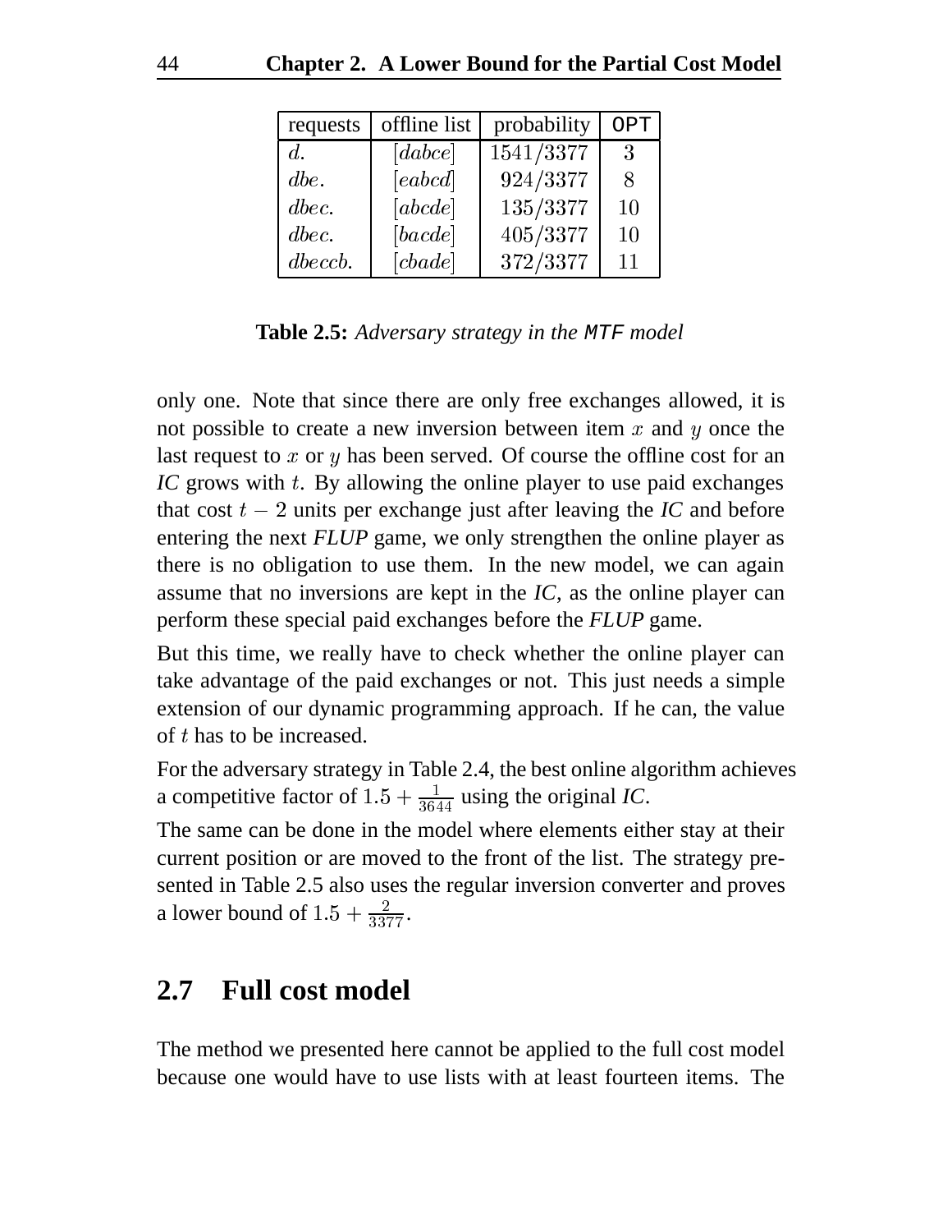| requests | offline list | probability | OPT |
|---|---|---|---|
| $d.$ | $[dabce]$ | $1541/3377$ | 3 |
| $dbe.$ | $[eabcd]$ | $924/3377$ | 8 |
| $dbec.$ | $[abcde]$ | $135/3377$ | 10 |
| $dbec.$ | $[bacde]$ | $405/3377$ | 10 |
| $dbeccb.$ | $[cbade]$ | $372/3377$ | 11 |

**Table 2.5:** *Adversary strategy in the* `MTF` *model*

only one. Note that since there are only free exchanges allowed, it is not possible to create a new inversion between item $x$ and $y$ once the last request to $x$ or $y$ has been served. Of course the offline cost for an *IC* grows with $t$. By allowing the online player to use paid exchanges that cost $t-2$ units per exchange just after leaving the *IC* and before entering the next *FLUP* game, we only strengthen the online player as there is no obligation to use them. In the new model, we can again assume that no inversions are kept in the *IC*, as the online player can perform these special paid exchanges before the *FLUP* game.

But this time, we really have to check whether the online player can take advantage of the paid exchanges or not. This just needs a simple extension of our dynamic programming approach. If he can, the value of $t$ has to be increased.

For the adversary strategy in Table 2.4, the best online algorithm achieves a competitive factor of $1.5 + \frac{1}{3644}$ using the original *IC*.

The same can be done in the model where elements either stay at their current position or are moved to the front of the list. The strategy presented in Table 2.5 also uses the regular inversion converter and proves a lower bound of $1.5 + \frac{2}{3377}$.

## 2.7 Full cost model

The method we presented here cannot be applied to the full cost model because one would have to use lists with at least fourteen items. The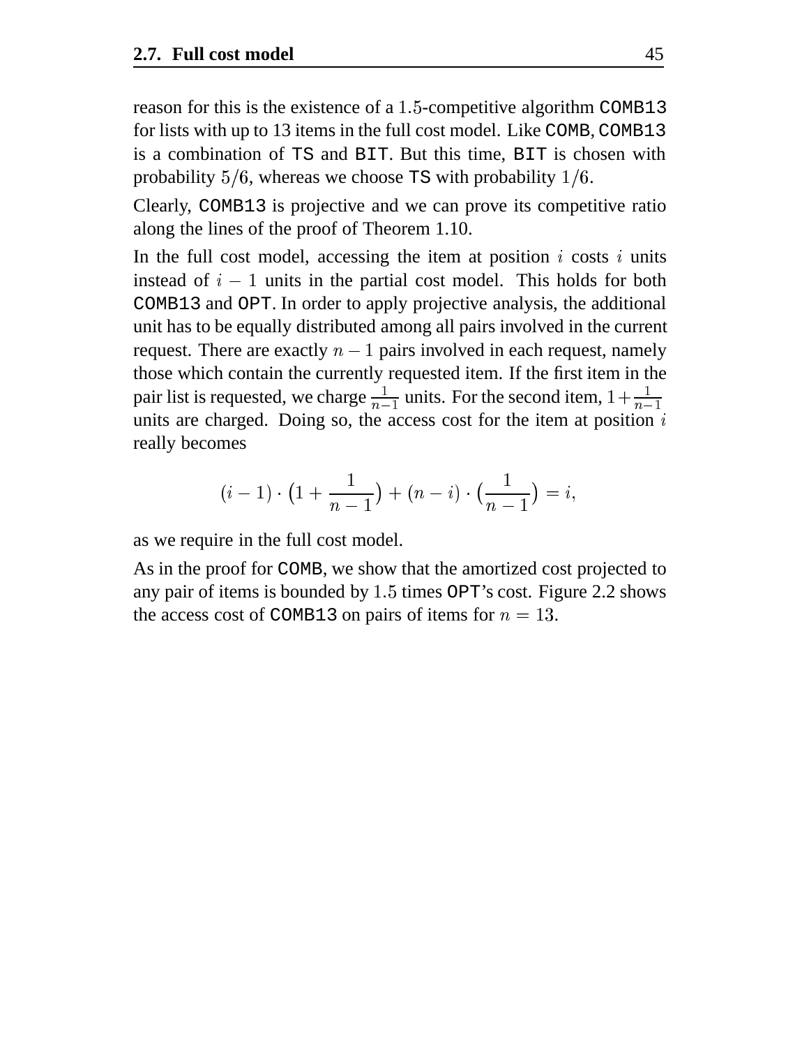reason for this is the existence of a $1.5$-competitive algorithm COMB13 for lists with up to 13 items in the full cost model. Like COMB, COMB13 is a combination of TS and BIT. But this time, BIT is chosen with probability $5/6$, whereas we choose TS with probability $1/6$.

Clearly, COMB13 is projective and we can prove its competitive ratio along the lines of the proof of Theorem 1.10.

In the full cost model, accessing the item at position $i$ costs $i$ units instead of $i - 1$ units in the partial cost model. This holds for both COMB13 and OPT. In order to apply projective analysis, the additional unit has to be equally distributed among all pairs involved in the current request. There are exactly $n - 1$ pairs involved in each request, namely those which contain the currently requested item. If the first item in the pair list is requested, we charge $\frac{1}{n-1}$ units. For the second item, $1 + \frac{1}{n-1}$ units are charged. Doing so, the access cost for the item at position $i$ really becomes

$$(i-1) \cdot \big(1 + \frac{1}{n-1}\big) + (n-i) \cdot \big(\frac{1}{n-1}\big) = i,$$

as we require in the full cost model.

As in the proof for COMB, we show that the amortized cost projected to any pair of items is bounded by $1.5$ times OPT's cost. Figure 2.2 shows the access cost of COMB13 on pairs of items for $n = 13$.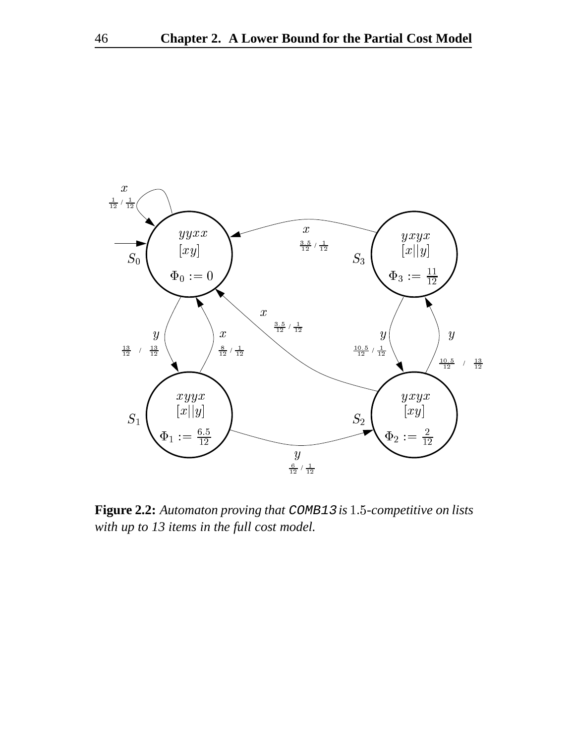**Figure 2.2:** *Automaton proving that `COMB13` is 1.5-competitive on lists with up to 13 items in the full cost model.*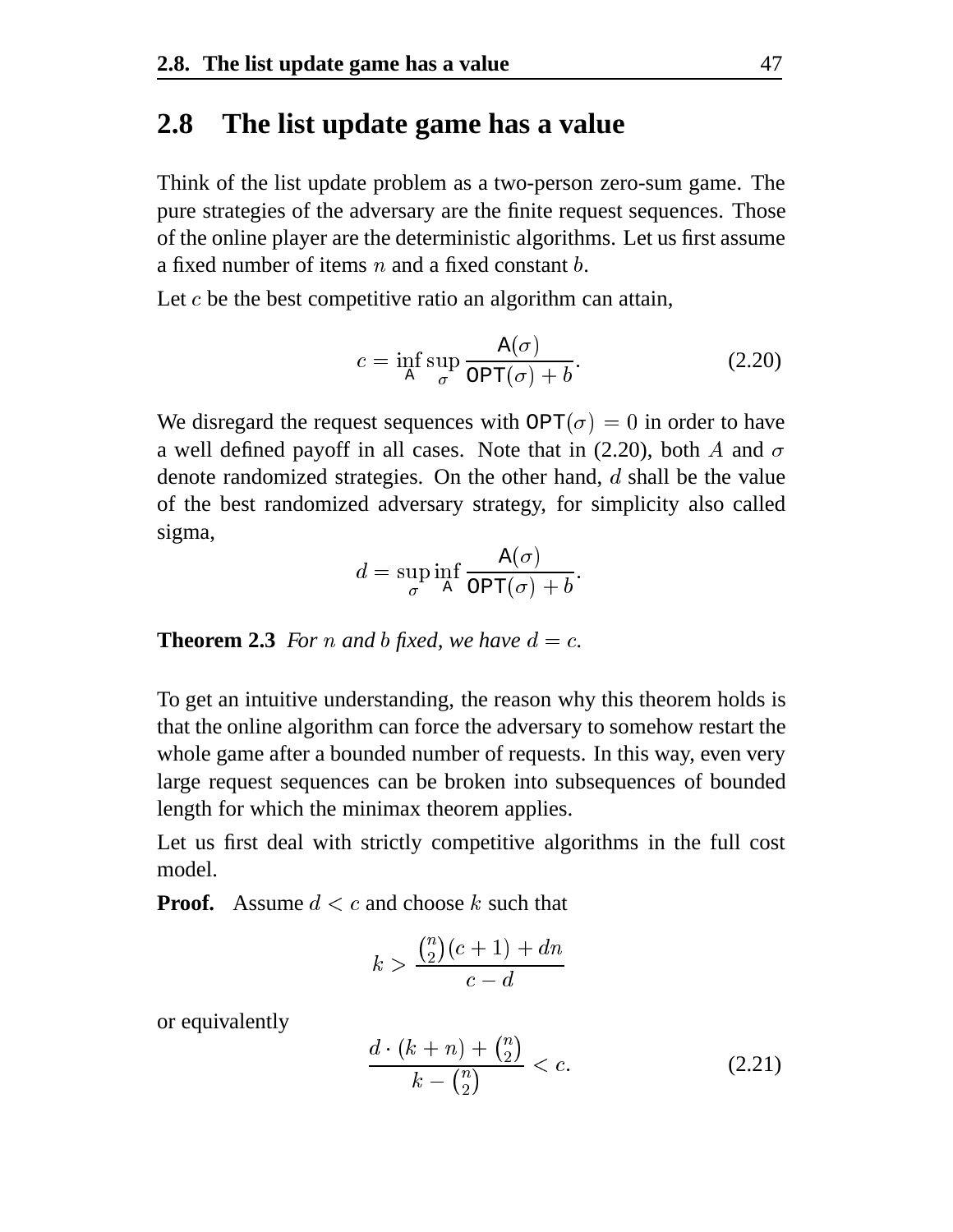## 2.8 The list update game has a value

Think of the list update problem as a two-person zero-sum game. The pure strategies of the adversary are the finite request sequences. Those of the online player are the deterministic algorithms. Let us first assume a fixed number of items $n$ and a fixed constant $b$.

Let $c$ be the best competitive ratio an algorithm can attain,

$$c = \inf_{\mathsf{A}} \sup_{\sigma} \frac{\mathsf{A}(\sigma)}{\mathsf{OPT}(\sigma) + b}. \tag{2.20}$$

We disregard the request sequences with $\mathsf{OPT}(\sigma) = 0$ in order to have a well defined payoff in all cases. Note that in (2.20), both $A$ and $\sigma$ denote randomized strategies. On the other hand, $d$ shall be the value of the best randomized adversary strategy, for simplicity also called sigma,

$$d = \sup_{\sigma} \inf_{\mathsf{A}} \frac{\mathsf{A}(\sigma)}{\mathsf{OPT}(\sigma) + b}.$$

**Theorem 2.3** *For $n$ and $b$ fixed, we have $d = c$.*

To get an intuitive understanding, the reason why this theorem holds is that the online algorithm can force the adversary to somehow restart the whole game after a bounded number of requests. In this way, even very large request sequences can be broken into subsequences of bounded length for which the minimax theorem applies.

Let us first deal with strictly competitive algorithms in the full cost model.

**Proof.** Assume $d < c$ and choose $k$ such that

$$k > \frac{\binom{n}{2}(c+1) + dn}{c - d}$$

or equivalently

$$\frac{d \cdot (k+n) + \binom{n}{2}}{k - \binom{n}{2}} < c. \tag{2.21}$$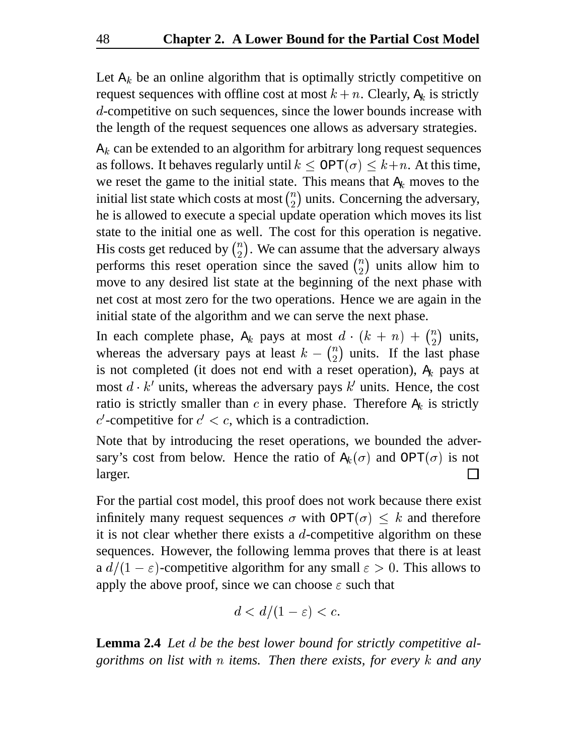Let $\mathsf{A}_k$ be an online algorithm that is optimally strictly competitive on request sequences with offline cost at most $k+n$. Clearly, $\mathsf{A}_k$ is strictly $d$-competitive on such sequences, since the lower bounds increase with the length of the request sequences one allows as adversary strategies.

$\mathsf{A}_k$ can be extended to an algorithm for arbitrary long request sequences as follows. It behaves regularly until $k \leq \mathsf{OPT}(\sigma) \leq k+n$. At this time, we reset the game to the initial state. This means that $\mathsf{A}_k$ moves to the initial list state which costs at most $\binom{n}{2}$ units. Concerning the adversary, he is allowed to execute a special update operation which moves its list state to the initial one as well. The cost for this operation is negative. His costs get reduced by $\binom{n}{2}$. We can assume that the adversary always performs this reset operation since the saved $\binom{n}{2}$ units allow him to move to any desired list state at the beginning of the next phase with net cost at most zero for the two operations. Hence we are again in the initial state of the algorithm and we can serve the next phase.

In each complete phase, $\mathsf{A}_k$ pays at most $d \cdot (k+n) + \binom{n}{2}$ units, whereas the adversary pays at least $k - \binom{n}{2}$ units. If the last phase is not completed (it does not end with a reset operation), $\mathsf{A}_k$ pays at most $d \cdot k'$ units, whereas the adversary pays $k'$ units. Hence, the cost ratio is strictly smaller than $c$ in every phase. Therefore $\mathsf{A}_k$ is strictly $c'$-competitive for $c' < c$, which is a contradiction.

Note that by introducing the reset operations, we bounded the adversary's cost from below. Hence the ratio of $\mathsf{A}_k(\sigma)$ and $\mathsf{OPT}(\sigma)$ is not larger. □

For the partial cost model, this proof does not work because there exist infinitely many request sequences $\sigma$ with $\mathsf{OPT}(\sigma) \leq k$ and therefore it is not clear whether there exists a $d$-competitive algorithm on these sequences. However, the following lemma proves that there is at least a $d/(1-\varepsilon)$-competitive algorithm for any small $\varepsilon > 0$. This allows to apply the above proof, since we can choose $\varepsilon$ such that

$$d < d/(1-\varepsilon) < c.$$

**Lemma 2.4** *Let $d$ be the best lower bound for strictly competitive algorithms on list with $n$ items. Then there exists, for every $k$ and any*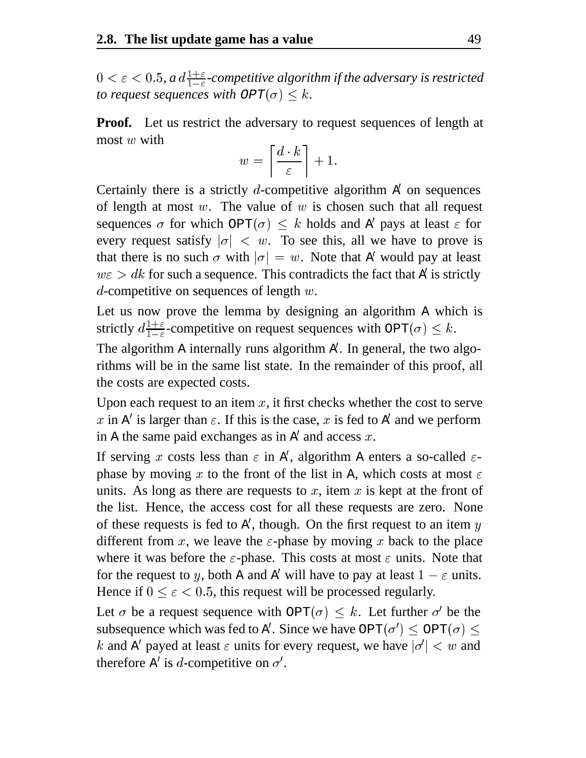*$0 < \varepsilon < 0.5$, a $d\frac{1+\varepsilon}{1-\varepsilon}$-competitive algorithm if the adversary is restricted to request sequences with $\mathsf{OPT}(\sigma) \leq k$.*

**Proof.** Let us restrict the adversary to request sequences of length at most $w$ with

$$w = \left\lceil \frac{d \cdot k}{\varepsilon} \right\rceil + 1.$$

Certainly there is a strictly $d$-competitive algorithm $\mathsf{A}'$ on sequences of length at most $w$. The value of $w$ is chosen such that all request sequences $\sigma$ for which $\mathsf{OPT}(\sigma) \leq k$ holds and $\mathsf{A}'$ pays at least $\varepsilon$ for every request satisfy $|\sigma| < w$. To see this, all we have to prove is that there is no such $\sigma$ with $|\sigma| = w$. Note that $\mathsf{A}'$ would pay at least $w\varepsilon > dk$ for such a sequence. This contradicts the fact that $\mathsf{A}'$ is strictly $d$-competitive on sequences of length $w$.

Let us now prove the lemma by designing an algorithm $\mathsf{A}$ which is strictly $d\frac{1+\varepsilon}{1-\varepsilon}$-competitive on request sequences with $\mathsf{OPT}(\sigma) \leq k$.

The algorithm $\mathsf{A}$ internally runs algorithm $\mathsf{A}'$. In general, the two algorithms will be in the same list state. In the remainder of this proof, all the costs are expected costs.

Upon each request to an item $x$, it first checks whether the cost to serve $x$ in $\mathsf{A}'$ is larger than $\varepsilon$. If this is the case, $x$ is fed to $\mathsf{A}'$ and we perform in $\mathsf{A}$ the same paid exchanges as in $\mathsf{A}'$ and access $x$.

If serving $x$ costs less than $\varepsilon$ in $\mathsf{A}'$, algorithm $\mathsf{A}$ enters a so-called $\varepsilon$-phase by moving $x$ to the front of the list in $\mathsf{A}$, which costs at most $\varepsilon$ units. As long as there are requests to $x$, item $x$ is kept at the front of the list. Hence, the access cost for all these requests are zero. None of these requests is fed to $\mathsf{A}'$, though. On the first request to an item $y$ different from $x$, we leave the $\varepsilon$-phase by moving $x$ back to the place where it was before the $\varepsilon$-phase. This costs at most $\varepsilon$ units. Note that for the request to $y$, both $\mathsf{A}$ and $\mathsf{A}'$ will have to pay at least $1 - \varepsilon$ units. Hence if $0 \leq \varepsilon < 0.5$, this request will be processed regularly.

Let $\sigma$ be a request sequence with $\mathsf{OPT}(\sigma) \leq k$. Let further $\sigma'$ be the subsequence which was fed to $\mathsf{A}'$. Since we have $\mathsf{OPT}(\sigma') \leq \mathsf{OPT}(\sigma) \leq k$ and $\mathsf{A}'$ payed at least $\varepsilon$ units for every request, we have $|\sigma'| < w$ and therefore $\mathsf{A}'$ is $d$-competitive on $\sigma'$.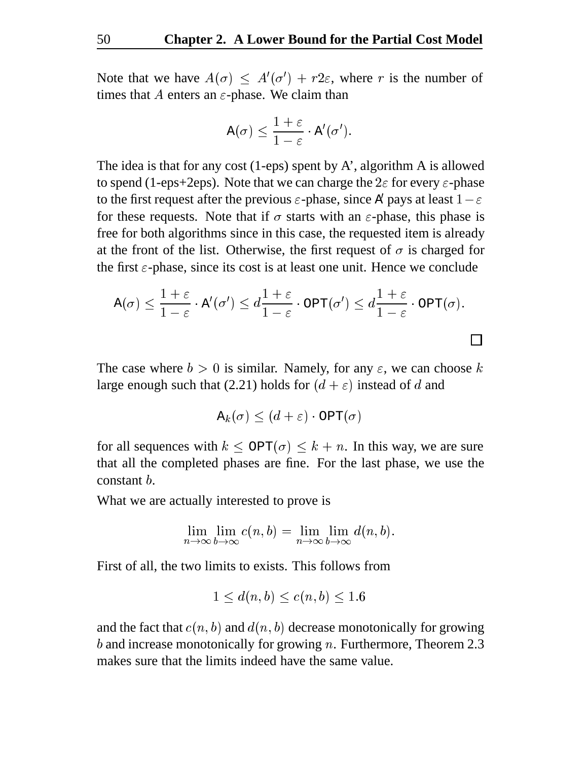Note that we have $A(\sigma) \leq A'(\sigma') + r2\varepsilon$, where $r$ is the number of times that $A$ enters an $\varepsilon$-phase. We claim than

$$\mathsf{A}(\sigma) \leq \frac{1+\varepsilon}{1-\varepsilon} \cdot \mathsf{A}'(\sigma').$$

The idea is that for any cost (1-eps) spent by A', algorithm A is allowed to spend (1-eps+2eps). Note that we can charge the $2\varepsilon$ for every $\varepsilon$-phase to the first request after the previous $\varepsilon$-phase, since $\mathsf{A}'$ pays at least $1-\varepsilon$ for these requests. Note that if $\sigma$ starts with an $\varepsilon$-phase, this phase is free for both algorithms since in this case, the requested item is already at the front of the list. Otherwise, the first request of $\sigma$ is charged for the first $\varepsilon$-phase, since its cost is at least one unit. Hence we conclude

$$\mathsf{A}(\sigma) \leq \frac{1+\varepsilon}{1-\varepsilon} \cdot \mathsf{A}'(\sigma') \leq d\frac{1+\varepsilon}{1-\varepsilon} \cdot \mathsf{OPT}(\sigma') \leq d\frac{1+\varepsilon}{1-\varepsilon} \cdot \mathsf{OPT}(\sigma).$$

□

The case where $b > 0$ is similar. Namely, for any $\varepsilon$, we can choose $k$ large enough such that (2.21) holds for $(d+\varepsilon)$ instead of $d$ and

$$\mathsf{A}_k(\sigma) \leq (d+\varepsilon) \cdot \mathsf{OPT}(\sigma)$$

for all sequences with $k \leq \mathsf{OPT}(\sigma) \leq k+n$. In this way, we are sure that all the completed phases are fine. For the last phase, we use the constant $b$.

What we are actually interested to prove is

$$\lim_{n\to\infty}\lim_{b\to\infty} c(n,b) = \lim_{n\to\infty}\lim_{b\to\infty} d(n,b).$$

First of all, the two limits to exists. This follows from

$$1 \leq d(n,b) \leq c(n,b) \leq 1.6$$

and the fact that $c(n,b)$ and $d(n,b)$ decrease monotonically for growing $b$ and increase monotonically for growing $n$. Furthermore, Theorem 2.3 makes sure that the limits indeed have the same value.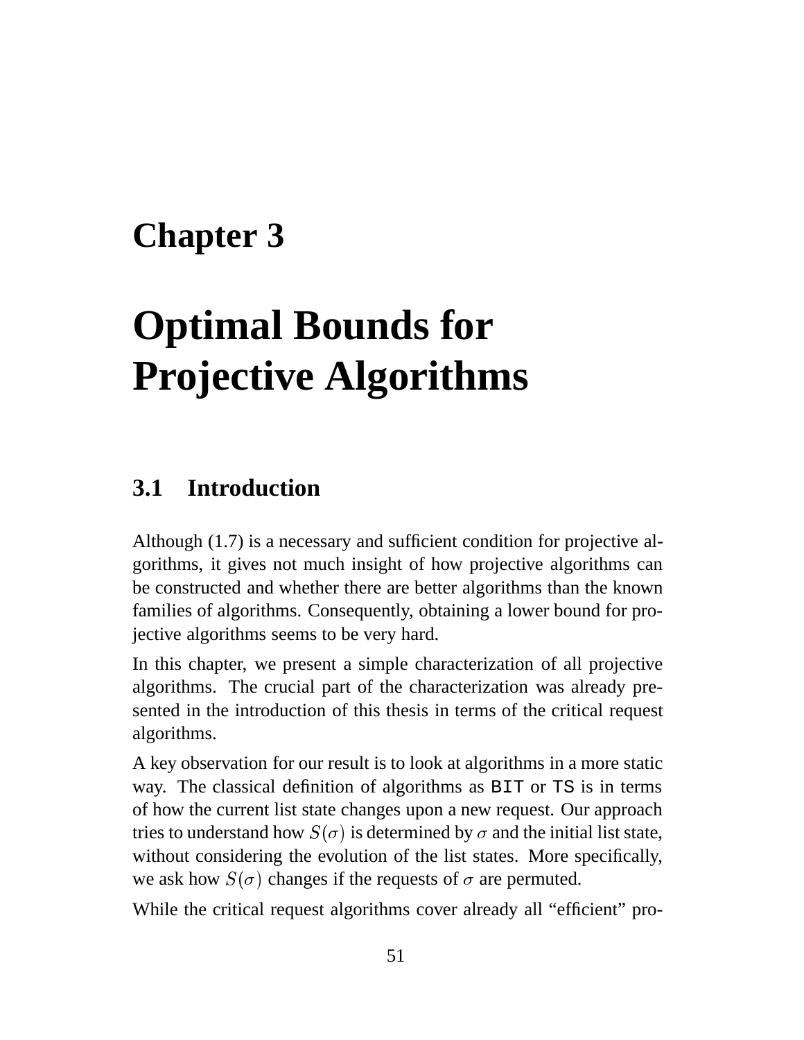# Chapter 3

# Optimal Bounds for Projective Algorithms

## 3.1 Introduction

Although (1.7) is a necessary and sufficient condition for projective algorithms, it gives not much insight of how projective algorithms can be constructed and whether there are better algorithms than the known families of algorithms. Consequently, obtaining a lower bound for projective algorithms seems to be very hard.

In this chapter, we present a simple characterization of all projective algorithms. The crucial part of the characterization was already presented in the introduction of this thesis in terms of the critical request algorithms.

A key observation for our result is to look at algorithms in a more static way. The classical definition of algorithms as `BIT` or `TS` is in terms of how the current list state changes upon a new request. Our approach tries to understand how $S(\sigma)$ is determined by $\sigma$ and the initial list state, without considering the evolution of the list states. More specifically, we ask how $S(\sigma)$ changes if the requests of $\sigma$ are permuted.

While the critical request algorithms cover already all "efficient" pro-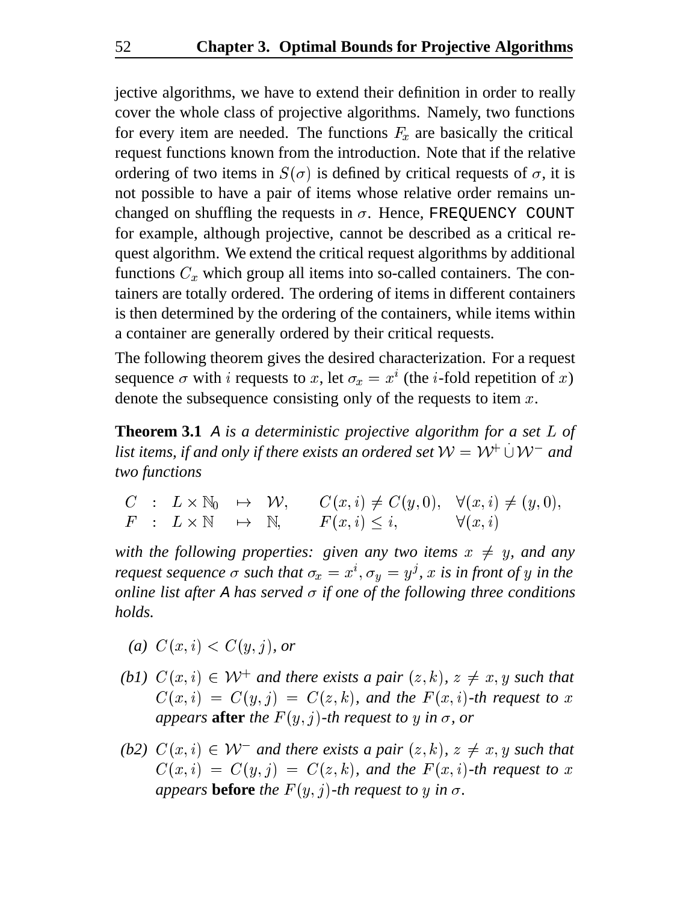jective algorithms, we have to extend their definition in order to really cover the whole class of projective algorithms. Namely, two functions for every item are needed. The functions $F_x$ are basically the critical request functions known from the introduction. Note that if the relative ordering of two items in $S(\sigma)$ is defined by critical requests of $\sigma$, it is not possible to have a pair of items whose relative order remains unchanged on shuffling the requests in $\sigma$. Hence, `FREQUENCY COUNT` for example, although projective, cannot be described as a critical request algorithm. We extend the critical request algorithms by additional functions $C_x$ which group all items into so-called containers. The containers are totally ordered. The ordering of items in different containers is then determined by the ordering of the containers, while items within a container are generally ordered by their critical requests.

The following theorem gives the desired characterization. For a request sequence $\sigma$ with $i$ requests to $x$, let $\sigma_x = x^i$ (the $i$-fold repetition of $x$) denote the subsequence consisting only of the requests to item $x$.

**Theorem 3.1** *A is a deterministic projective algorithm for a set $L$ of list items, if and only if there exists an ordered set $\mathcal{W} = \mathcal{W}^+ \dot{\cup} \mathcal{W}^-$ and two functions*

$$
\begin{array}{lllllll}
C & : & L \times \mathbb{N}_0 & \mapsto & \mathcal{W}, & C(x,i) \neq C(y,0), & \forall (x,i) \neq (y,0), \\
F & : & L \times \mathbb{N} & \mapsto & \mathbb{N}, & F(x,i) \leq i, & \forall (x,i)
\end{array}
$$

*with the following properties: given any two items $x \neq y$, and any request sequence $\sigma$ such that $\sigma_x = x^i, \sigma_y = y^j$, $x$ is in front of $y$ in the online list after A has served $\sigma$ if one of the following three conditions holds.*

- *(a) $C(x,i) < C(y,j)$, or*
- *(b1) $C(x,i) \in \mathcal{W}^+$ and there exists a pair $(z,k)$, $z \neq x, y$ such that $C(x,i) = C(y,j) = C(z,k)$, and the $F(x,i)$-th request to $x$ appears* **after** *the $F(y,j)$-th request to $y$ in $\sigma$, or*
- *(b2) $C(x,i) \in \mathcal{W}^-$ and there exists a pair $(z,k)$, $z \neq x, y$ such that $C(x,i) = C(y,j) = C(z,k)$, and the $F(x,i)$-th request to $x$ appears* **before** *the $F(y,j)$-th request to $y$ in $\sigma$.*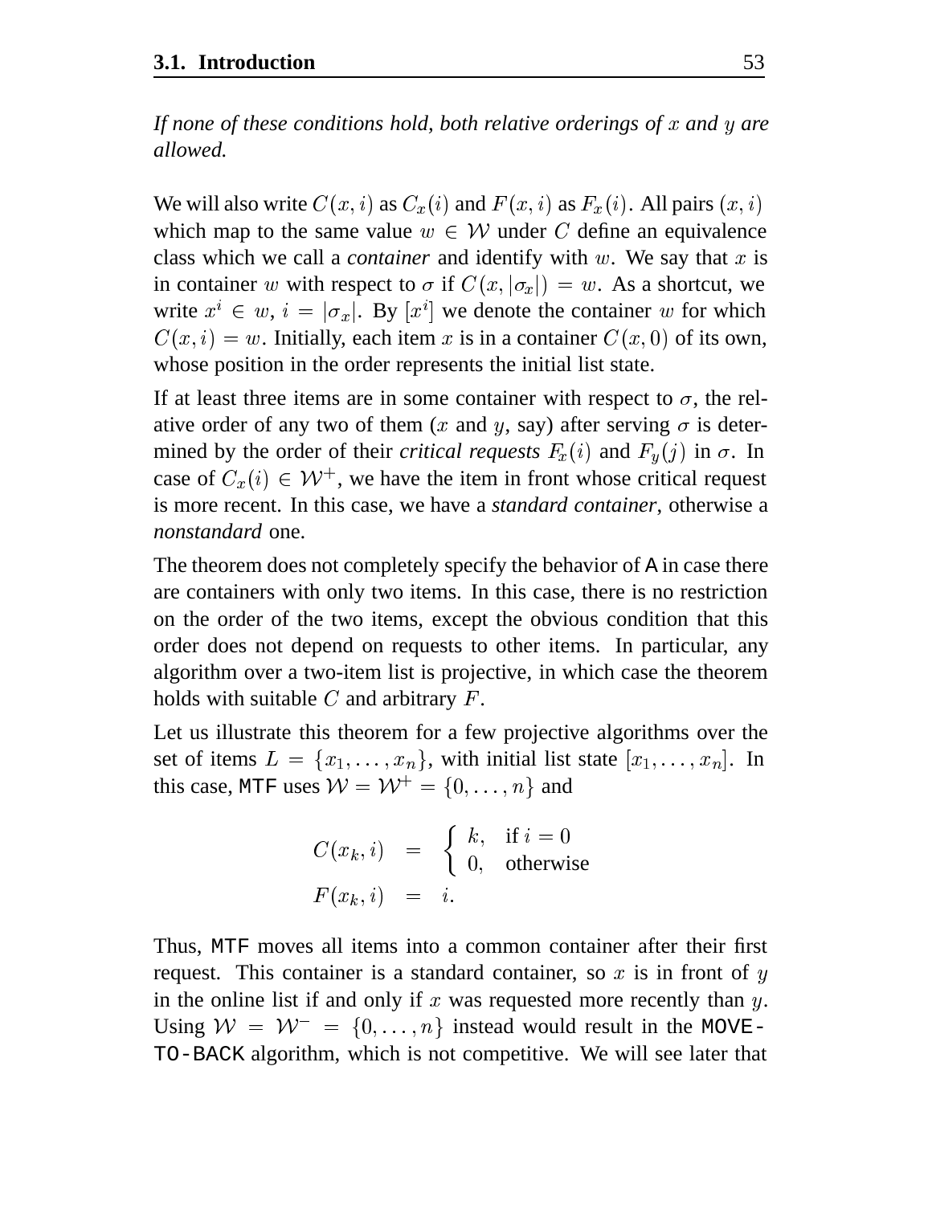*If none of these conditions hold, both relative orderings of $x$ and $y$ are allowed.*

We will also write $C(x,i)$ as $C_x(i)$ and $F(x,i)$ as $F_x(i)$. All pairs $(x,i)$ which map to the same value $w \in \mathcal{W}$ under $C$ define an equivalence class which we call a *container* and identify with $w$. We say that $x$ is in container $w$ with respect to $\sigma$ if $C(x,|\sigma_x|) = w$. As a shortcut, we write $x^i \in w$, $i = |\sigma_x|$. By $[x^i]$ we denote the container $w$ for which $C(x,i) = w$. Initially, each item $x$ is in a container $C(x,0)$ of its own, whose position in the order represents the initial list state.

If at least three items are in some container with respect to $\sigma$, the relative order of any two of them ($x$ and $y$, say) after serving $\sigma$ is determined by the order of their *critical requests* $F_x(i)$ and $F_y(j)$ in $\sigma$. In case of $C_x(i) \in \mathcal{W}^+$, we have the item in front whose critical request is more recent. In this case, we have a *standard container*, otherwise a *nonstandard* one.

The theorem does not completely specify the behavior of `A` in case there are containers with only two items. In this case, there is no restriction on the order of the two items, except the obvious condition that this order does not depend on requests to other items. In particular, any algorithm over a two-item list is projective, in which case the theorem holds with suitable $C$ and arbitrary $F$.

Let us illustrate this theorem for a few projective algorithms over the set of items $L = \{x_1, \ldots, x_n\}$, with initial list state $[x_1, \ldots, x_n]$. In this case, `MTF` uses $\mathcal{W} = \mathcal{W}^+ = \{0, \ldots, n\}$ and

$$
\begin{aligned}
C(x_k, i) &= \begin{cases} k, & \text{if } i = 0 \\ 0, & \text{otherwise} \end{cases} \\
F(x_k, i) &= i.
\end{aligned}
$$

Thus, `MTF` moves all items into a common container after their first request. This container is a standard container, so $x$ is in front of $y$ in the online list if and only if $x$ was requested more recently than $y$. Using $\mathcal{W} = \mathcal{W}^- = \{0, \ldots, n\}$ instead would result in the `MOVE-TO-BACK` algorithm, which is not competitive. We will see later that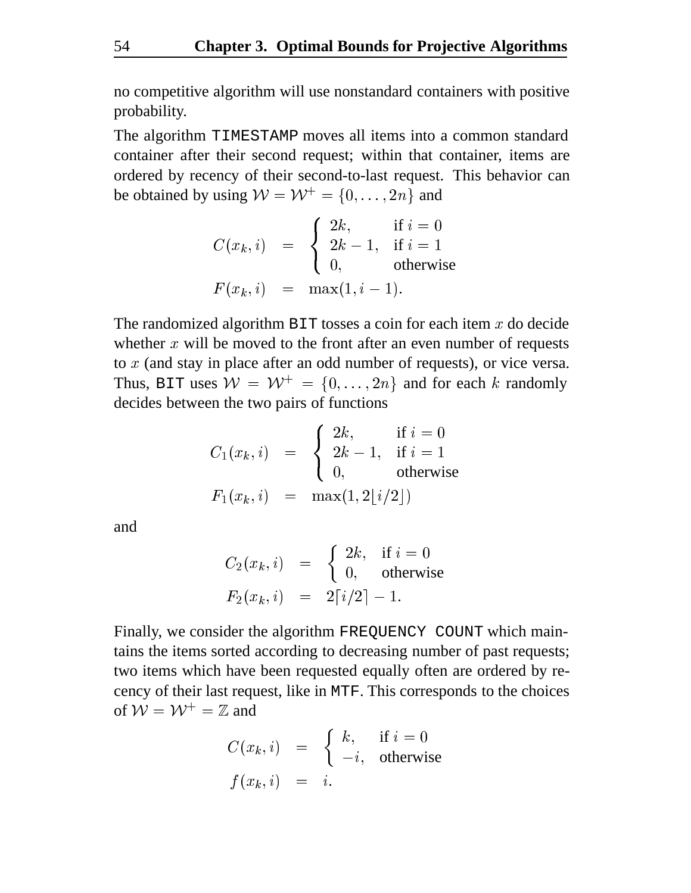no competitive algorithm will use nonstandard containers with positive probability.

The algorithm `TIMESTAMP` moves all items into a common standard container after their second request; within that container, items are ordered by recency of their second-to-last request. This behavior can be obtained by using $\mathcal{W} = \mathcal{W}^+ = \{0, \ldots, 2n\}$ and

$$
\begin{aligned}
C(x_k, i) &= \begin{cases} 2k, & \text{if } i = 0 \\ 2k-1, & \text{if } i = 1 \\ 0, & \text{otherwise} \end{cases} \\
F(x_k, i) &= \max(1, i-1).
\end{aligned}
$$

The randomized algorithm `BIT` tosses a coin for each item $x$ do decide whether $x$ will be moved to the front after an even number of requests to $x$ (and stay in place after an odd number of requests), or vice versa. Thus, `BIT` uses $\mathcal{W} = \mathcal{W}^+ = \{0, \ldots, 2n\}$ and for each $k$ randomly decides between the two pairs of functions

$$
\begin{aligned}
C_1(x_k, i) &= \begin{cases} 2k, & \text{if } i = 0 \\ 2k-1, & \text{if } i = 1 \\ 0, & \text{otherwise} \end{cases} \\
F_1(x_k, i) &= \max(1, 2\lfloor i/2 \rfloor)
\end{aligned}
$$

and

$$
\begin{aligned}
C_2(x_k, i) &= \begin{cases} 2k, & \text{if } i = 0 \\ 0, & \text{otherwise} \end{cases} \\
F_2(x_k, i) &= 2\lceil i/2 \rceil - 1.
\end{aligned}
$$

Finally, we consider the algorithm `FREQUENCY COUNT` which maintains the items sorted according to decreasing number of past requests; two items which have been requested equally often are ordered by recency of their last request, like in `MTF`. This corresponds to the choices of $\mathcal{W} = \mathcal{W}^+ = \mathbb{Z}$ and

$$
\begin{aligned}
C(x_k, i) &= \begin{cases} k, & \text{if } i = 0 \\ -i, & \text{otherwise} \end{cases} \\
f(x_k, i) &= i.
\end{aligned}
$$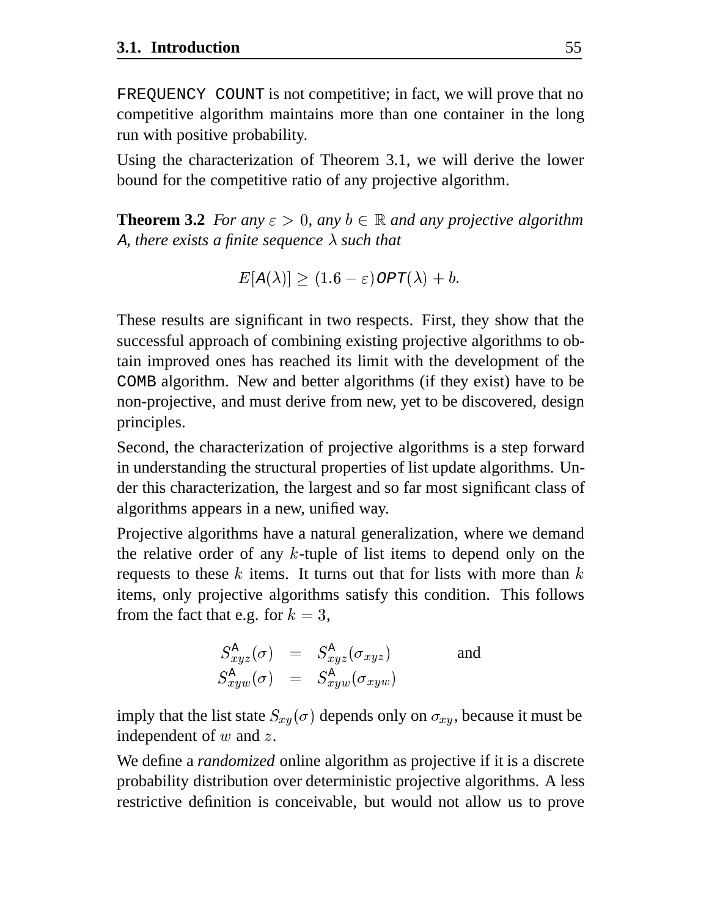FREQUENCY COUNT is not competitive; in fact, we will prove that no competitive algorithm maintains more than one container in the long run with positive probability.

Using the characterization of Theorem 3.1, we will derive the lower bound for the competitive ratio of any projective algorithm.

**Theorem 3.2** *For any $\varepsilon > 0$, any $b \in \mathbb{R}$ and any projective algorithm $\mathsf{A}$, there exists a finite sequence $\lambda$ such that*

$$E[\mathsf{A}(\lambda)] \geq (1.6 - \varepsilon)\mathit{OPT}(\lambda) + b.$$

These results are significant in two respects. First, they show that the successful approach of combining existing projective algorithms to obtain improved ones has reached its limit with the development of the COMB algorithm. New and better algorithms (if they exist) have to be non-projective, and must derive from new, yet to be discovered, design principles.

Second, the characterization of projective algorithms is a step forward in understanding the structural properties of list update algorithms. Under this characterization, the largest and so far most significant class of algorithms appears in a new, unified way.

Projective algorithms have a natural generalization, where we demand the relative order of any $k$-tuple of list items to depend only on the requests to these $k$ items. It turns out that for lists with more than $k$ items, only projective algorithms satisfy this condition. This follows from the fact that e.g. for $k = 3$,

$$\begin{array}{rcll} S^{\mathsf{A}}_{xyz}(\sigma) & = & S^{\mathsf{A}}_{xyz}(\sigma_{xyz}) & \quad \text{and} \\ S^{\mathsf{A}}_{xyw}(\sigma) & = & S^{\mathsf{A}}_{xyw}(\sigma_{xyw}) & \end{array}$$

imply that the list state $S_{xy}(\sigma)$ depends only on $\sigma_{xy}$, because it must be independent of $w$ and $z$.

We define a *randomized* online algorithm as projective if it is a discrete probability distribution over deterministic projective algorithms. A less restrictive definition is conceivable, but would not allow us to prove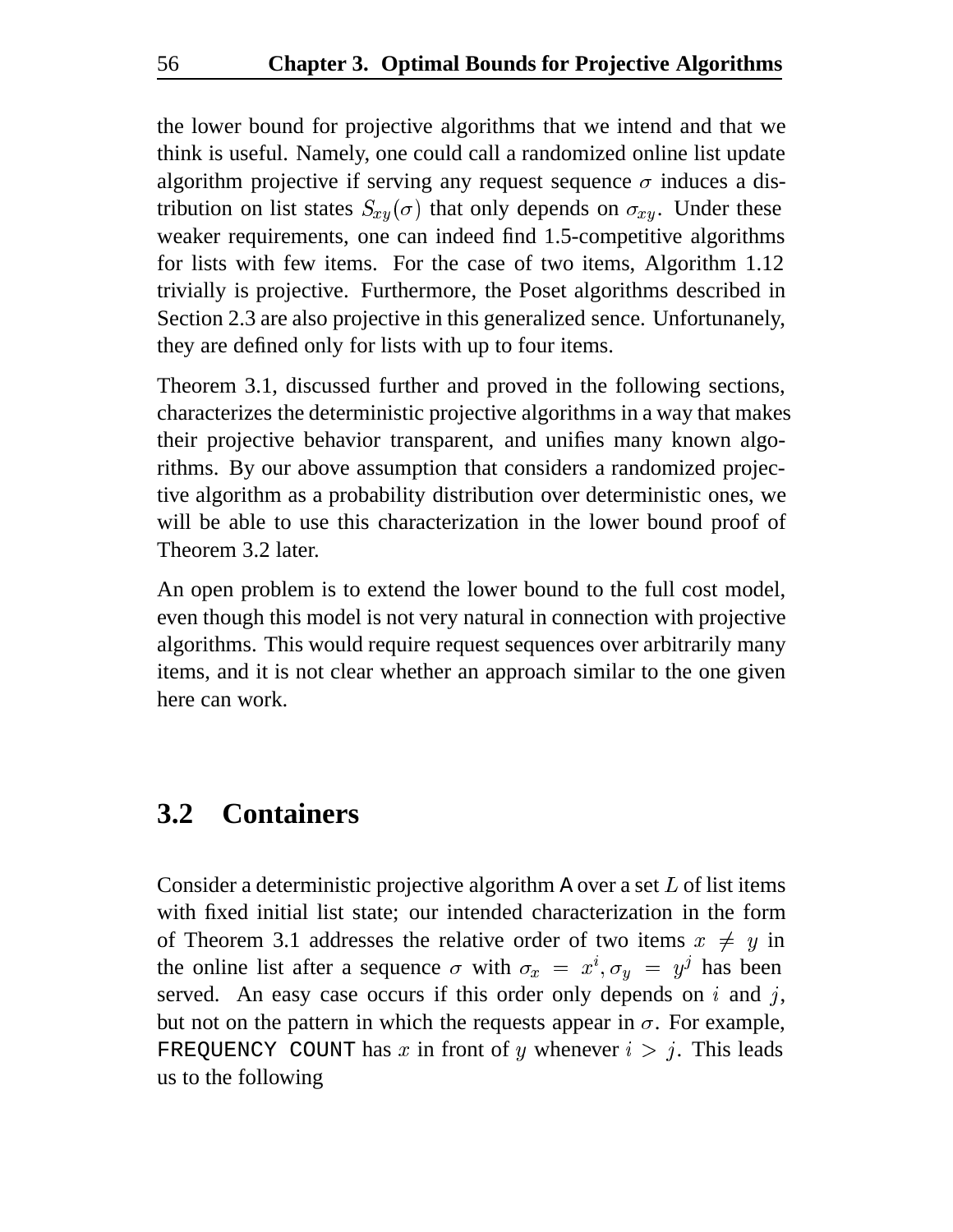the lower bound for projective algorithms that we intend and that we think is useful. Namely, one could call a randomized online list update algorithm projective if serving any request sequence $\sigma$ induces a distribution on list states $S_{xy}(\sigma)$ that only depends on $\sigma_{xy}$. Under these weaker requirements, one can indeed find 1.5-competitive algorithms for lists with few items. For the case of two items, Algorithm 1.12 trivially is projective. Furthermore, the Poset algorithms described in Section 2.3 are also projective in this generalized sence. Unfortunanely, they are defined only for lists with up to four items.

Theorem 3.1, discussed further and proved in the following sections, characterizes the deterministic projective algorithms in a way that makes their projective behavior transparent, and unifies many known algorithms. By our above assumption that considers a randomized projective algorithm as a probability distribution over deterministic ones, we will be able to use this characterization in the lower bound proof of Theorem 3.2 later.

An open problem is to extend the lower bound to the full cost model, even though this model is not very natural in connection with projective algorithms. This would require request sequences over arbitrarily many items, and it is not clear whether an approach similar to the one given here can work.

## 3.2 Containers

Consider a deterministic projective algorithm A over a set $L$ of list items with fixed initial list state; our intended characterization in the form of Theorem 3.1 addresses the relative order of two items $x \neq y$ in the online list after a sequence $\sigma$ with $\sigma_x = x^i, \sigma_y = y^j$ has been served. An easy case occurs if this order only depends on $i$ and $j$, but not on the pattern in which the requests appear in $\sigma$. For example, FREQUENCY COUNT has $x$ in front of $y$ whenever $i > j$. This leads us to the following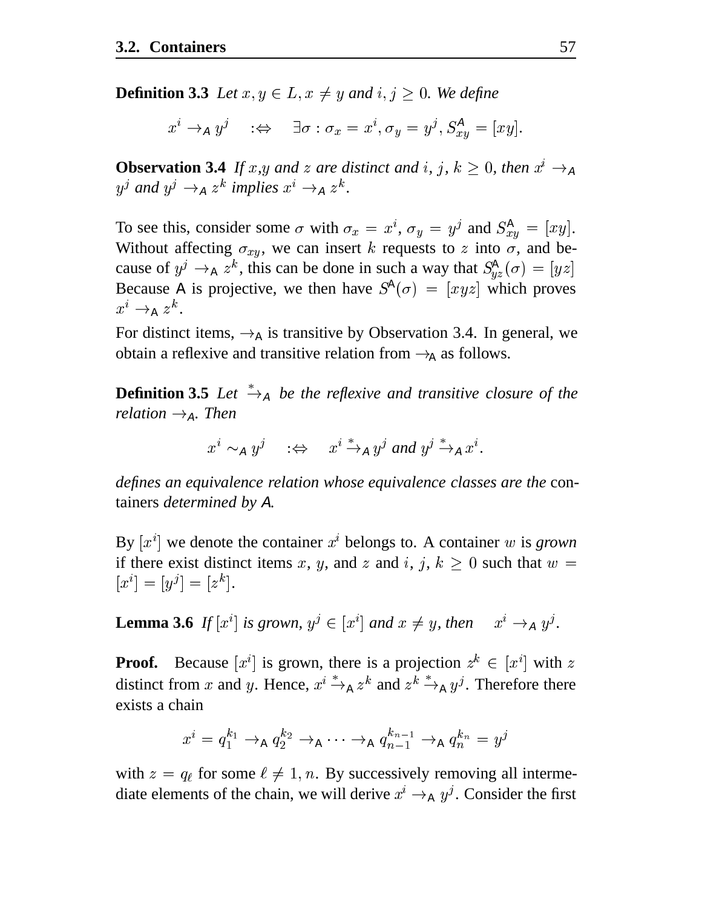**Definition 3.3** *Let $x, y \in L, x \neq y$ and $i, j \geq 0$. We define*

$$x^i \to_{\mathsf{A}} y^j \quad :\Leftrightarrow \quad \exists \sigma : \sigma_x = x^i, \sigma_y = y^j, S^{\mathsf{A}}_{xy} = [xy].$$

**Observation 3.4** *If $x$,$y$ and $z$ are distinct and $i$, $j$, $k \geq 0$, then $x^i \to_{\mathsf{A}} y^j$ and $y^j \to_{\mathsf{A}} z^k$ implies $x^i \to_{\mathsf{A}} z^k$.*

To see this, consider some $\sigma$ with $\sigma_x = x^i$, $\sigma_y = y^j$ and $S^{\mathsf{A}}_{xy} = [xy]$. Without affecting $\sigma_{xy}$, we can insert $k$ requests to $z$ into $\sigma$, and because of $y^j \to_{\mathsf{A}} z^k$, this can be done in such a way that $S^{\mathsf{A}}_{yz}(\sigma) = [yz]$ Because $\mathsf{A}$ is projective, we then have $S^{\mathsf{A}}(\sigma) = [xyz]$ which proves $x^i \to_{\mathsf{A}} z^k$.

For distinct items, $\to_{\mathsf{A}}$ is transitive by Observation 3.4. In general, we obtain a reflexive and transitive relation from $\to_{\mathsf{A}}$ as follows.

**Definition 3.5** *Let $\overset{*}{\to}_{\mathsf{A}}$ be the reflexive and transitive closure of the relation $\to_{\mathsf{A}}$. Then*

$$x^i \sim_{\mathsf{A}} y^j \quad :\Leftrightarrow \quad x^i \overset{*}{\to}_{\mathsf{A}} y^j \text{ and } y^j \overset{*}{\to}_{\mathsf{A}} x^i.$$

*defines an equivalence relation whose equivalence classes are the* containers *determined by $\mathsf{A}$.*

By $[x^i]$ we denote the container $x^i$ belongs to. A container $w$ is *grown* if there exist distinct items $x$, $y$, and $z$ and $i$, $j$, $k \geq 0$ such that $w = [x^i] = [y^j] = [z^k]$.

**Lemma 3.6** *If $[x^i]$ is grown, $y^j \in [x^i]$ and $x \neq y$, then* $\quad x^i \to_{\mathsf{A}} y^j$.

**Proof.** Because $[x^i]$ is grown, there is a projection $z^k \in [x^i]$ with $z$ distinct from $x$ and $y$. Hence, $x^i \overset{*}{\to}_{\mathsf{A}} z^k$ and $z^k \overset{*}{\to}_{\mathsf{A}} y^j$. Therefore there exists a chain

$$x^i = q_1^{k_1} \to_{\mathsf{A}} q_2^{k_2} \to_{\mathsf{A}} \cdots \to_{\mathsf{A}} q_{n-1}^{k_{n-1}} \to_{\mathsf{A}} q_n^{k_n} = y^j$$

with $z = q_\ell$ for some $\ell \neq 1, n$. By successively removing all intermediate elements of the chain, we will derive $x^i \to_{\mathsf{A}} y^j$. Consider the first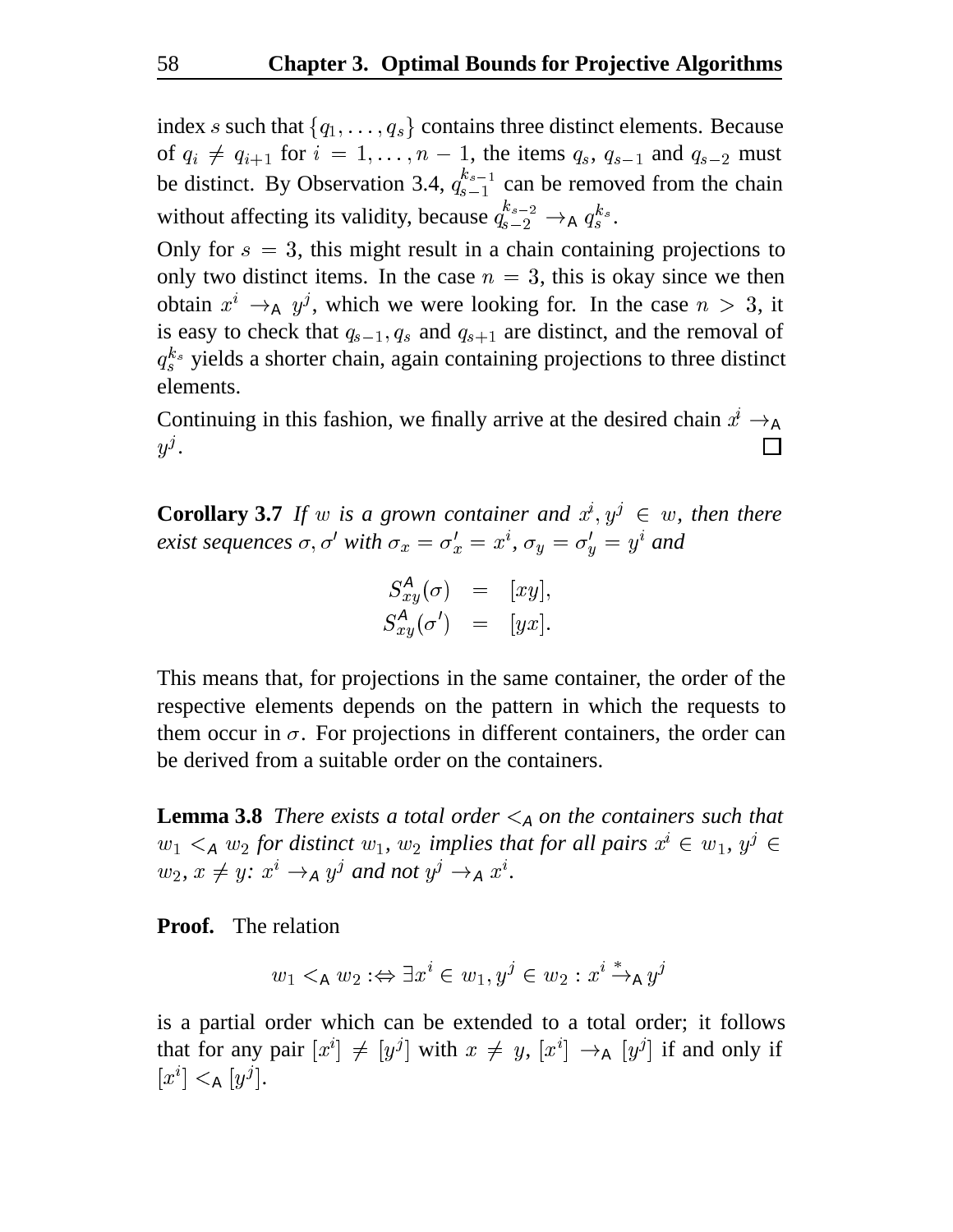index $s$ such that $\{q_1, \ldots, q_s\}$ contains three distinct elements. Because of $q_i \neq q_{i+1}$ for $i = 1, \ldots, n-1$, the items $q_s$, $q_{s-1}$ and $q_{s-2}$ must be distinct. By Observation 3.4, $q_{s-1}^{k_{s-1}}$ can be removed from the chain without affecting its validity, because $q_{s-2}^{k_{s-2}} \rightarrow_{\mathsf{A}} q_s^{k_s}$.

Only for $s = 3$, this might result in a chain containing projections to only two distinct items. In the case $n = 3$, this is okay since we then obtain $x^i \rightarrow_{\mathsf{A}} y^j$, which we were looking for. In the case $n > 3$, it is easy to check that $q_{s-1}, q_s$ and $q_{s+1}$ are distinct, and the removal of $q_s^{k_s}$ yields a shorter chain, again containing projections to three distinct elements.

Continuing in this fashion, we finally arrive at the desired chain $x^j \rightarrow_{\mathsf{A}} y^j$. □

**Corollary 3.7** *If $w$ is a grown container and $x^j, y^j \in w$, then there exist sequences $\sigma, \sigma'$ with $\sigma_x = \sigma'_x = x^i$, $\sigma_y = \sigma'_y = y^i$ and*

$$
\begin{aligned}
S_{xy}^{\mathsf{A}}(\sigma) &= [xy], \\
S_{xy}^{\mathsf{A}}(\sigma') &= [yx].
\end{aligned}
$$

This means that, for projections in the same container, the order of the respective elements depends on the pattern in which the requests to them occur in $\sigma$. For projections in different containers, the order can be derived from a suitable order on the containers.

**Lemma 3.8** *There exists a total order $<_{\mathsf{A}}$ on the containers such that $w_1 <_{\mathsf{A}} w_2$ for distinct $w_1, w_2$ implies that for all pairs $x^i \in w_1$, $y^j \in w_2$, $x \neq y$: $x^i \rightarrow_{\mathsf{A}} y^j$ and not $y^j \rightarrow_{\mathsf{A}} x^i$.*

**Proof.** The relation

$$
w_1 <_{\mathsf{A}} w_2 :\Leftrightarrow \exists x^i \in w_1, y^j \in w_2 : x^i \overset{*}{\rightarrow}_{\mathsf{A}} y^j
$$

is a partial order which can be extended to a total order; it follows that for any pair $[x^i] \neq [y^j]$ with $x \neq y$, $[x^i] \rightarrow_{\mathsf{A}} [y^j]$ if and only if $[x^i] <_{\mathsf{A}} [y^j]$.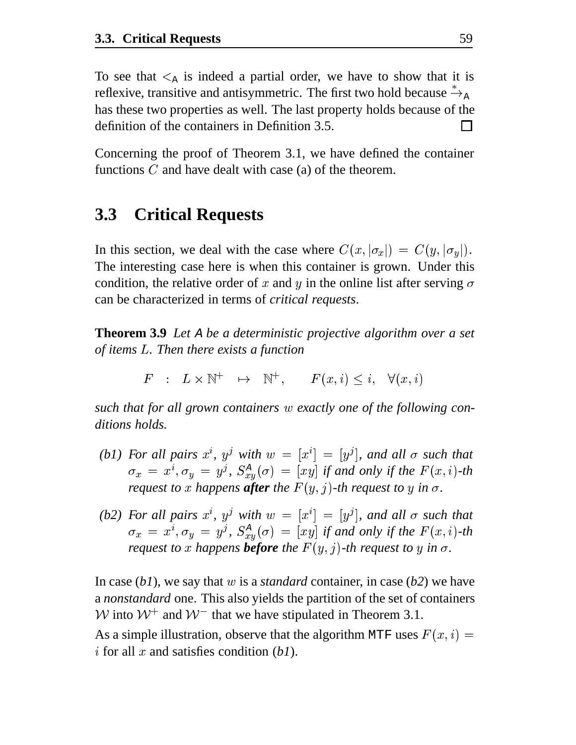To see that $<_{\mathsf{A}}$ is indeed a partial order, we have to show that it is reflexive, transitive and antisymmetric. The first two hold because $\stackrel{*}{\to}_{\mathsf{A}}$ has these two properties as well. The last property holds because of the definition of the containers in Definition 3.5. □

Concerning the proof of Theorem 3.1, we have defined the container functions $C$ and have dealt with case (a) of the theorem.

## 3.3 Critical Requests

In this section, we deal with the case where $C(x, |\sigma_x|) = C(y, |\sigma_y|)$. The interesting case here is when this container is grown. Under this condition, the relative order of $x$ and $y$ in the online list after serving $\sigma$ can be characterized in terms of *critical requests*.

**Theorem 3.9** *Let* $\mathsf{A}$ *be a deterministic projective algorithm over a set of items* $L$*. Then there exists a function*

$$F \;:\; L \times \mathbb{N}^+ \;\mapsto\; \mathbb{N}^+, \qquad F(x,i) \le i, \quad \forall (x,i)$$

*such that for all grown containers* $w$ *exactly one of the following conditions holds.*

- *(b1) For all pairs* $x^i$*,* $y^j$ *with* $w = [x^i] = [y^j]$*, and all* $\sigma$ *such that* $\sigma_x = x^i, \sigma_y = y^j$*,* $S^{\mathsf{A}}_{xy}(\sigma) = [xy]$ *if and only if the* $F(x,i)$*-th request to* $x$ *happens* ***after*** *the* $F(y,j)$*-th request to* $y$ *in* $\sigma$*.*
- *(b2) For all pairs* $x^i$*,* $y^j$ *with* $w = [x^i] = [y^j]$*, and all* $\sigma$ *such that* $\sigma_x = x^i, \sigma_y = y^j$*,* $S^{\mathsf{A}}_{xy}(\sigma) = [xy]$ *if and only if the* $F(x,i)$*-th request to* $x$ *happens* ***before*** *the* $F(y,j)$*-th request to* $y$ *in* $\sigma$*.*

In case (*b1*), we say that $w$ is a *standard* container, in case (*b2*) we have a *nonstandard* one. This also yields the partition of the set of containers $\mathcal{W}$ into $\mathcal{W}^+$ and $\mathcal{W}^-$ that we have stipulated in Theorem 3.1.

As a simple illustration, observe that the algorithm `MTF` uses $F(x,i) = i$ for all $x$ and satisfies condition (*b1*).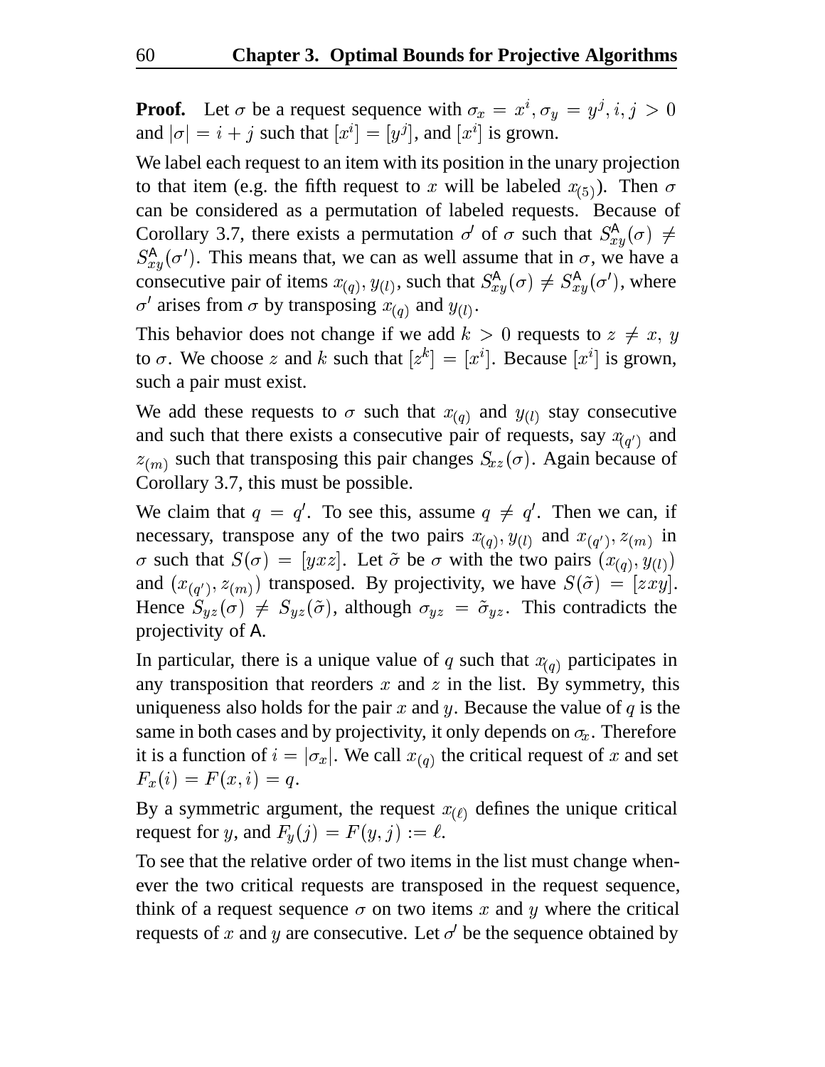**Proof.** Let $\sigma$ be a request sequence with $\sigma_x = x^i, \sigma_y = y^j, i, j > 0$ and $|\sigma| = i + j$ such that $[x^i] = [y^j]$, and $[x^i]$ is grown.

We label each request to an item with its position in the unary projection to that item (e.g. the fifth request to $x$ will be labeled $x_{(5)}$). Then $\sigma$ can be considered as a permutation of labeled requests. Because of Corollary 3.7, there exists a permutation $\sigma'$ of $\sigma$ such that $S^{\mathsf{A}}_{xy}(\sigma) \neq S^{\mathsf{A}}_{xy}(\sigma')$. This means that, we can as well assume that in $\sigma$, we have a consecutive pair of items $x_{(q)}, y_{(l)}$, such that $S^{\mathsf{A}}_{xy}(\sigma) \neq S^{\mathsf{A}}_{xy}(\sigma')$, where $\sigma'$ arises from $\sigma$ by transposing $x_{(q)}$ and $y_{(l)}$.

This behavior does not change if we add $k > 0$ requests to $z \neq x, y$ to $\sigma$. We choose $z$ and $k$ such that $[z^k] = [x^i]$. Because $[x^i]$ is grown, such a pair must exist.

We add these requests to $\sigma$ such that $x_{(q)}$ and $y_{(l)}$ stay consecutive and such that there exists a consecutive pair of requests, say $x_{(q')}$ and $z_{(m)}$ such that transposing this pair changes $S_{xz}(\sigma)$. Again because of Corollary 3.7, this must be possible.

We claim that $q = q'$. To see this, assume $q \neq q'$. Then we can, if necessary, transpose any of the two pairs $x_{(q)}, y_{(l)}$ and $x_{(q')}, z_{(m)}$ in $\sigma$ such that $S(\sigma) = [yxz]$. Let $\tilde{\sigma}$ be $\sigma$ with the two pairs $(x_{(q)}, y_{(l)})$ and $(x_{(q')}, z_{(m)})$ transposed. By projectivity, we have $S(\tilde{\sigma}) = [zxy]$. Hence $S_{yz}(\sigma) \neq S_{yz}(\tilde{\sigma})$, although $\sigma_{yz} = \tilde{\sigma}_{yz}$. This contradicts the projectivity of $\mathsf{A}$.

In particular, there is a unique value of $q$ such that $x_{(q)}$ participates in any transposition that reorders $x$ and $z$ in the list. By symmetry, this uniqueness also holds for the pair $x$ and $y$. Because the value of $q$ is the same in both cases and by projectivity, it only depends on $\sigma_x$. Therefore it is a function of $i = |\sigma_x|$. We call $x_{(q)}$ the critical request of $x$ and set $F_x(i) = F(x, i) = q$.

By a symmetric argument, the request $x_{(\ell)}$ defines the unique critical request for $y$, and $F_y(j) = F(y, j) := \ell$.

To see that the relative order of two items in the list must change whenever the two critical requests are transposed in the request sequence, think of a request sequence $\sigma$ on two items $x$ and $y$ where the critical requests of $x$ and $y$ are consecutive. Let $\sigma'$ be the sequence obtained by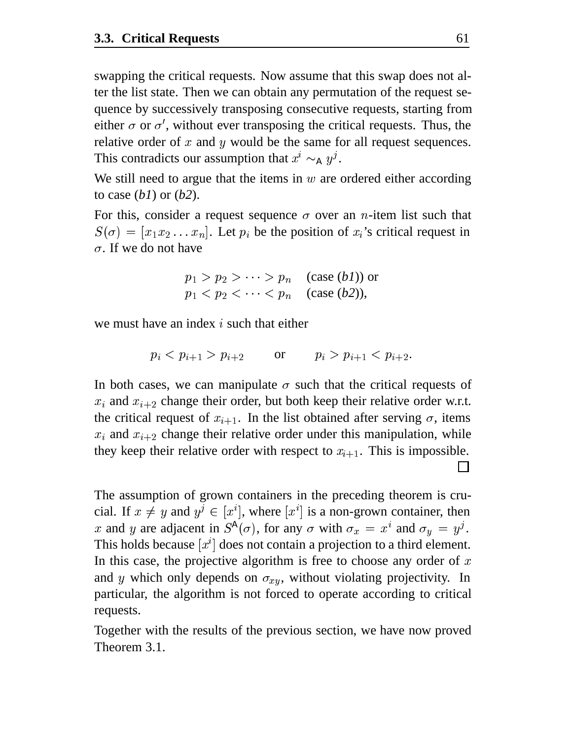swapping the critical requests. Now assume that this swap does not alter the list state. Then we can obtain any permutation of the request sequence by successively transposing consecutive requests, starting from either $\sigma$ or $\sigma'$, without ever transposing the critical requests. Thus, the relative order of $x$ and $y$ would be the same for all request sequences. This contradicts our assumption that $x^i \sim_{\mathsf{A}} y^j$.

We still need to argue that the items in $w$ are ordered either according to case (*b1*) or (*b2*).

For this, consider a request sequence $\sigma$ over an $n$-item list such that $S(\sigma) = [x_1 x_2 \ldots x_n]$. Let $p_i$ be the position of $x_i$'s critical request in $\sigma$. If we do not have

$$
\begin{array}{ll}
p_1 > p_2 > \cdots > p_n & \text{(case } (b1)\text{) or} \\
p_1 < p_2 < \cdots < p_n & \text{(case } (b2)\text{),}
\end{array}
$$

we must have an index $i$ such that either

$$p_i < p_{i+1} > p_{i+2} \qquad \text{or} \qquad p_i > p_{i+1} < p_{i+2}.$$

In both cases, we can manipulate $\sigma$ such that the critical requests of $x_i$ and $x_{i+2}$ change their order, but both keep their relative order w.r.t. the critical request of $x_{i+1}$. In the list obtained after serving $\sigma$, items $x_i$ and $x_{i+2}$ change their relative order under this manipulation, while they keep their relative order with respect to $x_{i+1}$. This is impossible. □

The assumption of grown containers in the preceding theorem is crucial. If $x \neq y$ and $y^j \in [x^i]$, where $[x^i]$ is a non-grown container, then $x$ and $y$ are adjacent in $S^{\mathsf{A}}(\sigma)$, for any $\sigma$ with $\sigma_x = x^i$ and $\sigma_y = y^j$. This holds because $[x^i]$ does not contain a projection to a third element. In this case, the projective algorithm is free to choose any order of $x$ and $y$ which only depends on $\sigma_{xy}$, without violating projectivity. In particular, the algorithm is not forced to operate according to critical requests.

Together with the results of the previous section, we have now proved Theorem 3.1.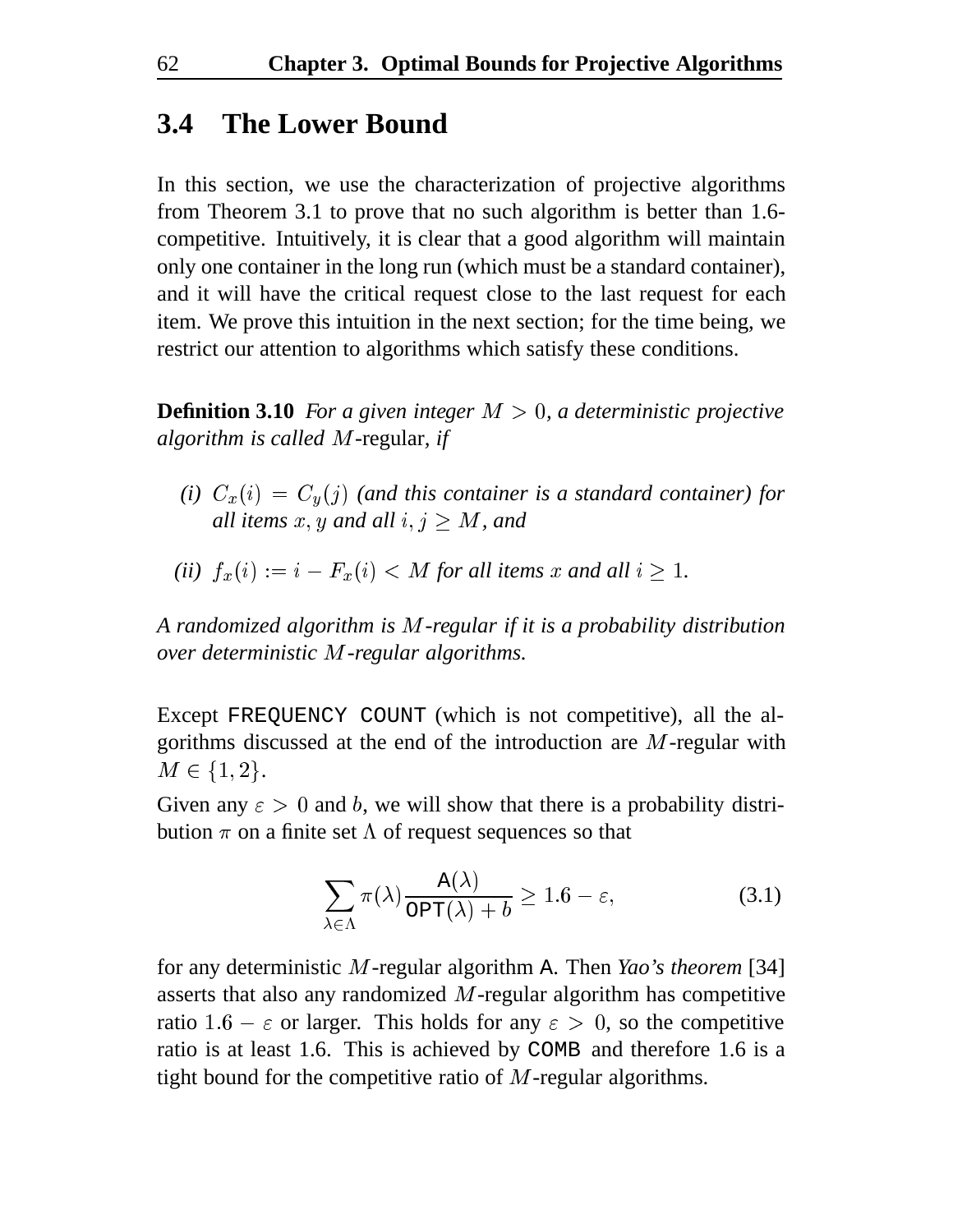## 3.4 The Lower Bound

In this section, we use the characterization of projective algorithms from Theorem 3.1 to prove that no such algorithm is better than 1.6-competitive. Intuitively, it is clear that a good algorithm will maintain only one container in the long run (which must be a standard container), and it will have the critical request close to the last request for each item. We prove this intuition in the next section; for the time being, we restrict our attention to algorithms which satisfy these conditions.

**Definition 3.10** *For a given integer $M > 0$, a deterministic projective algorithm is called $M$-*regular*, if*

*(i) $C_x(i) = C_y(j)$ (and this container is a standard container) for all items $x, y$ and all $i, j \geq M$, and*

*(ii) $f_x(i) := i - F_x(i) < M$ for all items $x$ and all $i \geq 1$.*

*A randomized algorithm is $M$-regular if it is a probability distribution over deterministic $M$-regular algorithms.*

Except `FREQUENCY COUNT` (which is not competitive), all the algorithms discussed at the end of the introduction are $M$-regular with $M \in \{1, 2\}$.

Given any $\varepsilon > 0$ and $b$, we will show that there is a probability distribution $\pi$ on a finite set $\Lambda$ of request sequences so that

$$\sum_{\lambda \in \Lambda} \pi(\lambda) \frac{\mathsf{A}(\lambda)}{\mathsf{OPT}(\lambda) + b} \geq 1.6 - \varepsilon, \tag{3.1}$$

for any deterministic $M$-regular algorithm $\mathsf{A}$. Then *Yao's theorem* [34] asserts that also any randomized $M$-regular algorithm has competitive ratio $1.6 - \varepsilon$ or larger. This holds for any $\varepsilon > 0$, so the competitive ratio is at least 1.6. This is achieved by `COMB` and therefore 1.6 is a tight bound for the competitive ratio of $M$-regular algorithms.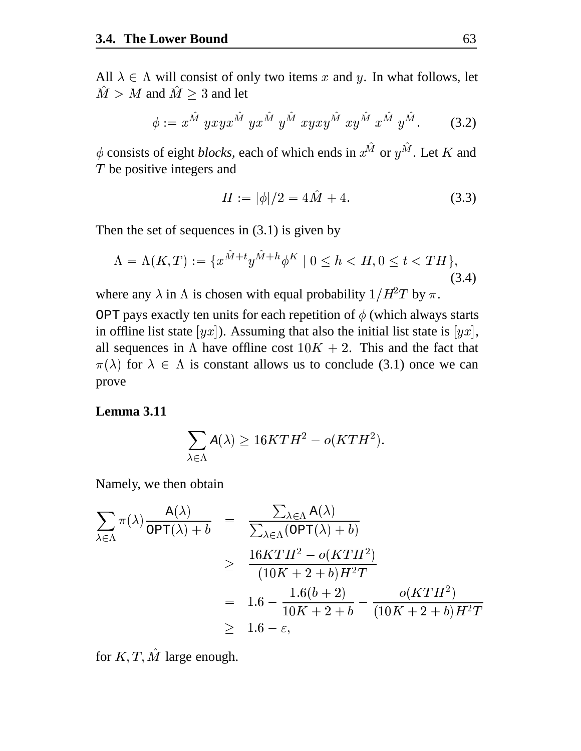All $\lambda \in \Lambda$ will consist of only two items $x$ and $y$. In what follows, let $\hat{M} > M$ and $\hat{M} \geq 3$ and let

$$\phi := x^{\hat{M}}\ yxyx^{\hat{M}}\ yx^{\hat{M}}\ y^{\hat{M}}\ xyxy^{\hat{M}}\ xy^{\hat{M}}\ x^{\hat{M}}\ y^{\hat{M}}. \tag{3.2}$$

$\phi$ consists of eight *blocks*, each of which ends in $x^{\hat{M}}$ or $y^{\hat{M}}$. Let $K$ and $T$ be positive integers and

$$H := |\phi|/2 = 4\hat{M} + 4. \tag{3.3}$$

Then the set of sequences in (3.1) is given by

$$\Lambda = \Lambda(K,T) := \{x^{\hat{M}+t}y^{\hat{M}+h}\phi^K \mid 0 \leq h < H, 0 \leq t < TH\}, \tag{3.4}$$

where any $\lambda$ in $\Lambda$ is chosen with equal probability $1/H^2T$ by $\pi$.

$\mathsf{OPT}$ pays exactly ten units for each repetition of $\phi$ (which always starts in offline list state $[yx]$). Assuming that also the initial list state is $[yx]$, all sequences in $\Lambda$ have offline cost $10K + 2$. This and the fact that $\pi(\lambda)$ for $\lambda \in \Lambda$ is constant allows us to conclude (3.1) once we can prove

**Lemma 3.11**

$$\sum_{\lambda \in \Lambda} \mathsf{A}(\lambda) \geq 16KTH^2 - o(KTH^2).$$

Namely, we then obtain

$$\begin{aligned}
\sum_{\lambda \in \Lambda} \pi(\lambda) \frac{\mathsf{A}(\lambda)}{\mathsf{OPT}(\lambda) + b} &= \frac{\sum_{\lambda \in \Lambda} \mathsf{A}(\lambda)}{\sum_{\lambda \in \Lambda}(\mathsf{OPT}(\lambda) + b)} \\
&\geq \frac{16KTH^2 - o(KTH^2)}{(10K + 2 + b)H^2T} \\
&= 1.6 - \frac{1.6(b+2)}{10K + 2 + b} - \frac{o(KTH^2)}{(10K + 2 + b)H^2T} \\
&\geq 1.6 - \varepsilon,
\end{aligned}$$

for $K, T, \hat{M}$ large enough.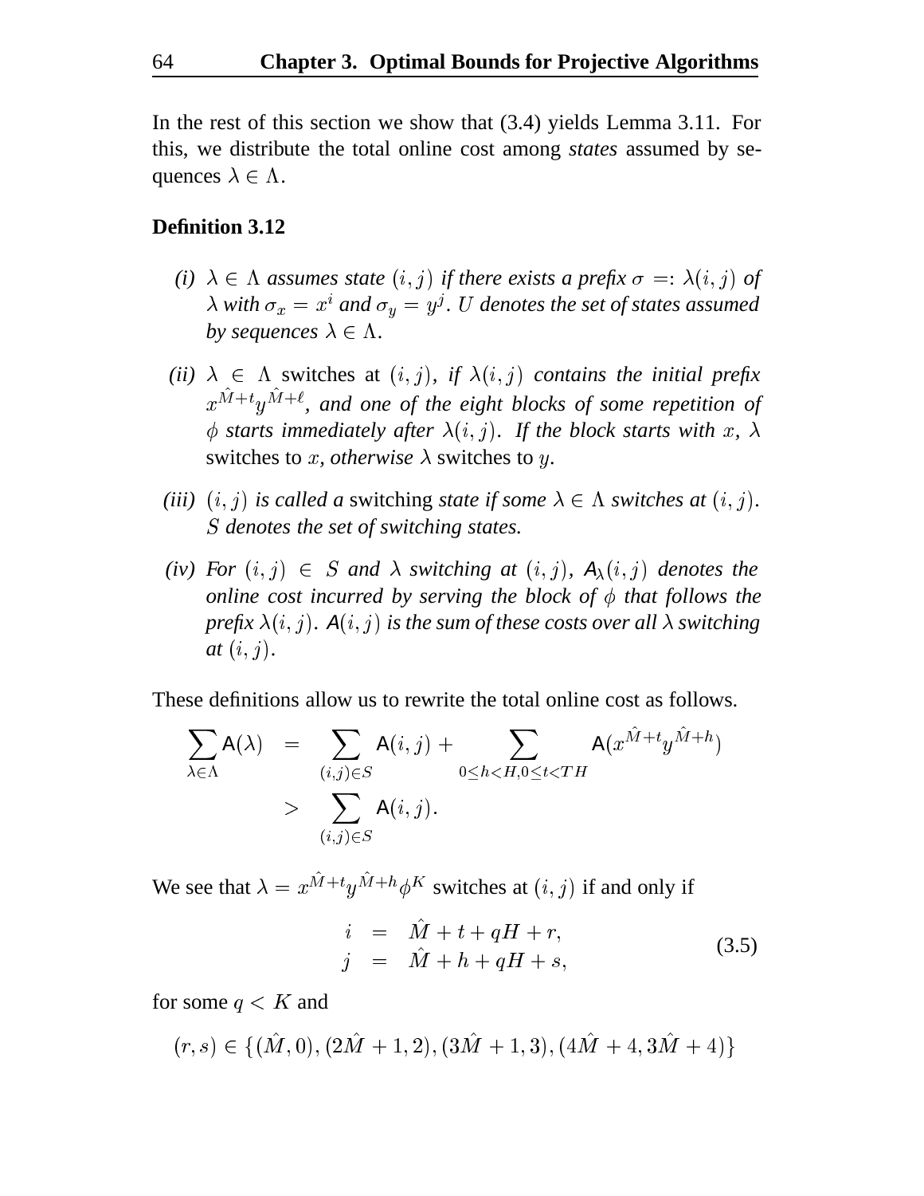In the rest of this section we show that (3.4) yields Lemma 3.11. For this, we distribute the total online cost among *states* assumed by sequences $\lambda \in \Lambda$.

**Definition 3.12**

*(i)* *$\lambda \in \Lambda$ assumes state $(i, j)$ if there exists a prefix $\sigma =: \lambda(i, j)$ of $\lambda$ with $\sigma_x = x^i$ and $\sigma_y = y^j$. $U$ denotes the set of states assumed by sequences $\lambda \in \Lambda$.*

*(ii)* *$\lambda \in \Lambda$* switches at *$(i, j)$, if $\lambda(i, j)$ contains the initial prefix $x^{\hat{M}+t}y^{\hat{M}+\ell}$, and one of the eight blocks of some repetition of $\phi$ starts immediately after $\lambda(i, j)$. If the block starts with $x$, $\lambda$* switches to $x$, *otherwise $\lambda$* switches to $y$.

*(iii)* *$(i, j)$ is called a* switching *state if some $\lambda \in \Lambda$ switches at $(i, j)$. $S$ denotes the set of switching states.*

*(iv)* *For $(i, j) \in S$ and $\lambda$ switching at $(i, j)$, $\mathsf{A}_\lambda(i, j)$ denotes the online cost incurred by serving the block of $\phi$ that follows the prefix $\lambda(i, j)$. $\mathsf{A}(i, j)$ is the sum of these costs over all $\lambda$ switching at $(i, j)$.*

These definitions allow us to rewrite the total online cost as follows.

$$
\begin{aligned}
\sum_{\lambda \in \Lambda} \mathsf{A}(\lambda) &= \sum_{(i,j) \in S} \mathsf{A}(i, j) + \sum_{0 \le h < H, 0 \le t < TH} \mathsf{A}(x^{\hat{M}+t}y^{\hat{M}+h}) \\
&> \sum_{(i,j) \in S} \mathsf{A}(i, j).
\end{aligned}
$$

We see that $\lambda = x^{\hat{M}+t}y^{\hat{M}+h}\phi^K$ switches at $(i, j)$ if and only if

$$
\begin{aligned}
i &= \hat{M} + t + qH + r, \\
j &= \hat{M} + h + qH + s,
\end{aligned} \tag{3.5}
$$

for some $q < K$ and

$$
(r, s) \in \{(\hat{M}, 0), (2\hat{M} + 1, 2), (3\hat{M} + 1, 3), (4\hat{M} + 4, 3\hat{M} + 4)\}
$$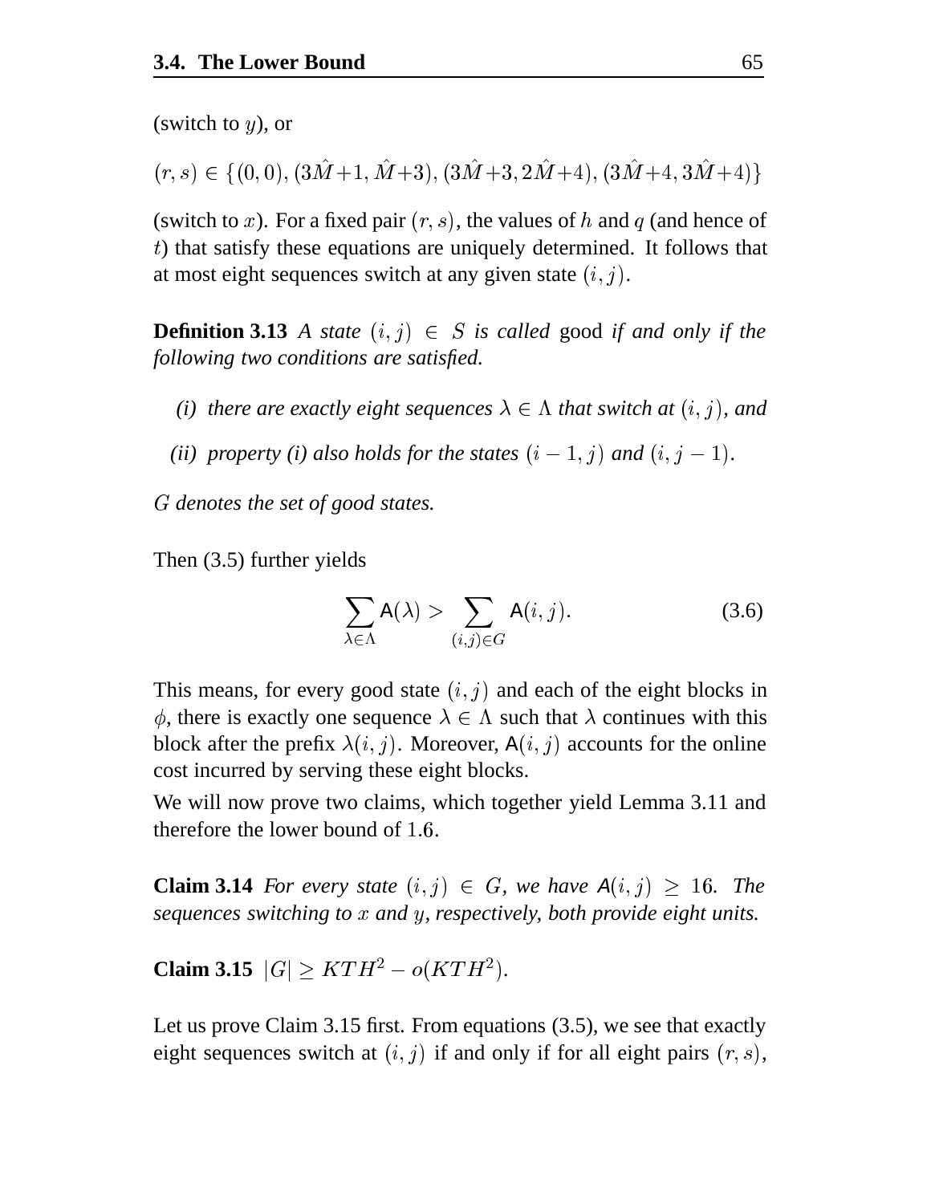(switch to $y$), or

$$(r,s) \in \{(0,0), (3\hat{M}+1, \hat{M}+3), (3\hat{M}+3, 2\hat{M}+4), (3\hat{M}+4, 3\hat{M}+4)\}$$

(switch to $x$). For a fixed pair $(r,s)$, the values of $h$ and $q$ (and hence of $t$) that satisfy these equations are uniquely determined. It follows that at most eight sequences switch at any given state $(i,j)$.

**Definition 3.13** *A state $(i,j) \in S$ is called* good *if and only if the following two conditions are satisfied.*

- *(i) there are exactly eight sequences $\lambda \in \Lambda$ that switch at $(i,j)$, and*
- *(ii) property (i) also holds for the states $(i-1,j)$ and $(i,j-1)$.*

*$G$ denotes the set of good states.*

Then (3.5) further yields

$$\sum_{\lambda \in \Lambda} \mathsf{A}(\lambda) > \sum_{(i,j) \in G} \mathsf{A}(i,j). \tag{3.6}$$

This means, for every good state $(i,j)$ and each of the eight blocks in $\phi$, there is exactly one sequence $\lambda \in \Lambda$ such that $\lambda$ continues with this block after the prefix $\lambda(i,j)$. Moreover, $\mathsf{A}(i,j)$ accounts for the online cost incurred by serving these eight blocks.

We will now prove two claims, which together yield Lemma 3.11 and therefore the lower bound of $1.6$.

**Claim 3.14** *For every state $(i,j) \in G$, we have $\mathsf{A}(i,j) \geq 16$. The sequences switching to $x$ and $y$, respectively, both provide eight units.*

**Claim 3.15** $|G| \geq KTH^2 - o(KTH^2)$.

Let us prove Claim 3.15 first. From equations (3.5), we see that exactly eight sequences switch at $(i,j)$ if and only if for all eight pairs $(r,s)$,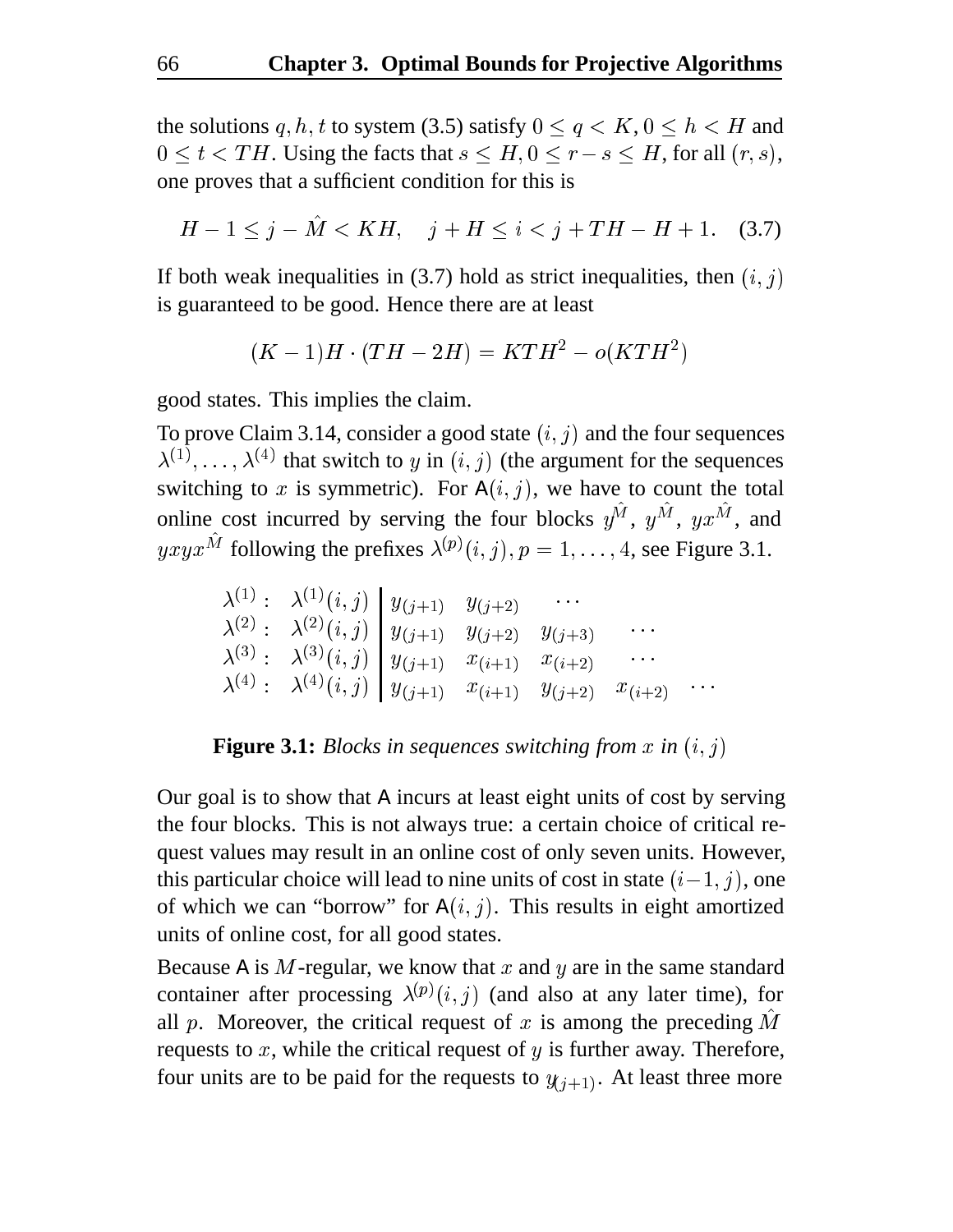the solutions $q, h, t$ to system (3.5) satisfy $0 \le q < K, 0 \le h < H$ and $0 \le t < TH$. Using the facts that $s \le H, 0 \le r - s \le H$, for all $(r, s)$, one proves that a sufficient condition for this is

$$H - 1 \le j - \hat{M} < KH, \quad j + H \le i < j + TH - H + 1. \quad (3.7)$$

If both weak inequalities in (3.7) hold as strict inequalities, then $(i, j)$ is guaranteed to be good. Hence there are at least

$$(K - 1)H \cdot (TH - 2H) = KTH^2 - o(KTH^2)$$

good states. This implies the claim.

To prove Claim 3.14, consider a good state $(i, j)$ and the four sequences $\lambda^{(1)}, \ldots, \lambda^{(4)}$ that switch to $y$ in $(i, j)$ (the argument for the sequences switching to $x$ is symmetric). For $\mathsf{A}(i, j)$, we have to count the total online cost incurred by serving the four blocks $y^{\hat{M}}$, $y^{\hat{M}}$, $yx^{\hat{M}}$, and $yxyx^{\hat{M}}$ following the prefixes $\lambda^{(p)}(i, j), p = 1, \ldots, 4$, see Figure 3.1.

$$\begin{array}{ll|lllll}
\lambda^{(1)}: & \lambda^{(1)}(i,j) & y_{(j+1)} & y_{(j+2)} & \cdots & & \\
\lambda^{(2)}: & \lambda^{(2)}(i,j) & y_{(j+1)} & y_{(j+2)} & y_{(j+3)} & \cdots & \\
\lambda^{(3)}: & \lambda^{(3)}(i,j) & y_{(j+1)} & x_{(i+1)} & x_{(i+2)} & \cdots & \\
\lambda^{(4)}: & \lambda^{(4)}(i,j) & y_{(j+1)} & x_{(i+1)} & y_{(j+2)} & x_{(i+2)} & \cdots
\end{array}$$

**Figure 3.1:** *Blocks in sequences switching from $x$ in $(i, j)$*

Our goal is to show that $\mathsf{A}$ incurs at least eight units of cost by serving the four blocks. This is not always true: a certain choice of critical request values may result in an online cost of only seven units. However, this particular choice will lead to nine units of cost in state $(i-1, j)$, one of which we can "borrow" for $\mathsf{A}(i, j)$. This results in eight amortized units of online cost, for all good states.

Because $\mathsf{A}$ is $M$-regular, we know that $x$ and $y$ are in the same standard container after processing $\lambda^{(p)}(i, j)$ (and also at any later time), for all $p$. Moreover, the critical request of $x$ is among the preceding $\hat{M}$ requests to $x$, while the critical request of $y$ is further away. Therefore, four units are to be paid for the requests to $y_{(j+1)}$. At least three more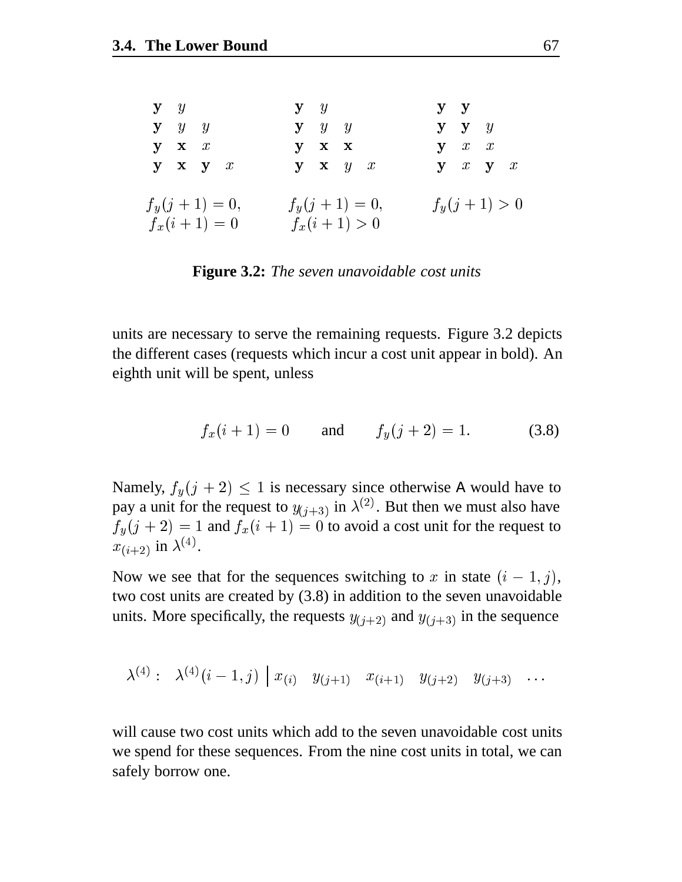| | | | | | | | | | | | | | |
|---|---|---|---|---|---|---|---|---|---|---|---|---|---|
| **y** | $y$ | | | | **y** | $y$ | | | | **y** | **y** | | |
| **y** | $y$ | $y$ | | | **y** | $y$ | $y$ | | | **y** | **y** | $y$ | |
| **y** | **x** | $x$ | | | **y** | **x** | **x** | | | **y** | $x$ | $x$ | |
| **y** | **x** | **y** | $x$ | | **y** | **x** | $y$ | $x$ | | **y** | $x$ | **y** | $x$ |

$f_y(j+1) = 0$, $f_x(i+1) = 0$ $\qquad$ $f_y(j+1) = 0$, $f_x(i+1) > 0$ $\qquad$ $f_y(j+1) > 0$

**Figure 3.2:** *The seven unavoidable cost units*

units are necessary to serve the remaining requests. Figure 3.2 depicts the different cases (requests which incur a cost unit appear in bold). An eighth unit will be spent, unless

$$f_x(i+1) = 0 \qquad \text{and} \qquad f_y(j+2) = 1. \tag{3.8}$$

Namely, $f_y(j+2) \leq 1$ is necessary since otherwise A would have to pay a unit for the request to $y_{(j+3)}$ in $\lambda^{(2)}$. But then we must also have $f_y(j+2) = 1$ and $f_x(i+1) = 0$ to avoid a cost unit for the request to $x_{(i+2)}$ in $\lambda^{(4)}$.

Now we see that for the sequences switching to $x$ in state $(i-1, j)$, two cost units are created by (3.8) in addition to the seven unavoidable units. More specifically, the requests $y_{(j+2)}$ and $y_{(j+3)}$ in the sequence

$$\lambda^{(4)}: \quad \lambda^{(4)}(i-1, j) \;\Big|\; x_{(i)} \quad y_{(j+1)} \quad x_{(i+1)} \quad y_{(j+2)} \quad y_{(j+3)} \quad \ldots$$

will cause two cost units which add to the seven unavoidable cost units we spend for these sequences. From the nine cost units in total, we can safely borrow one.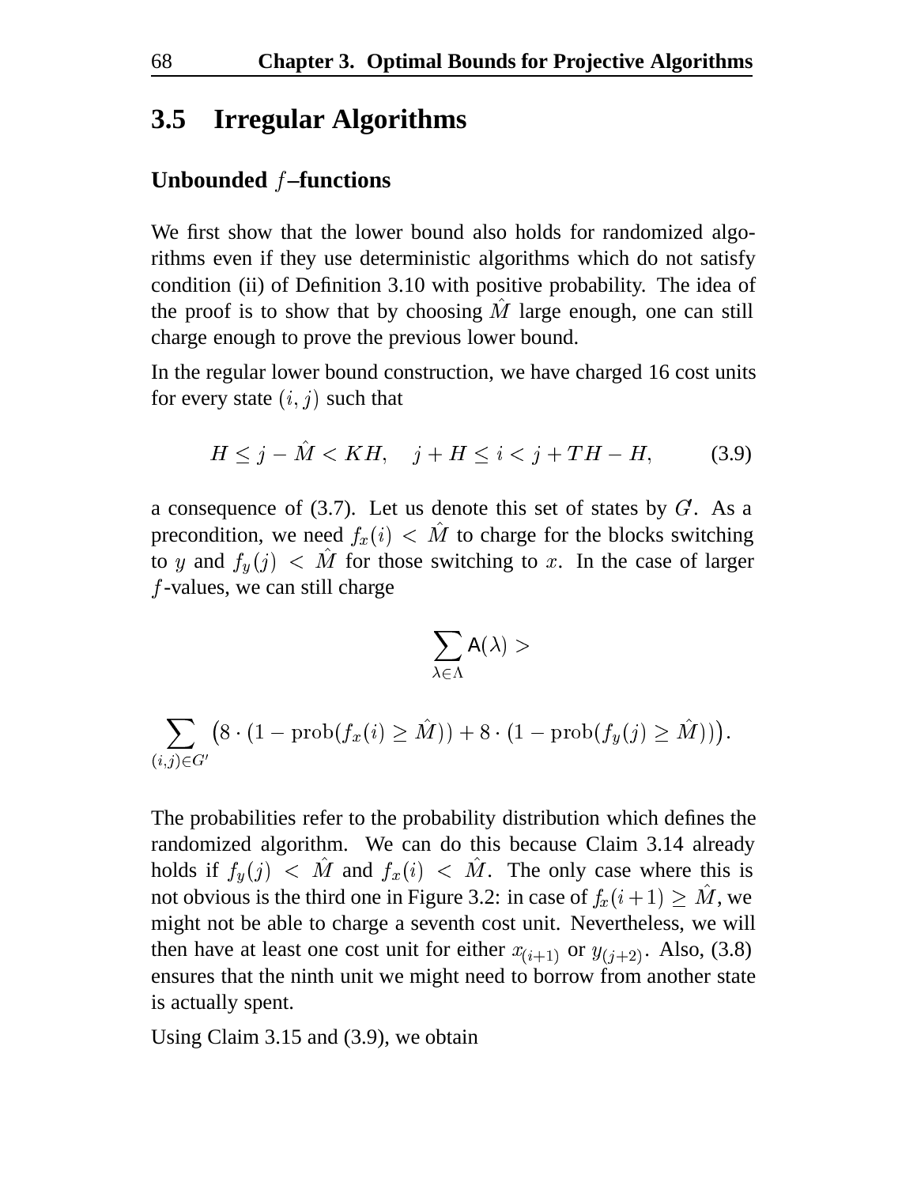## 3.5 Irregular Algorithms

### Unbounded $f$–functions

We first show that the lower bound also holds for randomized algorithms even if they use deterministic algorithms which do not satisfy condition (ii) of Definition 3.10 with positive probability. The idea of the proof is to show that by choosing $\hat{M}$ large enough, one can still charge enough to prove the previous lower bound.

In the regular lower bound construction, we have charged 16 cost units for every state $(i, j)$ such that

$$H \leq j - \hat{M} < KH, \quad j + H \leq i < j + TH - H, \tag{3.9}$$

a consequence of (3.7). Let us denote this set of states by $G'$. As a precondition, we need $f_x(i) < \hat{M}$ to charge for the blocks switching to $y$ and $f_y(j) < \hat{M}$ for those switching to $x$. In the case of larger $f$-values, we can still charge

$$\sum_{\lambda \in \Lambda} \mathsf{A}(\lambda) >$$

$$\sum_{(i,j) \in G'} \bigl(8 \cdot (1 - \mathrm{prob}(f_x(i) \geq \hat{M})) + 8 \cdot (1 - \mathrm{prob}(f_y(j) \geq \hat{M}))\bigr).$$

The probabilities refer to the probability distribution which defines the randomized algorithm. We can do this because Claim 3.14 already holds if $f_y(j) < \hat{M}$ and $f_x(i) < \hat{M}$. The only case where this is not obvious is the third one in Figure 3.2: in case of $f_x(i+1) \geq \hat{M}$, we might not be able to charge a seventh cost unit. Nevertheless, we will then have at least one cost unit for either $x_{(i+1)}$ or $y_{(j+2)}$. Also, (3.8) ensures that the ninth unit we might need to borrow from another state is actually spent.

Using Claim 3.15 and (3.9), we obtain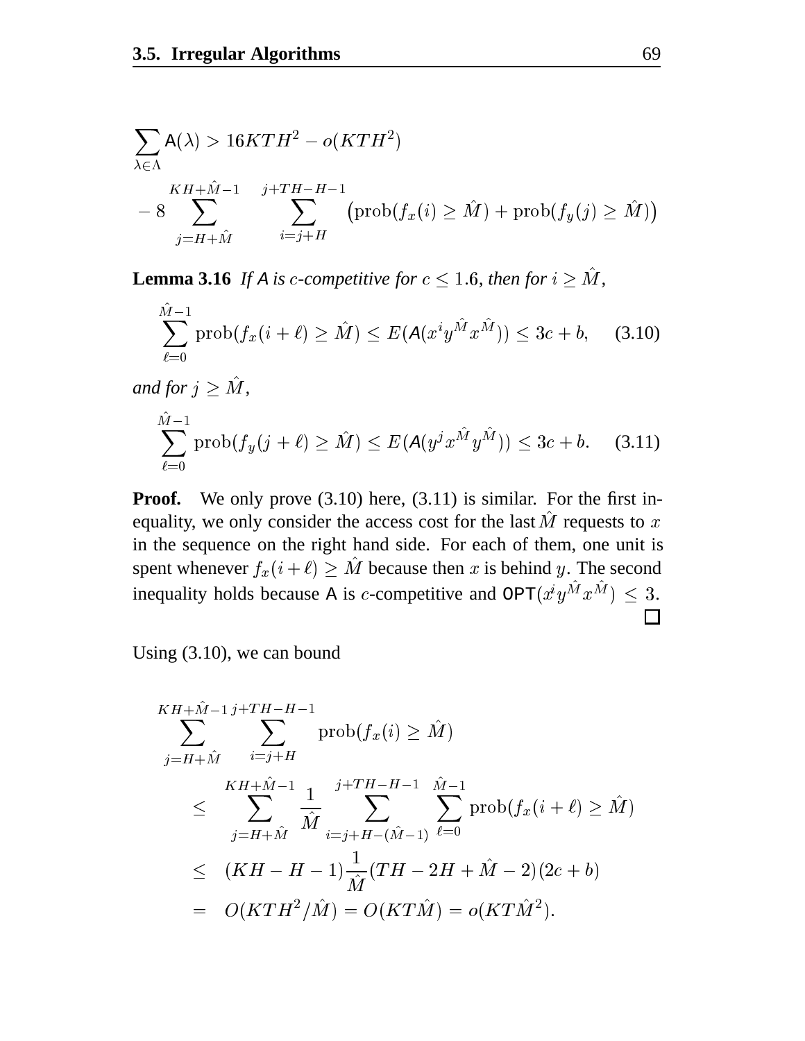$$\sum_{\lambda \in \Lambda} \mathsf{A}(\lambda) > 16KTH^2 - o(KTH^2)$$
$$- 8 \sum_{j=H+\hat{M}}^{KH+\hat{M}-1} \sum_{i=j+H}^{j+TH-H-1} \left(\operatorname{prob}(f_x(i) \geq \hat{M}) + \operatorname{prob}(f_y(j) \geq \hat{M})\right)$$

**Lemma 3.16** *If $\mathsf{A}$ is $c$-competitive for $c \leq 1.6$, then for $i \geq \hat{M}$,*

$$\sum_{\ell=0}^{\hat{M}-1} \operatorname{prob}(f_x(i+\ell) \geq \hat{M}) \leq E(\mathsf{A}(x^i y^{\hat{M}} x^{\hat{M}})) \leq 3c + b, \quad (3.10)$$

*and for $j \geq \hat{M}$,*

$$\sum_{\ell=0}^{\hat{M}-1} \operatorname{prob}(f_y(j+\ell) \geq \hat{M}) \leq E(\mathsf{A}(y^j x^{\hat{M}} y^{\hat{M}})) \leq 3c + b. \quad (3.11)$$

**Proof.** We only prove (3.10) here, (3.11) is similar. For the first inequality, we only consider the access cost for the last $\hat{M}$ requests to $x$ in the sequence on the right hand side. For each of them, one unit is spent whenever $f_x(i+\ell) \geq \hat{M}$ because then $x$ is behind $y$. The second inequality holds because $\mathsf{A}$ is $c$-competitive and $\mathsf{OPT}(x^i y^{\hat{M}} x^{\hat{M}}) \leq 3$. □

Using (3.10), we can bound

$$\begin{aligned}
&\sum_{j=H+\hat{M}}^{KH+\hat{M}-1} \sum_{i=j+H}^{j+TH-H-1} \operatorname{prob}(f_x(i) \geq \hat{M}) \\
&\quad \leq \sum_{j=H+\hat{M}}^{KH+\hat{M}-1} \frac{1}{\hat{M}} \sum_{i=j+H-(\hat{M}-1)}^{j+TH-H-1} \sum_{\ell=0}^{\hat{M}-1} \operatorname{prob}(f_x(i+\ell) \geq \hat{M}) \\
&\quad \leq (KH - H - 1) \frac{1}{\hat{M}} (TH - 2H + \hat{M} - 2)(2c + b) \\
&\quad = O(KTH^2/\hat{M}) = O(KT\hat{M}) = o(KT\hat{M}^2).
\end{aligned}$$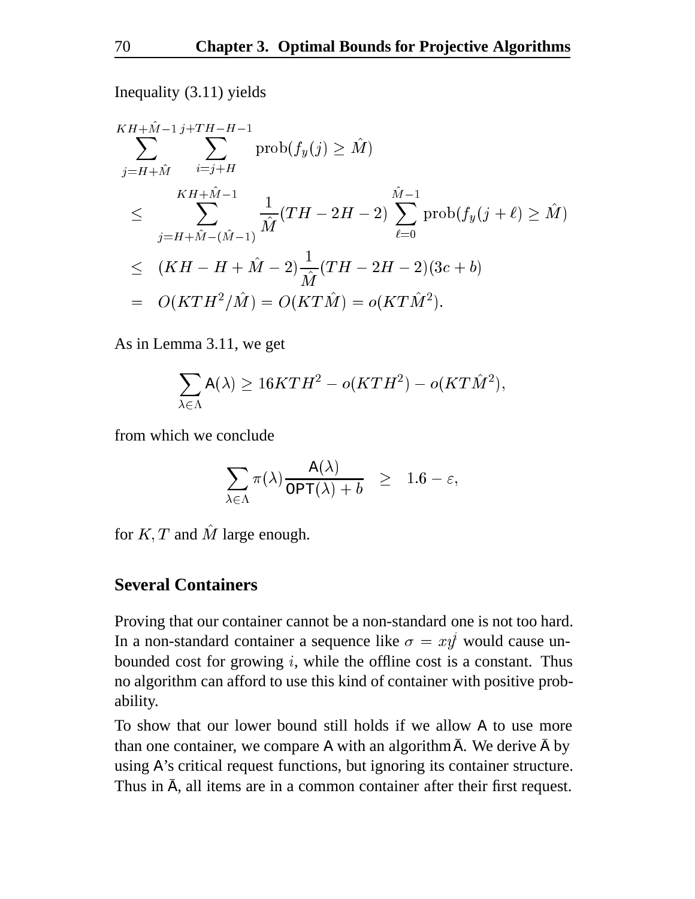Inequality (3.11) yields

$$
\begin{aligned}
&\sum_{j=H+\hat{M}}^{KH+\hat{M}-1} \sum_{i=j+H}^{j+TH-H-1} \operatorname{prob}(f_y(j) \geq \hat{M}) \\
&\leq \sum_{j=H+\hat{M}-(\hat{M}-1)}^{KH+\hat{M}-1} \frac{1}{\hat{M}}(TH-2H-2) \sum_{\ell=0}^{\hat{M}-1} \operatorname{prob}(f_y(j+\ell) \geq \hat{M}) \\
&\leq (KH-H+\hat{M}-2)\frac{1}{\hat{M}}(TH-2H-2)(3c+b) \\
&= O(KTH^2/\hat{M}) = O(KT\hat{M}) = o(KT\hat{M}^2).
\end{aligned}
$$

As in Lemma 3.11, we get

$$\sum_{\lambda \in \Lambda} \mathsf{A}(\lambda) \geq 16KTH^2 - o(KTH^2) - o(KT\hat{M}^2),$$

from which we conclude

$$\sum_{\lambda \in \Lambda} \pi(\lambda) \frac{\mathsf{A}(\lambda)}{\mathsf{OPT}(\lambda) + b} \quad \geq \quad 1.6 - \varepsilon,$$

for $K, T$ and $\hat{M}$ large enough.

### Several Containers

Proving that our container cannot be a non-standard one is not too hard. In a non-standard container a sequence like $\sigma = xy^i$ would cause unbounded cost for growing $i$, while the offline cost is a constant. Thus no algorithm can afford to use this kind of container with positive probability.

To show that our lower bound still holds if we allow $\mathsf{A}$ to use more than one container, we compare $\mathsf{A}$ with an algorithm $\bar{\mathsf{A}}$. We derive $\bar{\mathsf{A}}$ by using $\mathsf{A}$'s critical request functions, but ignoring its container structure. Thus in $\bar{\mathsf{A}}$, all items are in a common container after their first request.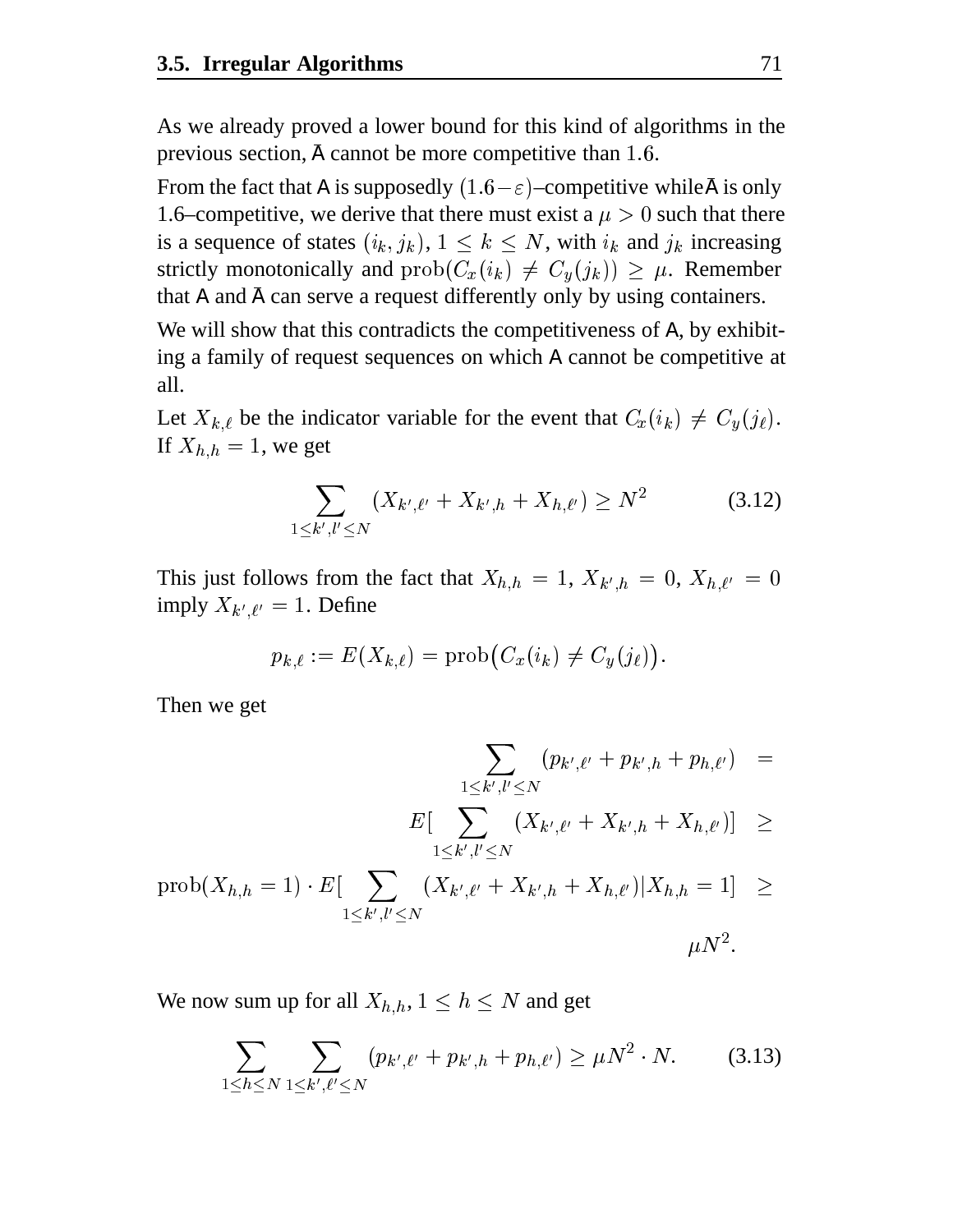As we already proved a lower bound for this kind of algorithms in the previous section, $\bar{\mathsf{A}}$ cannot be more competitive than $1.6$.

From the fact that $\mathsf{A}$ is supposedly $(1.6-\varepsilon)$–competitive while $\bar{\mathsf{A}}$ is only 1.6–competitive, we derive that there must exist a $\mu > 0$ such that there is a sequence of states $(i_k, j_k)$, $1 \leq k \leq N$, with $i_k$ and $j_k$ increasing strictly monotonically and $\mathrm{prob}(C_x(i_k) \neq C_y(j_k)) \geq \mu$. Remember that $\mathsf{A}$ and $\bar{\mathsf{A}}$ can serve a request differently only by using containers.

We will show that this contradicts the competitiveness of $\mathsf{A}$, by exhibiting a family of request sequences on which $\mathsf{A}$ cannot be competitive at all.

Let $X_{k,\ell}$ be the indicator variable for the event that $C_x(i_k) \neq C_y(j_\ell)$. If $X_{h,h} = 1$, we get

$$\sum_{1 \leq k', l' \leq N} (X_{k',\ell'} + X_{k',h} + X_{h,\ell'}) \geq N^2 \tag{3.12}$$

This just follows from the fact that $X_{h,h} = 1$, $X_{k',h} = 0$, $X_{h,\ell'} = 0$ imply $X_{k',\ell'} = 1$. Define

$$p_{k,\ell} := E(X_{k,\ell}) = \mathrm{prob}\big(C_x(i_k) \neq C_y(j_\ell)\big).$$

Then we get

$$\begin{aligned}
\sum_{1 \leq k', l' \leq N} (p_{k',\ell'} + p_{k',h} + p_{h,\ell'}) &= \\
E[\sum_{1 \leq k', l' \leq N} (X_{k',\ell'} + X_{k',h} + X_{h,\ell'})] &\geq \\
\mathrm{prob}(X_{h,h} = 1) \cdot E[\sum_{1 \leq k', l' \leq N} (X_{k',\ell'} + X_{k',h} + X_{h,\ell'}) | X_{h,h} = 1] &\geq \\
&\mu N^2.
\end{aligned}$$

We now sum up for all $X_{h,h}$, $1 \leq h \leq N$ and get

$$\sum_{1 \leq h \leq N} \sum_{1 \leq k', \ell' \leq N} (p_{k',\ell'} + p_{k',h} + p_{h,\ell'}) \geq \mu N^2 \cdot N. \tag{3.13}$$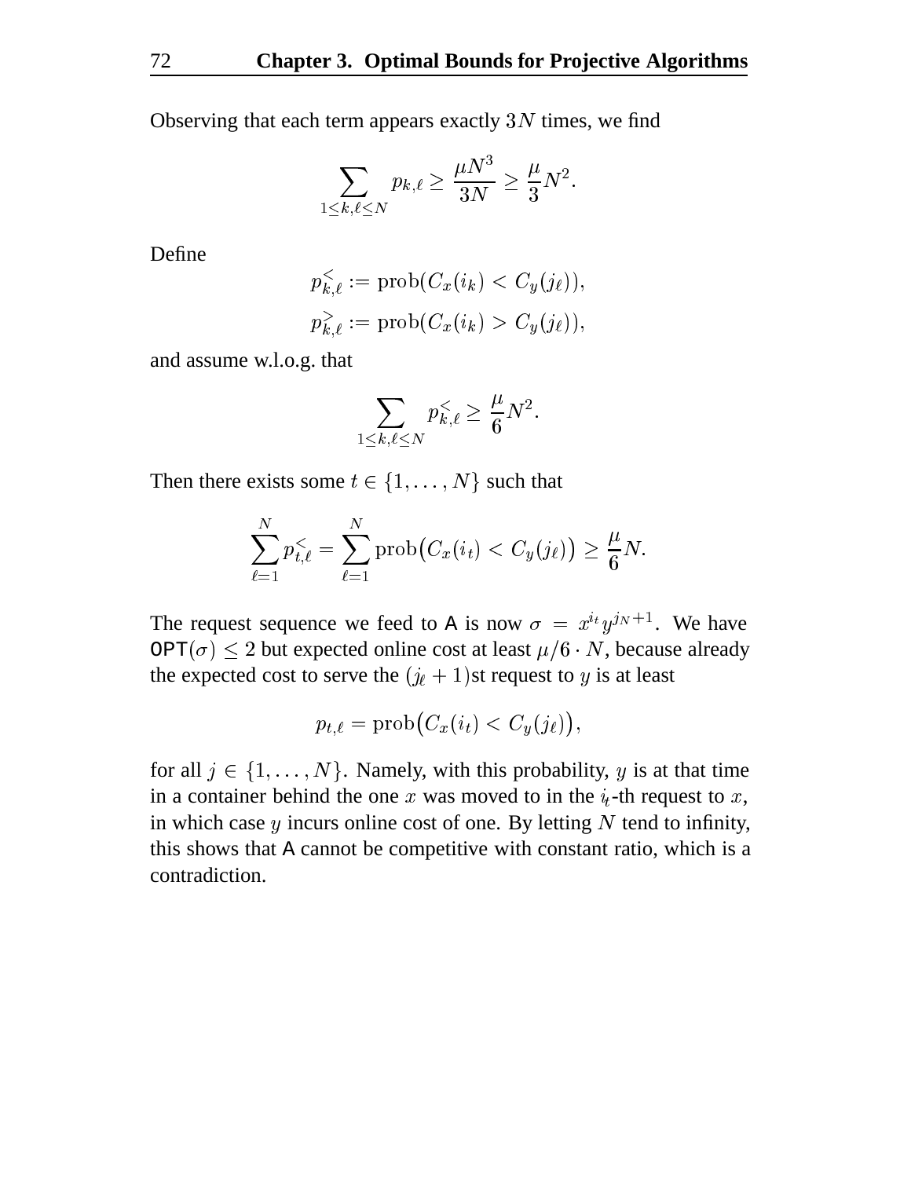Observing that each term appears exactly $3N$ times, we find

$$\sum_{1 \le k,\ell \le N} p_{k,\ell} \ge \frac{\mu N^3}{3N} \ge \frac{\mu}{3} N^2.$$

Define

$$p^{<}_{k,\ell} := \operatorname{prob}(C_x(i_k) < C_y(j_\ell)),$$
$$p^{>}_{k,\ell} := \operatorname{prob}(C_x(i_k) > C_y(j_\ell)),$$

and assume w.l.o.g. that

$$\sum_{1 \le k,\ell \le N} p^{<}_{k,\ell} \ge \frac{\mu}{6} N^2.$$

Then there exists some $t \in \{1, \ldots, N\}$ such that

$$\sum_{\ell=1}^{N} p^{<}_{t,\ell} = \sum_{\ell=1}^{N} \operatorname{prob}\big(C_x(i_t) < C_y(j_\ell)\big) \ge \frac{\mu}{6} N.$$

The request sequence we feed to A is now $\sigma = x^{i_t} y^{j_N + 1}$. We have $\mathsf{OPT}(\sigma) \le 2$ but expected online cost at least $\mu/6 \cdot N$, because already the expected cost to serve the $(j_\ell + 1)$st request to $y$ is at least

$$p_{t,\ell} = \operatorname{prob}\big(C_x(i_t) < C_y(j_\ell)\big),$$

for all $j \in \{1, \ldots, N\}$. Namely, with this probability, $y$ is at that time in a container behind the one $x$ was moved to in the $i_t$-th request to $x$, in which case $y$ incurs online cost of one. By letting $N$ tend to infinity, this shows that A cannot be competitive with constant ratio, which is a contradiction.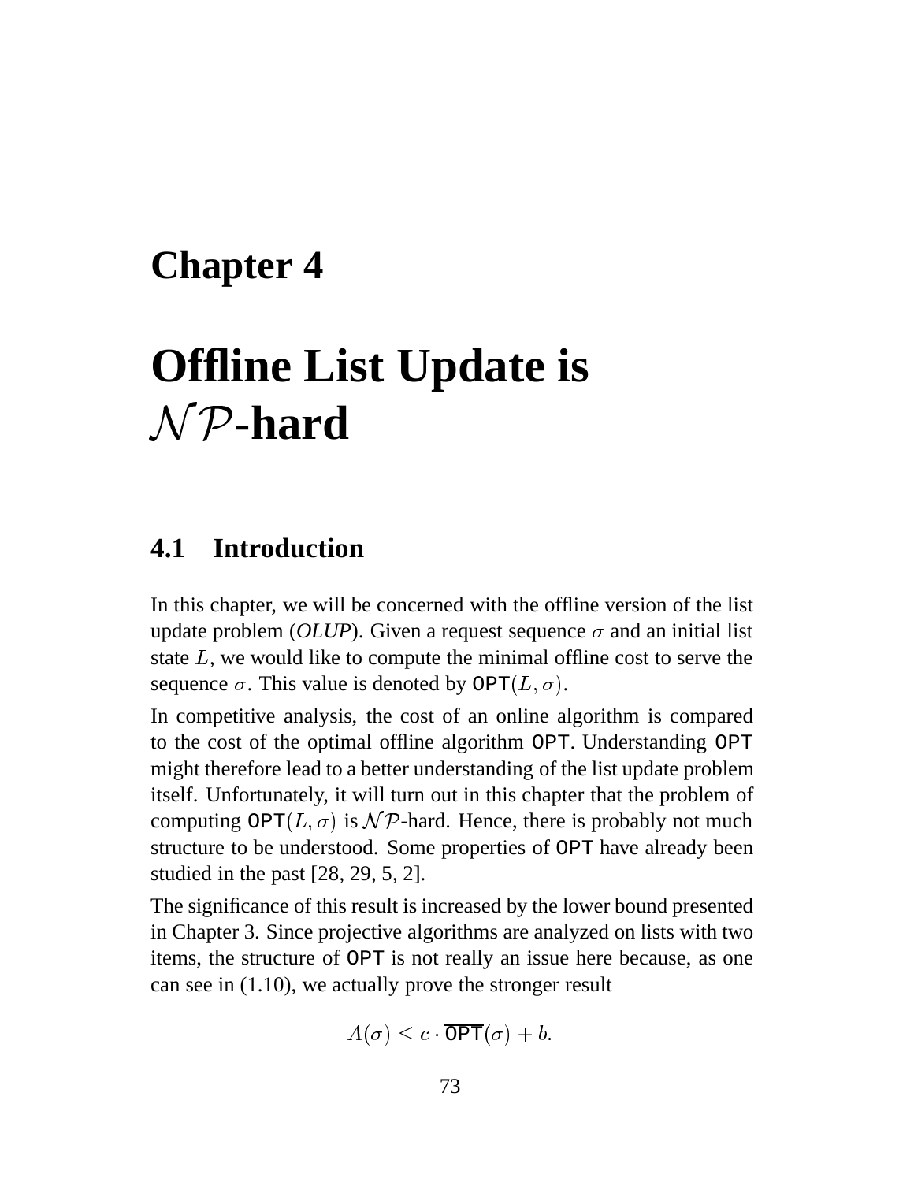# Chapter 4

# Offline List Update is $\mathcal{NP}$-hard

## 4.1 Introduction

In this chapter, we will be concerned with the offline version of the list update problem (*OLUP*). Given a request sequence $\sigma$ and an initial list state $L$, we would like to compute the minimal offline cost to serve the sequence $\sigma$. This value is denoted by $\texttt{OPT}(L, \sigma)$.

In competitive analysis, the cost of an online algorithm is compared to the cost of the optimal offline algorithm OPT. Understanding OPT might therefore lead to a better understanding of the list update problem itself. Unfortunately, it will turn out in this chapter that the problem of computing $\texttt{OPT}(L, \sigma)$ is $\mathcal{NP}$-hard. Hence, there is probably not much structure to be understood. Some properties of OPT have already been studied in the past [28, 29, 5, 2].

The significance of this result is increased by the lower bound presented in Chapter 3. Since projective algorithms are analyzed on lists with two items, the structure of OPT is not really an issue here because, as one can see in (1.10), we actually prove the stronger result

$$A(\sigma) \leq c \cdot \overline{\texttt{OPT}}(\sigma) + b.$$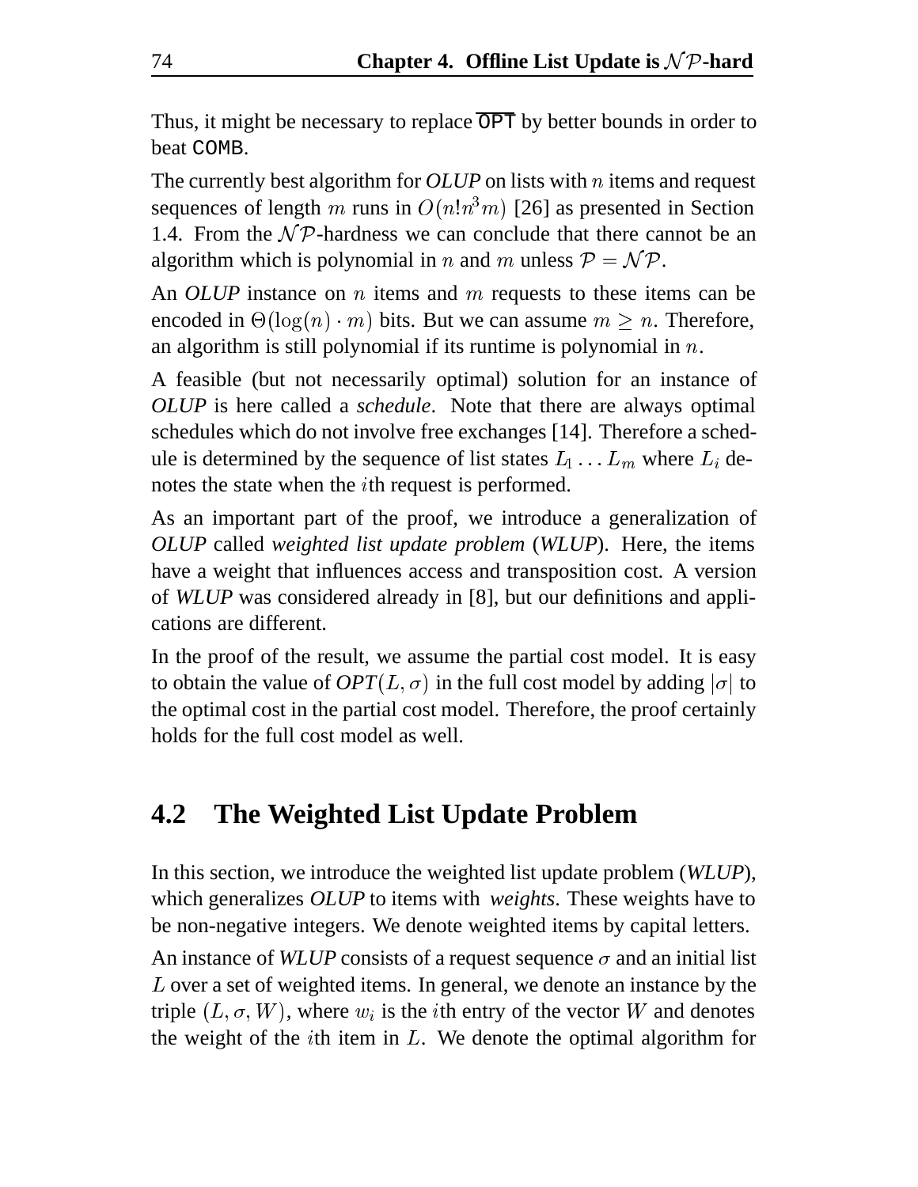Thus, it might be necessary to replace $\overline{\texttt{OPT}}$ by better bounds in order to beat `COMB`.

The currently best algorithm for *OLUP* on lists with $n$ items and request sequences of length $m$ runs in $O(n!n^3m)$ [26] as presented in Section 1.4. From the $\mathcal{NP}$-hardness we can conclude that there cannot be an algorithm which is polynomial in $n$ and $m$ unless $\mathcal{P} = \mathcal{NP}$.

An *OLUP* instance on $n$ items and $m$ requests to these items can be encoded in $\Theta(\log(n) \cdot m)$ bits. But we can assume $m \geq n$. Therefore, an algorithm is still polynomial if its runtime is polynomial in $n$.

A feasible (but not necessarily optimal) solution for an instance of *OLUP* is here called a *schedule*. Note that there are always optimal schedules which do not involve free exchanges [14]. Therefore a schedule is determined by the sequence of list states $L_1 \dots L_m$ where $L_i$ denotes the state when the $i$th request is performed.

As an important part of the proof, we introduce a generalization of *OLUP* called *weighted list update problem* (*WLUP*). Here, the items have a weight that influences access and transposition cost. A version of *WLUP* was considered already in [8], but our definitions and applications are different.

In the proof of the result, we assume the partial cost model. It is easy to obtain the value of $OPT(L, \sigma)$ in the full cost model by adding $|\sigma|$ to the optimal cost in the partial cost model. Therefore, the proof certainly holds for the full cost model as well.

## 4.2 The Weighted List Update Problem

In this section, we introduce the weighted list update problem (*WLUP*), which generalizes *OLUP* to items with *weights*. These weights have to be non-negative integers. We denote weighted items by capital letters.

An instance of *WLUP* consists of a request sequence $\sigma$ and an initial list $L$ over a set of weighted items. In general, we denote an instance by the triple $(L, \sigma, W)$, where $w_i$ is the $i$th entry of the vector $W$ and denotes the weight of the $i$th item in $L$. We denote the optimal algorithm for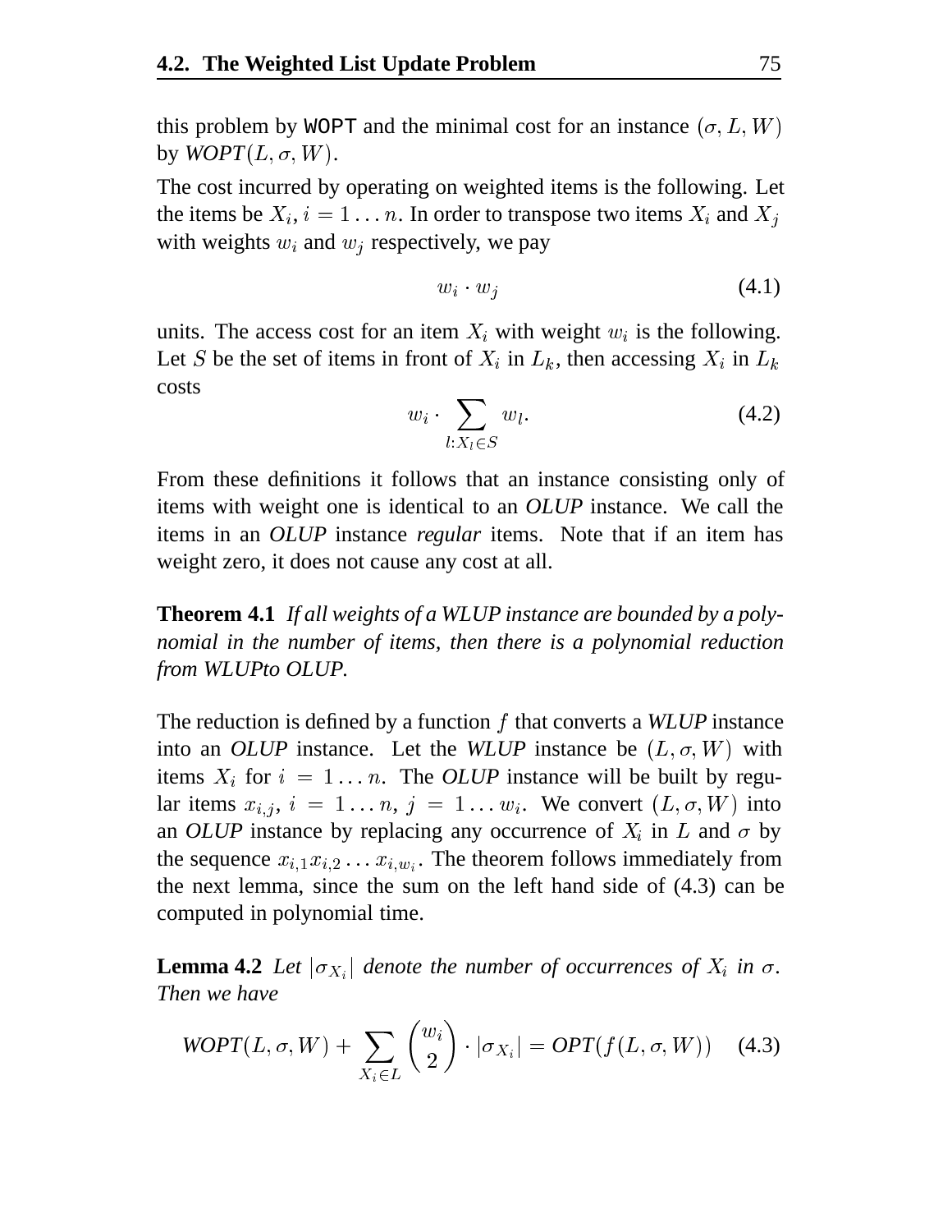this problem by `WOPT` and the minimal cost for an instance $(\sigma, L, W)$ by *WOPT*$(L, \sigma, W)$.

The cost incurred by operating on weighted items is the following. Let the items be $X_i$, $i = 1 \ldots n$. In order to transpose two items $X_i$ and $X_j$ with weights $w_i$ and $w_j$ respectively, we pay

$$w_i \cdot w_j \tag{4.1}$$

units. The access cost for an item $X_i$ with weight $w_i$ is the following. Let $S$ be the set of items in front of $X_i$ in $L_k$, then accessing $X_i$ in $L_k$ costs

$$w_i \cdot \sum_{l: X_l \in S} w_l. \tag{4.2}$$

From these definitions it follows that an instance consisting only of items with weight one is identical to an *OLUP* instance. We call the items in an *OLUP* instance *regular* items. Note that if an item has weight zero, it does not cause any cost at all.

**Theorem 4.1** *If all weights of a WLUP instance are bounded by a polynomial in the number of items, then there is a polynomial reduction from WLUPto OLUP.*

The reduction is defined by a function $f$ that converts a *WLUP* instance into an *OLUP* instance. Let the *WLUP* instance be $(L, \sigma, W)$ with items $X_i$ for $i = 1 \ldots n$. The *OLUP* instance will be built by regular items $x_{i,j}$, $i = 1 \ldots n$, $j = 1 \ldots w_i$. We convert $(L, \sigma, W)$ into an *OLUP* instance by replacing any occurrence of $X_i$ in $L$ and $\sigma$ by the sequence $x_{i,1} x_{i,2} \ldots x_{i,w_i}$. The theorem follows immediately from the next lemma, since the sum on the left hand side of (4.3) can be computed in polynomial time.

**Lemma 4.2** *Let $|\sigma_{X_i}|$ denote the number of occurrences of $X_i$ in $\sigma$. Then we have*

$$\mathit{WOPT}(L, \sigma, W) + \sum_{X_i \in L} \binom{w_i}{2} \cdot |\sigma_{X_i}| = \mathit{OPT}(f(L, \sigma, W)) \tag{4.3}$$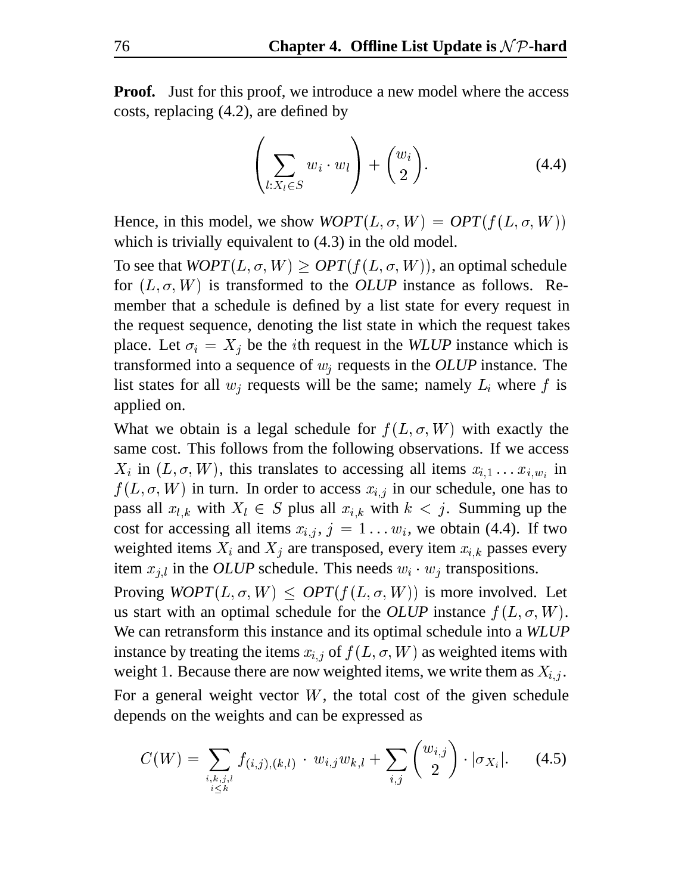**Proof.** Just for this proof, we introduce a new model where the access costs, replacing (4.2), are defined by

$$\left( \sum_{l:X_l \in S} w_i \cdot w_l \right) + \binom{w_i}{2}. \tag{4.4}$$

Hence, in this model, we show $\mathit{WOPT}(L, \sigma, W) = \mathit{OPT}(f(L, \sigma, W))$ which is trivially equivalent to (4.3) in the old model.

To see that $\mathit{WOPT}(L, \sigma, W) \geq \mathit{OPT}(f(L, \sigma, W))$, an optimal schedule for $(L, \sigma, W)$ is transformed to the *OLUP* instance as follows. Remember that a schedule is defined by a list state for every request in the request sequence, denoting the list state in which the request takes place. Let $\sigma_i = X_j$ be the $i$th request in the *WLUP* instance which is transformed into a sequence of $w_j$ requests in the *OLUP* instance. The list states for all $w_j$ requests will be the same; namely $L_i$ where $f$ is applied on.

What we obtain is a legal schedule for $f(L, \sigma, W)$ with exactly the same cost. This follows from the following observations. If we access $X_i$ in $(L, \sigma, W)$, this translates to accessing all items $x_{i,1} \ldots x_{i,w_i}$ in $f(L, \sigma, W)$ in turn. In order to access $x_{i,j}$ in our schedule, one has to pass all $x_{l,k}$ with $X_l \in S$ plus all $x_{i,k}$ with $k < j$. Summing up the cost for accessing all items $x_{i,j}$, $j = 1 \ldots w_i$, we obtain (4.4). If two weighted items $X_i$ and $X_j$ are transposed, every item $x_{i,k}$ passes every item $x_{j,l}$ in the *OLUP* schedule. This needs $w_i \cdot w_j$ transpositions.

Proving $\mathit{WOPT}(L, \sigma, W) \leq \mathit{OPT}(f(L, \sigma, W))$ is more involved. Let us start with an optimal schedule for the *OLUP* instance $f(L, \sigma, W)$. We can retransform this instance and its optimal schedule into a *WLUP* instance by treating the items $x_{i,j}$ of $f(L, \sigma, W)$ as weighted items with weight 1. Because there are now weighted items, we write them as $X_{i,j}$.

For a general weight vector $W$, the total cost of the given schedule depends on the weights and can be expressed as

$$C(W) = \sum_{\substack{i,k,j,l \\ i \leq k}} f_{(i,j),(k,l)} \cdot w_{i,j} w_{k,l} + \sum_{i,j} \binom{w_{i,j}}{2} \cdot |\sigma_{X_i}|. \tag{4.5}$$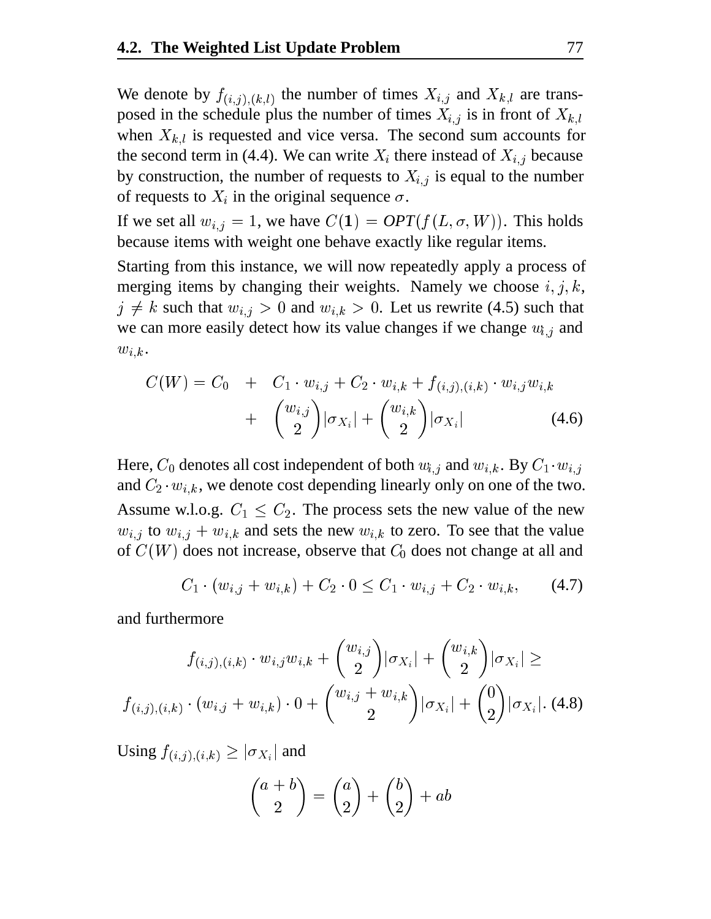We denote by $f_{(i,j),(k,l)}$ the number of times $X_{i,j}$ and $X_{k,l}$ are transposed in the schedule plus the number of times $X_{i,j}$ is in front of $X_{k,l}$ when $X_{k,l}$ is requested and vice versa. The second sum accounts for the second term in (4.4). We can write $X_i$ there instead of $X_{i,j}$ because by construction, the number of requests to $X_{i,j}$ is equal to the number of requests to $X_i$ in the original sequence $\sigma$.

If we set all $w_{i,j} = 1$, we have $C(\mathbf{1}) = \mathit{OPT}(f(L, \sigma, W))$. This holds because items with weight one behave exactly like regular items.

Starting from this instance, we will now repeatedly apply a process of merging items by changing their weights. Namely we choose $i, j, k$, $j \neq k$ such that $w_{i,j} > 0$ and $w_{i,k} > 0$. Let us rewrite (4.5) such that we can more easily detect how its value changes if we change $w_{i,j}$ and $w_{i,k}$.

$$
\begin{aligned}
C(W) = C_0 \quad &+ \quad C_1 \cdot w_{i,j} + C_2 \cdot w_{i,k} + f_{(i,j),(i,k)} \cdot w_{i,j} w_{i,k} \\
&+ \quad \binom{w_{i,j}}{2} |\sigma_{X_i}| + \binom{w_{i,k}}{2} |\sigma_{X_i}| \qquad (4.6)
\end{aligned}
$$

Here, $C_0$ denotes all cost independent of both $w_{i,j}$ and $w_{i,k}$. By $C_1 \cdot w_{i,j}$ and $C_2 \cdot w_{i,k}$, we denote cost depending linearly only on one of the two. Assume w.l.o.g. $C_1 \leq C_2$. The process sets the new value of the new $w_{i,j}$ to $w_{i,j} + w_{i,k}$ and sets the new $w_{i,k}$ to zero. To see that the value of $C(W)$ does not increase, observe that $C_0$ does not change at all and

$$
C_1 \cdot (w_{i,j} + w_{i,k}) + C_2 \cdot 0 \leq C_1 \cdot w_{i,j} + C_2 \cdot w_{i,k}, \qquad (4.7)
$$

and furthermore

$$
\begin{aligned}
f_{(i,j),(i,k)} \cdot w_{i,j} w_{i,k} + \binom{w_{i,j}}{2} |\sigma_{X_i}| + \binom{w_{i,k}}{2} |\sigma_{X_i}| \geq \\
f_{(i,j),(i,k)} \cdot (w_{i,j} + w_{i,k}) \cdot 0 + \binom{w_{i,j} + w_{i,k}}{2} |\sigma_{X_i}| + \binom{0}{2} |\sigma_{X_i}|. \quad (4.8)
\end{aligned}
$$

Using $f_{(i,j),(i,k)} \geq |\sigma_{X_i}|$ and

$$
\binom{a+b}{2} = \binom{a}{2} + \binom{b}{2} + ab
$$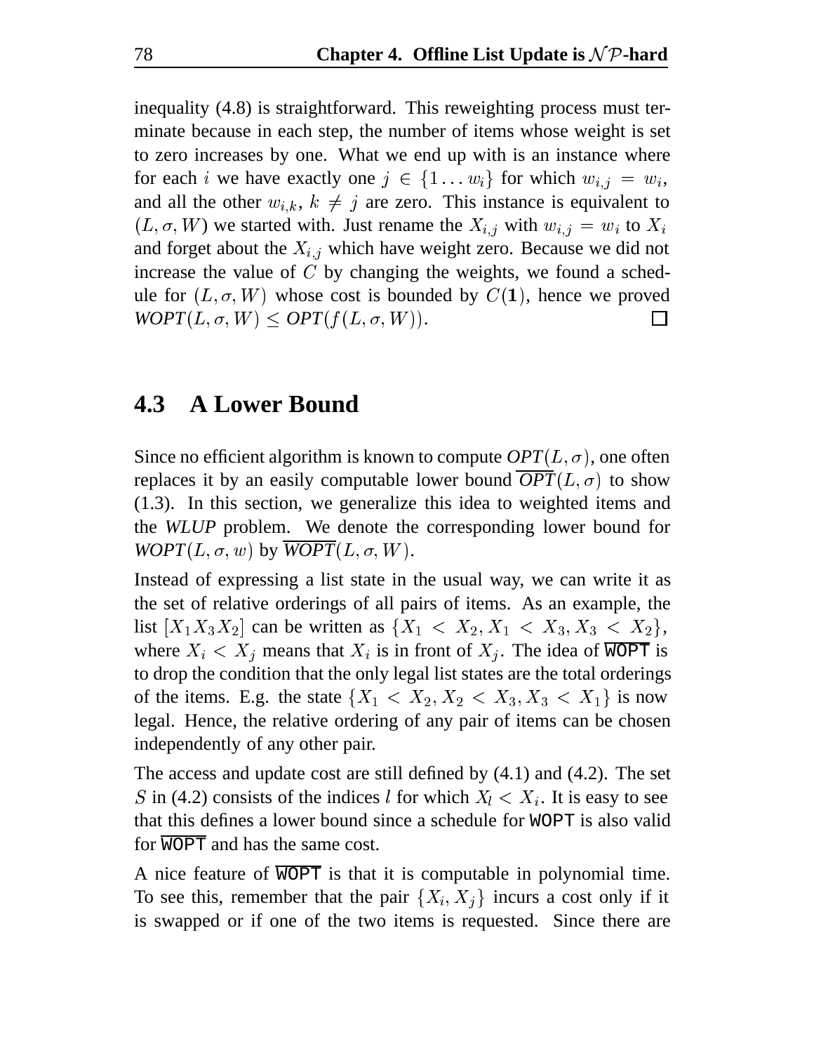inequality (4.8) is straightforward. This reweighting process must terminate because in each step, the number of items whose weight is set to zero increases by one. What we end up with is an instance where for each $i$ we have exactly one $j \in \{1 \ldots w_i\}$ for which $w_{i,j} = w_i$, and all the other $w_{i,k}$, $k \neq j$ are zero. This instance is equivalent to $(L, \sigma, W)$ we started with. Just rename the $X_{i,j}$ with $w_{i,j} = w_i$ to $X_i$ and forget about the $X_{i,j}$ which have weight zero. Because we did not increase the value of $C$ by changing the weights, we found a schedule for $(L, \sigma, W)$ whose cost is bounded by $C(\mathbf{1})$, hence we proved *WOPT*$(L, \sigma, W) \leq$ *OPT*$(f(L, \sigma, W))$. □

## 4.3 A Lower Bound

Since no efficient algorithm is known to compute *OPT*$(L, \sigma)$, one often replaces it by an easily computable lower bound $\overline{OPT}(L, \sigma)$ to show (1.3). In this section, we generalize this idea to weighted items and the *WLUP* problem. We denote the corresponding lower bound for *WOPT*$(L, \sigma, w)$ by $\overline{WOPT}(L, \sigma, W)$.

Instead of expressing a list state in the usual way, we can write it as the set of relative orderings of all pairs of items. As an example, the list $[X_1 X_3 X_2]$ can be written as $\{X_1 < X_2, X_1 < X_3, X_3 < X_2\}$, where $X_i < X_j$ means that $X_i$ is in front of $X_j$. The idea of $\overline{\texttt{WOPT}}$ is to drop the condition that the only legal list states are the total orderings of the items. E.g. the state $\{X_1 < X_2, X_2 < X_3, X_3 < X_1\}$ is now legal. Hence, the relative ordering of any pair of items can be chosen independently of any other pair.

The access and update cost are still defined by (4.1) and (4.2). The set $S$ in (4.2) consists of the indices $l$ for which $X_l < X_i$. It is easy to see that this defines a lower bound since a schedule for `WOPT` is also valid for $\overline{\texttt{WOPT}}$ and has the same cost.

A nice feature of $\overline{\texttt{WOPT}}$ is that it is computable in polynomial time. To see this, remember that the pair $\{X_i, X_j\}$ incurs a cost only if it is swapped or if one of the two items is requested. Since there are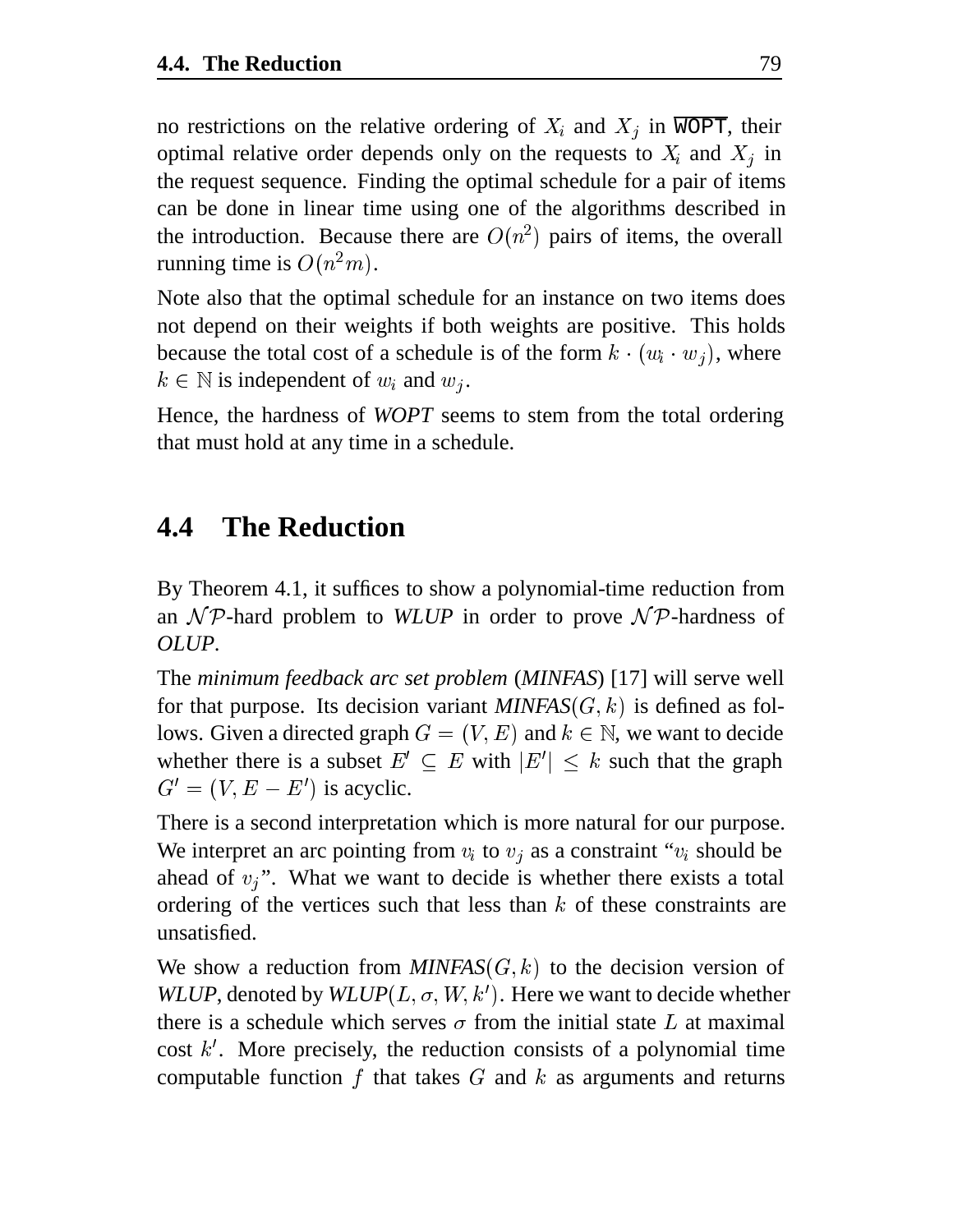no restrictions on the relative ordering of $X_i$ and $X_j$ in $\overline{\texttt{WOPT}}$, their optimal relative order depends only on the requests to $X_i$ and $X_j$ in the request sequence. Finding the optimal schedule for a pair of items can be done in linear time using one of the algorithms described in the introduction. Because there are $O(n^2)$ pairs of items, the overall running time is $O(n^2 m)$.

Note also that the optimal schedule for an instance on two items does not depend on their weights if both weights are positive. This holds because the total cost of a schedule is of the form $k \cdot (w_i \cdot w_j)$, where $k \in \mathbb{N}$ is independent of $w_i$ and $w_j$.

Hence, the hardness of *WOPT* seems to stem from the total ordering that must hold at any time in a schedule.

## 4.4 The Reduction

By Theorem 4.1, it suffices to show a polynomial-time reduction from an $\mathcal{NP}$-hard problem to *WLUP* in order to prove $\mathcal{NP}$-hardness of *OLUP*.

The *minimum feedback arc set problem* (*MINFAS*) [17] will serve well for that purpose. Its decision variant *MINFAS*$(G, k)$ is defined as follows. Given a directed graph $G = (V, E)$ and $k \in \mathbb{N}$, we want to decide whether there is a subset $E' \subseteq E$ with $|E'| \leq k$ such that the graph $G' = (V, E - E')$ is acyclic.

There is a second interpretation which is more natural for our purpose. We interpret an arc pointing from $v_i$ to $v_j$ as a constraint "$v_i$ should be ahead of $v_j$". What we want to decide is whether there exists a total ordering of the vertices such that less than $k$ of these constraints are unsatisfied.

We show a reduction from *MINFAS*$(G, k)$ to the decision version of *WLUP*, denoted by *WLUP*$(L, \sigma, W, k')$. Here we want to decide whether there is a schedule which serves $\sigma$ from the initial state $L$ at maximal cost $k'$. More precisely, the reduction consists of a polynomial time computable function $f$ that takes $G$ and $k$ as arguments and returns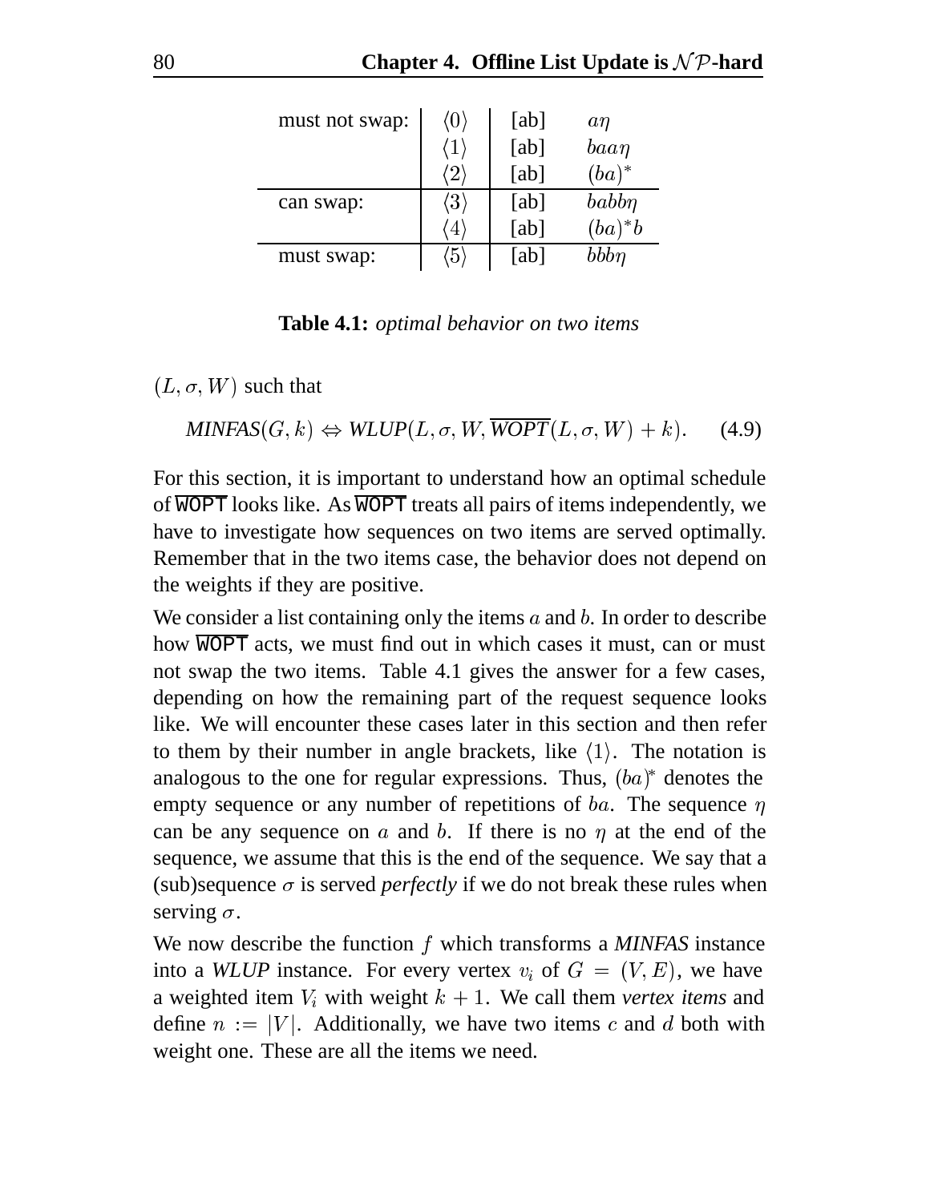| | | | |
|---|---|---|---|
| must not swap: | $\langle 0 \rangle$ | [ab] | $a\eta$ |
| | $\langle 1 \rangle$ | [ab] | $baa\eta$ |
| | $\langle 2 \rangle$ | [ab] | $(ba)^*$ |
| can swap: | $\langle 3 \rangle$ | [ab] | $babb\eta$ |
| | $\langle 4 \rangle$ | [ab] | $(ba)^*b$ |
| must swap: | $\langle 5 \rangle$ | [ab] | $bbb\eta$ |

**Table 4.1:** *optimal behavior on two items*

$(L, \sigma, W)$ such that

$$MINFAS(G, k) \Leftrightarrow WLUP(L, \sigma, W, \overline{WOPT}(L, \sigma, W) + k). \quad (4.9)$$

For this section, it is important to understand how an optimal schedule of $\overline{\texttt{WOPT}}$ looks like. As $\overline{\texttt{WOPT}}$ treats all pairs of items independently, we have to investigate how sequences on two items are served optimally. Remember that in the two items case, the behavior does not depend on the weights if they are positive.

We consider a list containing only the items $a$ and $b$. In order to describe how $\overline{\texttt{WOPT}}$ acts, we must find out in which cases it must, can or must not swap the two items. Table 4.1 gives the answer for a few cases, depending on how the remaining part of the request sequence looks like. We will encounter these cases later in this section and then refer to them by their number in angle brackets, like $\langle 1 \rangle$. The notation is analogous to the one for regular expressions. Thus, $(ba)^*$ denotes the empty sequence or any number of repetitions of $ba$. The sequence $\eta$ can be any sequence on $a$ and $b$. If there is no $\eta$ at the end of the sequence, we assume that this is the end of the sequence. We say that a (sub)sequence $\sigma$ is served *perfectly* if we do not break these rules when serving $\sigma$.

We now describe the function $f$ which transforms a *MINFAS* instance into a *WLUP* instance. For every vertex $v_i$ of $G = (V, E)$, we have a weighted item $V_i$ with weight $k + 1$. We call them *vertex items* and define $n := |V|$. Additionally, we have two items $c$ and $d$ both with weight one. These are all the items we need.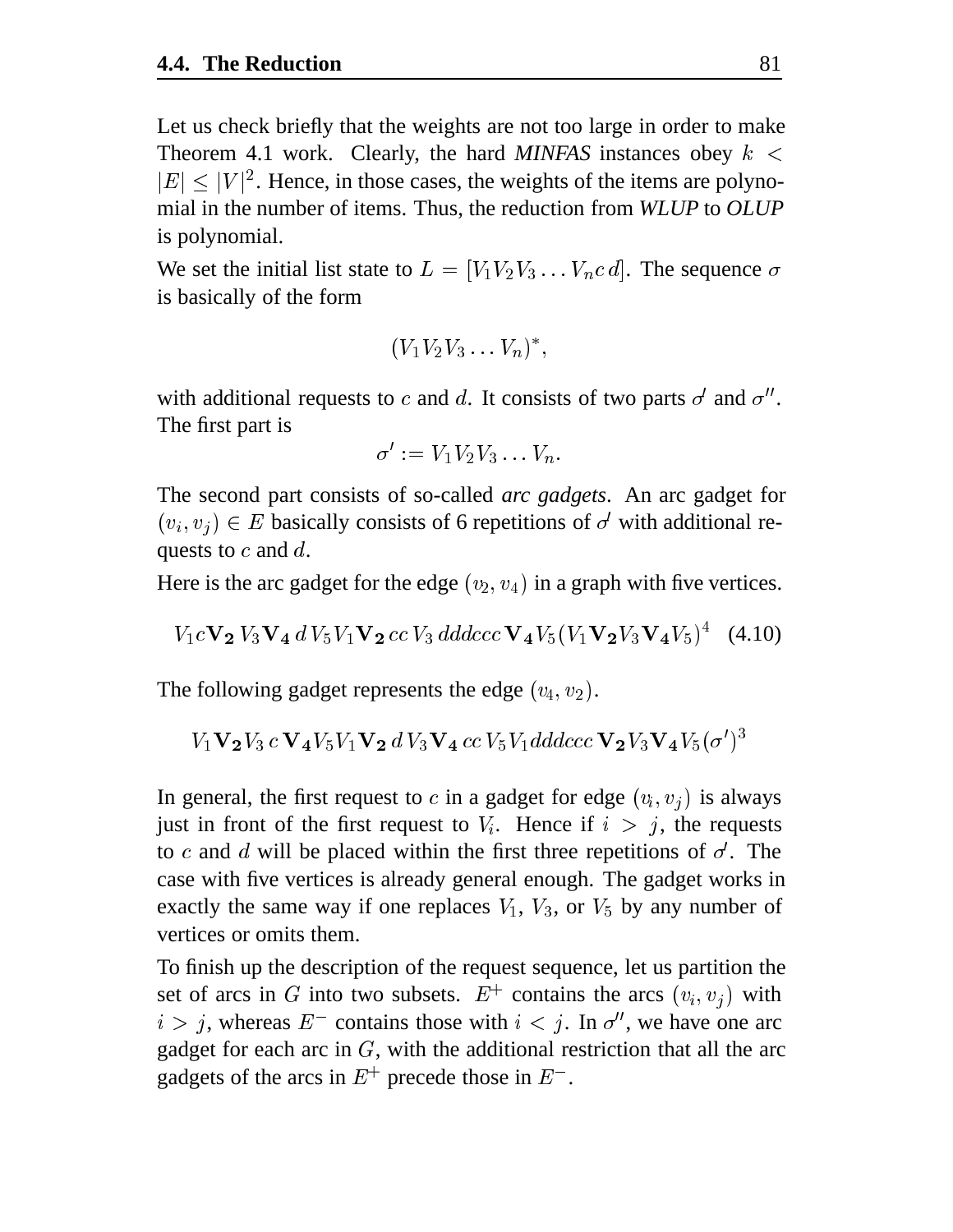Let us check briefly that the weights are not too large in order to make Theorem 4.1 work. Clearly, the hard *MINFAS* instances obey $k < |E| \leq |V|^2$. Hence, in those cases, the weights of the items are polynomial in the number of items. Thus, the reduction from *WLUP* to *OLUP* is polynomial.

We set the initial list state to $L = [V_1 V_2 V_3 \dots V_n c\, d]$. The sequence $\sigma$ is basically of the form

$$(V_1 V_2 V_3 \dots V_n)^*,$$

with additional requests to $c$ and $d$. It consists of two parts $\sigma'$ and $\sigma''$. The first part is

$$\sigma' := V_1 V_2 V_3 \dots V_n.$$

The second part consists of so-called *arc gadgets*. An arc gadget for $(v_i, v_j) \in E$ basically consists of 6 repetitions of $\sigma'$ with additional requests to $c$ and $d$.

Here is the arc gadget for the edge $(v_2, v_4)$ in a graph with five vertices.

$$V_1 c \mathbf{V_2}\, V_3 \mathbf{V_4}\, d\, V_5 V_1 \mathbf{V_2}\, cc\, V_3\, dddccc\, \mathbf{V_4} V_5 (V_1 \mathbf{V_2} V_3 \mathbf{V_4} V_5)^4 \quad (4.10)$$

The following gadget represents the edge $(v_4, v_2)$.

$$V_1 \mathbf{V_2} V_3\, c\, \mathbf{V_4} V_5 V_1 \mathbf{V_2}\, d\, V_3 \mathbf{V_4}\, cc\, V_5 V_1 dddccc\, \mathbf{V_2} V_3 \mathbf{V_4} V_5 (\sigma')^3$$

In general, the first request to $c$ in a gadget for edge $(v_i, v_j)$ is always just in front of the first request to $V_i$. Hence if $i > j$, the requests to $c$ and $d$ will be placed within the first three repetitions of $\sigma'$. The case with five vertices is already general enough. The gadget works in exactly the same way if one replaces $V_1$, $V_3$, or $V_5$ by any number of vertices or omits them.

To finish up the description of the request sequence, let us partition the set of arcs in $G$ into two subsets. $E^+$ contains the arcs $(v_i, v_j)$ with $i > j$, whereas $E^-$ contains those with $i < j$. In $\sigma''$, we have one arc gadget for each arc in $G$, with the additional restriction that all the arc gadgets of the arcs in $E^+$ precede those in $E^-$.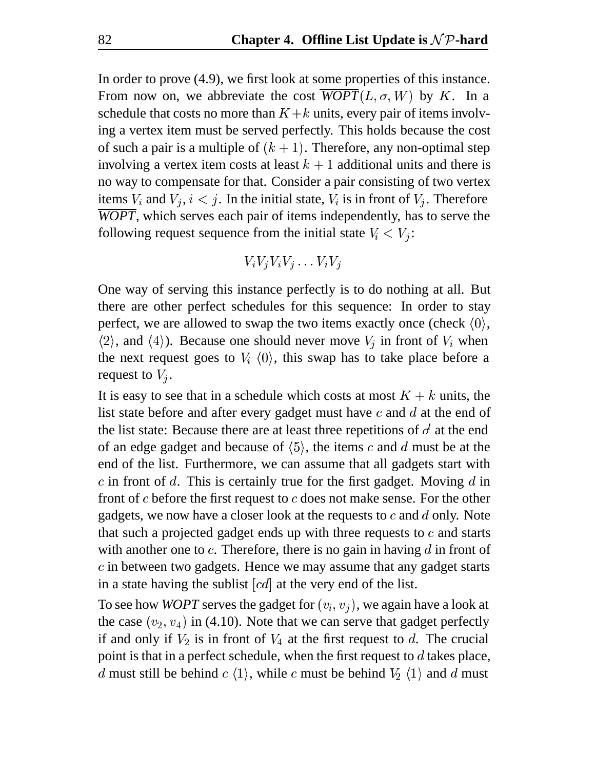In order to prove (4.9), we first look at some properties of this instance. From now on, we abbreviate the cost $\overline{WOPT}(L, \sigma, W)$ by $K$. In a schedule that costs no more than $K+k$ units, every pair of items involving a vertex item must be served perfectly. This holds because the cost of such a pair is a multiple of $(k+1)$. Therefore, any non-optimal step involving a vertex item costs at least $k+1$ additional units and there is no way to compensate for that. Consider a pair consisting of two vertex items $V_i$ and $V_j$, $i < j$. In the initial state, $V_i$ is in front of $V_j$. Therefore $\overline{WOPT}$, which serves each pair of items independently, has to serve the following request sequence from the initial state $V_i < V_j$:

$$V_i V_j V_i V_j \ldots V_i V_j$$

One way of serving this instance perfectly is to do nothing at all. But there are other perfect schedules for this sequence: In order to stay perfect, we are allowed to swap the two items exactly once (check $\langle 0 \rangle$, $\langle 2 \rangle$, and $\langle 4 \rangle$). Because one should never move $V_j$ in front of $V_i$ when the next request goes to $V_i$ $\langle 0 \rangle$, this swap has to take place before a request to $V_j$.

It is easy to see that in a schedule which costs at most $K+k$ units, the list state before and after every gadget must have $c$ and $d$ at the end of the list state: Because there are at least three repetitions of $\sigma'$ at the end of an edge gadget and because of $\langle 5 \rangle$, the items $c$ and $d$ must be at the end of the list. Furthermore, we can assume that all gadgets start with $c$ in front of $d$. This is certainly true for the first gadget. Moving $d$ in front of $c$ before the first request to $c$ does not make sense. For the other gadgets, we now have a closer look at the requests to $c$ and $d$ only. Note that such a projected gadget ends up with three requests to $c$ and starts with another one to $c$. Therefore, there is no gain in having $d$ in front of $c$ in between two gadgets. Hence we may assume that any gadget starts in a state having the sublist $[cd]$ at the very end of the list.

To see how *WOPT* serves the gadget for $(v_i, v_j)$, we again have a look at the case $(v_2, v_4)$ in (4.10). Note that we can serve that gadget perfectly if and only if $V_2$ is in front of $V_4$ at the first request to $d$. The crucial point is that in a perfect schedule, when the first request to $d$ takes place, $d$ must still be behind $c$ $\langle 1 \rangle$, while $c$ must be behind $V_2$ $\langle 1 \rangle$ and $d$ must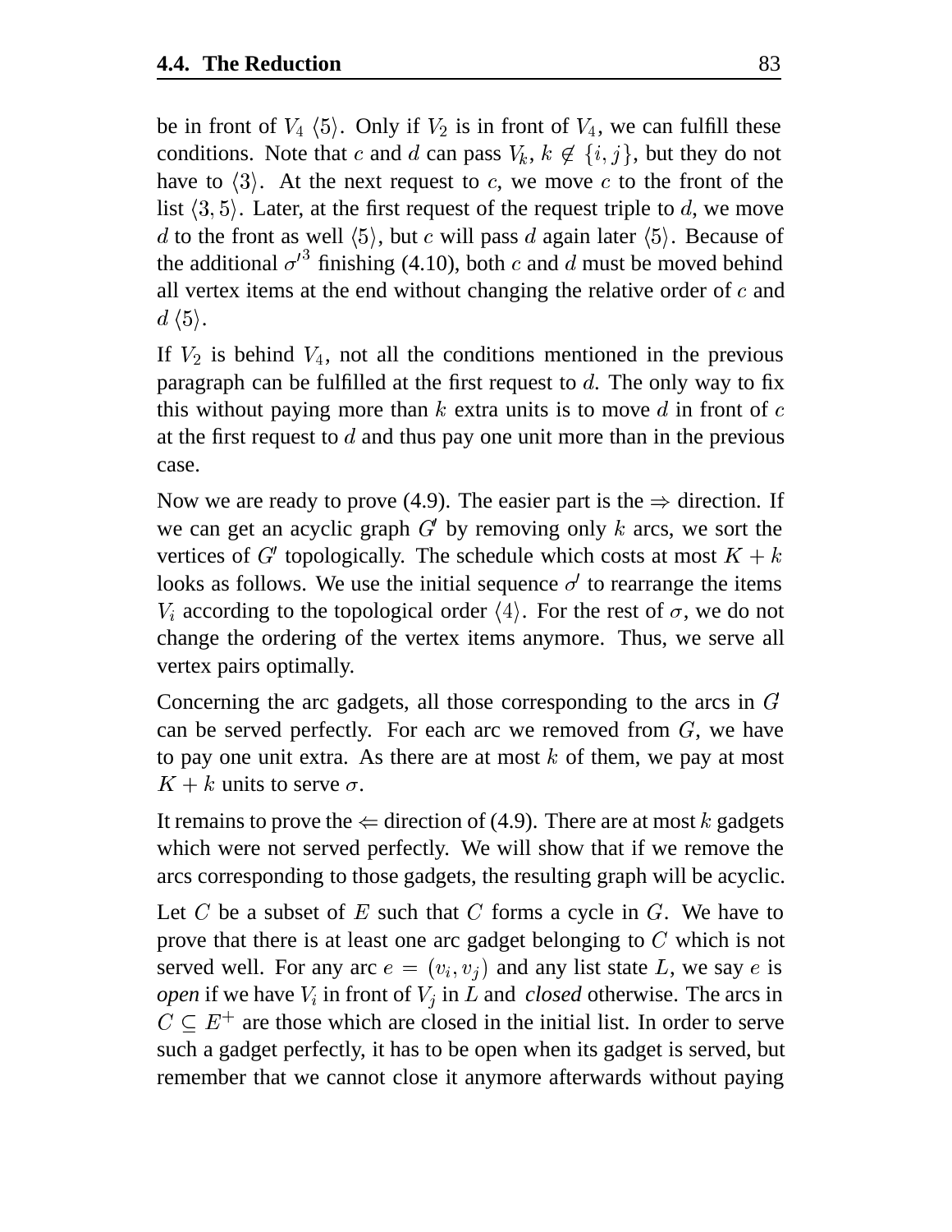be in front of $V_4$ $\langle 5 \rangle$. Only if $V_2$ is in front of $V_4$, we can fulfill these conditions. Note that $c$ and $d$ can pass $V_k$, $k \notin \{i, j\}$, but they do not have to $\langle 3 \rangle$. At the next request to $c$, we move $c$ to the front of the list $\langle 3, 5 \rangle$. Later, at the first request of the request triple to $d$, we move $d$ to the front as well $\langle 5 \rangle$, but $c$ will pass $d$ again later $\langle 5 \rangle$. Because of the additional ${\sigma'}^3$ finishing (4.10), both $c$ and $d$ must be moved behind all vertex items at the end without changing the relative order of $c$ and $d$ $\langle 5 \rangle$.

If $V_2$ is behind $V_4$, not all the conditions mentioned in the previous paragraph can be fulfilled at the first request to $d$. The only way to fix this without paying more than $k$ extra units is to move $d$ in front of $c$ at the first request to $d$ and thus pay one unit more than in the previous case.

Now we are ready to prove (4.9). The easier part is the $\Rightarrow$ direction. If we can get an acyclic graph $G'$ by removing only $k$ arcs, we sort the vertices of $G'$ topologically. The schedule which costs at most $K + k$ looks as follows. We use the initial sequence $\sigma'$ to rearrange the items $V_i$ according to the topological order $\langle 4 \rangle$. For the rest of $\sigma$, we do not change the ordering of the vertex items anymore. Thus, we serve all vertex pairs optimally.

Concerning the arc gadgets, all those corresponding to the arcs in $G$ can be served perfectly. For each arc we removed from $G$, we have to pay one unit extra. As there are at most $k$ of them, we pay at most $K + k$ units to serve $\sigma$.

It remains to prove the $\Leftarrow$ direction of (4.9). There are at most $k$ gadgets which were not served perfectly. We will show that if we remove the arcs corresponding to those gadgets, the resulting graph will be acyclic.

Let $C$ be a subset of $E$ such that $C$ forms a cycle in $G$. We have to prove that there is at least one arc gadget belonging to $C$ which is not served well. For any arc $e = (v_i, v_j)$ and any list state $L$, we say $e$ is *open* if we have $V_i$ in front of $V_j$ in $L$ and *closed* otherwise. The arcs in $C \subseteq E^+$ are those which are closed in the initial list. In order to serve such a gadget perfectly, it has to be open when its gadget is served, but remember that we cannot close it anymore afterwards without paying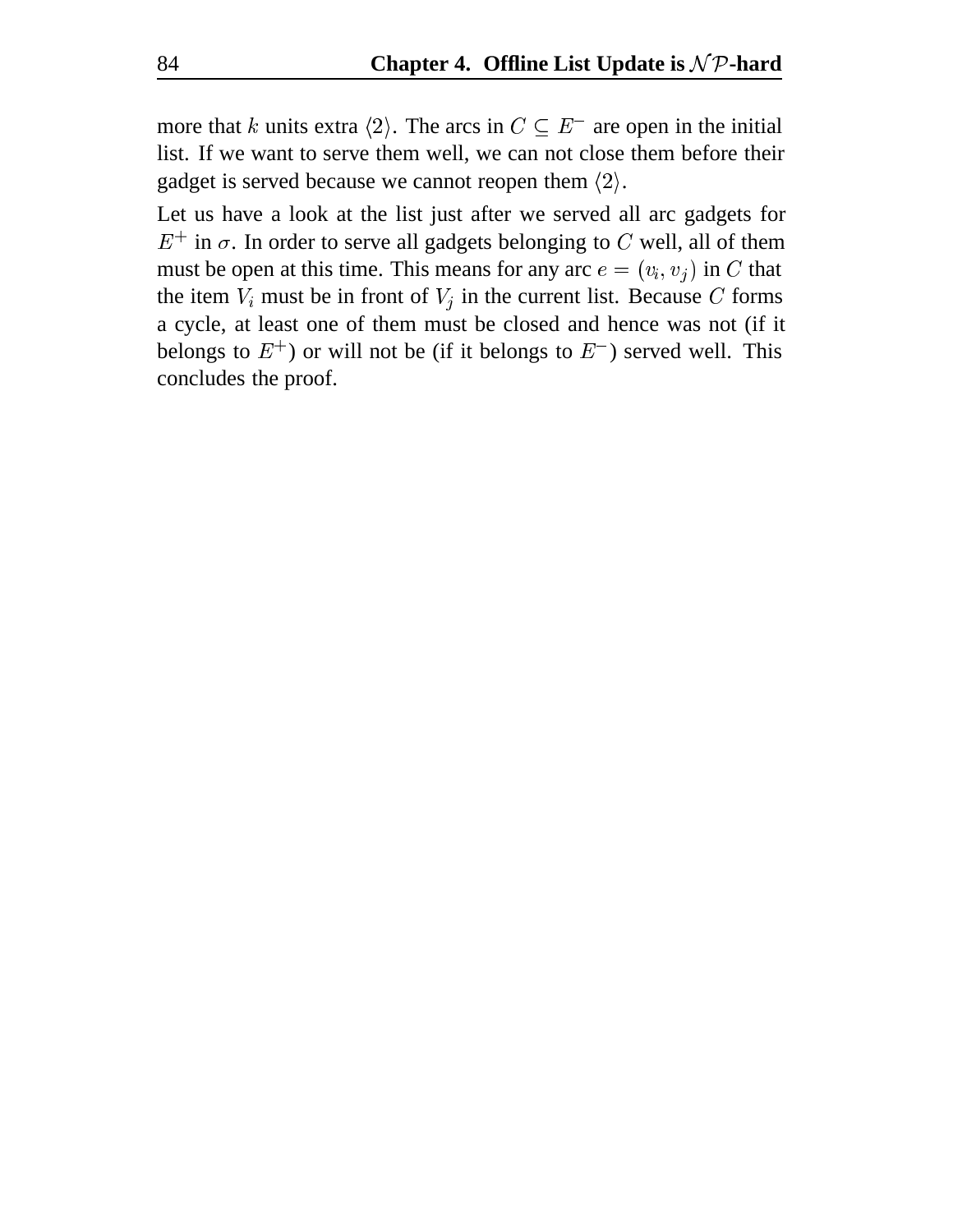more that $k$ units extra $\langle 2 \rangle$. The arcs in $C \subseteq E^-$ are open in the initial list. If we want to serve them well, we can not close them before their gadget is served because we cannot reopen them $\langle 2 \rangle$.

Let us have a look at the list just after we served all arc gadgets for $E^+$ in $\sigma$. In order to serve all gadgets belonging to $C$ well, all of them must be open at this time. This means for any arc $e = (v_i, v_j)$ in $C$ that the item $V_i$ must be in front of $V_j$ in the current list. Because $C$ forms a cycle, at least one of them must be closed and hence was not (if it belongs to $E^+$) or will not be (if it belongs to $E^-$) served well. This concludes the proof.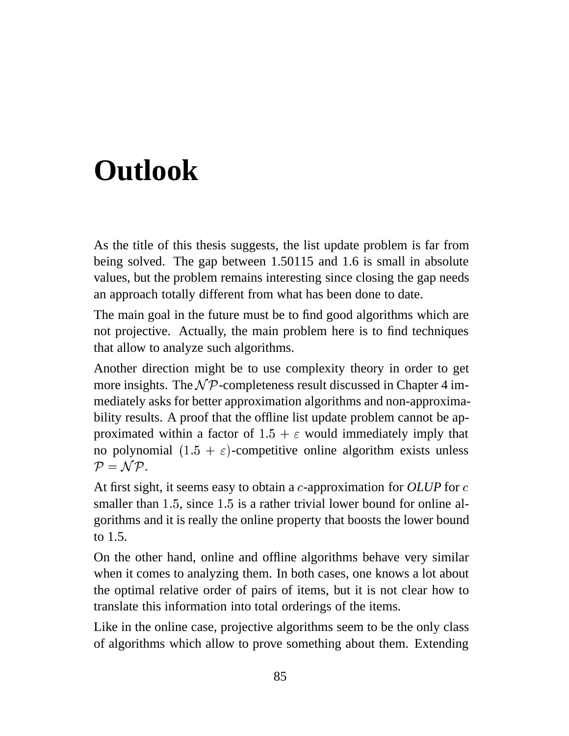# Outlook

As the title of this thesis suggests, the list update problem is far from being solved. The gap between 1.50115 and 1.6 is small in absolute values, but the problem remains interesting since closing the gap needs an approach totally different from what has been done to date.

The main goal in the future must be to find good algorithms which are not projective. Actually, the main problem here is to find techniques that allow to analyze such algorithms.

Another direction might be to use complexity theory in order to get more insights. The $\mathcal{NP}$-completeness result discussed in Chapter 4 immediately asks for better approximation algorithms and non-approximability results. A proof that the offline list update problem cannot be approximated within a factor of $1.5 + \varepsilon$ would immediately imply that no polynomial $(1.5 + \varepsilon)$-competitive online algorithm exists unless $\mathcal{P} = \mathcal{NP}$.

At first sight, it seems easy to obtain a $c$-approximation for *OLUP* for $c$ smaller than $1.5$, since $1.5$ is a rather trivial lower bound for online algorithms and it is really the online property that boosts the lower bound to 1.5.

On the other hand, online and offline algorithms behave very similar when it comes to analyzing them. In both cases, one knows a lot about the optimal relative order of pairs of items, but it is not clear how to translate this information into total orderings of the items.

Like in the online case, projective algorithms seem to be the only class of algorithms which allow to prove something about them. Extending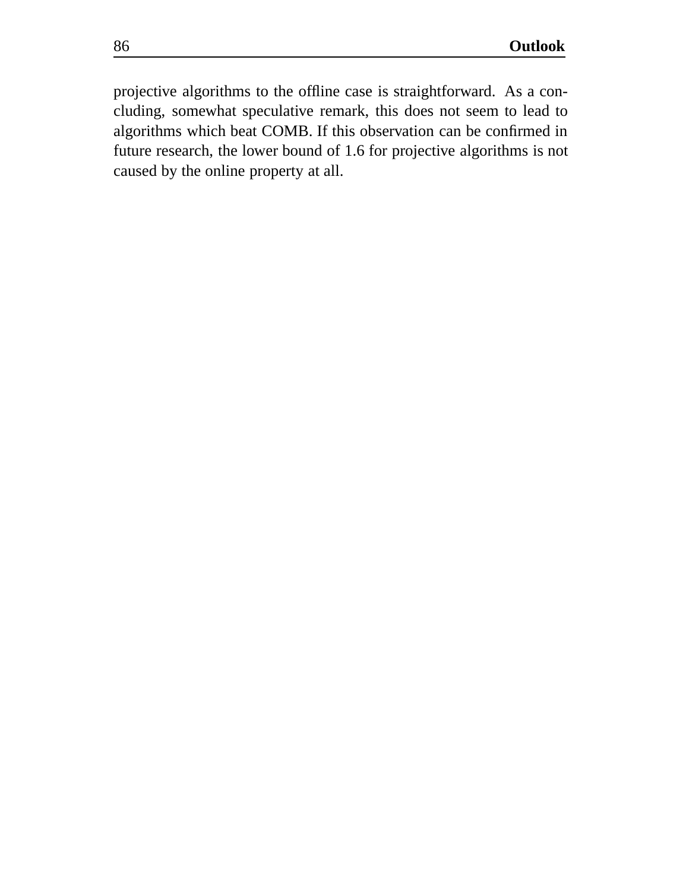projective algorithms to the offline case is straightforward. As a concluding, somewhat speculative remark, this does not seem to lead to algorithms which beat COMB. If this observation can be confirmed in future research, the lower bound of 1.6 for projective algorithms is not caused by the online property at all.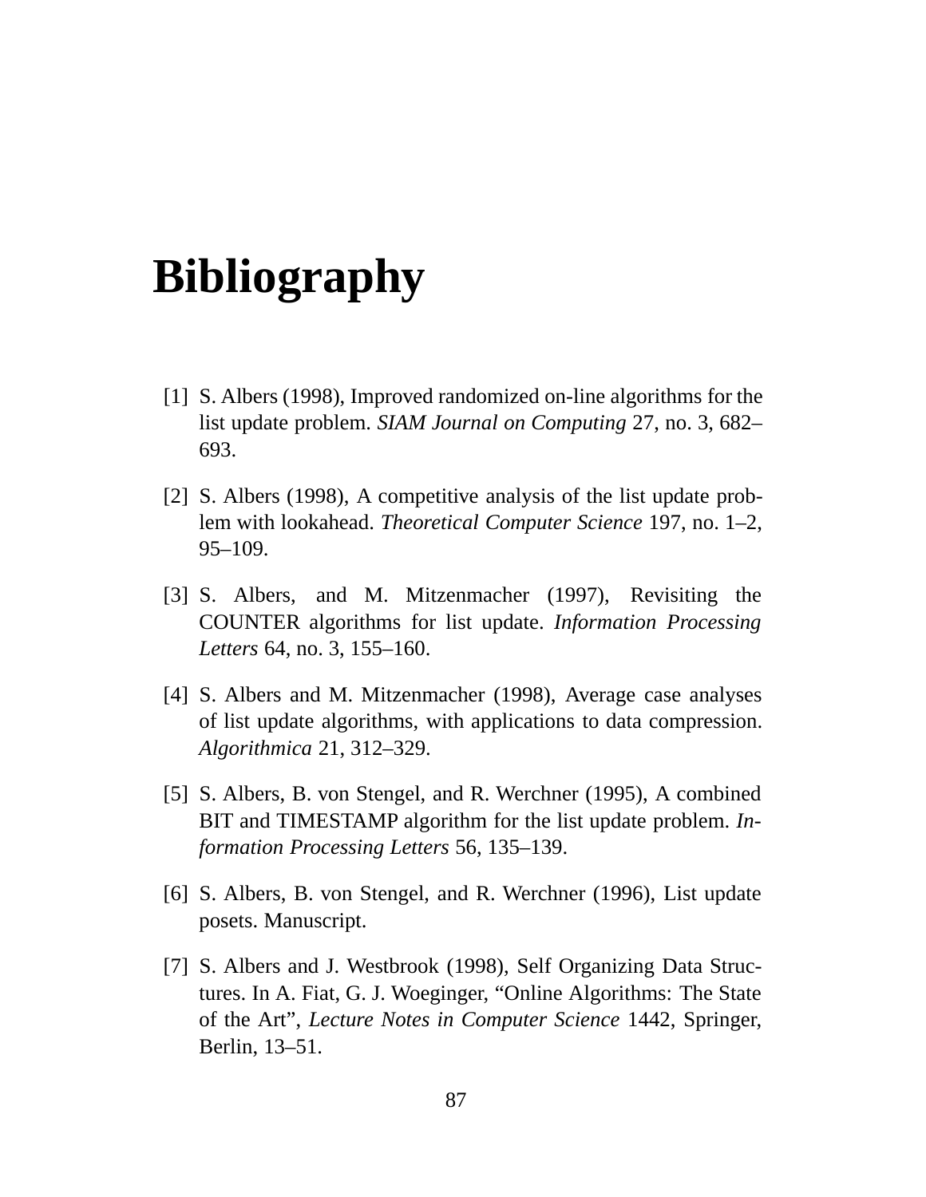# Bibliography

[1] S. Albers (1998), Improved randomized on-line algorithms for the list update problem. *SIAM Journal on Computing* 27, no. 3, 682–693.

[2] S. Albers (1998), A competitive analysis of the list update problem with lookahead. *Theoretical Computer Science* 197, no. 1–2, 95–109.

[3] S. Albers, and M. Mitzenmacher (1997), Revisiting the COUNTER algorithms for list update. *Information Processing Letters* 64, no. 3, 155–160.

[4] S. Albers and M. Mitzenmacher (1998), Average case analyses of list update algorithms, with applications to data compression. *Algorithmica* 21, 312–329.

[5] S. Albers, B. von Stengel, and R. Werchner (1995), A combined BIT and TIMESTAMP algorithm for the list update problem. *Information Processing Letters* 56, 135–139.

[6] S. Albers, B. von Stengel, and R. Werchner (1996), List update posets. Manuscript.

[7] S. Albers and J. Westbrook (1998), Self Organizing Data Structures. In A. Fiat, G. J. Woeginger, "Online Algorithms: The State of the Art", *Lecture Notes in Computer Science* 1442, Springer, Berlin, 13–51.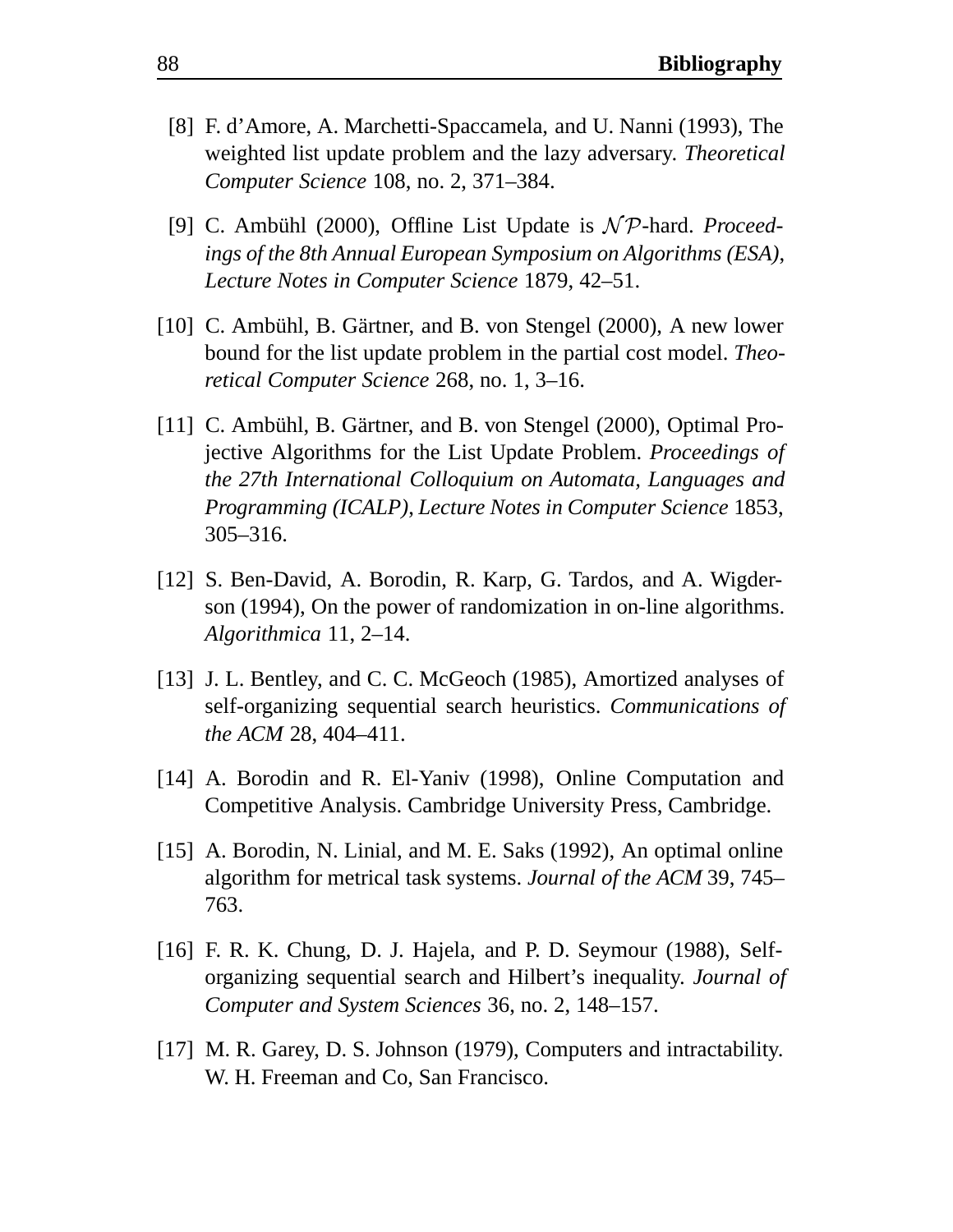[8] F. d'Amore, A. Marchetti-Spaccamela, and U. Nanni (1993), The weighted list update problem and the lazy adversary. *Theoretical Computer Science* 108, no. 2, 371–384.

[9] C. Ambühl (2000), Offline List Update is $\mathcal{NP}$-hard. *Proceedings of the 8th Annual European Symposium on Algorithms (ESA), Lecture Notes in Computer Science* 1879, 42–51.

[10] C. Ambühl, B. Gärtner, and B. von Stengel (2000), A new lower bound for the list update problem in the partial cost model. *Theoretical Computer Science* 268, no. 1, 3–16.

[11] C. Ambühl, B. Gärtner, and B. von Stengel (2000), Optimal Projective Algorithms for the List Update Problem. *Proceedings of the 27th International Colloquium on Automata, Languages and Programming (ICALP), Lecture Notes in Computer Science* 1853, 305–316.

[12] S. Ben-David, A. Borodin, R. Karp, G. Tardos, and A. Wigderson (1994), On the power of randomization in on-line algorithms. *Algorithmica* 11, 2–14.

[13] J. L. Bentley, and C. C. McGeoch (1985), Amortized analyses of self-organizing sequential search heuristics. *Communications of the ACM* 28, 404–411.

[14] A. Borodin and R. El-Yaniv (1998), Online Computation and Competitive Analysis. Cambridge University Press, Cambridge.

[15] A. Borodin, N. Linial, and M. E. Saks (1992), An optimal online algorithm for metrical task systems. *Journal of the ACM* 39, 745–763.

[16] F. R. K. Chung, D. J. Hajela, and P. D. Seymour (1988), Self-organizing sequential search and Hilbert's inequality. *Journal of Computer and System Sciences* 36, no. 2, 148–157.

[17] M. R. Garey, D. S. Johnson (1979), Computers and intractability. W. H. Freeman and Co, San Francisco.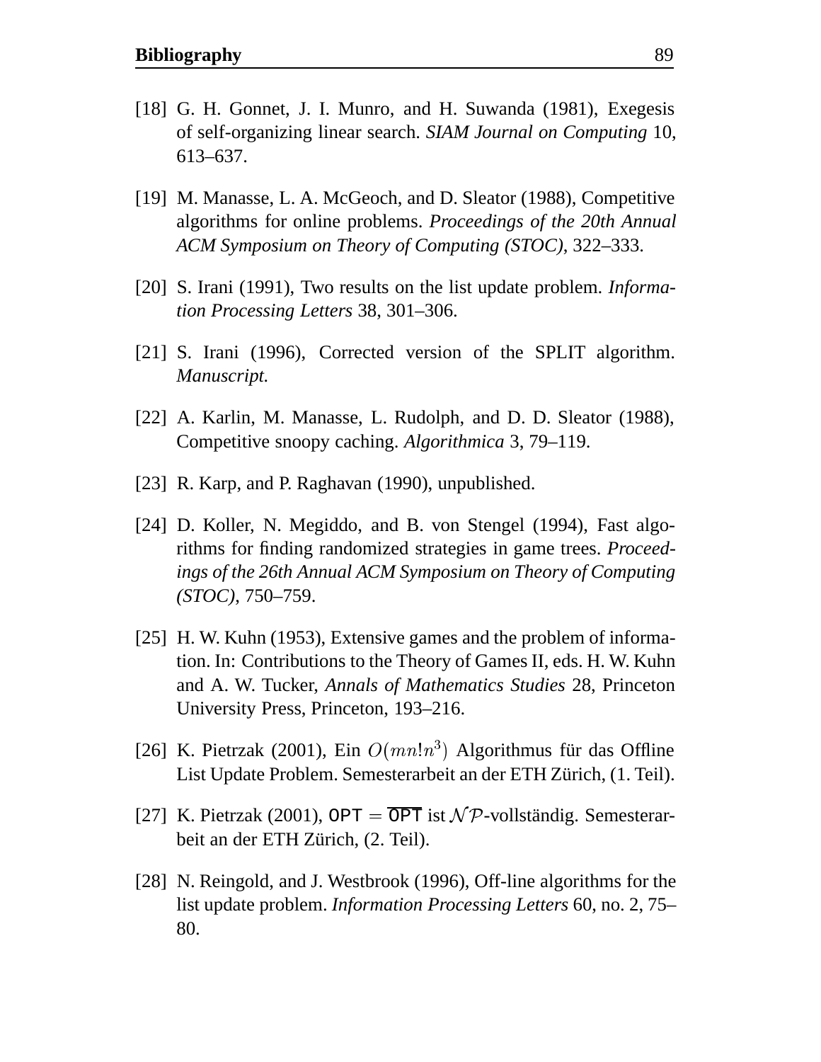[18] G. H. Gonnet, J. I. Munro, and H. Suwanda (1981), Exegesis of self-organizing linear search. *SIAM Journal on Computing* 10, 613–637.

[19] M. Manasse, L. A. McGeoch, and D. Sleator (1988), Competitive algorithms for online problems. *Proceedings of the 20th Annual ACM Symposium on Theory of Computing (STOC)*, 322–333.

[20] S. Irani (1991), Two results on the list update problem. *Information Processing Letters* 38, 301–306.

[21] S. Irani (1996), Corrected version of the SPLIT algorithm. *Manuscript.*

[22] A. Karlin, M. Manasse, L. Rudolph, and D. D. Sleator (1988), Competitive snoopy caching. *Algorithmica* 3, 79–119.

[23] R. Karp, and P. Raghavan (1990), unpublished.

[24] D. Koller, N. Megiddo, and B. von Stengel (1994), Fast algorithms for finding randomized strategies in game trees. *Proceedings of the 26th Annual ACM Symposium on Theory of Computing (STOC)*, 750–759.

[25] H. W. Kuhn (1953), Extensive games and the problem of information. In: Contributions to the Theory of Games II, eds. H. W. Kuhn and A. W. Tucker, *Annals of Mathematics Studies* 28, Princeton University Press, Princeton, 193–216.

[26] K. Pietrzak (2001), Ein $O(mn!n^3)$ Algorithmus für das Offline List Update Problem. Semesterarbeit an der ETH Zürich, (1. Teil).

[27] K. Pietrzak (2001), $\mathsf{OPT} = \overline{\mathsf{OPT}}$ ist $\mathcal{NP}$-vollständig. Semesterarbeit an der ETH Zürich, (2. Teil).

[28] N. Reingold, and J. Westbrook (1996), Off-line algorithms for the list update problem. *Information Processing Letters* 60, no. 2, 75–80.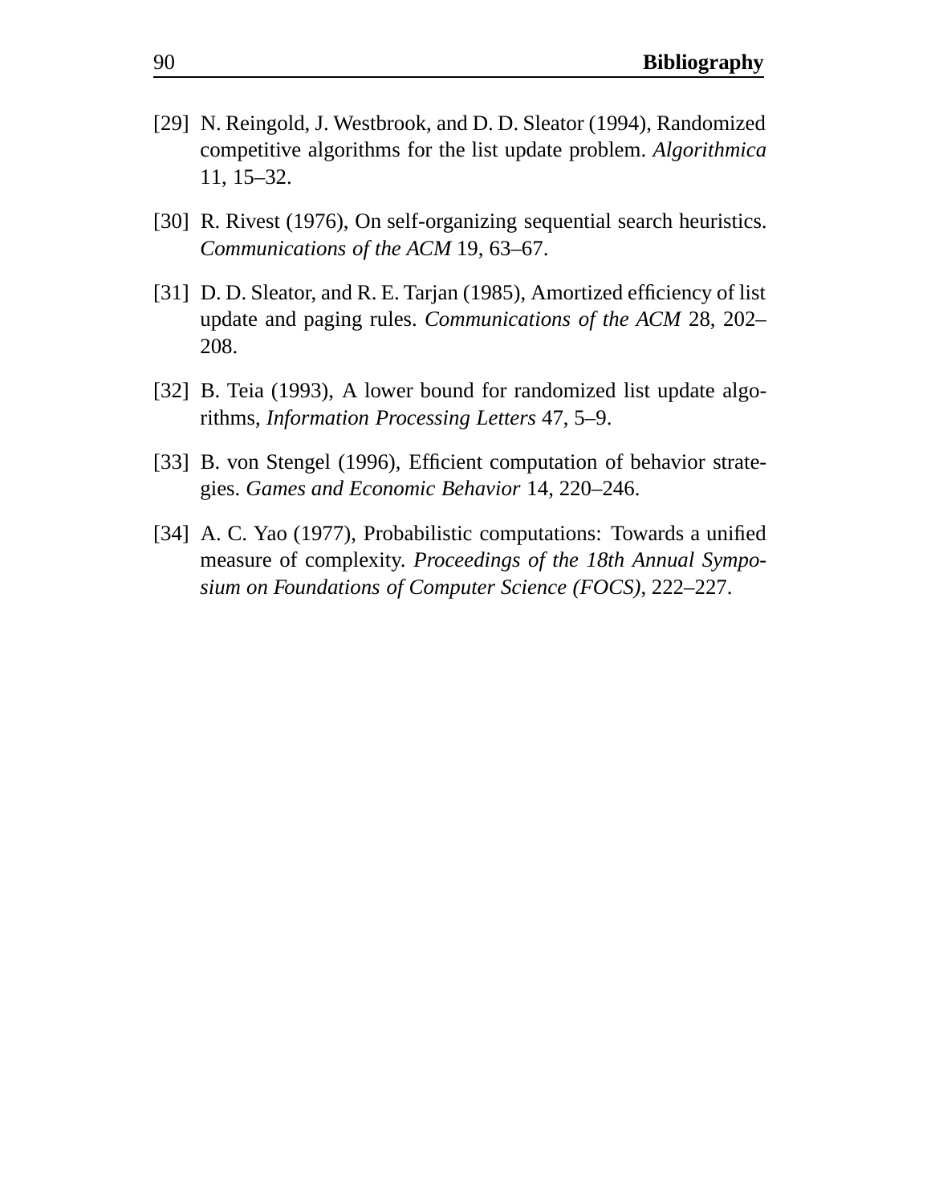[29] N. Reingold, J. Westbrook, and D. D. Sleator (1994), Randomized competitive algorithms for the list update problem. *Algorithmica* 11, 15–32.

[30] R. Rivest (1976), On self-organizing sequential search heuristics. *Communications of the ACM* 19, 63–67.

[31] D. D. Sleator, and R. E. Tarjan (1985), Amortized efficiency of list update and paging rules. *Communications of the ACM* 28, 202–208.

[32] B. Teia (1993), A lower bound for randomized list update algorithms, *Information Processing Letters* 47, 5–9.

[33] B. von Stengel (1996), Efficient computation of behavior strategies. *Games and Economic Behavior* 14, 220–246.

[34] A. C. Yao (1977), Probabilistic computations: Towards a unified measure of complexity. *Proceedings of the 18th Annual Symposium on Foundations of Computer Science (FOCS)*, 222–227.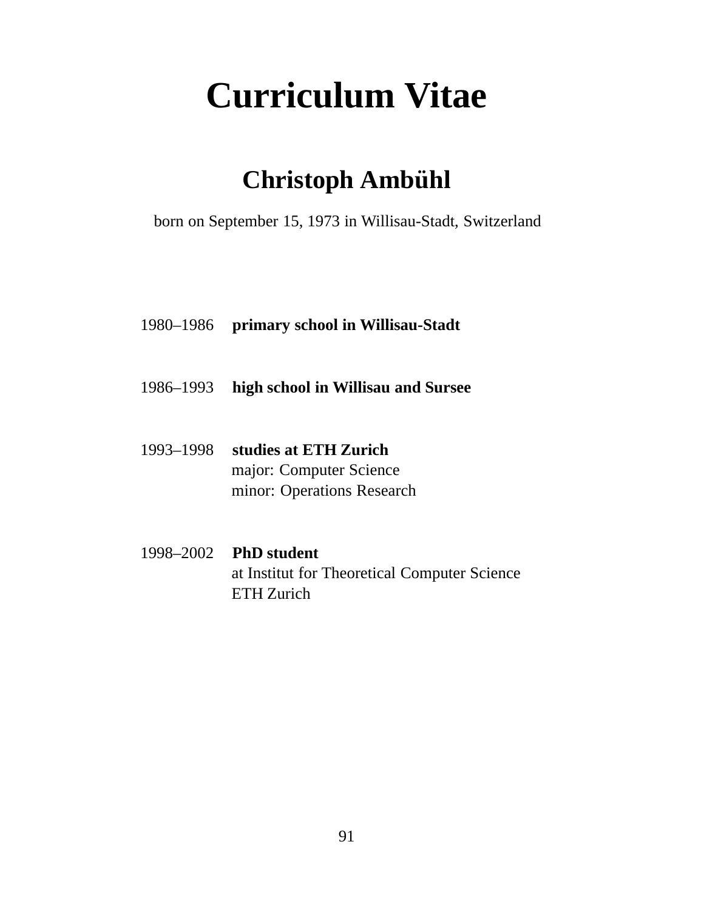# Curriculum Vitae

## Christoph Ambühl

born on September 15, 1973 in Willisau-Stadt, Switzerland

1980–1986 **primary school in Willisau-Stadt**

1986–1993 **high school in Willisau and Sursee**

1993–1998 **studies at ETH Zurich**
major: Computer Science
minor: Operations Research

1998–2002 **PhD student**
at Institut for Theoretical Computer Science
ETH Zurich